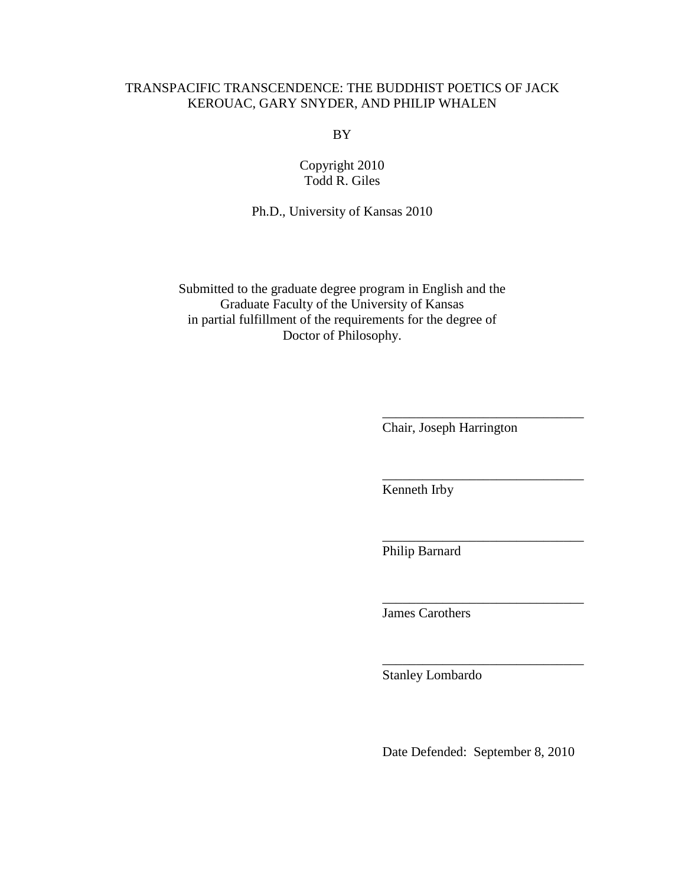# TRANSPACIFIC TRANSCENDENCE: THE BUDDHIST POETICS OF JACK KEROUAC, GARY SNYDER, AND PHILIP WHALEN

BY

Copyright 2010
Todd R. Giles

Ph.D., University of Kansas 2010

Submitted to the graduate degree program in English and the Graduate Faculty of the University of Kansas in partial fulfillment of the requirements for the degree of Doctor of Philosophy.

______________________________
Chair, Joseph Harrington

______________________________
Kenneth Irby

______________________________
Philip Barnard

______________________________
James Carothers

______________________________
Stanley Lombardo

Date Defended: September 8, 2010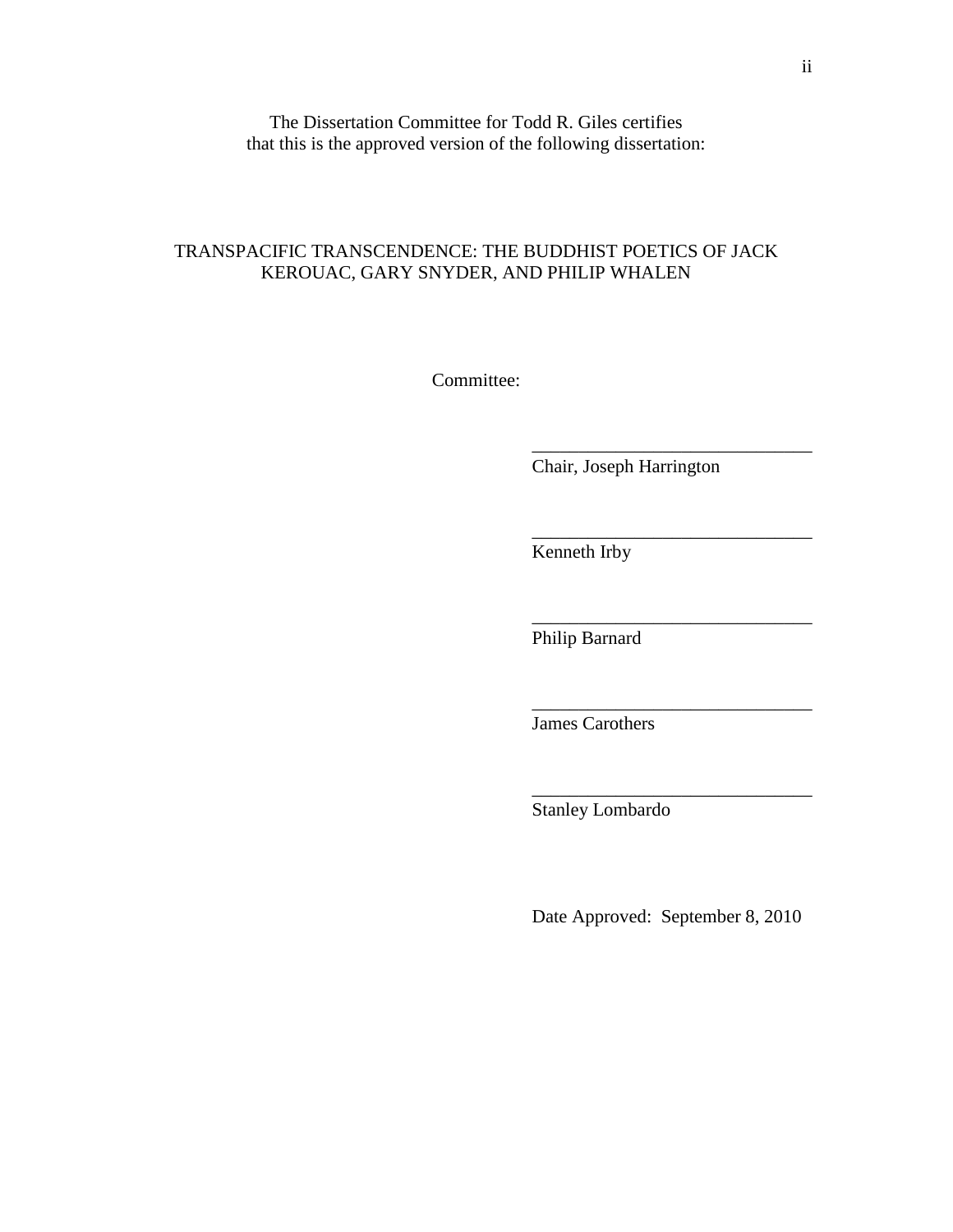The Dissertation Committee for Todd R. Giles certifies that this is the approved version of the following dissertation:

TRANSPACIFIC TRANSCENDENCE: THE BUDDHIST POETICS OF JACK KEROUAC, GARY SNYDER, AND PHILIP WHALEN

Committee:

______________________________
Chair, Joseph Harrington

______________________________
Kenneth Irby

______________________________
Philip Barnard

______________________________
James Carothers

______________________________
Stanley Lombardo

Date Approved: September 8, 2010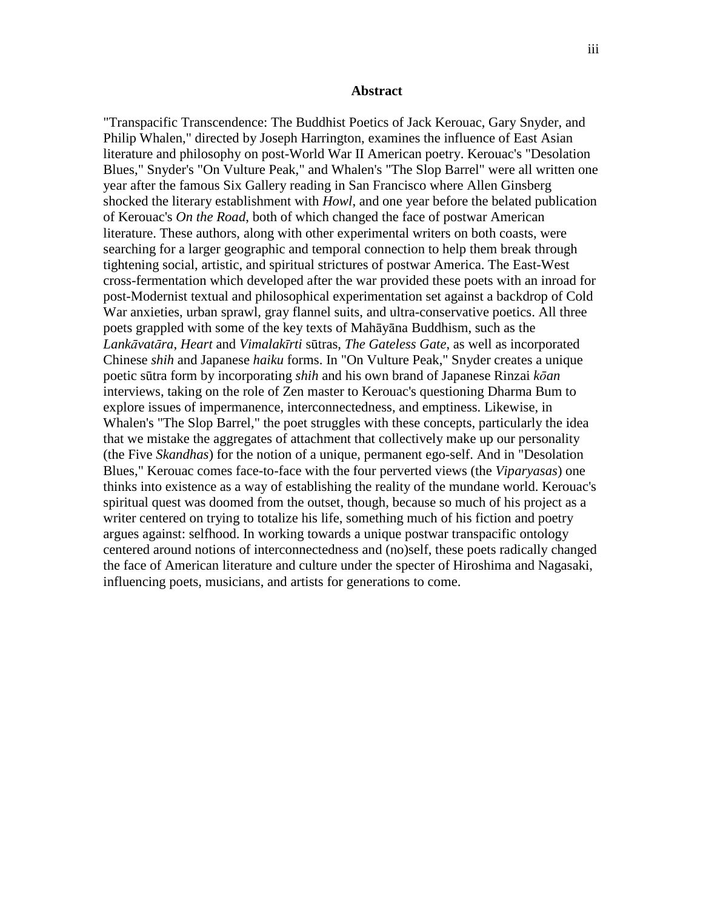# Abstract

"Transpacific Transcendence: The Buddhist Poetics of Jack Kerouac, Gary Snyder, and Philip Whalen," directed by Joseph Harrington, examines the influence of East Asian literature and philosophy on post-World War II American poetry. Kerouac's "Desolation Blues," Snyder's "On Vulture Peak," and Whalen's "The Slop Barrel" were all written one year after the famous Six Gallery reading in San Francisco where Allen Ginsberg shocked the literary establishment with *Howl*, and one year before the belated publication of Kerouac's *On the Road*, both of which changed the face of postwar American literature. These authors, along with other experimental writers on both coasts, were searching for a larger geographic and temporal connection to help them break through tightening social, artistic, and spiritual strictures of postwar America. The East-West cross-fermentation which developed after the war provided these poets with an inroad for post-Modernist textual and philosophical experimentation set against a backdrop of Cold War anxieties, urban sprawl, gray flannel suits, and ultra-conservative poetics. All three poets grappled with some of the key texts of Mahāyāna Buddhism, such as the *Lankāvatāra*, *Heart* and *Vimalakīrti* sūtras, *The Gateless Gate*, as well as incorporated Chinese *shih* and Japanese *haiku* forms. In "On Vulture Peak," Snyder creates a unique poetic sūtra form by incorporating *shih* and his own brand of Japanese Rinzai *kōan* interviews, taking on the role of Zen master to Kerouac's questioning Dharma Bum to explore issues of impermanence, interconnectedness, and emptiness. Likewise, in Whalen's "The Slop Barrel," the poet struggles with these concepts, particularly the idea that we mistake the aggregates of attachment that collectively make up our personality (the Five *Skandhas*) for the notion of a unique, permanent ego-self. And in "Desolation Blues," Kerouac comes face-to-face with the four perverted views (the *Viparyasas*) one thinks into existence as a way of establishing the reality of the mundane world. Kerouac's spiritual quest was doomed from the outset, though, because so much of his project as a writer centered on trying to totalize his life, something much of his fiction and poetry argues against: selfhood. In working towards a unique postwar transpacific ontology centered around notions of interconnectedness and (no)self, these poets radically changed the face of American literature and culture under the specter of Hiroshima and Nagasaki, influencing poets, musicians, and artists for generations to come.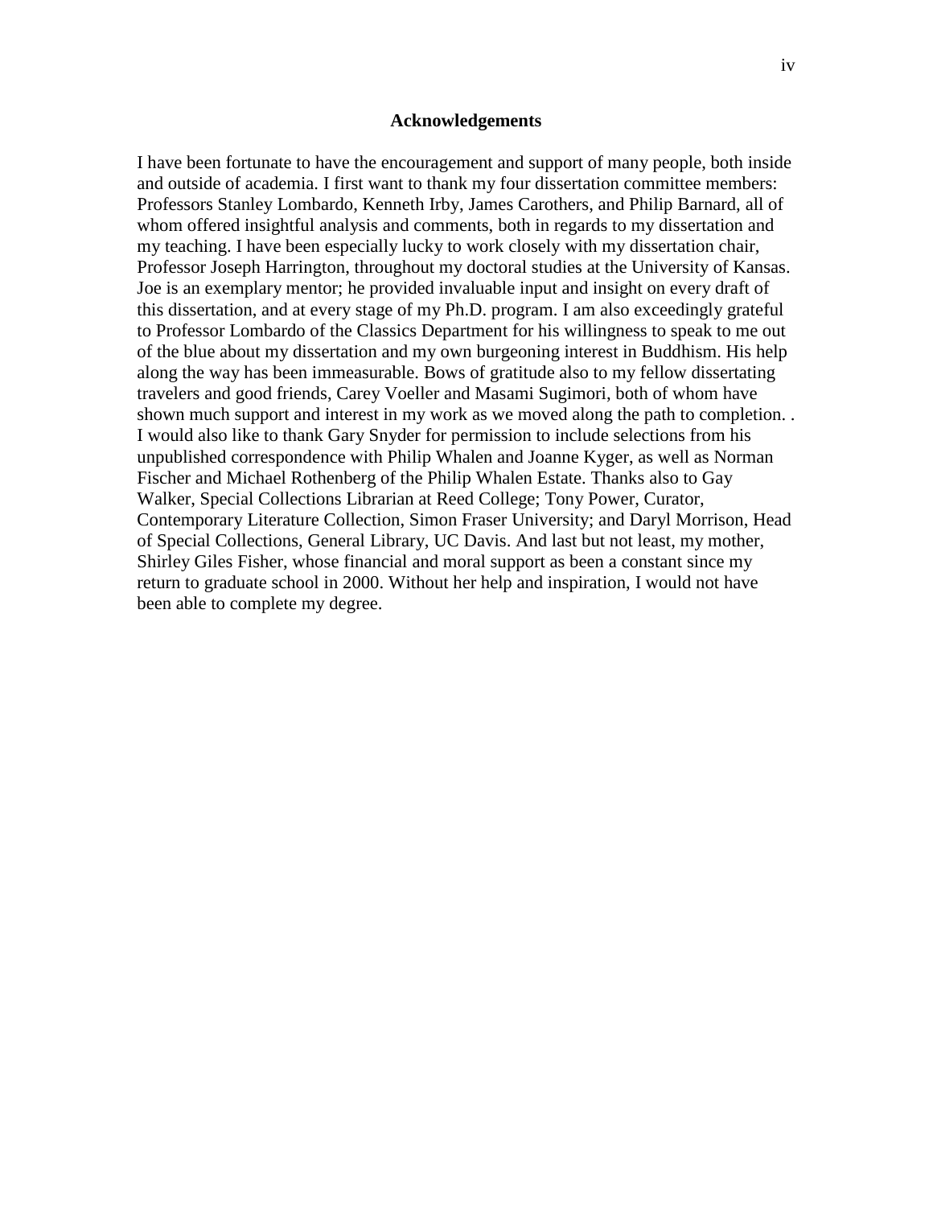# Acknowledgements

I have been fortunate to have the encouragement and support of many people, both inside and outside of academia. I first want to thank my four dissertation committee members: Professors Stanley Lombardo, Kenneth Irby, James Carothers, and Philip Barnard, all of whom offered insightful analysis and comments, both in regards to my dissertation and my teaching. I have been especially lucky to work closely with my dissertation chair, Professor Joseph Harrington, throughout my doctoral studies at the University of Kansas. Joe is an exemplary mentor; he provided invaluable input and insight on every draft of this dissertation, and at every stage of my Ph.D. program. I am also exceedingly grateful to Professor Lombardo of the Classics Department for his willingness to speak to me out of the blue about my dissertation and my own burgeoning interest in Buddhism. His help along the way has been immeasurable. Bows of gratitude also to my fellow dissertating travelers and good friends, Carey Voeller and Masami Sugimori, both of whom have shown much support and interest in my work as we moved along the path to completion. . I would also like to thank Gary Snyder for permission to include selections from his unpublished correspondence with Philip Whalen and Joanne Kyger, as well as Norman Fischer and Michael Rothenberg of the Philip Whalen Estate. Thanks also to Gay Walker, Special Collections Librarian at Reed College; Tony Power, Curator, Contemporary Literature Collection, Simon Fraser University; and Daryl Morrison, Head of Special Collections, General Library, UC Davis. And last but not least, my mother, Shirley Giles Fisher, whose financial and moral support as been a constant since my return to graduate school in 2000. Without her help and inspiration, I would not have been able to complete my degree.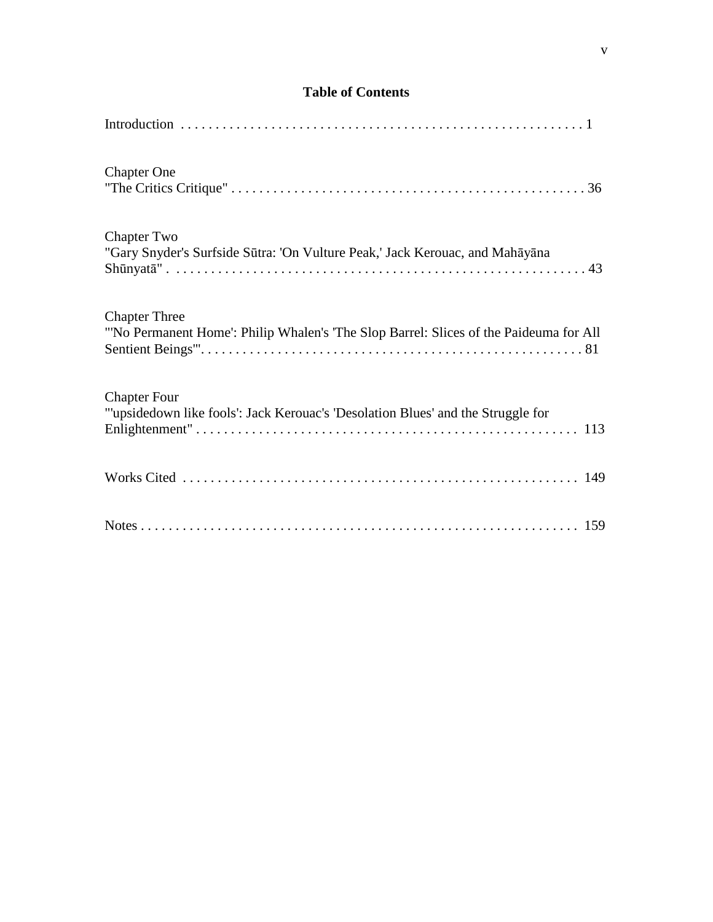## Table of Contents

Introduction . . . . . . . . . . . . . . . . . . . . . . . . . . . . . . . . . . . . . . . . . . . . . . . . . . . . . . . . . 1

Chapter One
"The Critics Critique" . . . . . . . . . . . . . . . . . . . . . . . . . . . . . . . . . . . . . . . . . . . . . . . . . . . 36

Chapter Two
"Gary Snyder's Surfside Sūtra: 'On Vulture Peak,' Jack Kerouac, and Mahāyāna Shūnyatā" . . . . . . . . . . . . . . . . . . . . . . . . . . . . . . . . . . . . . . . . . . . . . . . . . . . . . . . . . . . 43

Chapter Three
"'No Permanent Home': Philip Whalen's 'The Slop Barrel: Slices of the Paideuma for All Sentient Beings'". . . . . . . . . . . . . . . . . . . . . . . . . . . . . . . . . . . . . . . . . . . . . . . . . . . . . . 81

Chapter Four
"'upsidedown like fools': Jack Kerouac's 'Desolation Blues' and the Struggle for Enlightenment" . . . . . . . . . . . . . . . . . . . . . . . . . . . . . . . . . . . . . . . . . . . . . . . . . . . . . . 113

Works Cited . . . . . . . . . . . . . . . . . . . . . . . . . . . . . . . . . . . . . . . . . . . . . . . . . . . . . . . . 149

Notes . . . . . . . . . . . . . . . . . . . . . . . . . . . . . . . . . . . . . . . . . . . . . . . . . . . . . . . . . . . . . 159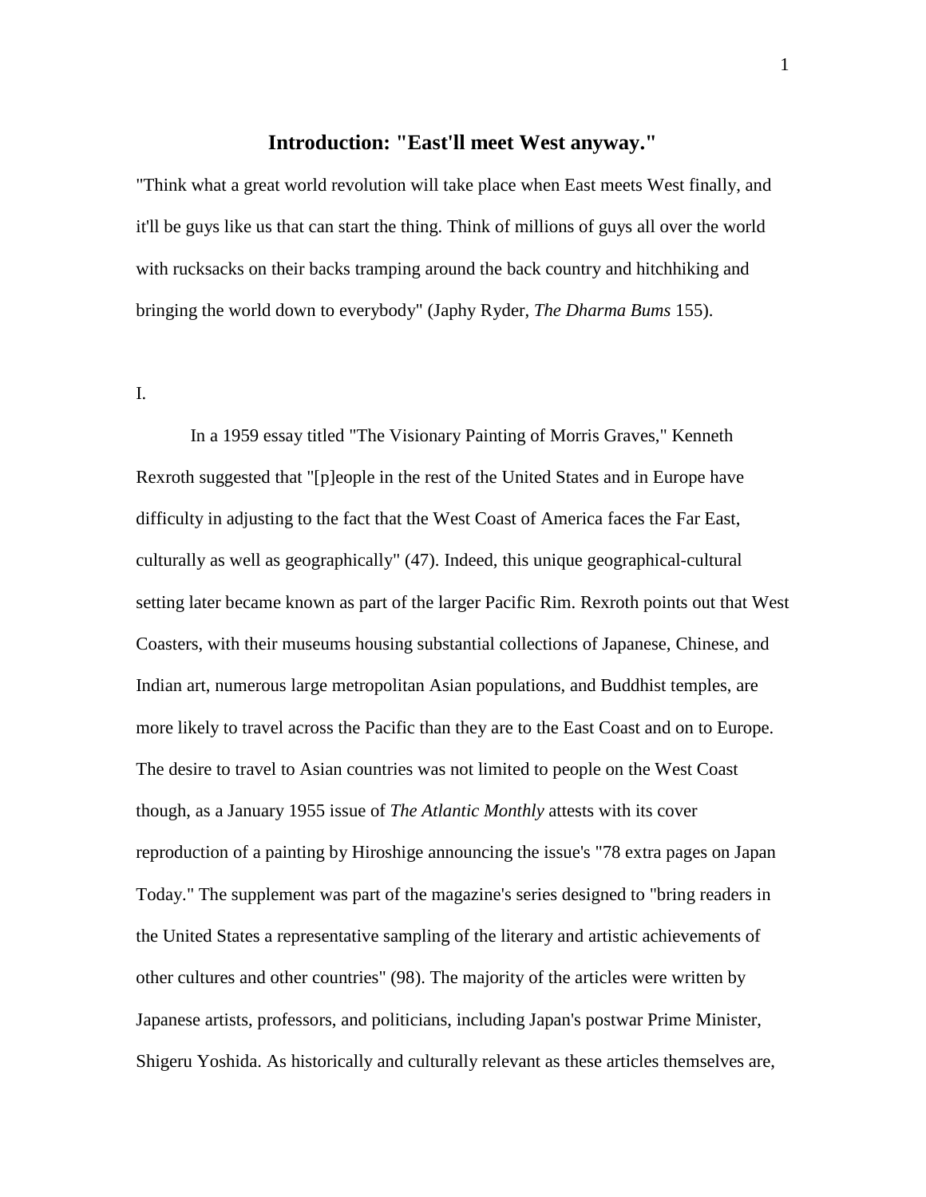## Introduction: "East'll meet West anyway."

"Think what a great world revolution will take place when East meets West finally, and it'll be guys like us that can start the thing. Think of millions of guys all over the world with rucksacks on their backs tramping around the back country and hitchhiking and bringing the world down to everybody" (Japhy Ryder, *The Dharma Bums* 155).

I.

In a 1959 essay titled "The Visionary Painting of Morris Graves," Kenneth Rexroth suggested that "[p]eople in the rest of the United States and in Europe have difficulty in adjusting to the fact that the West Coast of America faces the Far East, culturally as well as geographically" (47). Indeed, this unique geographical-cultural setting later became known as part of the larger Pacific Rim. Rexroth points out that West Coasters, with their museums housing substantial collections of Japanese, Chinese, and Indian art, numerous large metropolitan Asian populations, and Buddhist temples, are more likely to travel across the Pacific than they are to the East Coast and on to Europe. The desire to travel to Asian countries was not limited to people on the West Coast though, as a January 1955 issue of *The Atlantic Monthly* attests with its cover reproduction of a painting by Hiroshige announcing the issue's "78 extra pages on Japan Today." The supplement was part of the magazine's series designed to "bring readers in the United States a representative sampling of the literary and artistic achievements of other cultures and other countries" (98). The majority of the articles were written by Japanese artists, professors, and politicians, including Japan's postwar Prime Minister, Shigeru Yoshida. As historically and culturally relevant as these articles themselves are,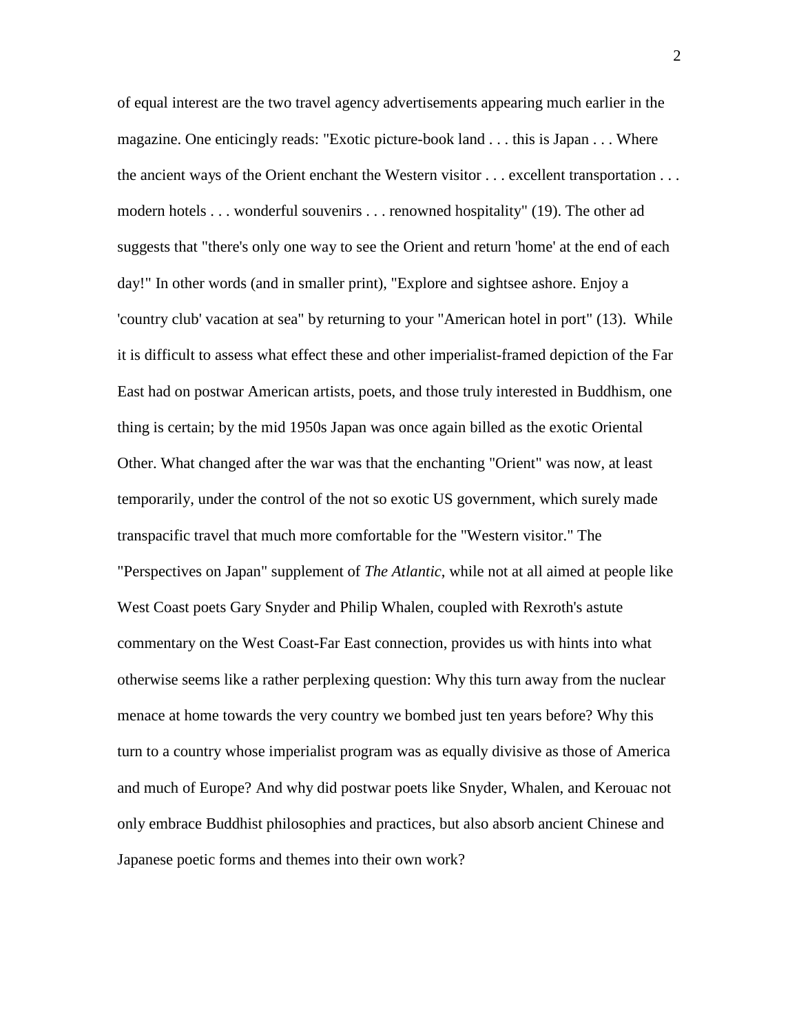of equal interest are the two travel agency advertisements appearing much earlier in the magazine. One enticingly reads: "Exotic picture-book land . . . this is Japan . . . Where the ancient ways of the Orient enchant the Western visitor . . . excellent transportation . . . modern hotels . . . wonderful souvenirs . . . renowned hospitality" (19). The other ad suggests that "there's only one way to see the Orient and return 'home' at the end of each day!" In other words (and in smaller print), "Explore and sightsee ashore. Enjoy a 'country club' vacation at sea" by returning to your "American hotel in port" (13). While it is difficult to assess what effect these and other imperialist-framed depiction of the Far East had on postwar American artists, poets, and those truly interested in Buddhism, one thing is certain; by the mid 1950s Japan was once again billed as the exotic Oriental Other. What changed after the war was that the enchanting "Orient" was now, at least temporarily, under the control of the not so exotic US government, which surely made transpacific travel that much more comfortable for the "Western visitor." The "Perspectives on Japan" supplement of *The Atlantic*, while not at all aimed at people like West Coast poets Gary Snyder and Philip Whalen, coupled with Rexroth's astute commentary on the West Coast-Far East connection, provides us with hints into what otherwise seems like a rather perplexing question: Why this turn away from the nuclear menace at home towards the very country we bombed just ten years before? Why this turn to a country whose imperialist program was as equally divisive as those of America and much of Europe? And why did postwar poets like Snyder, Whalen, and Kerouac not only embrace Buddhist philosophies and practices, but also absorb ancient Chinese and Japanese poetic forms and themes into their own work?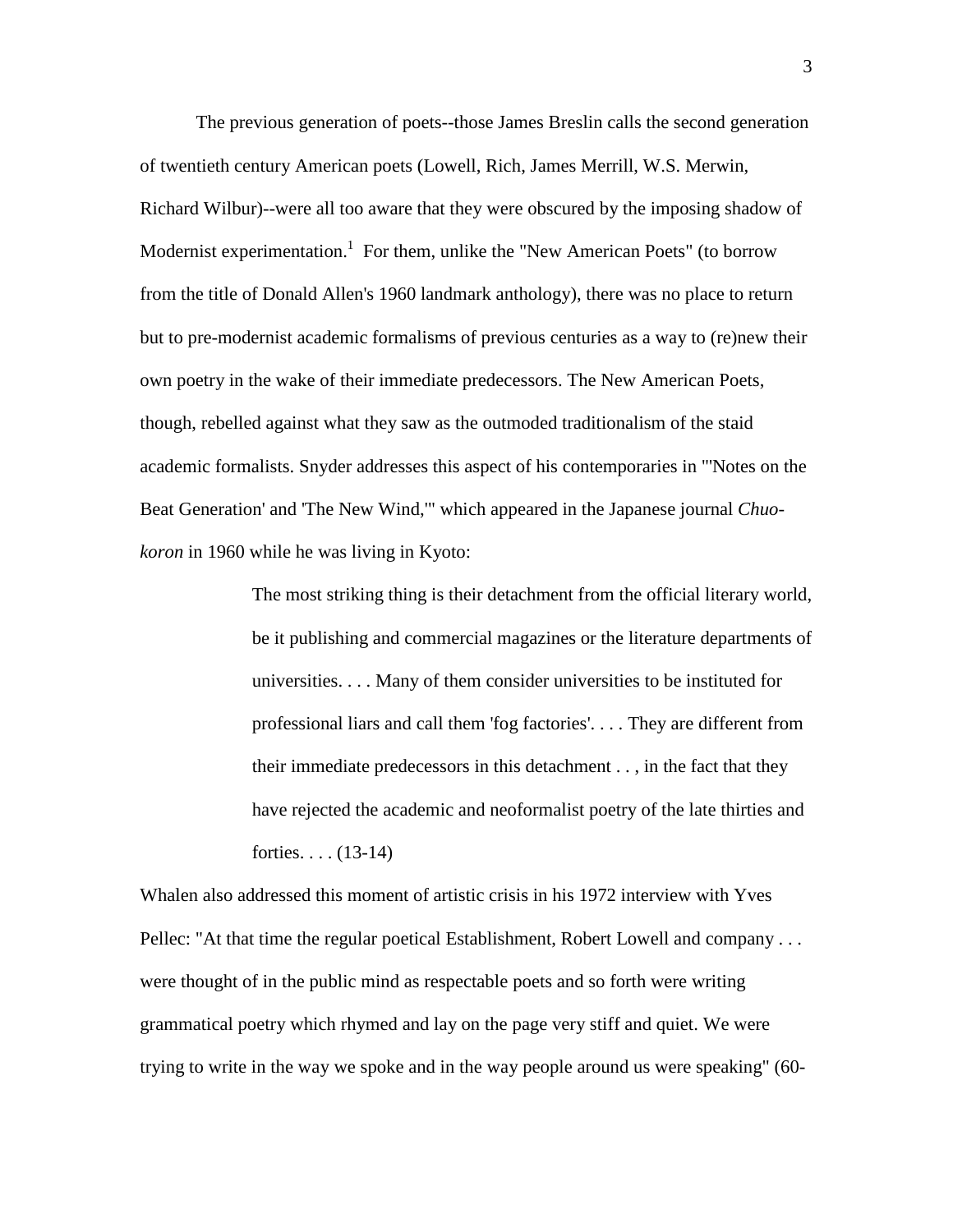The previous generation of poets--those James Breslin calls the second generation of twentieth century American poets (Lowell, Rich, James Merrill, W.S. Merwin, Richard Wilbur)--were all too aware that they were obscured by the imposing shadow of Modernist experimentation.[1] For them, unlike the "New American Poets" (to borrow from the title of Donald Allen's 1960 landmark anthology), there was no place to return but to pre-modernist academic formalisms of previous centuries as a way to (re)new their own poetry in the wake of their immediate predecessors. The New American Poets, though, rebelled against what they saw as the outmoded traditionalism of the staid academic formalists. Snyder addresses this aspect of his contemporaries in "'Notes on the Beat Generation' and 'The New Wind,'" which appeared in the Japanese journal *Chuo-koron* in 1960 while he was living in Kyoto:

> The most striking thing is their detachment from the official literary world, be it publishing and commercial magazines or the literature departments of universities. . . . Many of them consider universities to be instituted for professional liars and call them 'fog factories'. . . . They are different from their immediate predecessors in this detachment . . , in the fact that they have rejected the academic and neoformalist poetry of the late thirties and forties. . . . (13-14)

Whalen also addressed this moment of artistic crisis in his 1972 interview with Yves Pellec: "At that time the regular poetical Establishment, Robert Lowell and company . . . were thought of in the public mind as respectable poets and so forth were writing grammatical poetry which rhymed and lay on the page very stiff and quiet. We were trying to write in the way we spoke and in the way people around us were speaking" (60-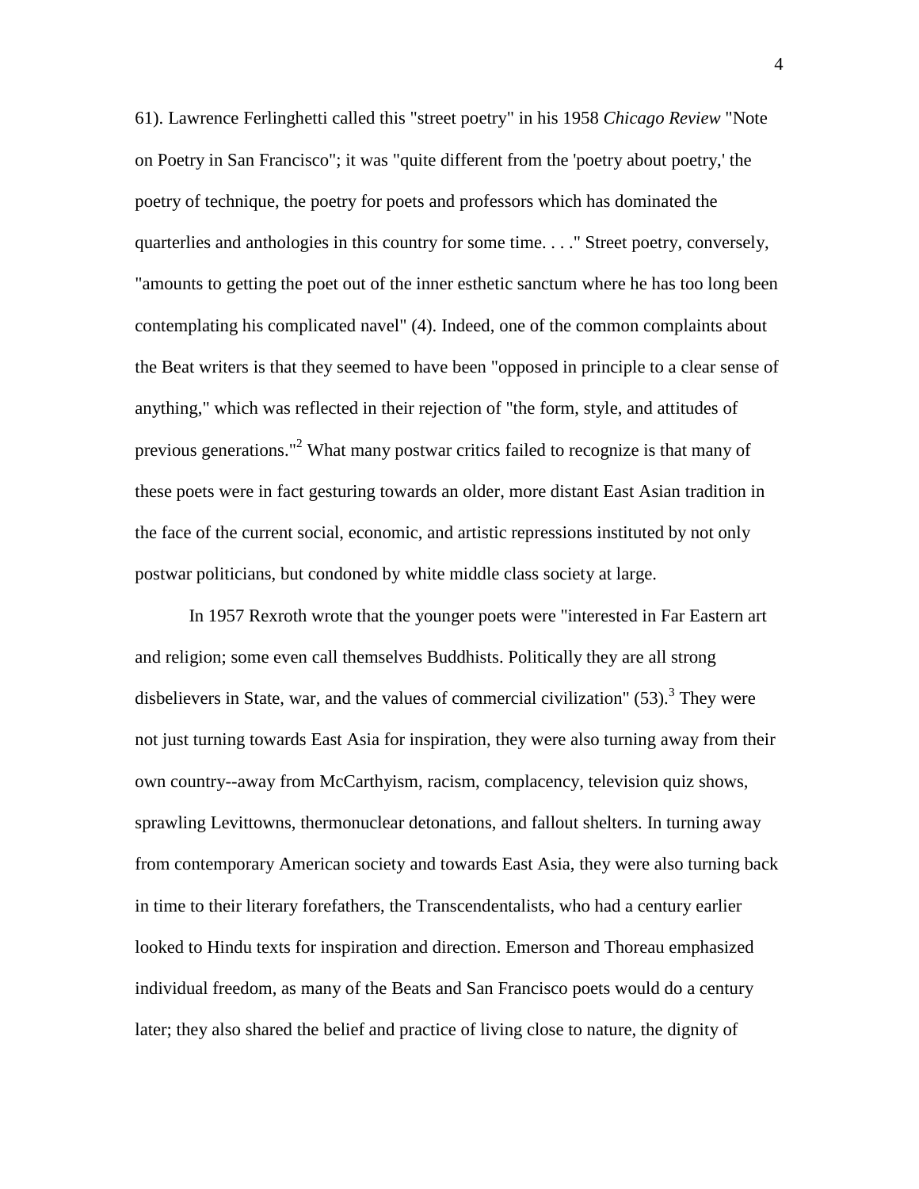61). Lawrence Ferlinghetti called this "street poetry" in his 1958 *Chicago Review* "Note on Poetry in San Francisco"; it was "quite different from the 'poetry about poetry,' the poetry of technique, the poetry for poets and professors which has dominated the quarterlies and anthologies in this country for some time. . . ." Street poetry, conversely, "amounts to getting the poet out of the inner esthetic sanctum where he has too long been contemplating his complicated navel" (4). Indeed, one of the common complaints about the Beat writers is that they seemed to have been "opposed in principle to a clear sense of anything," which was reflected in their rejection of "the form, style, and attitudes of previous generations."[2] What many postwar critics failed to recognize is that many of these poets were in fact gesturing towards an older, more distant East Asian tradition in the face of the current social, economic, and artistic repressions instituted by not only postwar politicians, but condoned by white middle class society at large.

In 1957 Rexroth wrote that the younger poets were "interested in Far Eastern art and religion; some even call themselves Buddhists. Politically they are all strong disbelievers in State, war, and the values of commercial civilization" (53).[3] They were not just turning towards East Asia for inspiration, they were also turning away from their own country--away from McCarthyism, racism, complacency, television quiz shows, sprawling Levittowns, thermonuclear detonations, and fallout shelters. In turning away from contemporary American society and towards East Asia, they were also turning back in time to their literary forefathers, the Transcendentalists, who had a century earlier looked to Hindu texts for inspiration and direction. Emerson and Thoreau emphasized individual freedom, as many of the Beats and San Francisco poets would do a century later; they also shared the belief and practice of living close to nature, the dignity of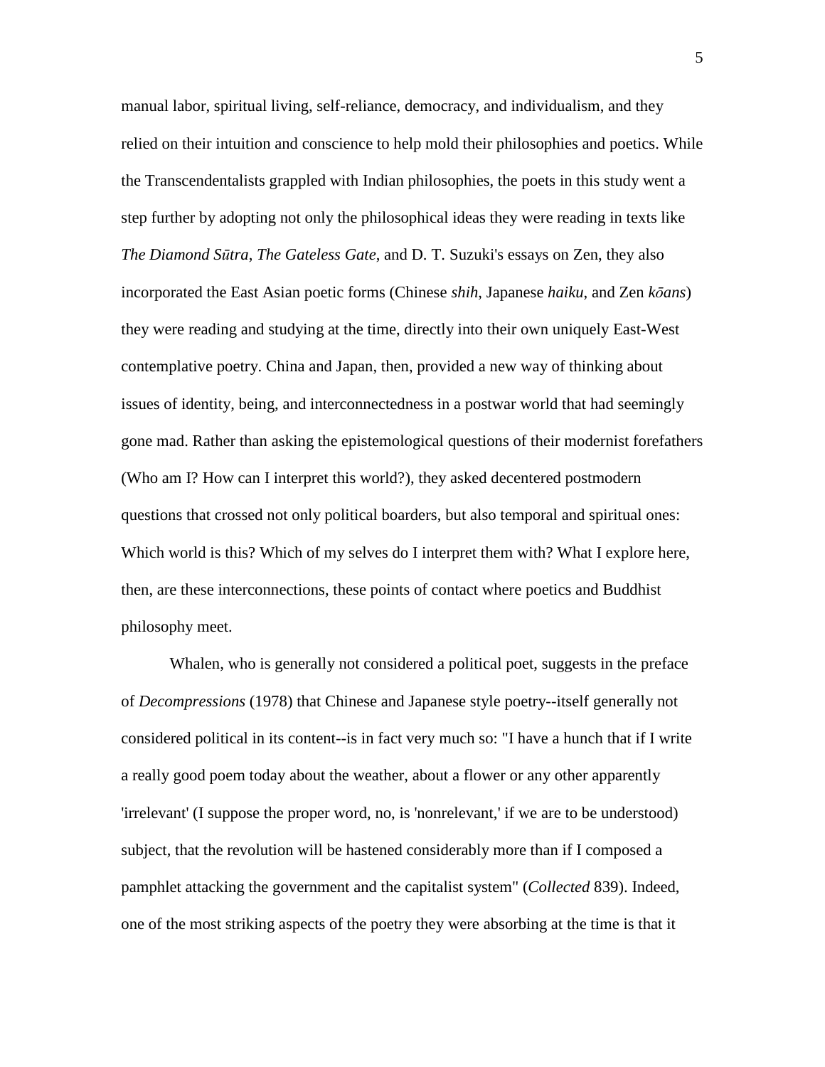manual labor, spiritual living, self-reliance, democracy, and individualism, and they relied on their intuition and conscience to help mold their philosophies and poetics. While the Transcendentalists grappled with Indian philosophies, the poets in this study went a step further by adopting not only the philosophical ideas they were reading in texts like *The Diamond Sūtra*, *The Gateless Gate*, and D. T. Suzuki's essays on Zen, they also incorporated the East Asian poetic forms (Chinese *shih*, Japanese *haiku*, and Zen *kōans*) they were reading and studying at the time, directly into their own uniquely East-West contemplative poetry. China and Japan, then, provided a new way of thinking about issues of identity, being, and interconnectedness in a postwar world that had seemingly gone mad. Rather than asking the epistemological questions of their modernist forefathers (Who am I? How can I interpret this world?), they asked decentered postmodern questions that crossed not only political boarders, but also temporal and spiritual ones: Which world is this? Which of my selves do I interpret them with? What I explore here, then, are these interconnections, these points of contact where poetics and Buddhist philosophy meet.

Whalen, who is generally not considered a political poet, suggests in the preface of *Decompressions* (1978) that Chinese and Japanese style poetry--itself generally not considered political in its content--is in fact very much so: "I have a hunch that if I write a really good poem today about the weather, about a flower or any other apparently 'irrelevant' (I suppose the proper word, no, is 'nonrelevant,' if we are to be understood) subject, that the revolution will be hastened considerably more than if I composed a pamphlet attacking the government and the capitalist system" (*Collected* 839). Indeed, one of the most striking aspects of the poetry they were absorbing at the time is that it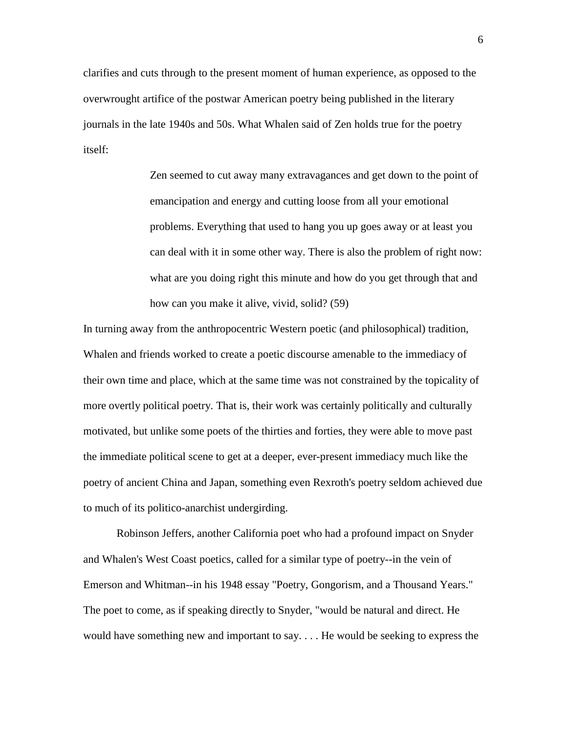clarifies and cuts through to the present moment of human experience, as opposed to the overwrought artifice of the postwar American poetry being published in the literary journals in the late 1940s and 50s. What Whalen said of Zen holds true for the poetry itself:

> Zen seemed to cut away many extravagances and get down to the point of emancipation and energy and cutting loose from all your emotional problems. Everything that used to hang you up goes away or at least you can deal with it in some other way. There is also the problem of right now: what are you doing right this minute and how do you get through that and how can you make it alive, vivid, solid? (59)

In turning away from the anthropocentric Western poetic (and philosophical) tradition, Whalen and friends worked to create a poetic discourse amenable to the immediacy of their own time and place, which at the same time was not constrained by the topicality of more overtly political poetry. That is, their work was certainly politically and culturally motivated, but unlike some poets of the thirties and forties, they were able to move past the immediate political scene to get at a deeper, ever-present immediacy much like the poetry of ancient China and Japan, something even Rexroth's poetry seldom achieved due to much of its politico-anarchist undergirding.

Robinson Jeffers, another California poet who had a profound impact on Snyder and Whalen's West Coast poetics, called for a similar type of poetry--in the vein of Emerson and Whitman--in his 1948 essay "Poetry, Gongorism, and a Thousand Years." The poet to come, as if speaking directly to Snyder, "would be natural and direct. He would have something new and important to say. . . . He would be seeking to express the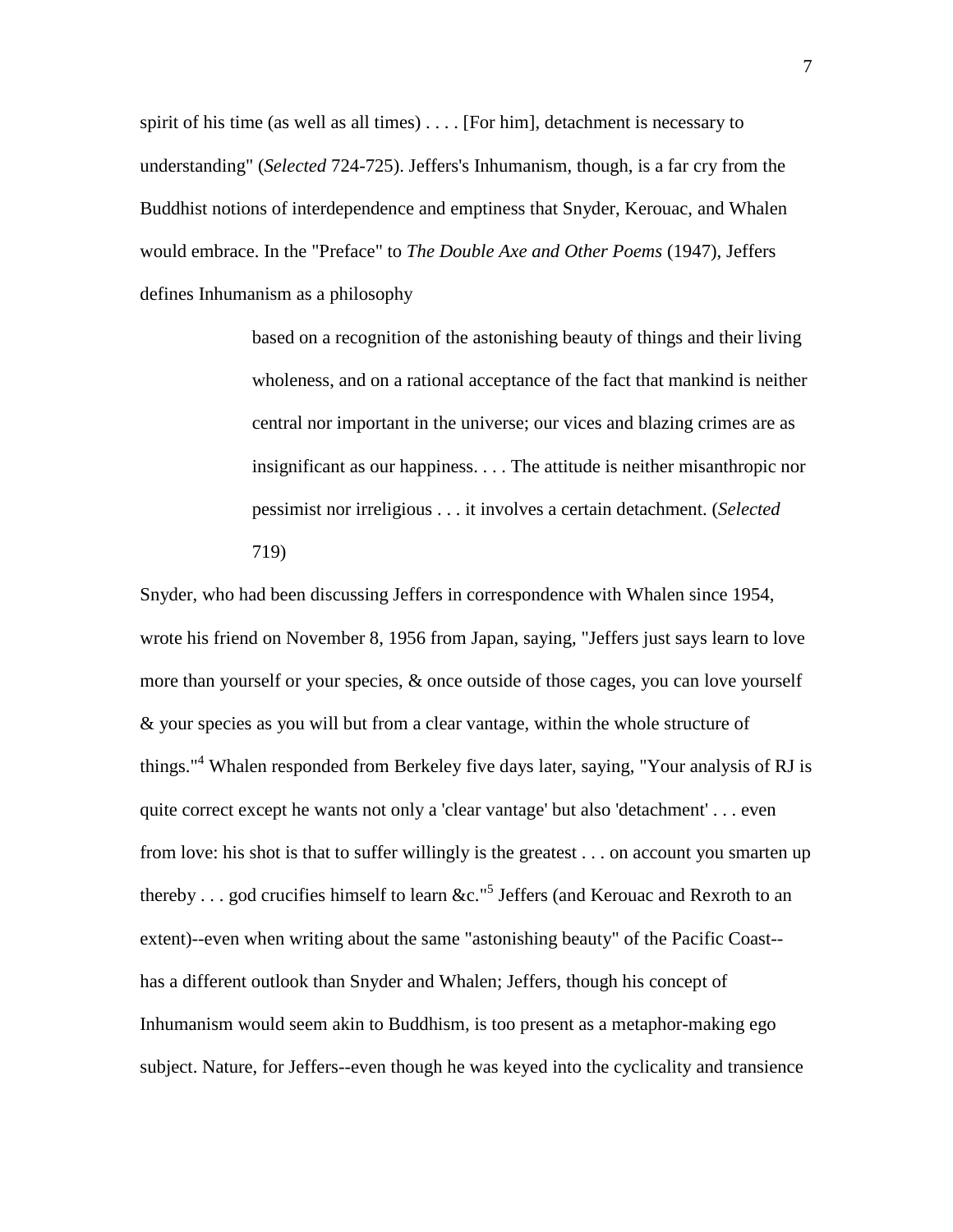spirit of his time (as well as all times) . . . . [For him], detachment is necessary to understanding" (*Selected* 724-725). Jeffers's Inhumanism, though, is a far cry from the Buddhist notions of interdependence and emptiness that Snyder, Kerouac, and Whalen would embrace. In the "Preface" to *The Double Axe and Other Poems* (1947), Jeffers defines Inhumanism as a philosophy

> based on a recognition of the astonishing beauty of things and their living wholeness, and on a rational acceptance of the fact that mankind is neither central nor important in the universe; our vices and blazing crimes are as insignificant as our happiness. . . . The attitude is neither misanthropic nor pessimist nor irreligious . . . it involves a certain detachment. (*Selected* 719)

Snyder, who had been discussing Jeffers in correspondence with Whalen since 1954, wrote his friend on November 8, 1956 from Japan, saying, "Jeffers just says learn to love more than yourself or your species, & once outside of those cages, you can love yourself & your species as you will but from a clear vantage, within the whole structure of things."[4] Whalen responded from Berkeley five days later, saying, "Your analysis of RJ is quite correct except he wants not only a 'clear vantage' but also 'detachment' . . . even from love: his shot is that to suffer willingly is the greatest . . . on account you smarten up thereby . . . god crucifies himself to learn &c."[5] Jeffers (and Kerouac and Rexroth to an extent)--even when writing about the same "astonishing beauty" of the Pacific Coast--has a different outlook than Snyder and Whalen; Jeffers, though his concept of Inhumanism would seem akin to Buddhism, is too present as a metaphor-making ego subject. Nature, for Jeffers--even though he was keyed into the cyclicality and transience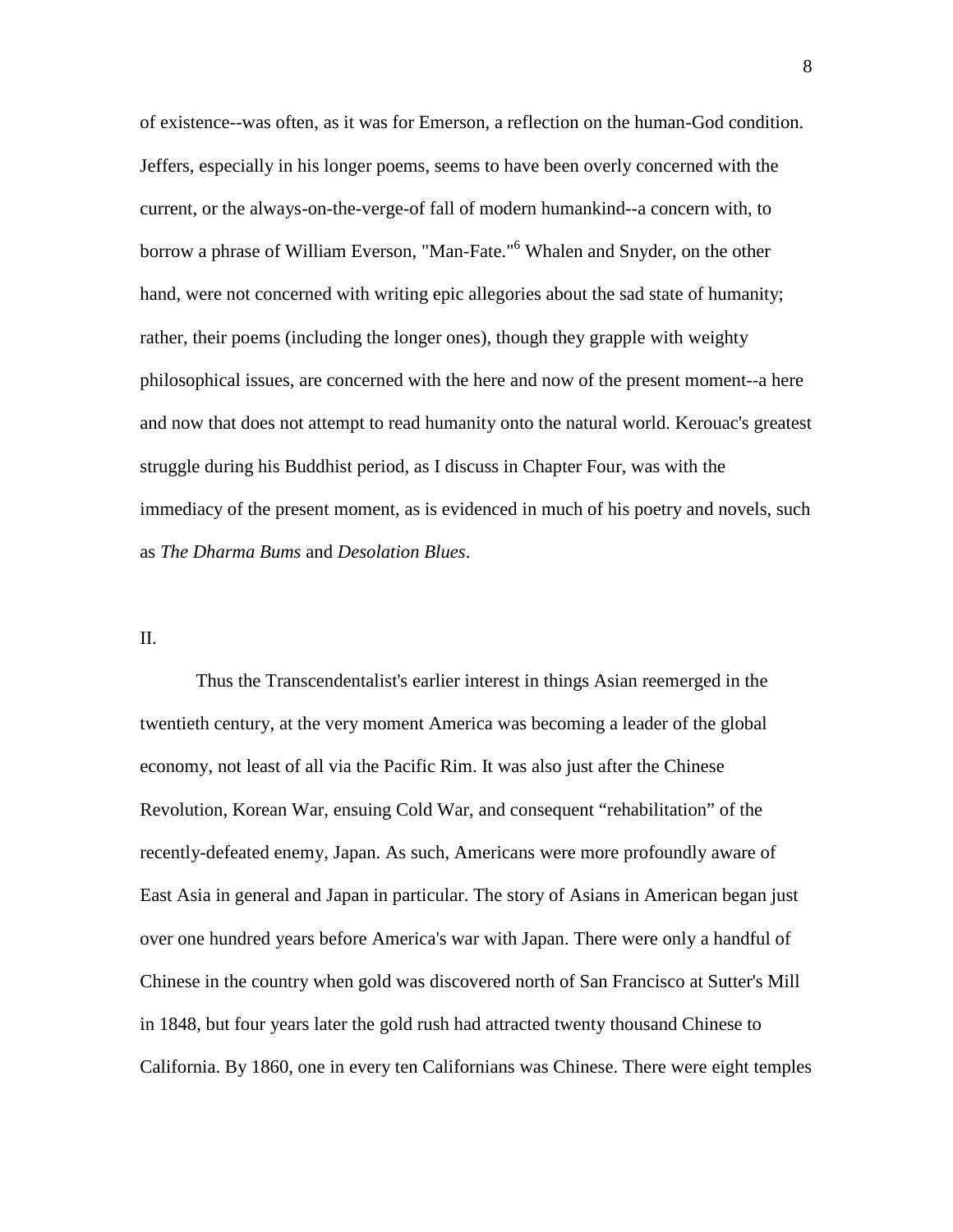of existence--was often, as it was for Emerson, a reflection on the human-God condition. Jeffers, especially in his longer poems, seems to have been overly concerned with the current, or the always-on-the-verge-of fall of modern humankind--a concern with, to borrow a phrase of William Everson, "Man-Fate."[6] Whalen and Snyder, on the other hand, were not concerned with writing epic allegories about the sad state of humanity; rather, their poems (including the longer ones), though they grapple with weighty philosophical issues, are concerned with the here and now of the present moment--a here and now that does not attempt to read humanity onto the natural world. Kerouac's greatest struggle during his Buddhist period, as I discuss in Chapter Four, was with the immediacy of the present moment, as is evidenced in much of his poetry and novels, such as *The Dharma Bums* and *Desolation Blues*.

II.

Thus the Transcendentalist's earlier interest in things Asian reemerged in the twentieth century, at the very moment America was becoming a leader of the global economy, not least of all via the Pacific Rim. It was also just after the Chinese Revolution, Korean War, ensuing Cold War, and consequent “rehabilitation” of the recently-defeated enemy, Japan. As such, Americans were more profoundly aware of East Asia in general and Japan in particular. The story of Asians in American began just over one hundred years before America's war with Japan. There were only a handful of Chinese in the country when gold was discovered north of San Francisco at Sutter's Mill in 1848, but four years later the gold rush had attracted twenty thousand Chinese to California. By 1860, one in every ten Californians was Chinese. There were eight temples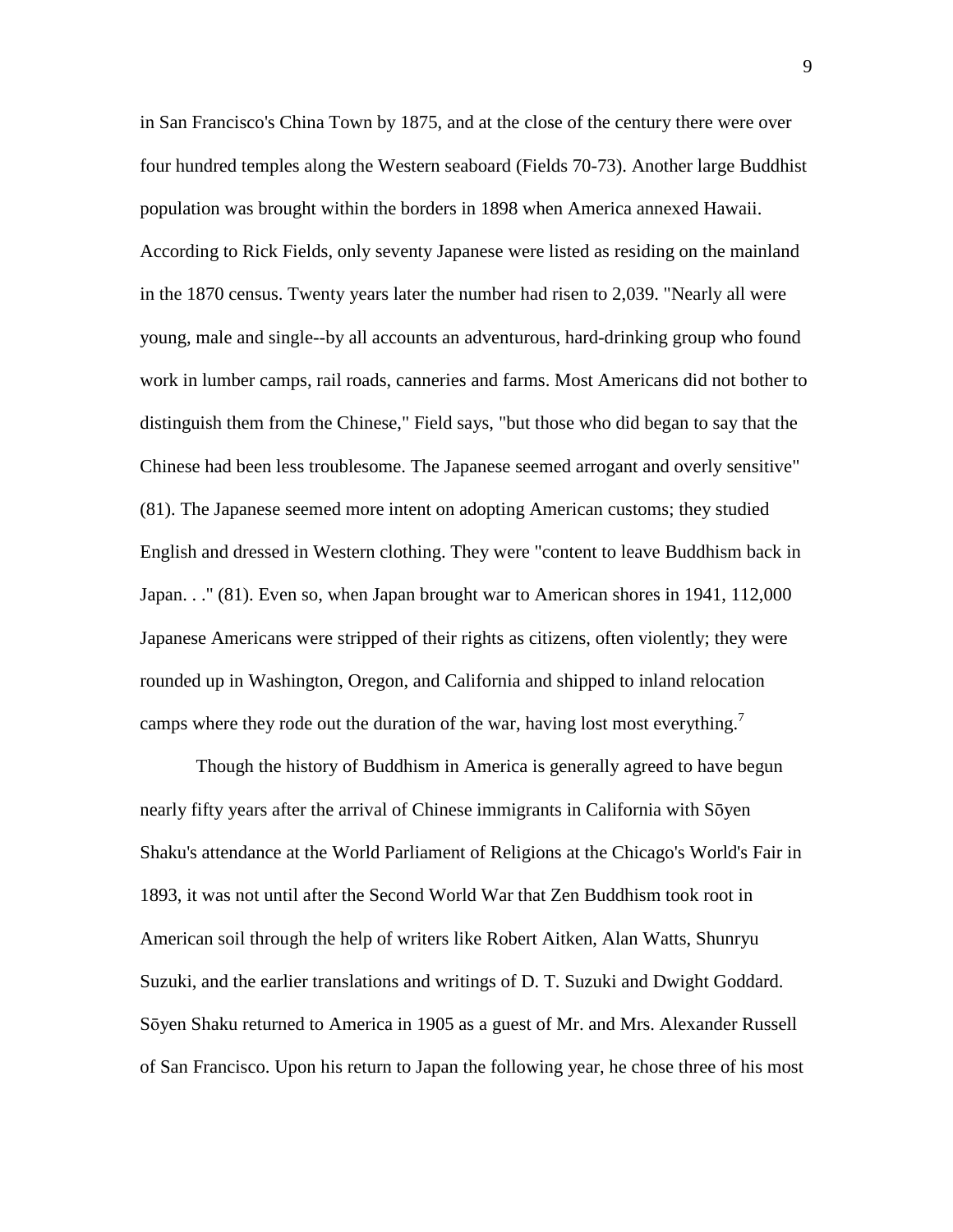in San Francisco's China Town by 1875, and at the close of the century there were over four hundred temples along the Western seaboard (Fields 70-73). Another large Buddhist population was brought within the borders in 1898 when America annexed Hawaii. According to Rick Fields, only seventy Japanese were listed as residing on the mainland in the 1870 census. Twenty years later the number had risen to 2,039. "Nearly all were young, male and single--by all accounts an adventurous, hard-drinking group who found work in lumber camps, rail roads, canneries and farms. Most Americans did not bother to distinguish them from the Chinese," Field says, "but those who did began to say that the Chinese had been less troublesome. The Japanese seemed arrogant and overly sensitive" (81). The Japanese seemed more intent on adopting American customs; they studied English and dressed in Western clothing. They were "content to leave Buddhism back in Japan. . ." (81). Even so, when Japan brought war to American shores in 1941, 112,000 Japanese Americans were stripped of their rights as citizens, often violently; they were rounded up in Washington, Oregon, and California and shipped to inland relocation camps where they rode out the duration of the war, having lost most everything.[7]

Though the history of Buddhism in America is generally agreed to have begun nearly fifty years after the arrival of Chinese immigrants in California with Sōyen Shaku's attendance at the World Parliament of Religions at the Chicago's World's Fair in 1893, it was not until after the Second World War that Zen Buddhism took root in American soil through the help of writers like Robert Aitken, Alan Watts, Shunryu Suzuki, and the earlier translations and writings of D. T. Suzuki and Dwight Goddard. Sōyen Shaku returned to America in 1905 as a guest of Mr. and Mrs. Alexander Russell of San Francisco. Upon his return to Japan the following year, he chose three of his most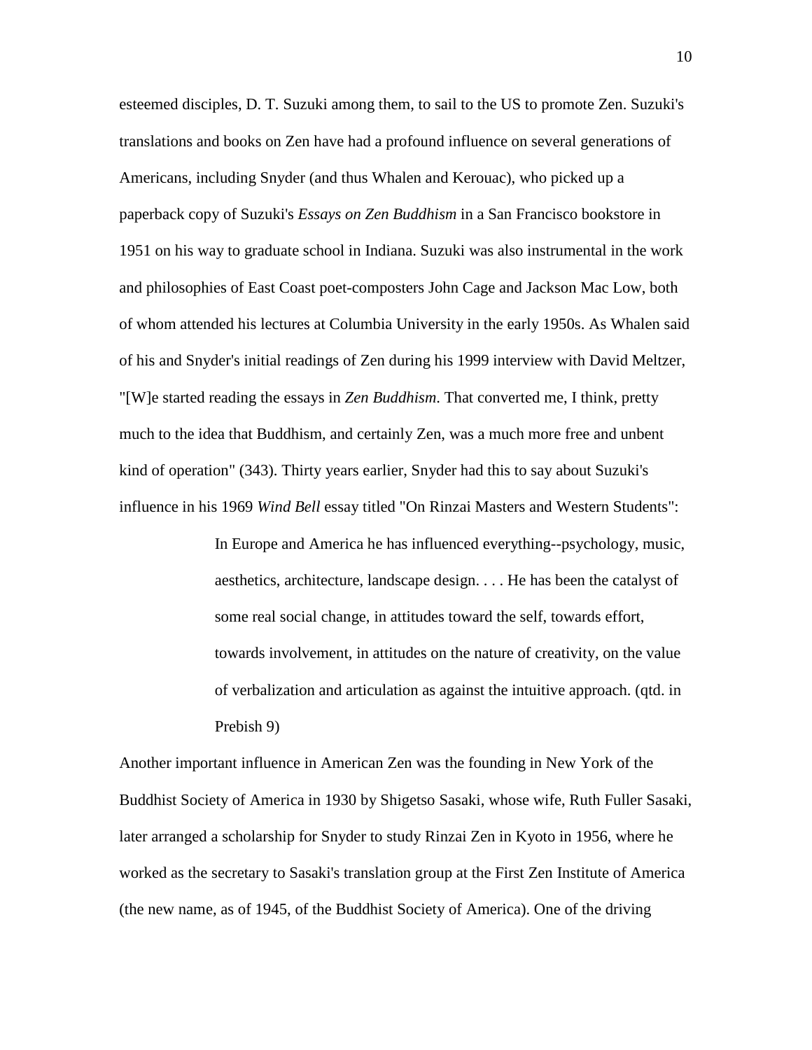esteemed disciples, D. T. Suzuki among them, to sail to the US to promote Zen. Suzuki's translations and books on Zen have had a profound influence on several generations of Americans, including Snyder (and thus Whalen and Kerouac), who picked up a paperback copy of Suzuki's *Essays on Zen Buddhism* in a San Francisco bookstore in 1951 on his way to graduate school in Indiana. Suzuki was also instrumental in the work and philosophies of East Coast poet-composters John Cage and Jackson Mac Low, both of whom attended his lectures at Columbia University in the early 1950s. As Whalen said of his and Snyder's initial readings of Zen during his 1999 interview with David Meltzer, "[W]e started reading the essays in *Zen Buddhism*. That converted me, I think, pretty much to the idea that Buddhism, and certainly Zen, was a much more free and unbent kind of operation" (343). Thirty years earlier, Snyder had this to say about Suzuki's influence in his 1969 *Wind Bell* essay titled "On Rinzai Masters and Western Students":

> In Europe and America he has influenced everything--psychology, music, aesthetics, architecture, landscape design. . . . He has been the catalyst of some real social change, in attitudes toward the self, towards effort, towards involvement, in attitudes on the nature of creativity, on the value of verbalization and articulation as against the intuitive approach. (qtd. in Prebish 9)

Another important influence in American Zen was the founding in New York of the Buddhist Society of America in 1930 by Shigetso Sasaki, whose wife, Ruth Fuller Sasaki, later arranged a scholarship for Snyder to study Rinzai Zen in Kyoto in 1956, where he worked as the secretary to Sasaki's translation group at the First Zen Institute of America (the new name, as of 1945, of the Buddhist Society of America). One of the driving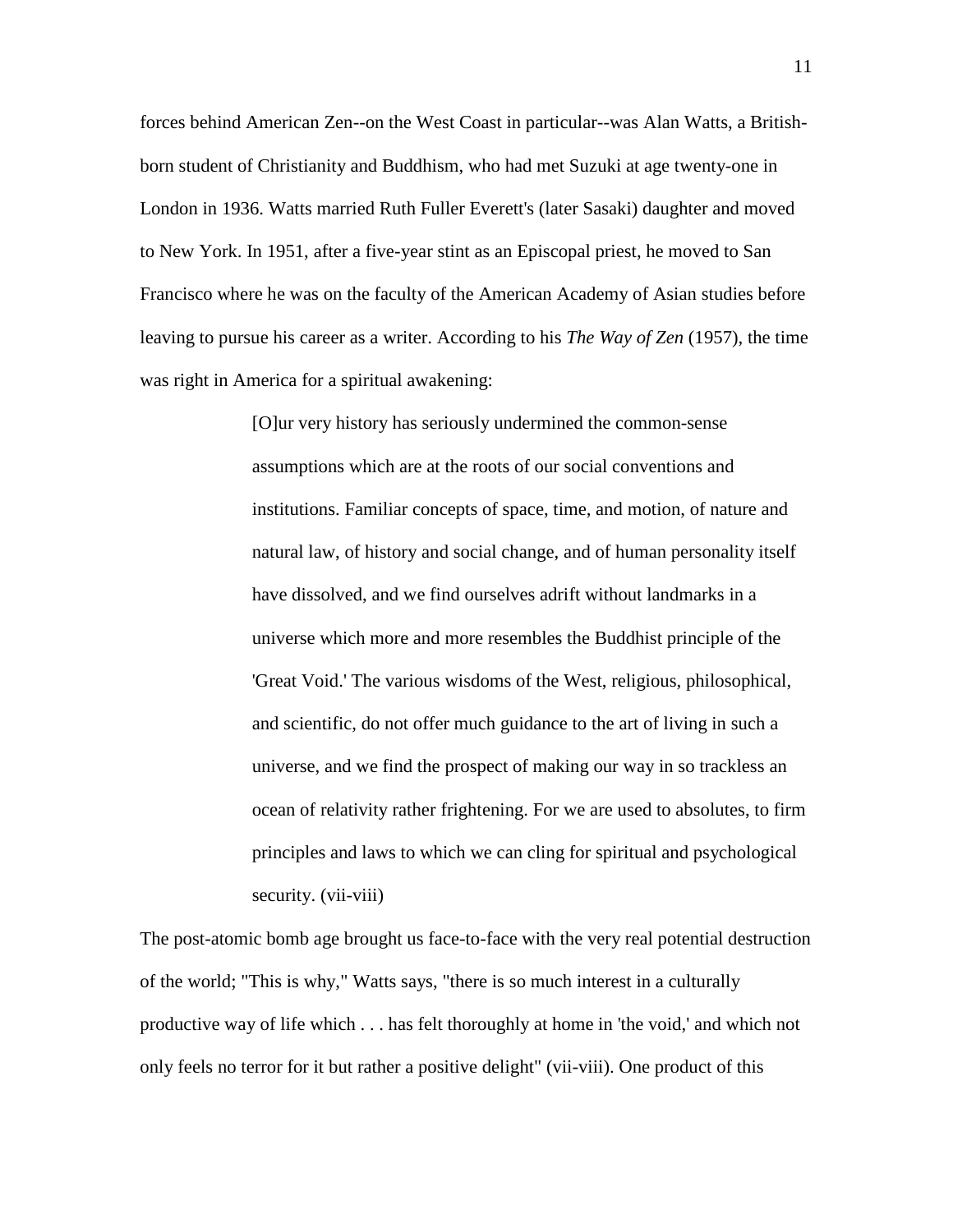forces behind American Zen--on the West Coast in particular--was Alan Watts, a British-born student of Christianity and Buddhism, who had met Suzuki at age twenty-one in London in 1936. Watts married Ruth Fuller Everett's (later Sasaki) daughter and moved to New York. In 1951, after a five-year stint as an Episcopal priest, he moved to San Francisco where he was on the faculty of the American Academy of Asian studies before leaving to pursue his career as a writer. According to his *The Way of Zen* (1957), the time was right in America for a spiritual awakening:

> [O]ur very history has seriously undermined the common-sense assumptions which are at the roots of our social conventions and institutions. Familiar concepts of space, time, and motion, of nature and natural law, of history and social change, and of human personality itself have dissolved, and we find ourselves adrift without landmarks in a universe which more and more resembles the Buddhist principle of the 'Great Void.' The various wisdoms of the West, religious, philosophical, and scientific, do not offer much guidance to the art of living in such a universe, and we find the prospect of making our way in so trackless an ocean of relativity rather frightening. For we are used to absolutes, to firm principles and laws to which we can cling for spiritual and psychological security. (vii-viii)

The post-atomic bomb age brought us face-to-face with the very real potential destruction of the world; "This is why," Watts says, "there is so much interest in a culturally productive way of life which . . . has felt thoroughly at home in 'the void,' and which not only feels no terror for it but rather a positive delight" (vii-viii). One product of this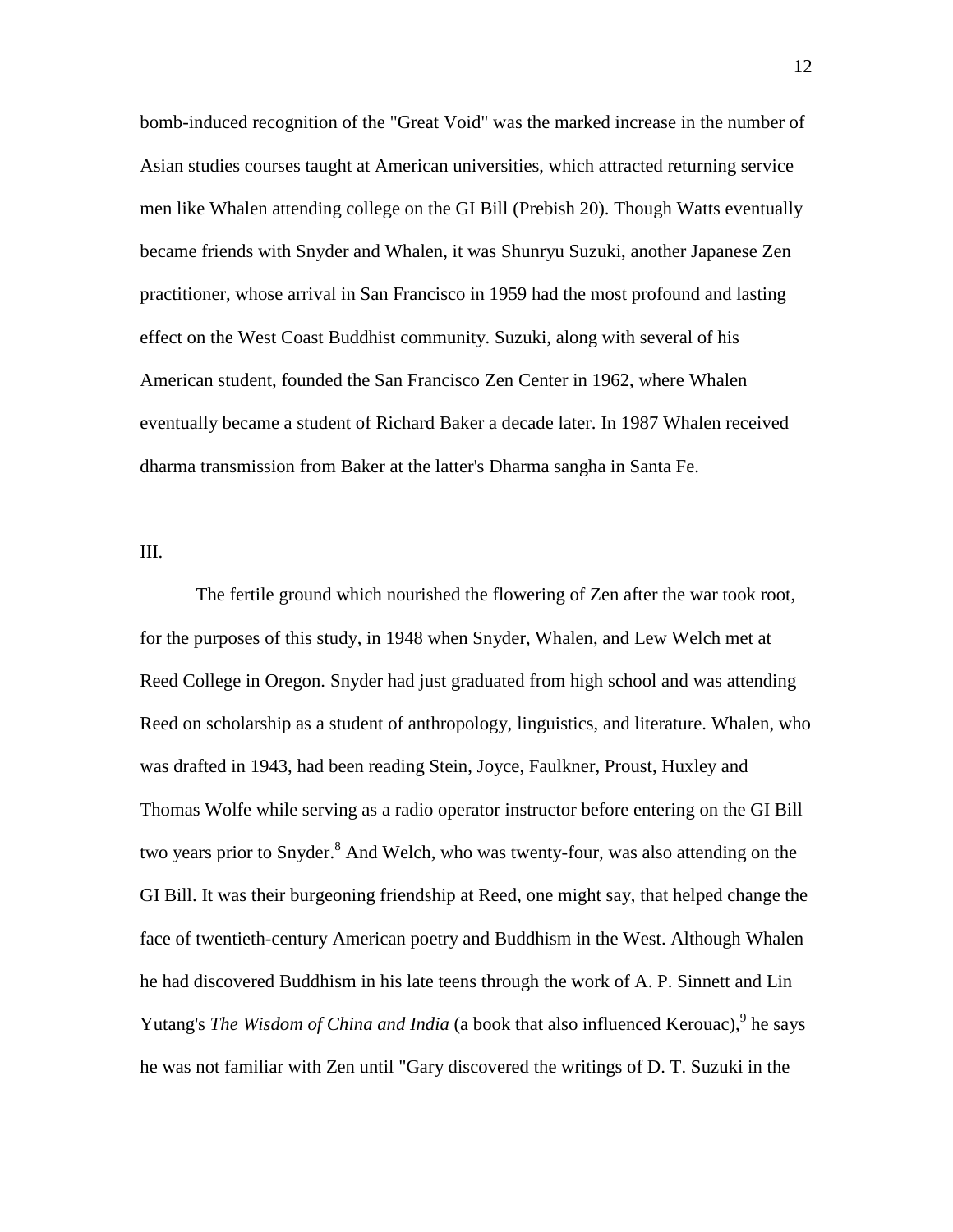bomb-induced recognition of the "Great Void" was the marked increase in the number of Asian studies courses taught at American universities, which attracted returning service men like Whalen attending college on the GI Bill (Prebish 20). Though Watts eventually became friends with Snyder and Whalen, it was Shunryu Suzuki, another Japanese Zen practitioner, whose arrival in San Francisco in 1959 had the most profound and lasting effect on the West Coast Buddhist community. Suzuki, along with several of his American student, founded the San Francisco Zen Center in 1962, where Whalen eventually became a student of Richard Baker a decade later. In 1987 Whalen received dharma transmission from Baker at the latter's Dharma sangha in Santa Fe.

III.

The fertile ground which nourished the flowering of Zen after the war took root, for the purposes of this study, in 1948 when Snyder, Whalen, and Lew Welch met at Reed College in Oregon. Snyder had just graduated from high school and was attending Reed on scholarship as a student of anthropology, linguistics, and literature. Whalen, who was drafted in 1943, had been reading Stein, Joyce, Faulkner, Proust, Huxley and Thomas Wolfe while serving as a radio operator instructor before entering on the GI Bill two years prior to Snyder.[8] And Welch, who was twenty-four, was also attending on the GI Bill. It was their burgeoning friendship at Reed, one might say, that helped change the face of twentieth-century American poetry and Buddhism in the West. Although Whalen he had discovered Buddhism in his late teens through the work of A. P. Sinnett and Lin Yutang's *The Wisdom of China and India* (a book that also influenced Kerouac),[9] he says he was not familiar with Zen until "Gary discovered the writings of D. T. Suzuki in the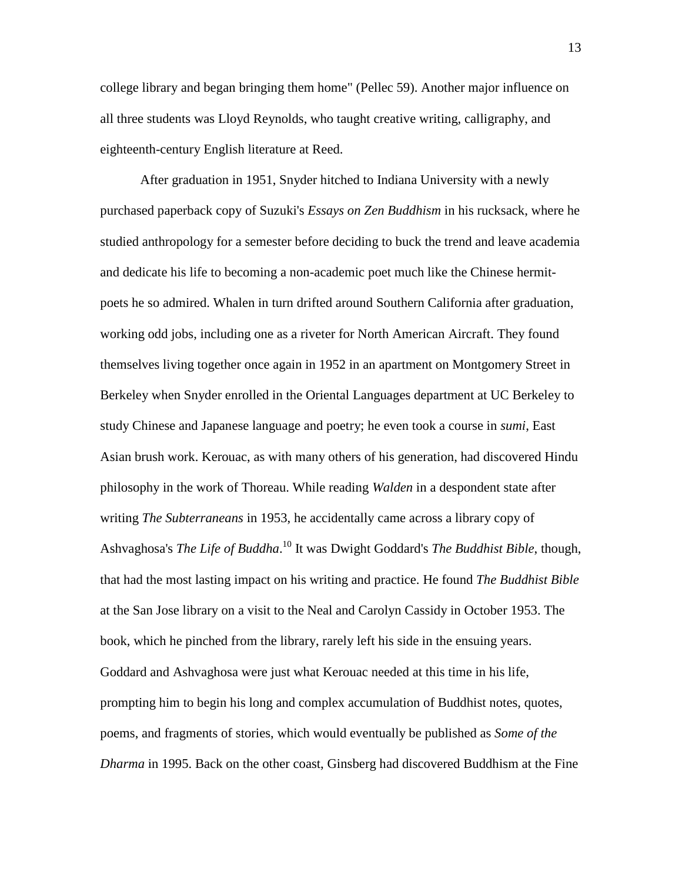college library and began bringing them home" (Pellec 59). Another major influence on all three students was Lloyd Reynolds, who taught creative writing, calligraphy, and eighteenth-century English literature at Reed.

After graduation in 1951, Snyder hitched to Indiana University with a newly purchased paperback copy of Suzuki's *Essays on Zen Buddhism* in his rucksack, where he studied anthropology for a semester before deciding to buck the trend and leave academia and dedicate his life to becoming a non-academic poet much like the Chinese hermit-poets he so admired. Whalen in turn drifted around Southern California after graduation, working odd jobs, including one as a riveter for North American Aircraft. They found themselves living together once again in 1952 in an apartment on Montgomery Street in Berkeley when Snyder enrolled in the Oriental Languages department at UC Berkeley to study Chinese and Japanese language and poetry; he even took a course in *sumi*, East Asian brush work. Kerouac, as with many others of his generation, had discovered Hindu philosophy in the work of Thoreau. While reading *Walden* in a despondent state after writing *The Subterraneans* in 1953, he accidentally came across a library copy of Ashvaghosa's *The Life of Buddha*.[10] It was Dwight Goddard's *The Buddhist Bible*, though, that had the most lasting impact on his writing and practice. He found *The Buddhist Bible* at the San Jose library on a visit to the Neal and Carolyn Cassidy in October 1953. The book, which he pinched from the library, rarely left his side in the ensuing years. Goddard and Ashvaghosa were just what Kerouac needed at this time in his life, prompting him to begin his long and complex accumulation of Buddhist notes, quotes, poems, and fragments of stories, which would eventually be published as *Some of the Dharma* in 1995. Back on the other coast, Ginsberg had discovered Buddhism at the Fine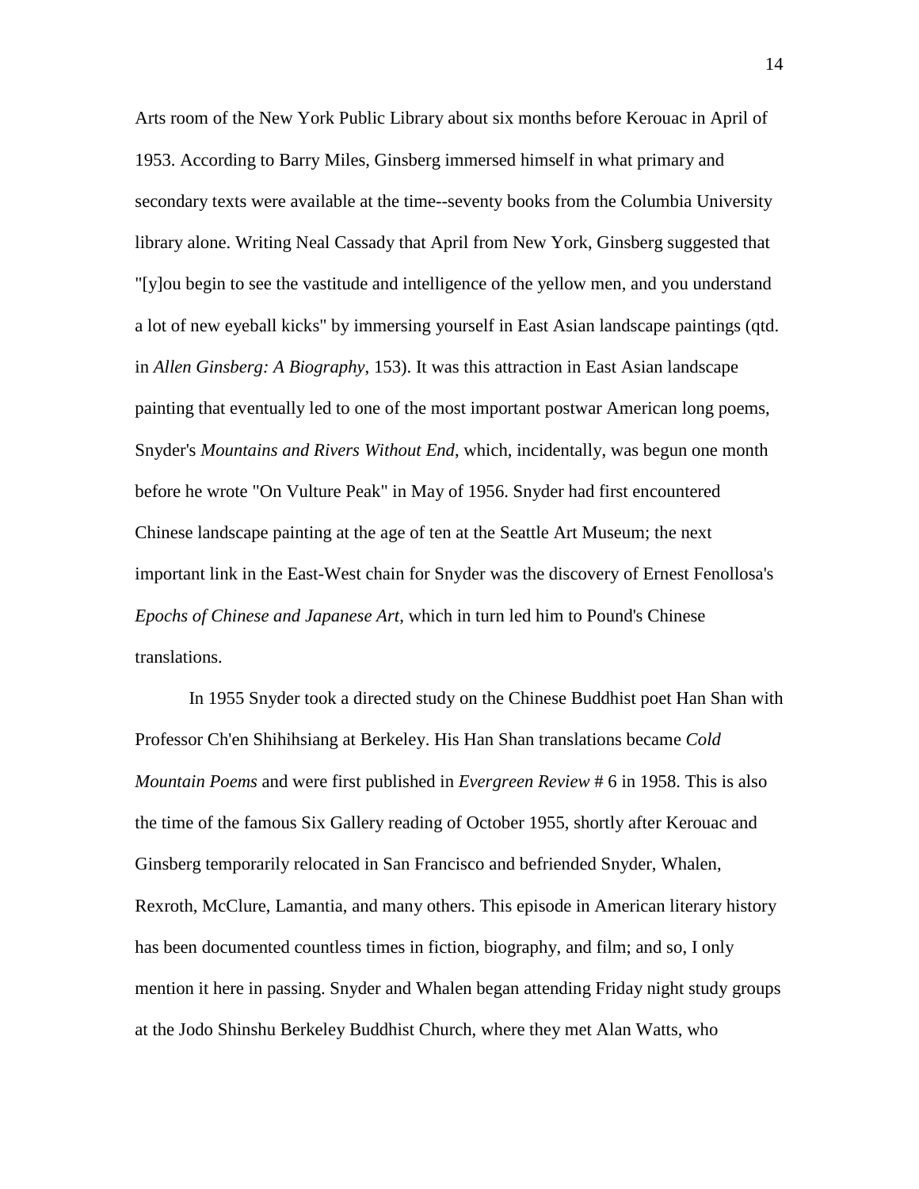Arts room of the New York Public Library about six months before Kerouac in April of 1953. According to Barry Miles, Ginsberg immersed himself in what primary and secondary texts were available at the time--seventy books from the Columbia University library alone. Writing Neal Cassady that April from New York, Ginsberg suggested that "[y]ou begin to see the vastitude and intelligence of the yellow men, and you understand a lot of new eyeball kicks" by immersing yourself in East Asian landscape paintings (qtd. in *Allen Ginsberg: A Biography*, 153). It was this attraction in East Asian landscape painting that eventually led to one of the most important postwar American long poems, Snyder's *Mountains and Rivers Without End*, which, incidentally, was begun one month before he wrote "On Vulture Peak" in May of 1956. Snyder had first encountered Chinese landscape painting at the age of ten at the Seattle Art Museum; the next important link in the East-West chain for Snyder was the discovery of Ernest Fenollosa's *Epochs of Chinese and Japanese Art*, which in turn led him to Pound's Chinese translations.

In 1955 Snyder took a directed study on the Chinese Buddhist poet Han Shan with Professor Ch'en Shihihsiang at Berkeley. His Han Shan translations became *Cold Mountain Poems* and were first published in *Evergreen Review* # 6 in 1958. This is also the time of the famous Six Gallery reading of October 1955, shortly after Kerouac and Ginsberg temporarily relocated in San Francisco and befriended Snyder, Whalen, Rexroth, McClure, Lamantia, and many others. This episode in American literary history has been documented countless times in fiction, biography, and film; and so, I only mention it here in passing. Snyder and Whalen began attending Friday night study groups at the Jodo Shinshu Berkeley Buddhist Church, where they met Alan Watts, who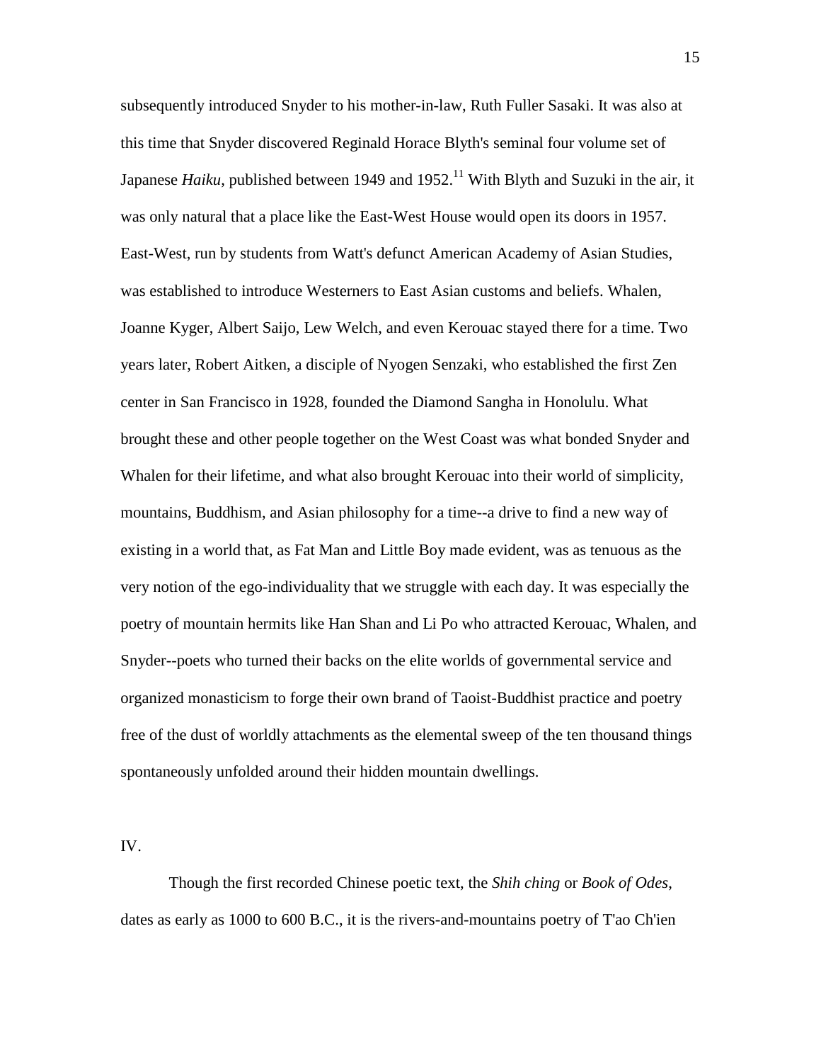subsequently introduced Snyder to his mother-in-law, Ruth Fuller Sasaki. It was also at this time that Snyder discovered Reginald Horace Blyth's seminal four volume set of Japanese *Haiku*, published between 1949 and 1952.[11] With Blyth and Suzuki in the air, it was only natural that a place like the East-West House would open its doors in 1957. East-West, run by students from Watt's defunct American Academy of Asian Studies, was established to introduce Westerners to East Asian customs and beliefs. Whalen, Joanne Kyger, Albert Saijo, Lew Welch, and even Kerouac stayed there for a time. Two years later, Robert Aitken, a disciple of Nyogen Senzaki, who established the first Zen center in San Francisco in 1928, founded the Diamond Sangha in Honolulu. What brought these and other people together on the West Coast was what bonded Snyder and Whalen for their lifetime, and what also brought Kerouac into their world of simplicity, mountains, Buddhism, and Asian philosophy for a time--a drive to find a new way of existing in a world that, as Fat Man and Little Boy made evident, was as tenuous as the very notion of the ego-individuality that we struggle with each day. It was especially the poetry of mountain hermits like Han Shan and Li Po who attracted Kerouac, Whalen, and Snyder--poets who turned their backs on the elite worlds of governmental service and organized monasticism to forge their own brand of Taoist-Buddhist practice and poetry free of the dust of worldly attachments as the elemental sweep of the ten thousand things spontaneously unfolded around their hidden mountain dwellings.

IV.

Though the first recorded Chinese poetic text, the *Shih ching* or *Book of Odes*, dates as early as 1000 to 600 B.C., it is the rivers-and-mountains poetry of T'ao Ch'ien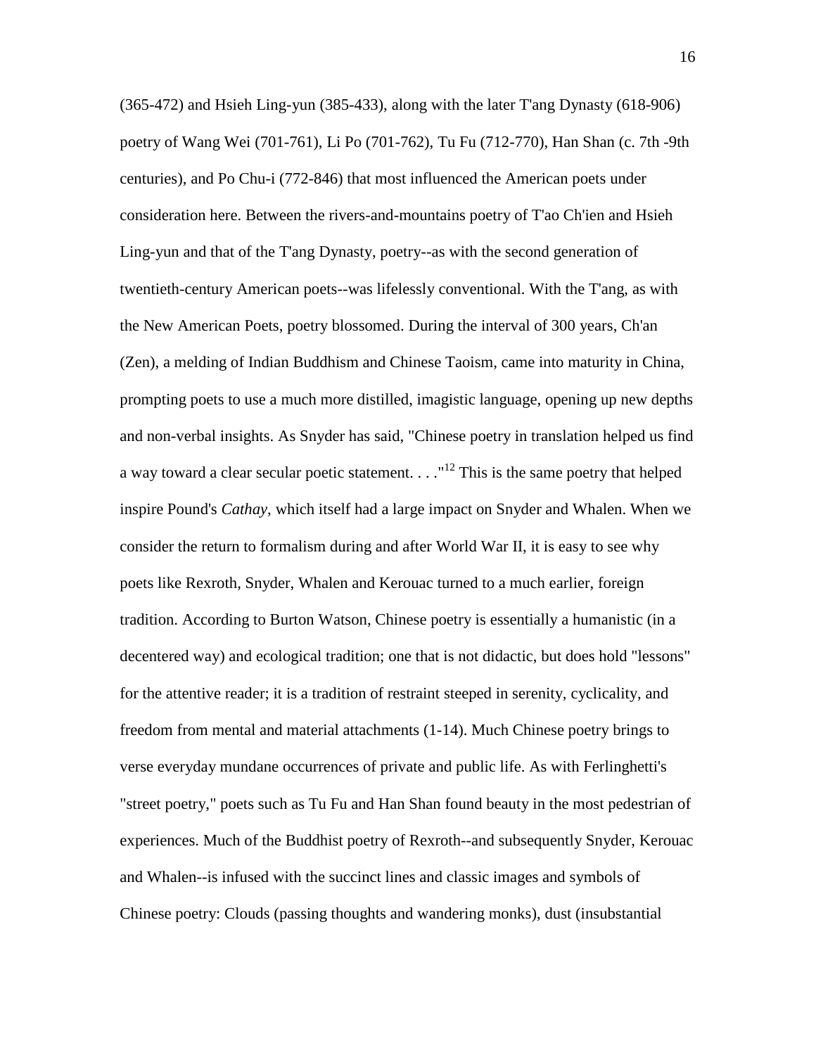(365-472) and Hsieh Ling-yun (385-433), along with the later T'ang Dynasty (618-906) poetry of Wang Wei (701-761), Li Po (701-762), Tu Fu (712-770), Han Shan (c. 7th -9th centuries), and Po Chu-i (772-846) that most influenced the American poets under consideration here. Between the rivers-and-mountains poetry of T'ao Ch'ien and Hsieh Ling-yun and that of the T'ang Dynasty, poetry--as with the second generation of twentieth-century American poets--was lifelessly conventional. With the T'ang, as with the New American Poets, poetry blossomed. During the interval of 300 years, Ch'an (Zen), a melding of Indian Buddhism and Chinese Taoism, came into maturity in China, prompting poets to use a much more distilled, imagistic language, opening up new depths and non-verbal insights. As Snyder has said, "Chinese poetry in translation helped us find a way toward a clear secular poetic statement. . . ."[12] This is the same poetry that helped inspire Pound's *Cathay*, which itself had a large impact on Snyder and Whalen. When we consider the return to formalism during and after World War II, it is easy to see why poets like Rexroth, Snyder, Whalen and Kerouac turned to a much earlier, foreign tradition. According to Burton Watson, Chinese poetry is essentially a humanistic (in a decentered way) and ecological tradition; one that is not didactic, but does hold "lessons" for the attentive reader; it is a tradition of restraint steeped in serenity, cyclicality, and freedom from mental and material attachments (1-14). Much Chinese poetry brings to verse everyday mundane occurrences of private and public life. As with Ferlinghetti's "street poetry," poets such as Tu Fu and Han Shan found beauty in the most pedestrian of experiences. Much of the Buddhist poetry of Rexroth--and subsequently Snyder, Kerouac and Whalen--is infused with the succinct lines and classic images and symbols of Chinese poetry: Clouds (passing thoughts and wandering monks), dust (insubstantial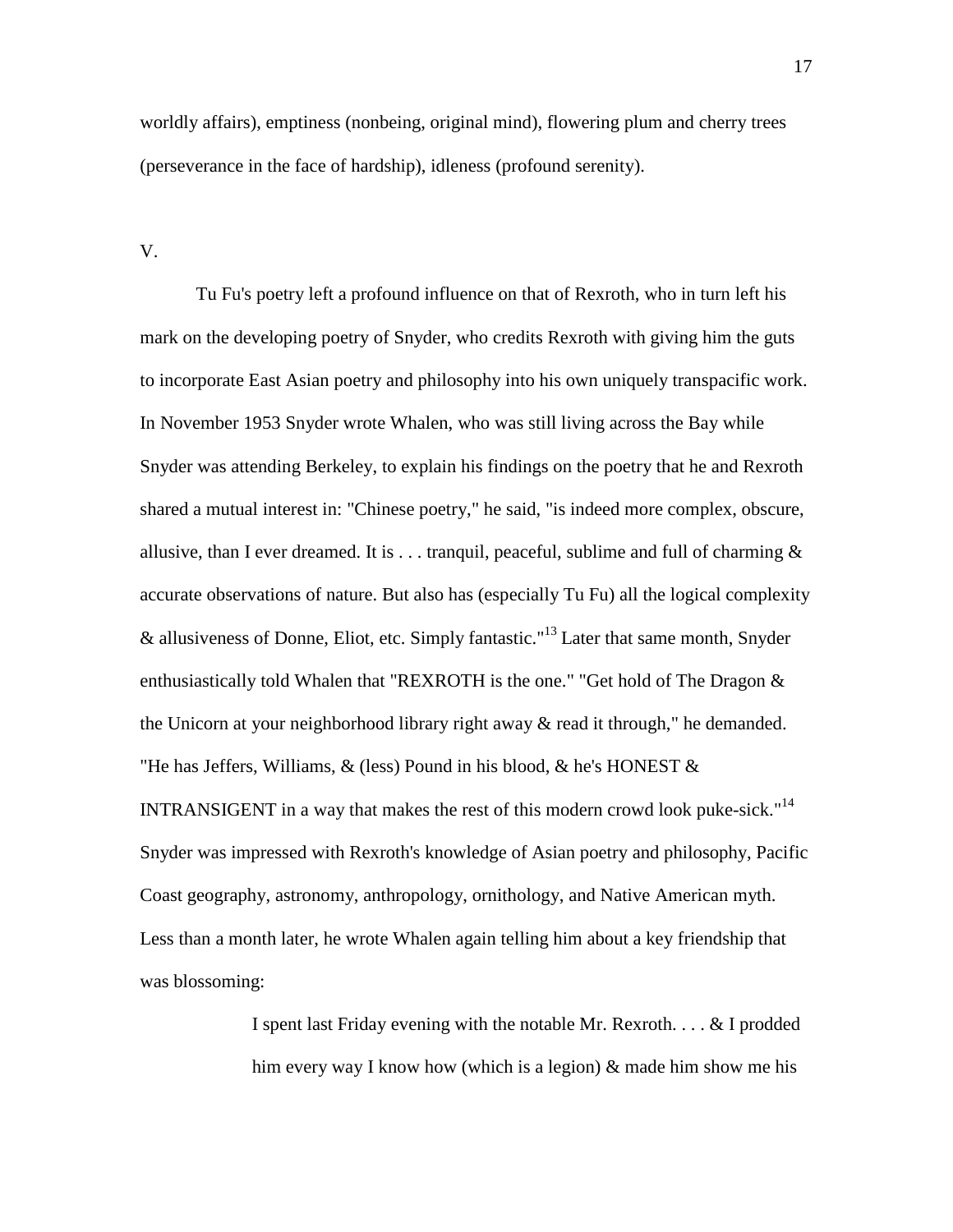worldly affairs), emptiness (nonbeing, original mind), flowering plum and cherry trees (perseverance in the face of hardship), idleness (profound serenity).

V.

Tu Fu's poetry left a profound influence on that of Rexroth, who in turn left his mark on the developing poetry of Snyder, who credits Rexroth with giving him the guts to incorporate East Asian poetry and philosophy into his own uniquely transpacific work. In November 1953 Snyder wrote Whalen, who was still living across the Bay while Snyder was attending Berkeley, to explain his findings on the poetry that he and Rexroth shared a mutual interest in: "Chinese poetry," he said, "is indeed more complex, obscure, allusive, than I ever dreamed. It is . . . tranquil, peaceful, sublime and full of charming & accurate observations of nature. But also has (especially Tu Fu) all the logical complexity & allusiveness of Donne, Eliot, etc. Simply fantastic."[13] Later that same month, Snyder enthusiastically told Whalen that "REXROTH is the one." "Get hold of The Dragon & the Unicorn at your neighborhood library right away & read it through," he demanded. "He has Jeffers, Williams, & (less) Pound in his blood, & he's HONEST & INTRANSIGENT in a way that makes the rest of this modern crowd look puke-sick."[14] Snyder was impressed with Rexroth's knowledge of Asian poetry and philosophy, Pacific Coast geography, astronomy, anthropology, ornithology, and Native American myth. Less than a month later, he wrote Whalen again telling him about a key friendship that was blossoming:

> I spent last Friday evening with the notable Mr. Rexroth. . . . & I prodded him every way I know how (which is a legion) & made him show me his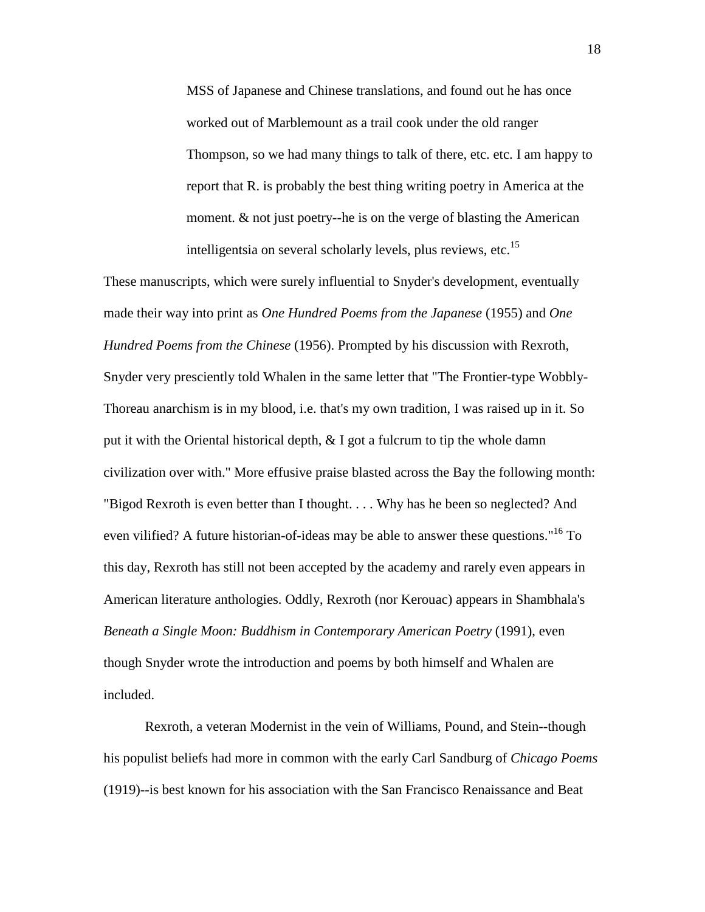> MSS of Japanese and Chinese translations, and found out he has once worked out of Marblemount as a trail cook under the old ranger Thompson, so we had many things to talk of there, etc. etc. I am happy to report that R. is probably the best thing writing poetry in America at the moment. & not just poetry--he is on the verge of blasting the American intelligentsia on several scholarly levels, plus reviews, etc.[15]

These manuscripts, which were surely influential to Snyder's development, eventually made their way into print as *One Hundred Poems from the Japanese* (1955) and *One Hundred Poems from the Chinese* (1956). Prompted by his discussion with Rexroth, Snyder very presciently told Whalen in the same letter that "The Frontier-type Wobbly-Thoreau anarchism is in my blood, i.e. that's my own tradition, I was raised up in it. So put it with the Oriental historical depth, & I got a fulcrum to tip the whole damn civilization over with." More effusive praise blasted across the Bay the following month: "Bigod Rexroth is even better than I thought. . . . Why has he been so neglected? And even vilified? A future historian-of-ideas may be able to answer these questions."[16] To this day, Rexroth has still not been accepted by the academy and rarely even appears in American literature anthologies. Oddly, Rexroth (nor Kerouac) appears in Shambhala's *Beneath a Single Moon: Buddhism in Contemporary American Poetry* (1991), even though Snyder wrote the introduction and poems by both himself and Whalen are included.

Rexroth, a veteran Modernist in the vein of Williams, Pound, and Stein--though his populist beliefs had more in common with the early Carl Sandburg of *Chicago Poems* (1919)--is best known for his association with the San Francisco Renaissance and Beat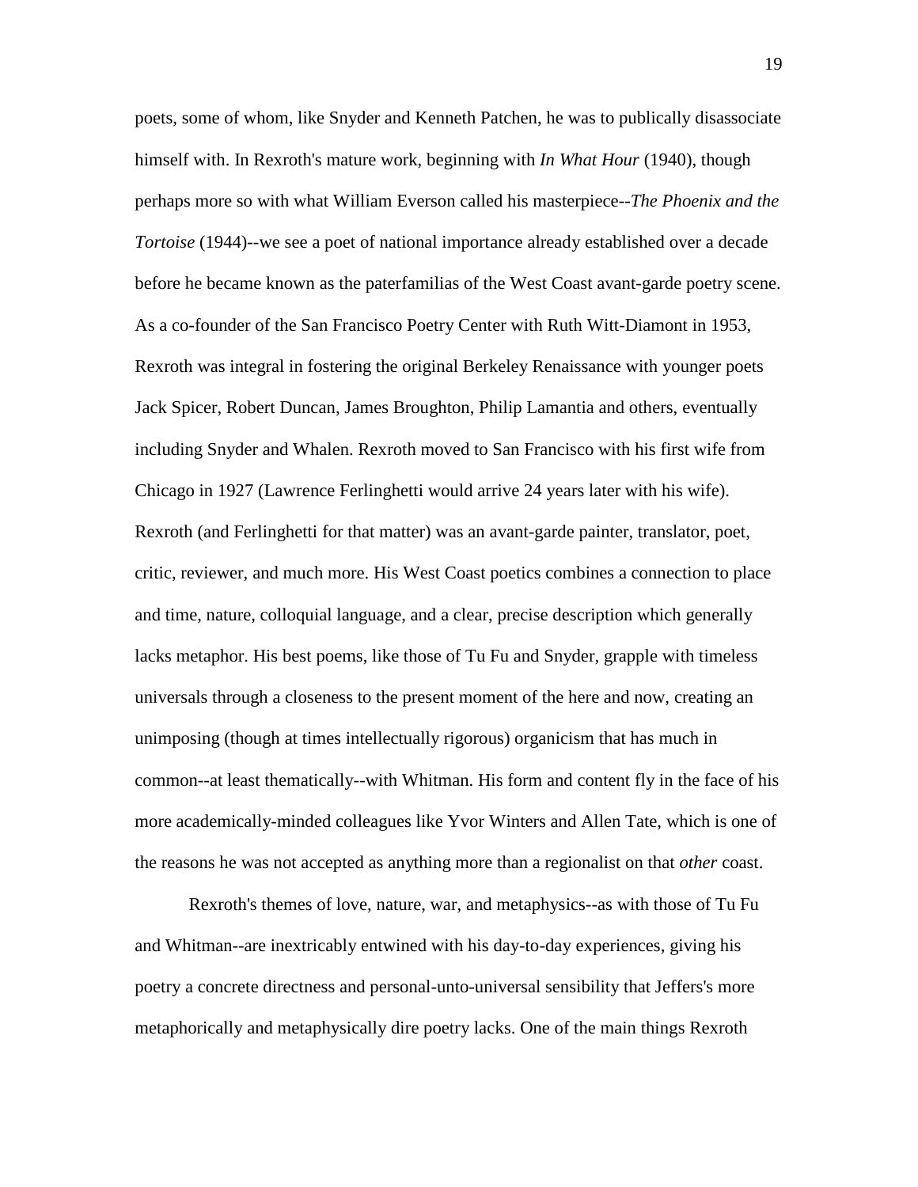poets, some of whom, like Snyder and Kenneth Patchen, he was to publically disassociate himself with. In Rexroth's mature work, beginning with *In What Hour* (1940), though perhaps more so with what William Everson called his masterpiece--*The Phoenix and the Tortoise* (1944)--we see a poet of national importance already established over a decade before he became known as the paterfamilias of the West Coast avant-garde poetry scene. As a co-founder of the San Francisco Poetry Center with Ruth Witt-Diamont in 1953, Rexroth was integral in fostering the original Berkeley Renaissance with younger poets Jack Spicer, Robert Duncan, James Broughton, Philip Lamantia and others, eventually including Snyder and Whalen. Rexroth moved to San Francisco with his first wife from Chicago in 1927 (Lawrence Ferlinghetti would arrive 24 years later with his wife). Rexroth (and Ferlinghetti for that matter) was an avant-garde painter, translator, poet, critic, reviewer, and much more. His West Coast poetics combines a connection to place and time, nature, colloquial language, and a clear, precise description which generally lacks metaphor. His best poems, like those of Tu Fu and Snyder, grapple with timeless universals through a closeness to the present moment of the here and now, creating an unimposing (though at times intellectually rigorous) organicism that has much in common--at least thematically--with Whitman. His form and content fly in the face of his more academically-minded colleagues like Yvor Winters and Allen Tate, which is one of the reasons he was not accepted as anything more than a regionalist on that *other* coast.

Rexroth's themes of love, nature, war, and metaphysics--as with those of Tu Fu and Whitman--are inextricably entwined with his day-to-day experiences, giving his poetry a concrete directness and personal-unto-universal sensibility that Jeffers's more metaphorically and metaphysically dire poetry lacks. One of the main things Rexroth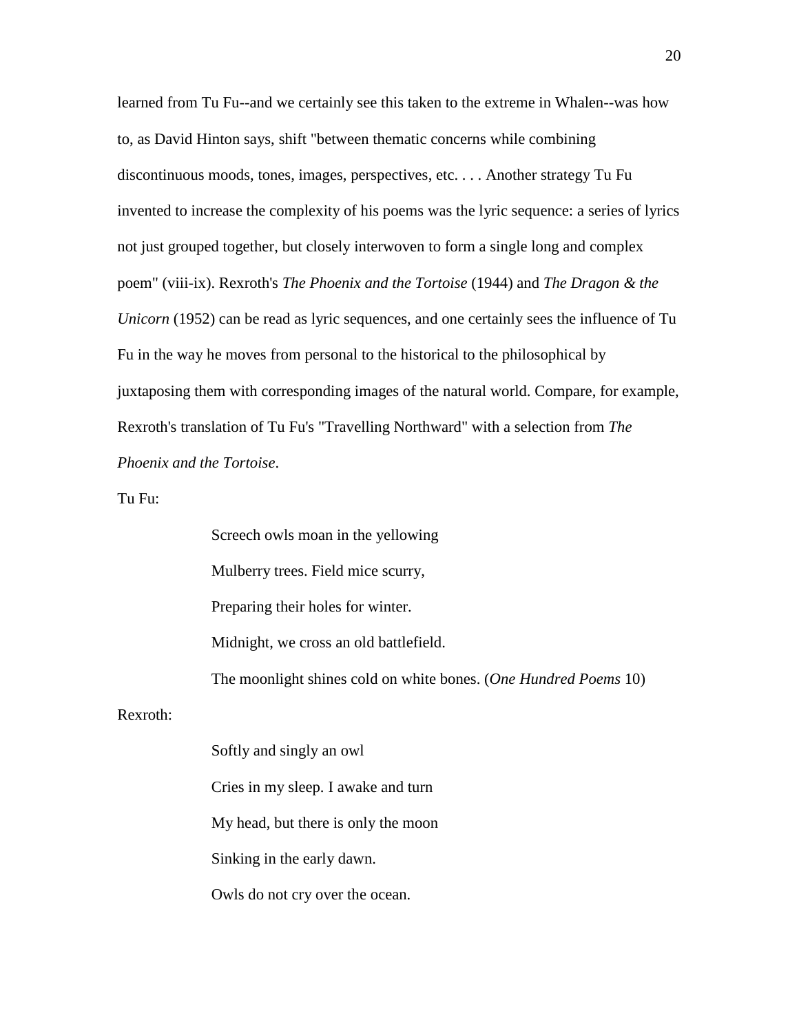learned from Tu Fu--and we certainly see this taken to the extreme in Whalen--was how to, as David Hinton says, shift "between thematic concerns while combining discontinuous moods, tones, images, perspectives, etc. . . . Another strategy Tu Fu invented to increase the complexity of his poems was the lyric sequence: a series of lyrics not just grouped together, but closely interwoven to form a single long and complex poem" (viii-ix). Rexroth's *The Phoenix and the Tortoise* (1944) and *The Dragon & the Unicorn* (1952) can be read as lyric sequences, and one certainly sees the influence of Tu Fu in the way he moves from personal to the historical to the philosophical by juxtaposing them with corresponding images of the natural world. Compare, for example, Rexroth's translation of Tu Fu's "Travelling Northward" with a selection from *The Phoenix and the Tortoise*.

Tu Fu:

> Screech owls moan in the yellowing
>
> Mulberry trees. Field mice scurry,
>
> Preparing their holes for winter.
>
> Midnight, we cross an old battlefield.
>
> The moonlight shines cold on white bones. (*One Hundred Poems* 10)

Rexroth:

> Softly and singly an owl
>
> Cries in my sleep. I awake and turn
>
> My head, but there is only the moon
>
> Sinking in the early dawn.
>
> Owls do not cry over the ocean.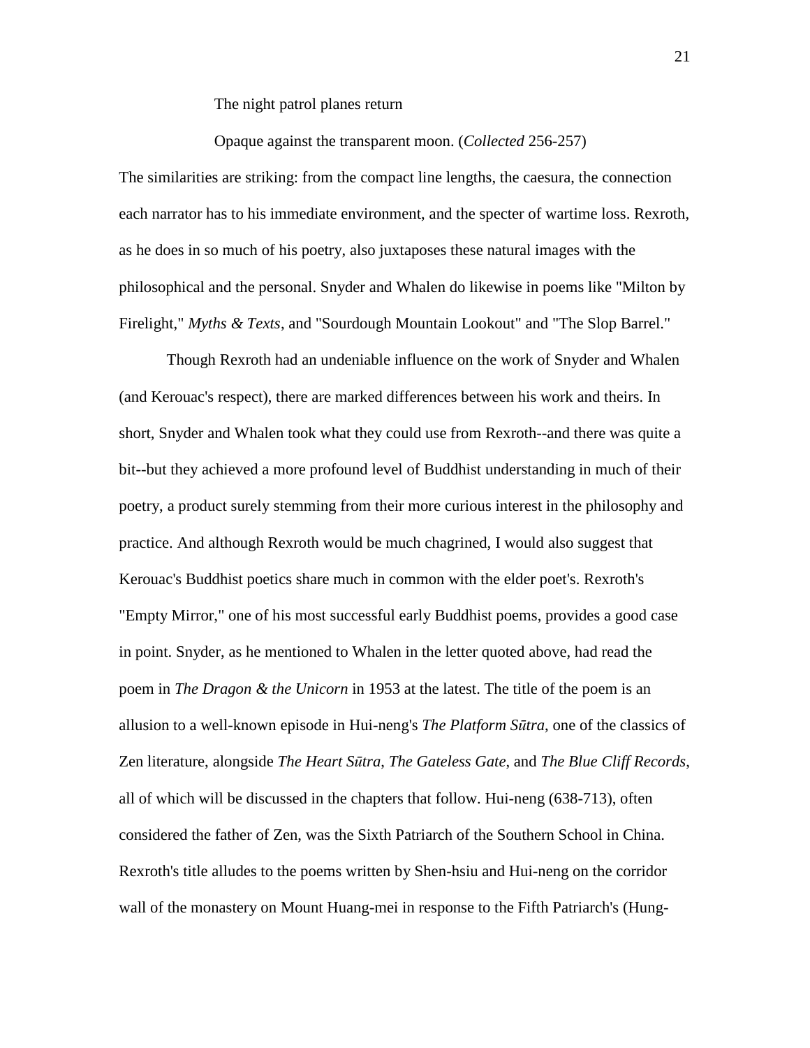The night patrol planes return

Opaque against the transparent moon. (*Collected* 256-257)

The similarities are striking: from the compact line lengths, the caesura, the connection each narrator has to his immediate environment, and the specter of wartime loss. Rexroth, as he does in so much of his poetry, also juxtaposes these natural images with the philosophical and the personal. Snyder and Whalen do likewise in poems like "Milton by Firelight," *Myths & Texts*, and "Sourdough Mountain Lookout" and "The Slop Barrel."

Though Rexroth had an undeniable influence on the work of Snyder and Whalen (and Kerouac's respect), there are marked differences between his work and theirs. In short, Snyder and Whalen took what they could use from Rexroth--and there was quite a bit--but they achieved a more profound level of Buddhist understanding in much of their poetry, a product surely stemming from their more curious interest in the philosophy and practice. And although Rexroth would be much chagrined, I would also suggest that Kerouac's Buddhist poetics share much in common with the elder poet's. Rexroth's "Empty Mirror," one of his most successful early Buddhist poems, provides a good case in point. Snyder, as he mentioned to Whalen in the letter quoted above, had read the poem in *The Dragon & the Unicorn* in 1953 at the latest. The title of the poem is an allusion to a well-known episode in Hui-neng's *The Platform Sūtra*, one of the classics of Zen literature, alongside *The Heart Sūtra*, *The Gateless Gate*, and *The Blue Cliff Records*, all of which will be discussed in the chapters that follow. Hui-neng (638-713), often considered the father of Zen, was the Sixth Patriarch of the Southern School in China. Rexroth's title alludes to the poems written by Shen-hsiu and Hui-neng on the corridor wall of the monastery on Mount Huang-mei in response to the Fifth Patriarch's (Hung-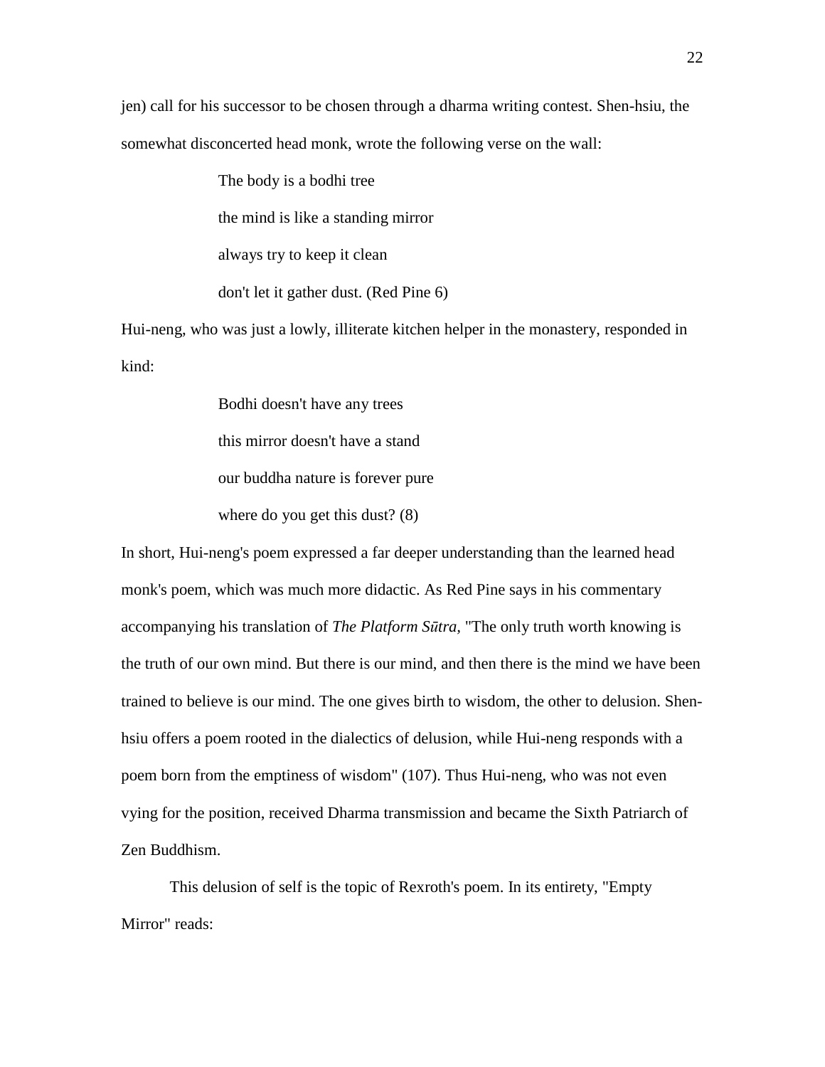jen) call for his successor to be chosen through a dharma writing contest. Shen-hsiu, the somewhat disconcerted head monk, wrote the following verse on the wall:

> The body is a bodhi tree
> the mind is like a standing mirror
> always try to keep it clean
> don't let it gather dust. (Red Pine 6)

Hui-neng, who was just a lowly, illiterate kitchen helper in the monastery, responded in kind:

> Bodhi doesn't have any trees
> this mirror doesn't have a stand
> our buddha nature is forever pure
> where do you get this dust? (8)

In short, Hui-neng's poem expressed a far deeper understanding than the learned head monk's poem, which was much more didactic. As Red Pine says in his commentary accompanying his translation of *The Platform Sūtra*, "The only truth worth knowing is the truth of our own mind. But there is our mind, and then there is the mind we have been trained to believe is our mind. The one gives birth to wisdom, the other to delusion. Shen-hsiu offers a poem rooted in the dialectics of delusion, while Hui-neng responds with a poem born from the emptiness of wisdom" (107). Thus Hui-neng, who was not even vying for the position, received Dharma transmission and became the Sixth Patriarch of Zen Buddhism.

This delusion of self is the topic of Rexroth's poem. In its entirety, "Empty Mirror" reads: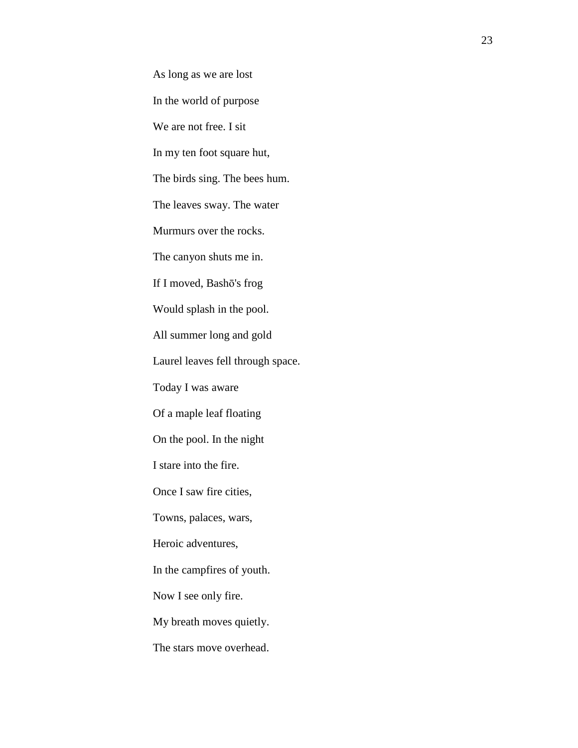As long as we are lost

In the world of purpose

We are not free. I sit

In my ten foot square hut,

The birds sing. The bees hum.

The leaves sway. The water

Murmurs over the rocks.

The canyon shuts me in.

If I moved, Bashō's frog

Would splash in the pool.

All summer long and gold

Laurel leaves fell through space.

Today I was aware

Of a maple leaf floating

On the pool. In the night

I stare into the fire.

Once I saw fire cities,

Towns, palaces, wars,

Heroic adventures,

In the campfires of youth.

Now I see only fire.

My breath moves quietly.

The stars move overhead.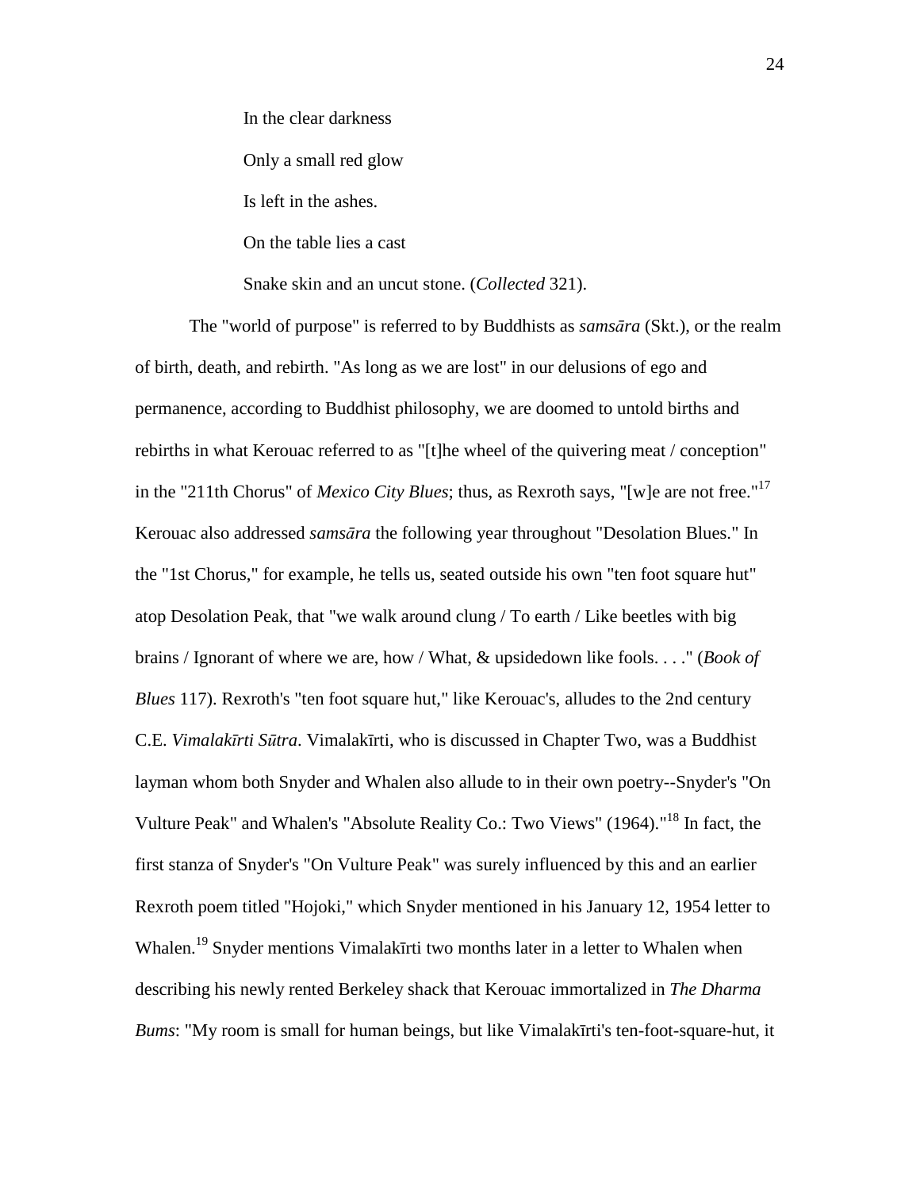In the clear darkness

Only a small red glow

Is left in the ashes.

On the table lies a cast

Snake skin and an uncut stone. (*Collected* 321).

The "world of purpose" is referred to by Buddhists as *samsāra* (Skt.), or the realm of birth, death, and rebirth. "As long as we are lost" in our delusions of ego and permanence, according to Buddhist philosophy, we are doomed to untold births and rebirths in what Kerouac referred to as "[t]he wheel of the quivering meat / conception" in the "211th Chorus" of *Mexico City Blues*; thus, as Rexroth says, "[w]e are not free."[17] Kerouac also addressed *samsāra* the following year throughout "Desolation Blues." In the "1st Chorus," for example, he tells us, seated outside his own "ten foot square hut" atop Desolation Peak, that "we walk around clung / To earth / Like beetles with big brains / Ignorant of where we are, how / What, & upsidedown like fools. . . ." (*Book of Blues* 117). Rexroth's "ten foot square hut," like Kerouac's, alludes to the 2nd century C.E. *Vimalakīrti Sūtra*. Vimalakīrti, who is discussed in Chapter Two, was a Buddhist layman whom both Snyder and Whalen also allude to in their own poetry--Snyder's "On Vulture Peak" and Whalen's "Absolute Reality Co.: Two Views" (1964)."[18] In fact, the first stanza of Snyder's "On Vulture Peak" was surely influenced by this and an earlier Rexroth poem titled "Hojoki," which Snyder mentioned in his January 12, 1954 letter to Whalen.[19] Snyder mentions Vimalakīrti two months later in a letter to Whalen when describing his newly rented Berkeley shack that Kerouac immortalized in *The Dharma Bums*: "My room is small for human beings, but like Vimalakīrti's ten-foot-square-hut, it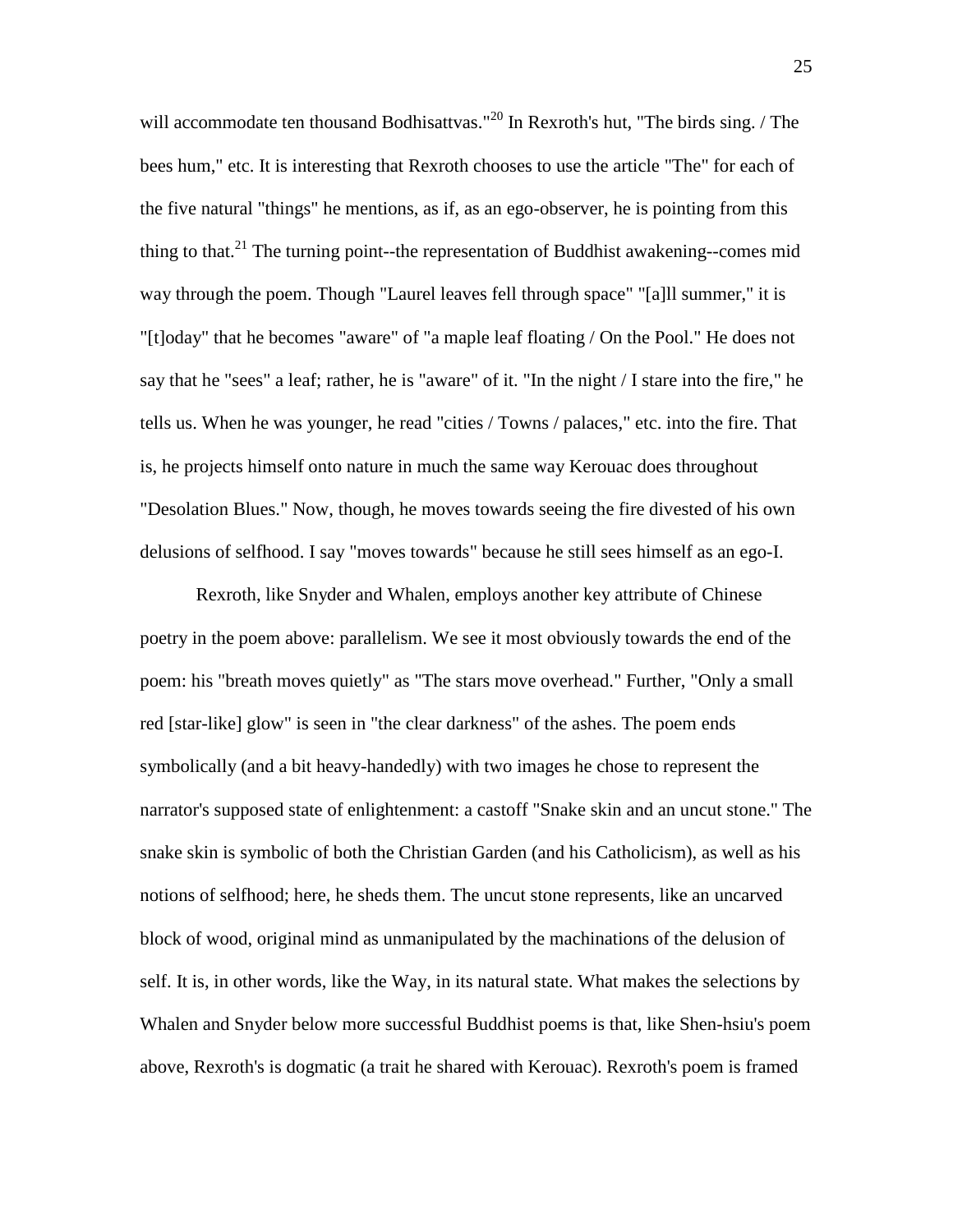will accommodate ten thousand Bodhisattvas."[20] In Rexroth's hut, "The birds sing. / The bees hum," etc. It is interesting that Rexroth chooses to use the article "The" for each of the five natural "things" he mentions, as if, as an ego-observer, he is pointing from this thing to that.[21] The turning point--the representation of Buddhist awakening--comes mid way through the poem. Though "Laurel leaves fell through space" "[a]ll summer," it is "[t]oday" that he becomes "aware" of "a maple leaf floating / On the Pool." He does not say that he "sees" a leaf; rather, he is "aware" of it. "In the night / I stare into the fire," he tells us. When he was younger, he read "cities / Towns / palaces," etc. into the fire. That is, he projects himself onto nature in much the same way Kerouac does throughout "Desolation Blues." Now, though, he moves towards seeing the fire divested of his own delusions of selfhood. I say "moves towards" because he still sees himself as an ego-I.

Rexroth, like Snyder and Whalen, employs another key attribute of Chinese poetry in the poem above: parallelism. We see it most obviously towards the end of the poem: his "breath moves quietly" as "The stars move overhead." Further, "Only a small red [star-like] glow" is seen in "the clear darkness" of the ashes. The poem ends symbolically (and a bit heavy-handedly) with two images he chose to represent the narrator's supposed state of enlightenment: a castoff "Snake skin and an uncut stone." The snake skin is symbolic of both the Christian Garden (and his Catholicism), as well as his notions of selfhood; here, he sheds them. The uncut stone represents, like an uncarved block of wood, original mind as unmanipulated by the machinations of the delusion of self. It is, in other words, like the Way, in its natural state. What makes the selections by Whalen and Snyder below more successful Buddhist poems is that, like Shen-hsiu's poem above, Rexroth's is dogmatic (a trait he shared with Kerouac). Rexroth's poem is framed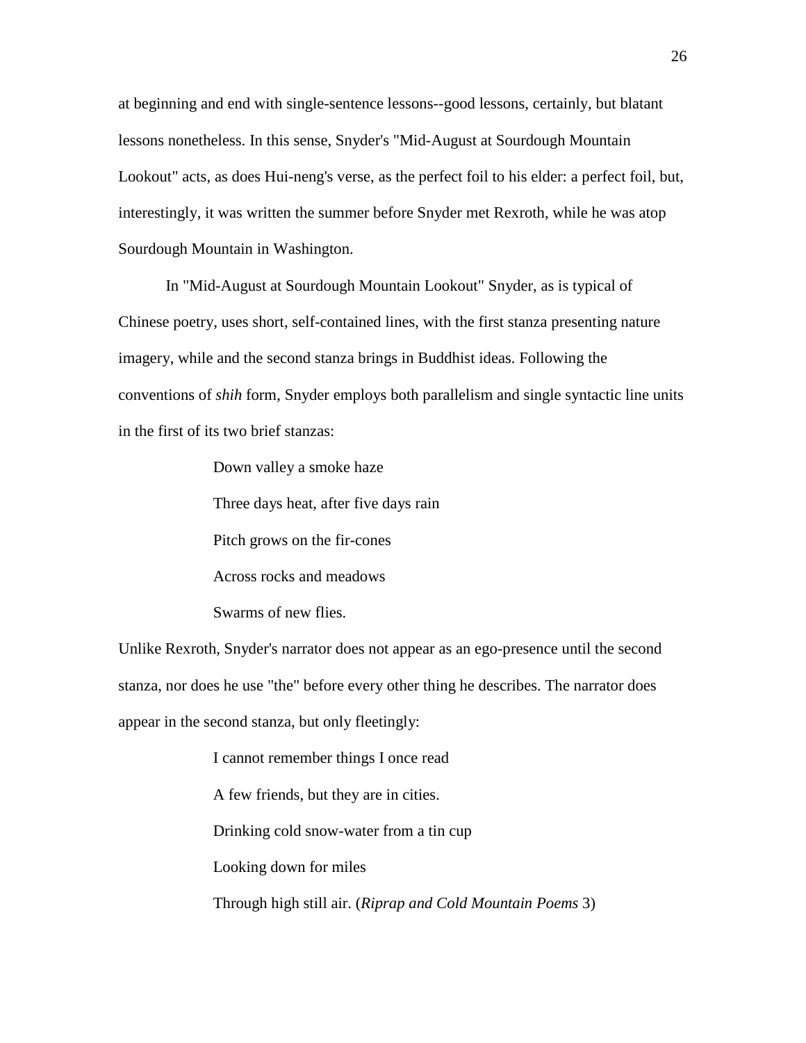at beginning and end with single-sentence lessons--good lessons, certainly, but blatant lessons nonetheless. In this sense, Snyder's "Mid-August at Sourdough Mountain Lookout" acts, as does Hui-neng's verse, as the perfect foil to his elder: a perfect foil, but, interestingly, it was written the summer before Snyder met Rexroth, while he was atop Sourdough Mountain in Washington.

In "Mid-August at Sourdough Mountain Lookout" Snyder, as is typical of Chinese poetry, uses short, self-contained lines, with the first stanza presenting nature imagery, while and the second stanza brings in Buddhist ideas. Following the conventions of *shih* form, Snyder employs both parallelism and single syntactic line units in the first of its two brief stanzas:

> Down valley a smoke haze
>
> Three days heat, after five days rain
>
> Pitch grows on the fir-cones
>
> Across rocks and meadows
>
> Swarms of new flies.

Unlike Rexroth, Snyder's narrator does not appear as an ego-presence until the second stanza, nor does he use "the" before every other thing he describes. The narrator does appear in the second stanza, but only fleetingly:

> I cannot remember things I once read
>
> A few friends, but they are in cities.
>
> Drinking cold snow-water from a tin cup
>
> Looking down for miles
>
> Through high still air. (*Riprap and Cold Mountain Poems* 3)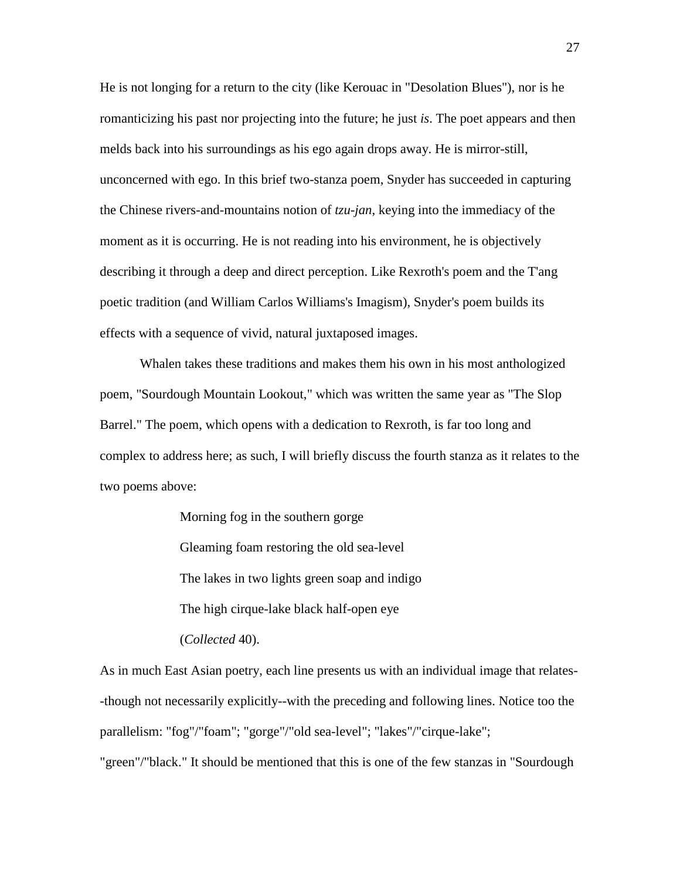He is not longing for a return to the city (like Kerouac in "Desolation Blues"), nor is he romanticizing his past nor projecting into the future; he just *is*. The poet appears and then melds back into his surroundings as his ego again drops away. He is mirror-still, unconcerned with ego. In this brief two-stanza poem, Snyder has succeeded in capturing the Chinese rivers-and-mountains notion of *tzu-jan*, keying into the immediacy of the moment as it is occurring. He is not reading into his environment, he is objectively describing it through a deep and direct perception. Like Rexroth's poem and the T'ang poetic tradition (and William Carlos Williams's Imagism), Snyder's poem builds its effects with a sequence of vivid, natural juxtaposed images.

Whalen takes these traditions and makes them his own in his most anthologized poem, "Sourdough Mountain Lookout," which was written the same year as "The Slop Barrel." The poem, which opens with a dedication to Rexroth, is far too long and complex to address here; as such, I will briefly discuss the fourth stanza as it relates to the two poems above:

> Morning fog in the southern gorge
>
> Gleaming foam restoring the old sea-level
>
> The lakes in two lights green soap and indigo
>
> The high cirque-lake black half-open eye
>
> (*Collected* 40).

As in much East Asian poetry, each line presents us with an individual image that relates--though not necessarily explicitly--with the preceding and following lines. Notice too the parallelism: "fog"/"foam"; "gorge"/"old sea-level"; "lakes"/"cirque-lake"; "green"/"black." It should be mentioned that this is one of the few stanzas in "Sourdough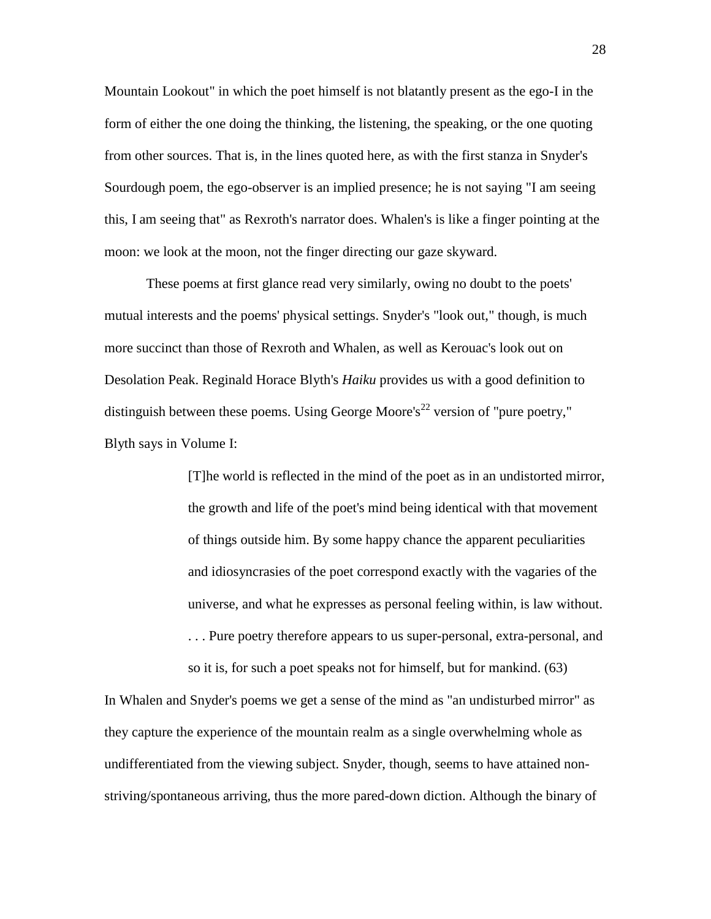Mountain Lookout" in which the poet himself is not blatantly present as the ego-I in the form of either the one doing the thinking, the listening, the speaking, or the one quoting from other sources. That is, in the lines quoted here, as with the first stanza in Snyder's Sourdough poem, the ego-observer is an implied presence; he is not saying "I am seeing this, I am seeing that" as Rexroth's narrator does. Whalen's is like a finger pointing at the moon: we look at the moon, not the finger directing our gaze skyward.

These poems at first glance read very similarly, owing no doubt to the poets' mutual interests and the poems' physical settings. Snyder's "look out," though, is much more succinct than those of Rexroth and Whalen, as well as Kerouac's look out on Desolation Peak. Reginald Horace Blyth's *Haiku* provides us with a good definition to distinguish between these poems. Using George Moore's[22] version of "pure poetry," Blyth says in Volume I:

> [T]he world is reflected in the mind of the poet as in an undistorted mirror, the growth and life of the poet's mind being identical with that movement of things outside him. By some happy chance the apparent peculiarities and idiosyncrasies of the poet correspond exactly with the vagaries of the universe, and what he expresses as personal feeling within, is law without. . . . Pure poetry therefore appears to us super-personal, extra-personal, and so it is, for such a poet speaks not for himself, but for mankind. (63)

In Whalen and Snyder's poems we get a sense of the mind as "an undisturbed mirror" as they capture the experience of the mountain realm as a single overwhelming whole as undifferentiated from the viewing subject. Snyder, though, seems to have attained non-striving/spontaneous arriving, thus the more pared-down diction. Although the binary of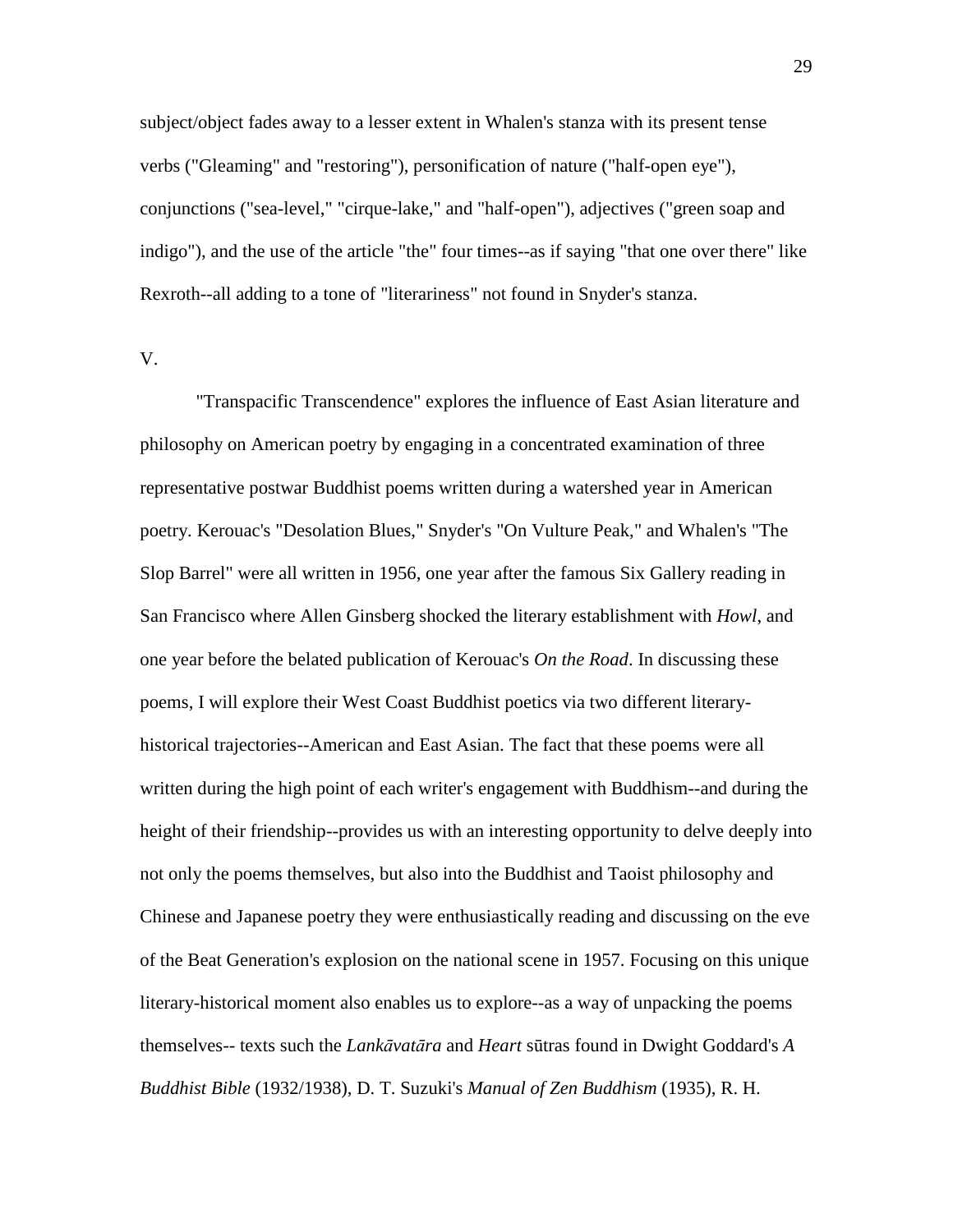subject/object fades away to a lesser extent in Whalen's stanza with its present tense verbs ("Gleaming" and "restoring"), personification of nature ("half-open eye"), conjunctions ("sea-level," "cirque-lake," and "half-open"), adjectives ("green soap and indigo"), and the use of the article "the" four times--as if saying "that one over there" like Rexroth--all adding to a tone of "literariness" not found in Snyder's stanza.

V.

"Transpacific Transcendence" explores the influence of East Asian literature and philosophy on American poetry by engaging in a concentrated examination of three representative postwar Buddhist poems written during a watershed year in American poetry. Kerouac's "Desolation Blues," Snyder's "On Vulture Peak," and Whalen's "The Slop Barrel" were all written in 1956, one year after the famous Six Gallery reading in San Francisco where Allen Ginsberg shocked the literary establishment with *Howl*, and one year before the belated publication of Kerouac's *On the Road*. In discussing these poems, I will explore their West Coast Buddhist poetics via two different literary-historical trajectories--American and East Asian. The fact that these poems were all written during the high point of each writer's engagement with Buddhism--and during the height of their friendship--provides us with an interesting opportunity to delve deeply into not only the poems themselves, but also into the Buddhist and Taoist philosophy and Chinese and Japanese poetry they were enthusiastically reading and discussing on the eve of the Beat Generation's explosion on the national scene in 1957. Focusing on this unique literary-historical moment also enables us to explore--as a way of unpacking the poems themselves-- texts such the *Lankāvatāra* and *Heart* sūtras found in Dwight Goddard's *A Buddhist Bible* (1932/1938), D. T. Suzuki's *Manual of Zen Buddhism* (1935), R. H.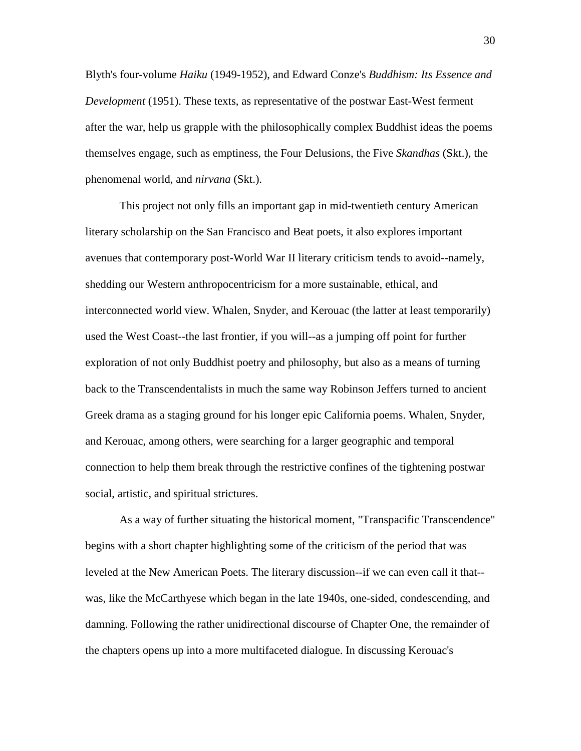Blyth's four-volume *Haiku* (1949-1952), and Edward Conze's *Buddhism: Its Essence and Development* (1951). These texts, as representative of the postwar East-West ferment after the war, help us grapple with the philosophically complex Buddhist ideas the poems themselves engage, such as emptiness, the Four Delusions, the Five *Skandhas* (Skt.), the phenomenal world, and *nirvana* (Skt.).

This project not only fills an important gap in mid-twentieth century American literary scholarship on the San Francisco and Beat poets, it also explores important avenues that contemporary post-World War II literary criticism tends to avoid--namely, shedding our Western anthropocentricism for a more sustainable, ethical, and interconnected world view. Whalen, Snyder, and Kerouac (the latter at least temporarily) used the West Coast--the last frontier, if you will--as a jumping off point for further exploration of not only Buddhist poetry and philosophy, but also as a means of turning back to the Transcendentalists in much the same way Robinson Jeffers turned to ancient Greek drama as a staging ground for his longer epic California poems. Whalen, Snyder, and Kerouac, among others, were searching for a larger geographic and temporal connection to help them break through the restrictive confines of the tightening postwar social, artistic, and spiritual strictures.

As a way of further situating the historical moment, "Transpacific Transcendence" begins with a short chapter highlighting some of the criticism of the period that was leveled at the New American Poets. The literary discussion--if we can even call it that--was, like the McCarthyese which began in the late 1940s, one-sided, condescending, and damning. Following the rather unidirectional discourse of Chapter One, the remainder of the chapters opens up into a more multifaceted dialogue. In discussing Kerouac's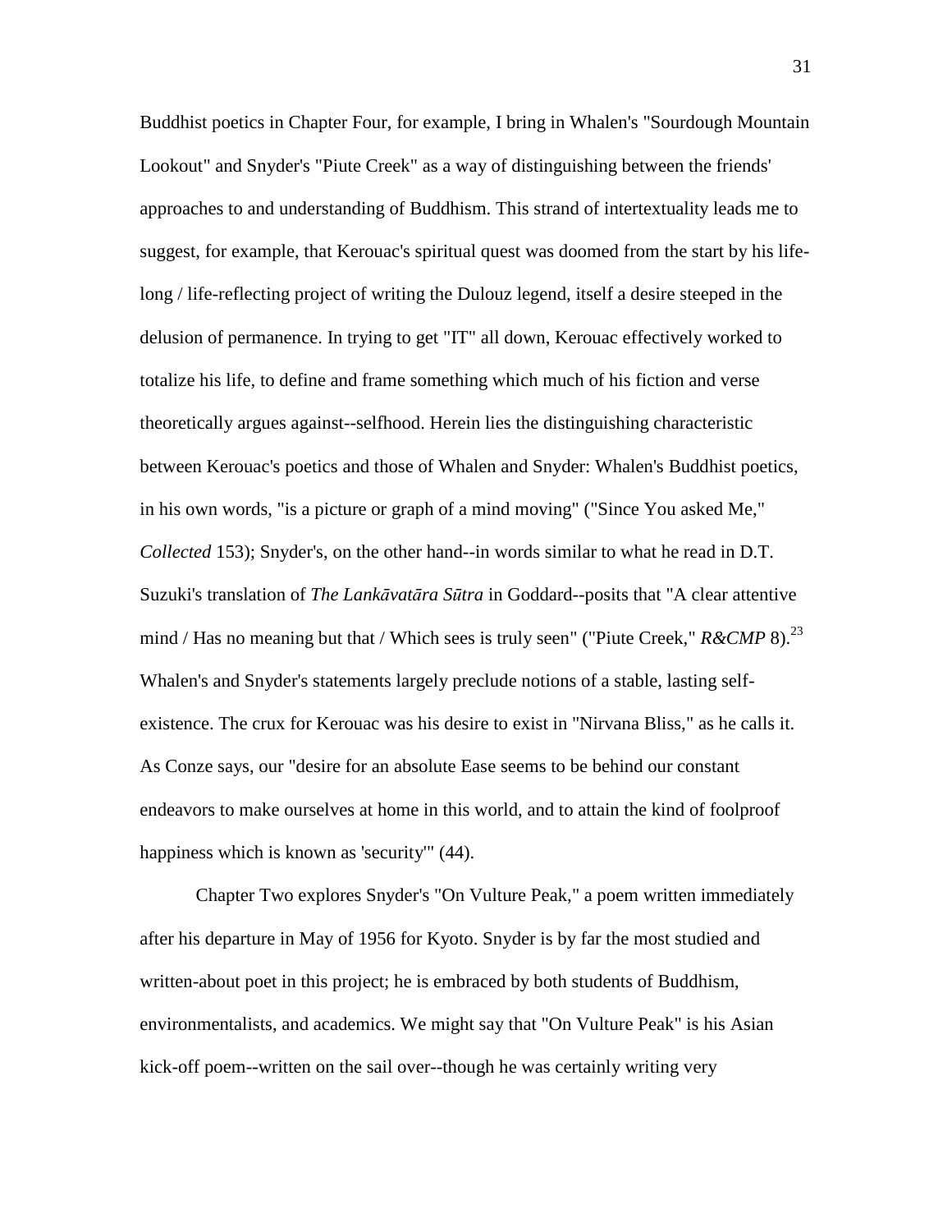Buddhist poetics in Chapter Four, for example, I bring in Whalen's "Sourdough Mountain Lookout" and Snyder's "Piute Creek" as a way of distinguishing between the friends' approaches to and understanding of Buddhism. This strand of intertextuality leads me to suggest, for example, that Kerouac's spiritual quest was doomed from the start by his life-long / life-reflecting project of writing the Dulouz legend, itself a desire steeped in the delusion of permanence. In trying to get "IT" all down, Kerouac effectively worked to totalize his life, to define and frame something which much of his fiction and verse theoretically argues against--selfhood. Herein lies the distinguishing characteristic between Kerouac's poetics and those of Whalen and Snyder: Whalen's Buddhist poetics, in his own words, "is a picture or graph of a mind moving" ("Since You asked Me," *Collected* 153); Snyder's, on the other hand--in words similar to what he read in D.T. Suzuki's translation of *The Lankāvatāra Sūtra* in Goddard--posits that "A clear attentive mind / Has no meaning but that / Which sees is truly seen" ("Piute Creek," *R&CMP* 8).[23] Whalen's and Snyder's statements largely preclude notions of a stable, lasting self-existence. The crux for Kerouac was his desire to exist in "Nirvana Bliss," as he calls it. As Conze says, our "desire for an absolute Ease seems to be behind our constant endeavors to make ourselves at home in this world, and to attain the kind of foolproof happiness which is known as 'security'" (44).

Chapter Two explores Snyder's "On Vulture Peak," a poem written immediately after his departure in May of 1956 for Kyoto. Snyder is by far the most studied and written-about poet in this project; he is embraced by both students of Buddhism, environmentalists, and academics. We might say that "On Vulture Peak" is his Asian kick-off poem--written on the sail over--though he was certainly writing very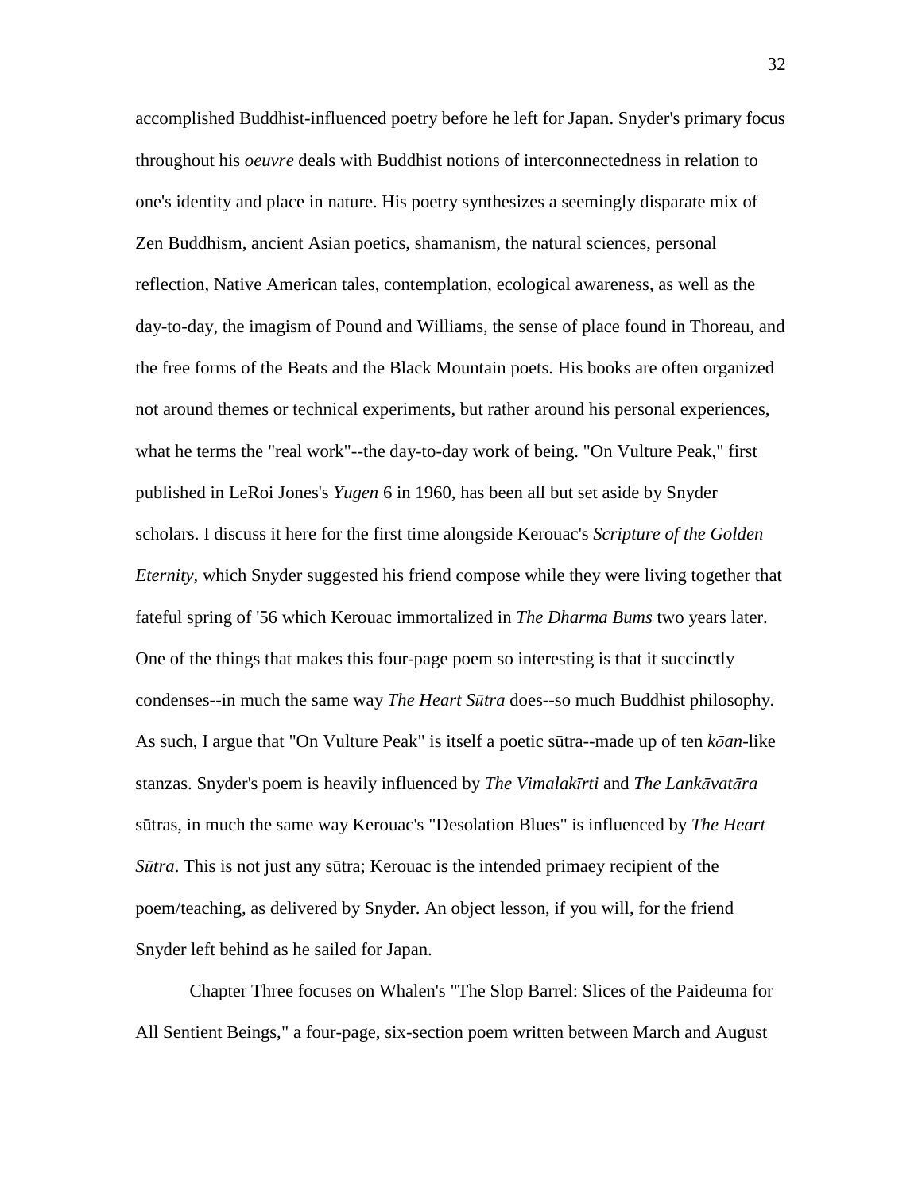accomplished Buddhist-influenced poetry before he left for Japan. Snyder's primary focus throughout his *oeuvre* deals with Buddhist notions of interconnectedness in relation to one's identity and place in nature. His poetry synthesizes a seemingly disparate mix of Zen Buddhism, ancient Asian poetics, shamanism, the natural sciences, personal reflection, Native American tales, contemplation, ecological awareness, as well as the day-to-day, the imagism of Pound and Williams, the sense of place found in Thoreau, and the free forms of the Beats and the Black Mountain poets. His books are often organized not around themes or technical experiments, but rather around his personal experiences, what he terms the "real work"--the day-to-day work of being. "On Vulture Peak," first published in LeRoi Jones's *Yugen* 6 in 1960, has been all but set aside by Snyder scholars. I discuss it here for the first time alongside Kerouac's *Scripture of the Golden Eternity*, which Snyder suggested his friend compose while they were living together that fateful spring of '56 which Kerouac immortalized in *The Dharma Bums* two years later. One of the things that makes this four-page poem so interesting is that it succinctly condenses--in much the same way *The Heart Sūtra* does--so much Buddhist philosophy. As such, I argue that "On Vulture Peak" is itself a poetic sūtra--made up of ten *kōan*-like stanzas. Snyder's poem is heavily influenced by *The Vimalakīrti* and *The Lankāvatāra* sūtras, in much the same way Kerouac's "Desolation Blues" is influenced by *The Heart Sūtra*. This is not just any sūtra; Kerouac is the intended primaey recipient of the poem/teaching, as delivered by Snyder. An object lesson, if you will, for the friend Snyder left behind as he sailed for Japan.

Chapter Three focuses on Whalen's "The Slop Barrel: Slices of the Paideuma for All Sentient Beings," a four-page, six-section poem written between March and August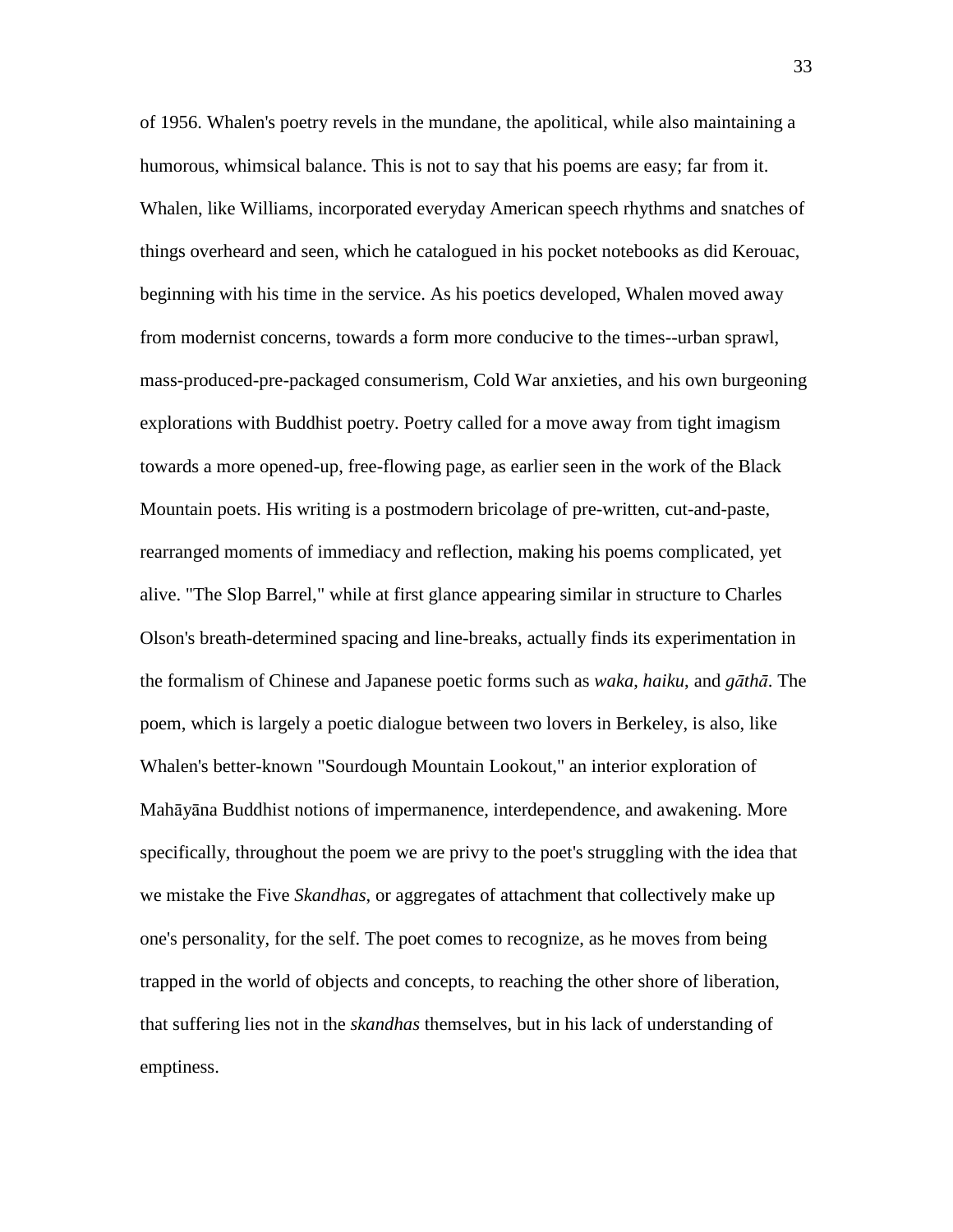of 1956. Whalen's poetry revels in the mundane, the apolitical, while also maintaining a humorous, whimsical balance. This is not to say that his poems are easy; far from it. Whalen, like Williams, incorporated everyday American speech rhythms and snatches of things overheard and seen, which he catalogued in his pocket notebooks as did Kerouac, beginning with his time in the service. As his poetics developed, Whalen moved away from modernist concerns, towards a form more conducive to the times--urban sprawl, mass-produced-pre-packaged consumerism, Cold War anxieties, and his own burgeoning explorations with Buddhist poetry. Poetry called for a move away from tight imagism towards a more opened-up, free-flowing page, as earlier seen in the work of the Black Mountain poets. His writing is a postmodern bricolage of pre-written, cut-and-paste, rearranged moments of immediacy and reflection, making his poems complicated, yet alive. "The Slop Barrel," while at first glance appearing similar in structure to Charles Olson's breath-determined spacing and line-breaks, actually finds its experimentation in the formalism of Chinese and Japanese poetic forms such as *waka*, *haiku*, and *gāthā*. The poem, which is largely a poetic dialogue between two lovers in Berkeley, is also, like Whalen's better-known "Sourdough Mountain Lookout," an interior exploration of Mahāyāna Buddhist notions of impermanence, interdependence, and awakening. More specifically, throughout the poem we are privy to the poet's struggling with the idea that we mistake the Five *Skandhas*, or aggregates of attachment that collectively make up one's personality, for the self. The poet comes to recognize, as he moves from being trapped in the world of objects and concepts, to reaching the other shore of liberation, that suffering lies not in the *skandhas* themselves, but in his lack of understanding of emptiness.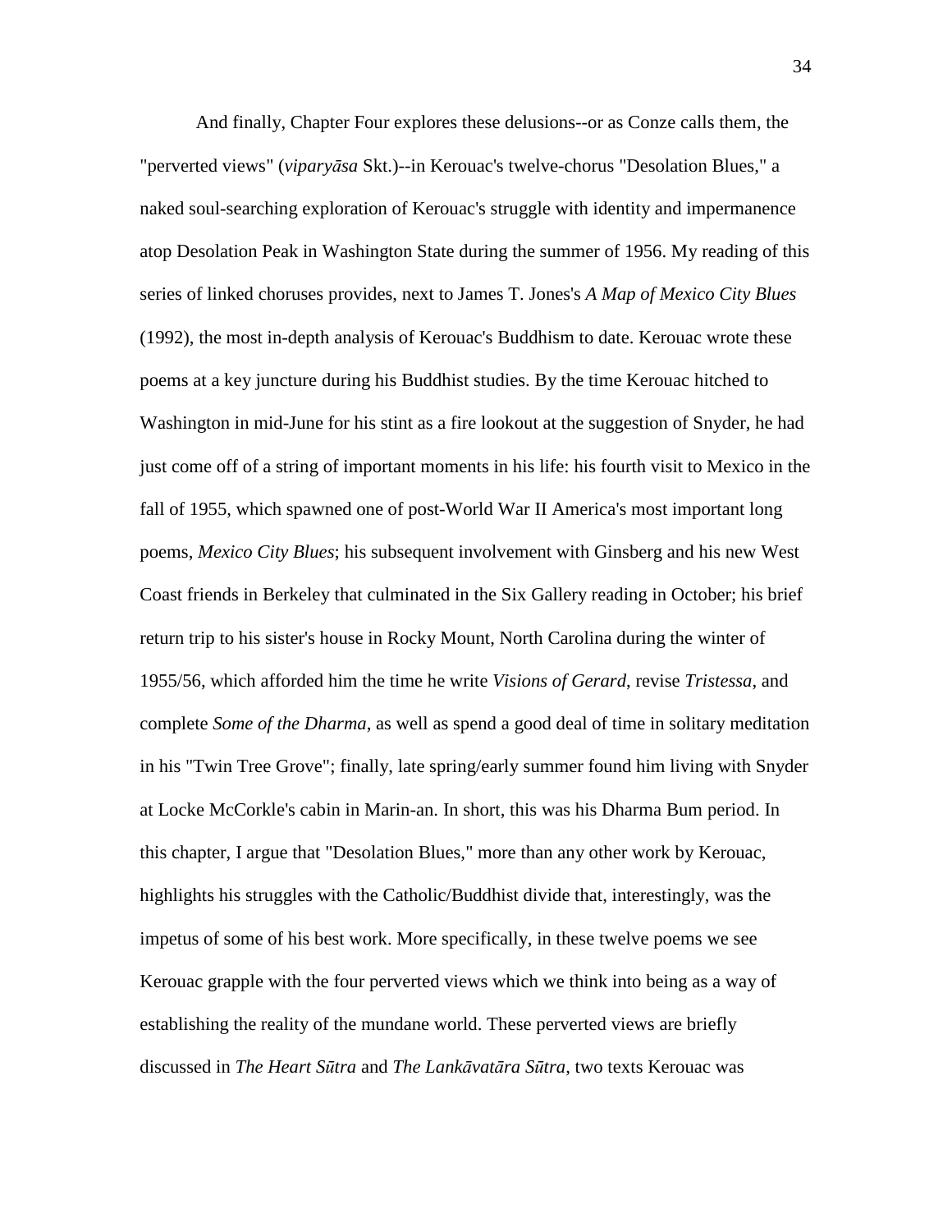And finally, Chapter Four explores these delusions--or as Conze calls them, the "perverted views" (*viparyāsa* Skt.)--in Kerouac's twelve-chorus "Desolation Blues," a naked soul-searching exploration of Kerouac's struggle with identity and impermanence atop Desolation Peak in Washington State during the summer of 1956. My reading of this series of linked choruses provides, next to James T. Jones's *A Map of Mexico City Blues* (1992), the most in-depth analysis of Kerouac's Buddhism to date. Kerouac wrote these poems at a key juncture during his Buddhist studies. By the time Kerouac hitched to Washington in mid-June for his stint as a fire lookout at the suggestion of Snyder, he had just come off of a string of important moments in his life: his fourth visit to Mexico in the fall of 1955, which spawned one of post-World War II America's most important long poems, *Mexico City Blues*; his subsequent involvement with Ginsberg and his new West Coast friends in Berkeley that culminated in the Six Gallery reading in October; his brief return trip to his sister's house in Rocky Mount, North Carolina during the winter of 1955/56, which afforded him the time he write *Visions of Gerard*, revise *Tristessa*, and complete *Some of the Dharma*, as well as spend a good deal of time in solitary meditation in his "Twin Tree Grove"; finally, late spring/early summer found him living with Snyder at Locke McCorkle's cabin in Marin-an. In short, this was his Dharma Bum period. In this chapter, I argue that "Desolation Blues," more than any other work by Kerouac, highlights his struggles with the Catholic/Buddhist divide that, interestingly, was the impetus of some of his best work. More specifically, in these twelve poems we see Kerouac grapple with the four perverted views which we think into being as a way of establishing the reality of the mundane world. These perverted views are briefly discussed in *The Heart Sūtra* and *The Lankāvatāra Sūtra*, two texts Kerouac was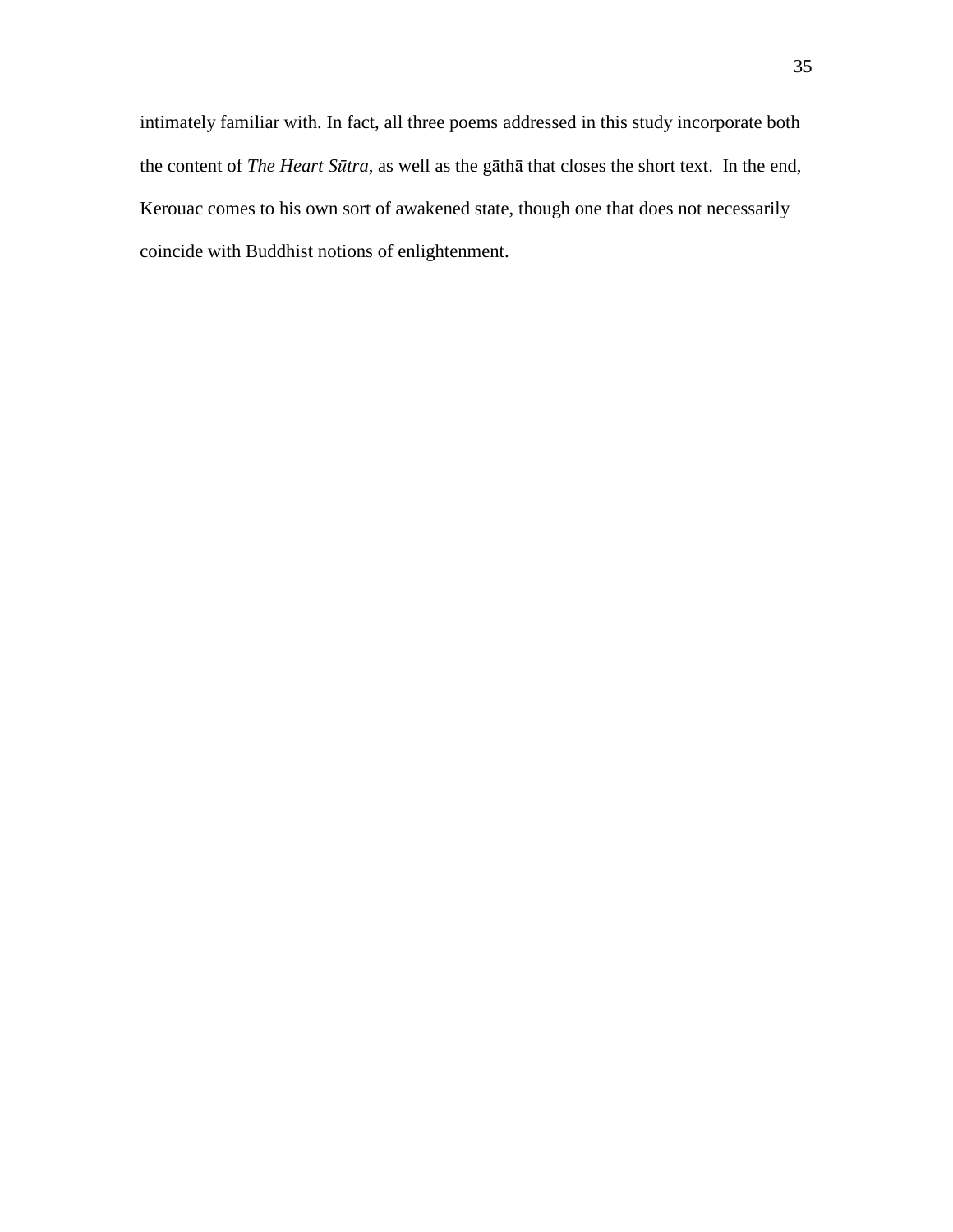intimately familiar with. In fact, all three poems addressed in this study incorporate both the content of *The Heart Sūtra*, as well as the gāthā that closes the short text. In the end, Kerouac comes to his own sort of awakened state, though one that does not necessarily coincide with Buddhist notions of enlightenment.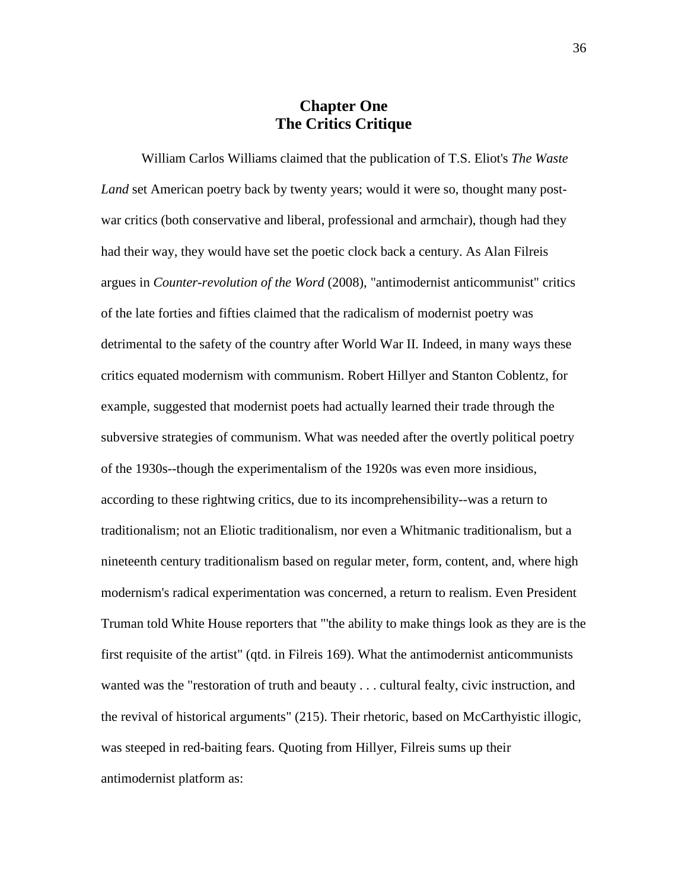# Chapter One
# The Critics Critique

William Carlos Williams claimed that the publication of T.S. Eliot's *The Waste Land* set American poetry back by twenty years; would it were so, thought many post-war critics (both conservative and liberal, professional and armchair), though had they had their way, they would have set the poetic clock back a century. As Alan Filreis argues in *Counter-revolution of the Word* (2008), "antimodernist anticommunist" critics of the late forties and fifties claimed that the radicalism of modernist poetry was detrimental to the safety of the country after World War II. Indeed, in many ways these critics equated modernism with communism. Robert Hillyer and Stanton Coblentz, for example, suggested that modernist poets had actually learned their trade through the subversive strategies of communism. What was needed after the overtly political poetry of the 1930s--though the experimentalism of the 1920s was even more insidious, according to these rightwing critics, due to its incomprehensibility--was a return to traditionalism; not an Eliotic traditionalism, nor even a Whitmanic traditionalism, but a nineteenth century traditionalism based on regular meter, form, content, and, where high modernism's radical experimentation was concerned, a return to realism. Even President Truman told White House reporters that "'the ability to make things look as they are is the first requisite of the artist" (qtd. in Filreis 169). What the antimodernist anticommunists wanted was the "restoration of truth and beauty . . . cultural fealty, civic instruction, and the revival of historical arguments" (215). Their rhetoric, based on McCarthyistic illogic, was steeped in red-baiting fears. Quoting from Hillyer, Filreis sums up their antimodernist platform as: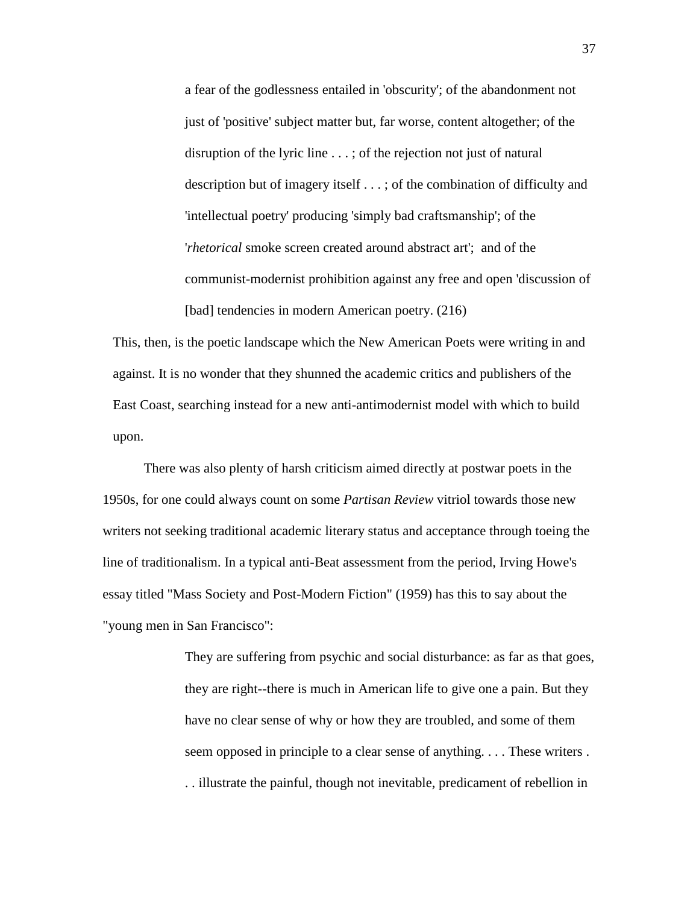> a fear of the godlessness entailed in 'obscurity'; of the abandonment not just of 'positive' subject matter but, far worse, content altogether; of the disruption of the lyric line . . . ; of the rejection not just of natural description but of imagery itself . . . ; of the combination of difficulty and 'intellectual poetry' producing 'simply bad craftsmanship'; of the '*rhetorical* smoke screen created around abstract art'; and of the communist-modernist prohibition against any free and open 'discussion of [bad] tendencies in modern American poetry. (216)

This, then, is the poetic landscape which the New American Poets were writing in and against. It is no wonder that they shunned the academic critics and publishers of the East Coast, searching instead for a new anti-antimodernist model with which to build upon.

There was also plenty of harsh criticism aimed directly at postwar poets in the 1950s, for one could always count on some *Partisan Review* vitriol towards those new writers not seeking traditional academic literary status and acceptance through toeing the line of traditionalism. In a typical anti-Beat assessment from the period, Irving Howe's essay titled "Mass Society and Post-Modern Fiction" (1959) has this to say about the "young men in San Francisco":

> They are suffering from psychic and social disturbance: as far as that goes, they are right--there is much in American life to give one a pain. But they have no clear sense of why or how they are troubled, and some of them seem opposed in principle to a clear sense of anything. . . . These writers . . . illustrate the painful, though not inevitable, predicament of rebellion in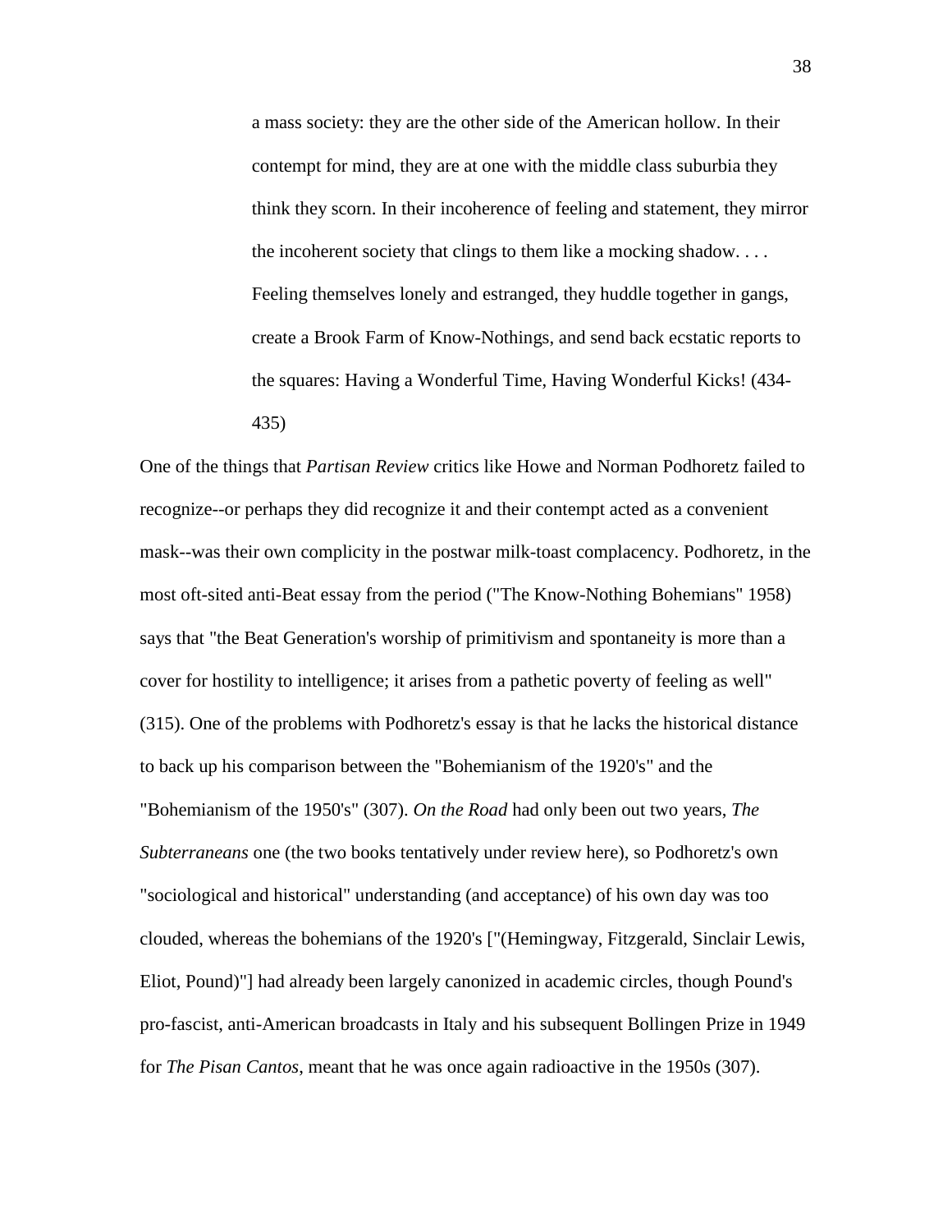> a mass society: they are the other side of the American hollow. In their contempt for mind, they are at one with the middle class suburbia they think they scorn. In their incoherence of feeling and statement, they mirror the incoherent society that clings to them like a mocking shadow. . . . Feeling themselves lonely and estranged, they huddle together in gangs, create a Brook Farm of Know-Nothings, and send back ecstatic reports to the squares: Having a Wonderful Time, Having Wonderful Kicks! (434-435)

One of the things that *Partisan Review* critics like Howe and Norman Podhoretz failed to recognize--or perhaps they did recognize it and their contempt acted as a convenient mask--was their own complicity in the postwar milk-toast complacency. Podhoretz, in the most oft-sited anti-Beat essay from the period ("The Know-Nothing Bohemians" 1958) says that "the Beat Generation's worship of primitivism and spontaneity is more than a cover for hostility to intelligence; it arises from a pathetic poverty of feeling as well" (315). One of the problems with Podhoretz's essay is that he lacks the historical distance to back up his comparison between the "Bohemianism of the 1920's" and the "Bohemianism of the 1950's" (307). *On the Road* had only been out two years, *The Subterraneans* one (the two books tentatively under review here), so Podhoretz's own "sociological and historical" understanding (and acceptance) of his own day was too clouded, whereas the bohemians of the 1920's ["(Hemingway, Fitzgerald, Sinclair Lewis, Eliot, Pound)"] had already been largely canonized in academic circles, though Pound's pro-fascist, anti-American broadcasts in Italy and his subsequent Bollingen Prize in 1949 for *The Pisan Cantos*, meant that he was once again radioactive in the 1950s (307).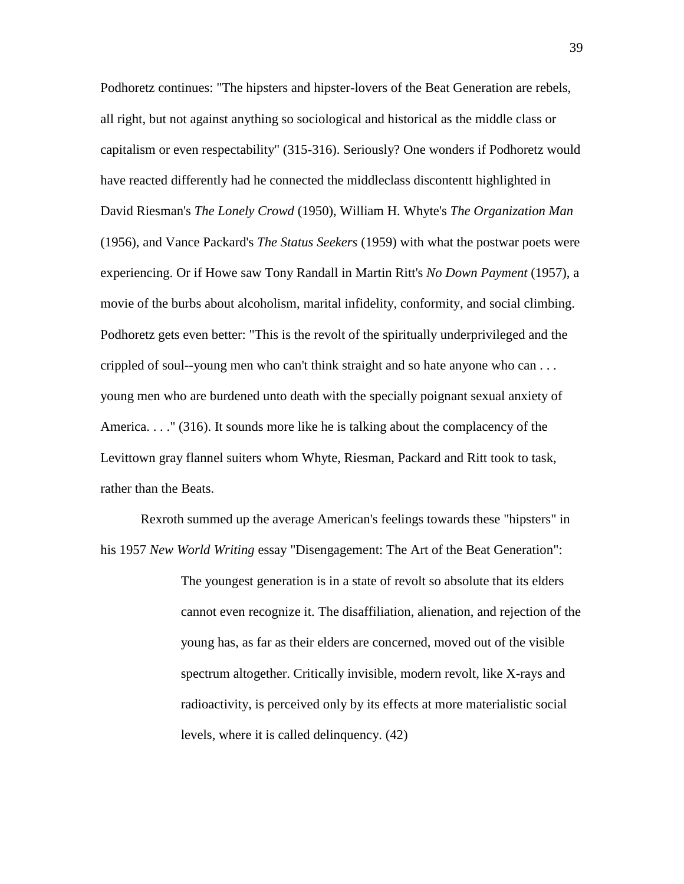Podhoretz continues: "The hipsters and hipster-lovers of the Beat Generation are rebels, all right, but not against anything so sociological and historical as the middle class or capitalism or even respectability" (315-316). Seriously? One wonders if Podhoretz would have reacted differently had he connected the middleclass discontentt highlighted in David Riesman's *The Lonely Crowd* (1950), William H. Whyte's *The Organization Man* (1956), and Vance Packard's *The Status Seekers* (1959) with what the postwar poets were experiencing. Or if Howe saw Tony Randall in Martin Ritt's *No Down Payment* (1957), a movie of the burbs about alcoholism, marital infidelity, conformity, and social climbing. Podhoretz gets even better: "This is the revolt of the spiritually underprivileged and the crippled of soul--young men who can't think straight and so hate anyone who can . . . young men who are burdened unto death with the specially poignant sexual anxiety of America. . . ." (316). It sounds more like he is talking about the complacency of the Levittown gray flannel suiters whom Whyte, Riesman, Packard and Ritt took to task, rather than the Beats.

Rexroth summed up the average American's feelings towards these "hipsters" in his 1957 *New World Writing* essay "Disengagement: The Art of the Beat Generation":

> The youngest generation is in a state of revolt so absolute that its elders cannot even recognize it. The disaffiliation, alienation, and rejection of the young has, as far as their elders are concerned, moved out of the visible spectrum altogether. Critically invisible, modern revolt, like X-rays and radioactivity, is perceived only by its effects at more materialistic social levels, where it is called delinquency. (42)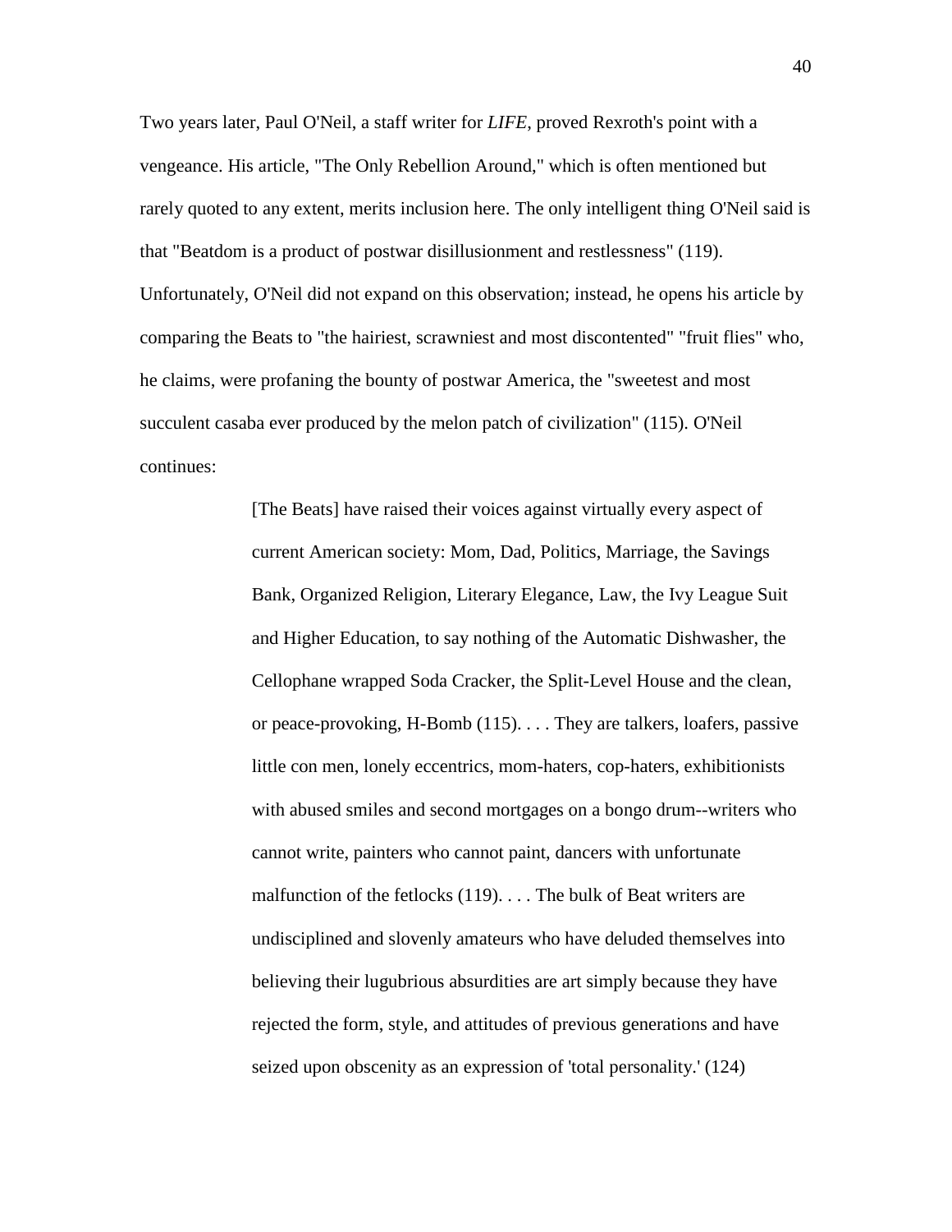Two years later, Paul O'Neil, a staff writer for *LIFE*, proved Rexroth's point with a vengeance. His article, "The Only Rebellion Around," which is often mentioned but rarely quoted to any extent, merits inclusion here. The only intelligent thing O'Neil said is that "Beatdom is a product of postwar disillusionment and restlessness" (119). Unfortunately, O'Neil did not expand on this observation; instead, he opens his article by comparing the Beats to "the hairiest, scrawniest and most discontented" "fruit flies" who, he claims, were profaning the bounty of postwar America, the "sweetest and most succulent casaba ever produced by the melon patch of civilization" (115). O'Neil continues:

> [The Beats] have raised their voices against virtually every aspect of current American society: Mom, Dad, Politics, Marriage, the Savings Bank, Organized Religion, Literary Elegance, Law, the Ivy League Suit and Higher Education, to say nothing of the Automatic Dishwasher, the Cellophane wrapped Soda Cracker, the Split-Level House and the clean, or peace-provoking, H-Bomb (115). . . . They are talkers, loafers, passive little con men, lonely eccentrics, mom-haters, cop-haters, exhibitionists with abused smiles and second mortgages on a bongo drum--writers who cannot write, painters who cannot paint, dancers with unfortunate malfunction of the fetlocks (119). . . . The bulk of Beat writers are undisciplined and slovenly amateurs who have deluded themselves into believing their lugubrious absurdities are art simply because they have rejected the form, style, and attitudes of previous generations and have seized upon obscenity as an expression of 'total personality.' (124)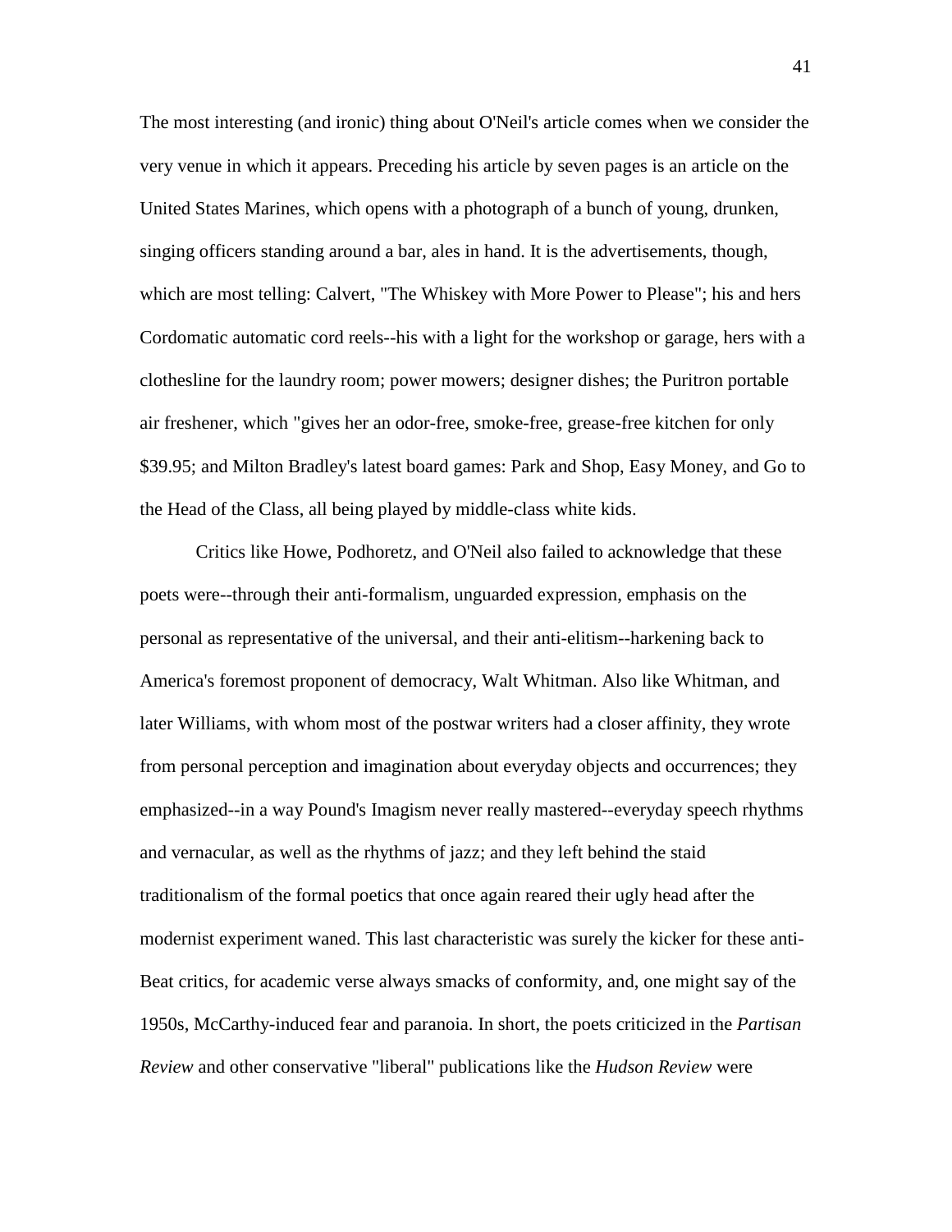The most interesting (and ironic) thing about O'Neil's article comes when we consider the very venue in which it appears. Preceding his article by seven pages is an article on the United States Marines, which opens with a photograph of a bunch of young, drunken, singing officers standing around a bar, ales in hand. It is the advertisements, though, which are most telling: Calvert, "The Whiskey with More Power to Please"; his and hers Cordomatic automatic cord reels--his with a light for the workshop or garage, hers with a clothesline for the laundry room; power mowers; designer dishes; the Puritron portable air freshener, which "gives her an odor-free, smoke-free, grease-free kitchen for only $39.95; and Milton Bradley's latest board games: Park and Shop, Easy Money, and Go to the Head of the Class, all being played by middle-class white kids.

Critics like Howe, Podhoretz, and O'Neil also failed to acknowledge that these poets were--through their anti-formalism, unguarded expression, emphasis on the personal as representative of the universal, and their anti-elitism--harkening back to America's foremost proponent of democracy, Walt Whitman. Also like Whitman, and later Williams, with whom most of the postwar writers had a closer affinity, they wrote from personal perception and imagination about everyday objects and occurrences; they emphasized--in a way Pound's Imagism never really mastered--everyday speech rhythms and vernacular, as well as the rhythms of jazz; and they left behind the staid traditionalism of the formal poetics that once again reared their ugly head after the modernist experiment waned. This last characteristic was surely the kicker for these anti-Beat critics, for academic verse always smacks of conformity, and, one might say of the 1950s, McCarthy-induced fear and paranoia. In short, the poets criticized in the *Partisan Review* and other conservative "liberal" publications like the *Hudson Review* were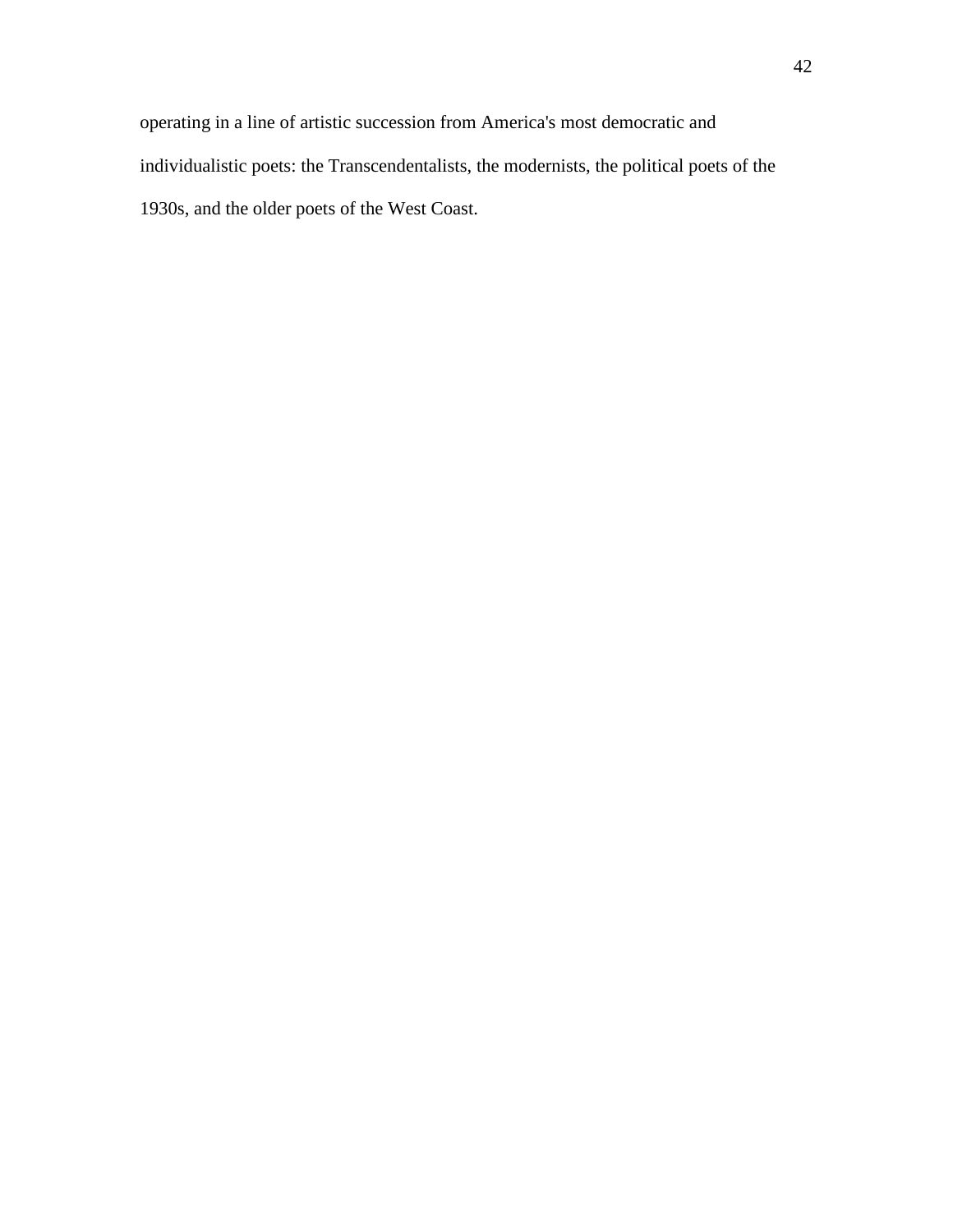operating in a line of artistic succession from America's most democratic and individualistic poets: the Transcendentalists, the modernists, the political poets of the 1930s, and the older poets of the West Coast.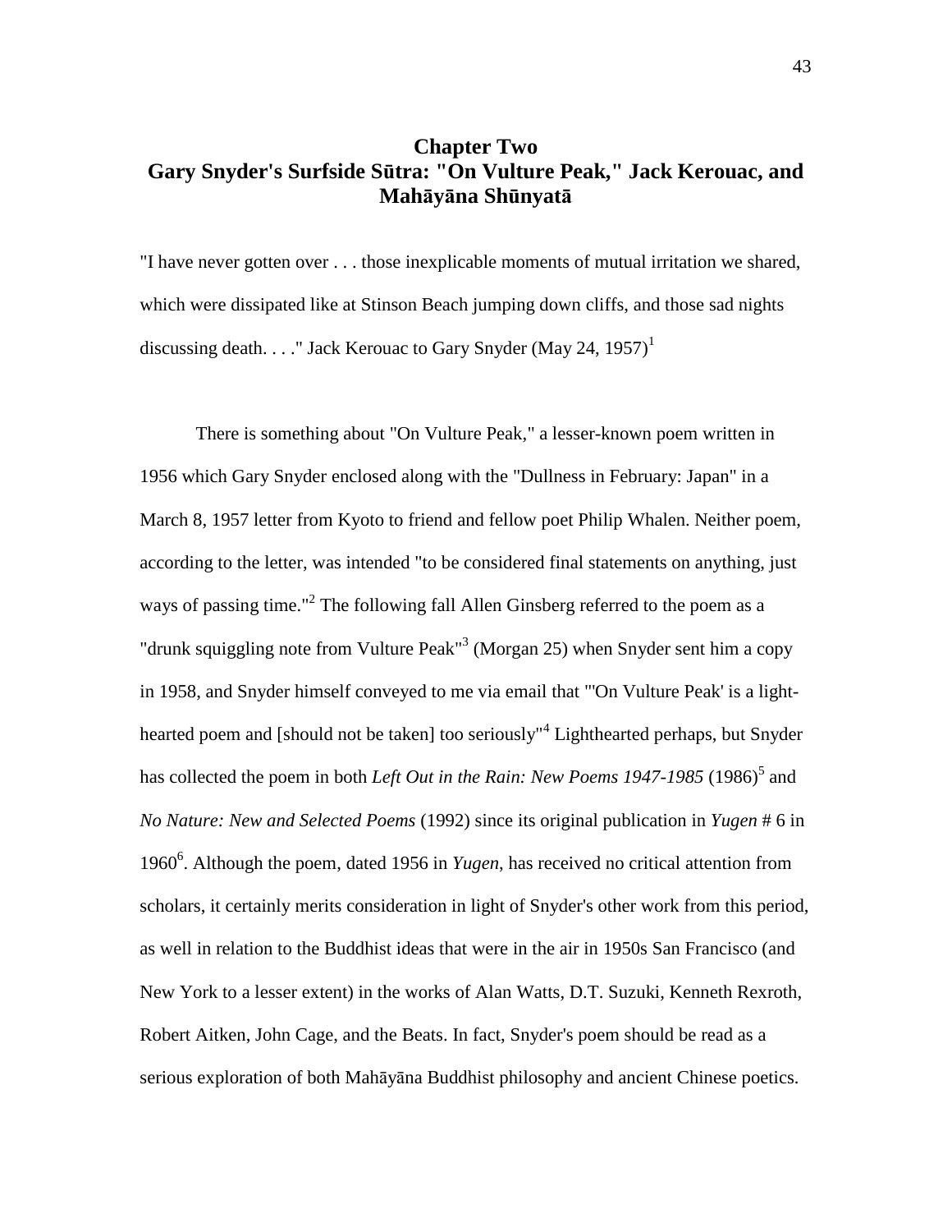# Chapter Two
## Gary Snyder's Surfside Sūtra: "On Vulture Peak," Jack Kerouac, and Mahāyāna Shūnyatā

"I have never gotten over . . . those inexplicable moments of mutual irritation we shared, which were dissipated like at Stinson Beach jumping down cliffs, and those sad nights discussing death. . . ." Jack Kerouac to Gary Snyder (May 24, 1957)[1]

There is something about "On Vulture Peak," a lesser-known poem written in 1956 which Gary Snyder enclosed along with the "Dullness in February: Japan" in a March 8, 1957 letter from Kyoto to friend and fellow poet Philip Whalen. Neither poem, according to the letter, was intended "to be considered final statements on anything, just ways of passing time."[2] The following fall Allen Ginsberg referred to the poem as a "drunk squiggling note from Vulture Peak"[3] (Morgan 25) when Snyder sent him a copy in 1958, and Snyder himself conveyed to me via email that "'On Vulture Peak' is a light-hearted poem and [should not be taken] too seriously"[4] Lighthearted perhaps, but Snyder has collected the poem in both *Left Out in the Rain: New Poems 1947-1985* (1986)[5] and *No Nature: New and Selected Poems* (1992) since its original publication in *Yugen* # 6 in 1960[6]. Although the poem, dated 1956 in *Yugen*, has received no critical attention from scholars, it certainly merits consideration in light of Snyder's other work from this period, as well in relation to the Buddhist ideas that were in the air in 1950s San Francisco (and New York to a lesser extent) in the works of Alan Watts, D.T. Suzuki, Kenneth Rexroth, Robert Aitken, John Cage, and the Beats. In fact, Snyder's poem should be read as a serious exploration of both Mahāyāna Buddhist philosophy and ancient Chinese poetics.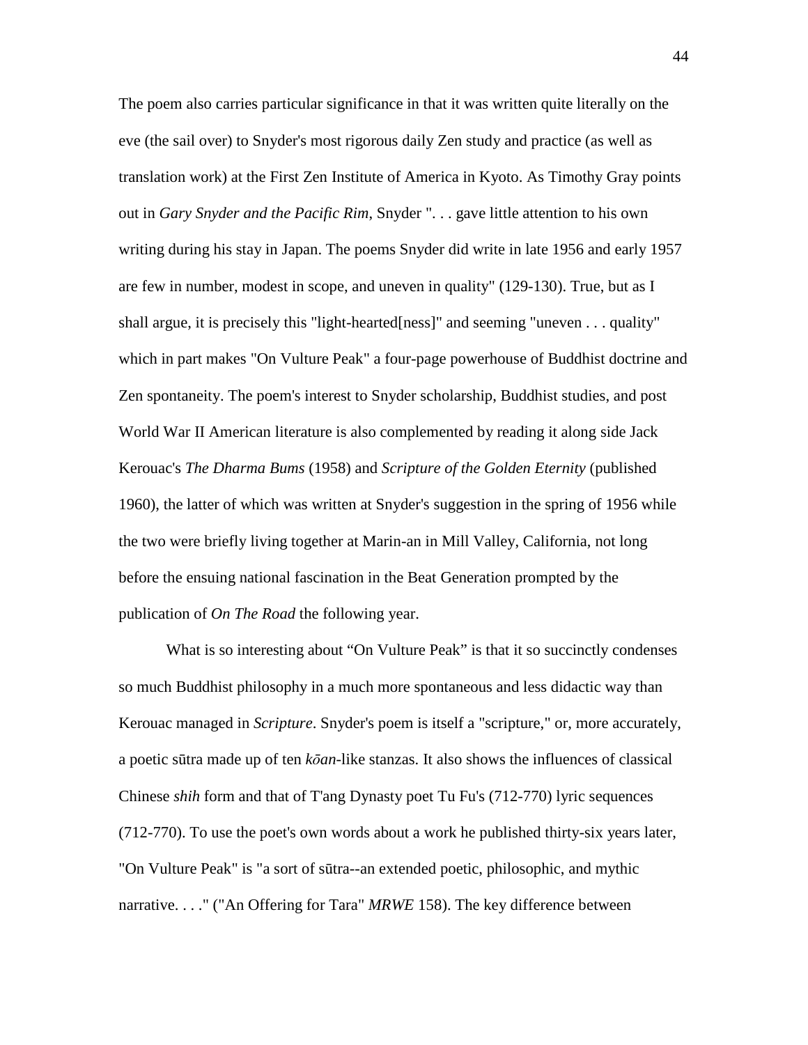The poem also carries particular significance in that it was written quite literally on the eve (the sail over) to Snyder's most rigorous daily Zen study and practice (as well as translation work) at the First Zen Institute of America in Kyoto. As Timothy Gray points out in *Gary Snyder and the Pacific Rim*, Snyder ". . . gave little attention to his own writing during his stay in Japan. The poems Snyder did write in late 1956 and early 1957 are few in number, modest in scope, and uneven in quality" (129-130). True, but as I shall argue, it is precisely this "light-hearted[ness]" and seeming "uneven . . . quality" which in part makes "On Vulture Peak" a four-page powerhouse of Buddhist doctrine and Zen spontaneity. The poem's interest to Snyder scholarship, Buddhist studies, and post World War II American literature is also complemented by reading it along side Jack Kerouac's *The Dharma Bums* (1958) and *Scripture of the Golden Eternity* (published 1960), the latter of which was written at Snyder's suggestion in the spring of 1956 while the two were briefly living together at Marin-an in Mill Valley, California, not long before the ensuing national fascination in the Beat Generation prompted by the publication of *On The Road* the following year.

What is so interesting about "On Vulture Peak" is that it so succinctly condenses so much Buddhist philosophy in a much more spontaneous and less didactic way than Kerouac managed in *Scripture*. Snyder's poem is itself a "scripture," or, more accurately, a poetic sūtra made up of ten *kōan*-like stanzas. It also shows the influences of classical Chinese *shih* form and that of T'ang Dynasty poet Tu Fu's (712-770) lyric sequences (712-770). To use the poet's own words about a work he published thirty-six years later, "On Vulture Peak" is "a sort of sūtra--an extended poetic, philosophic, and mythic narrative. . . ." ("An Offering for Tara" *MRWE* 158). The key difference between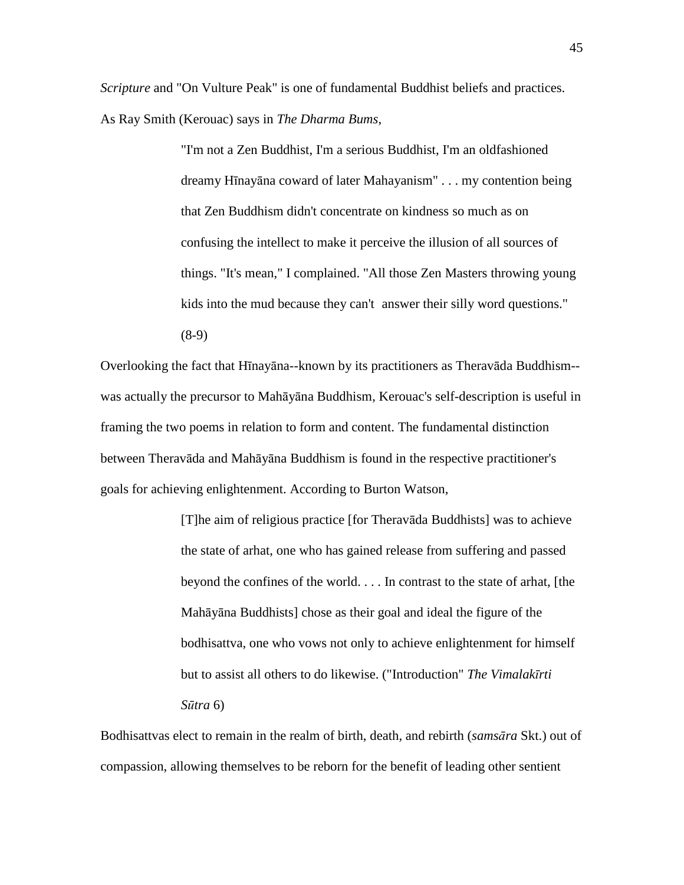*Scripture* and "On Vulture Peak" is one of fundamental Buddhist beliefs and practices. As Ray Smith (Kerouac) says in *The Dharma Bums*,

> "I'm not a Zen Buddhist, I'm a serious Buddhist, I'm an oldfashioned dreamy Hīnayāna coward of later Mahayanism" . . . my contention being that Zen Buddhism didn't concentrate on kindness so much as on confusing the intellect to make it perceive the illusion of all sources of things. "It's mean," I complained. "All those Zen Masters throwing young kids into the mud because they can't answer their silly word questions." (8-9)

Overlooking the fact that Hīnayāna--known by its practitioners as Theravāda Buddhism--was actually the precursor to Mahāyāna Buddhism, Kerouac's self-description is useful in framing the two poems in relation to form and content. The fundamental distinction between Theravāda and Mahāyāna Buddhism is found in the respective practitioner's goals for achieving enlightenment. According to Burton Watson,

> [T]he aim of religious practice [for Theravāda Buddhists] was to achieve the state of arhat, one who has gained release from suffering and passed beyond the confines of the world. . . . In contrast to the state of arhat, [the Mahāyāna Buddhists] chose as their goal and ideal the figure of the bodhisattva, one who vows not only to achieve enlightenment for himself but to assist all others to do likewise. ("Introduction" *The Vimalakīrti Sūtra* 6)

Bodhisattvas elect to remain in the realm of birth, death, and rebirth (*samsāra* Skt.) out of compassion, allowing themselves to be reborn for the benefit of leading other sentient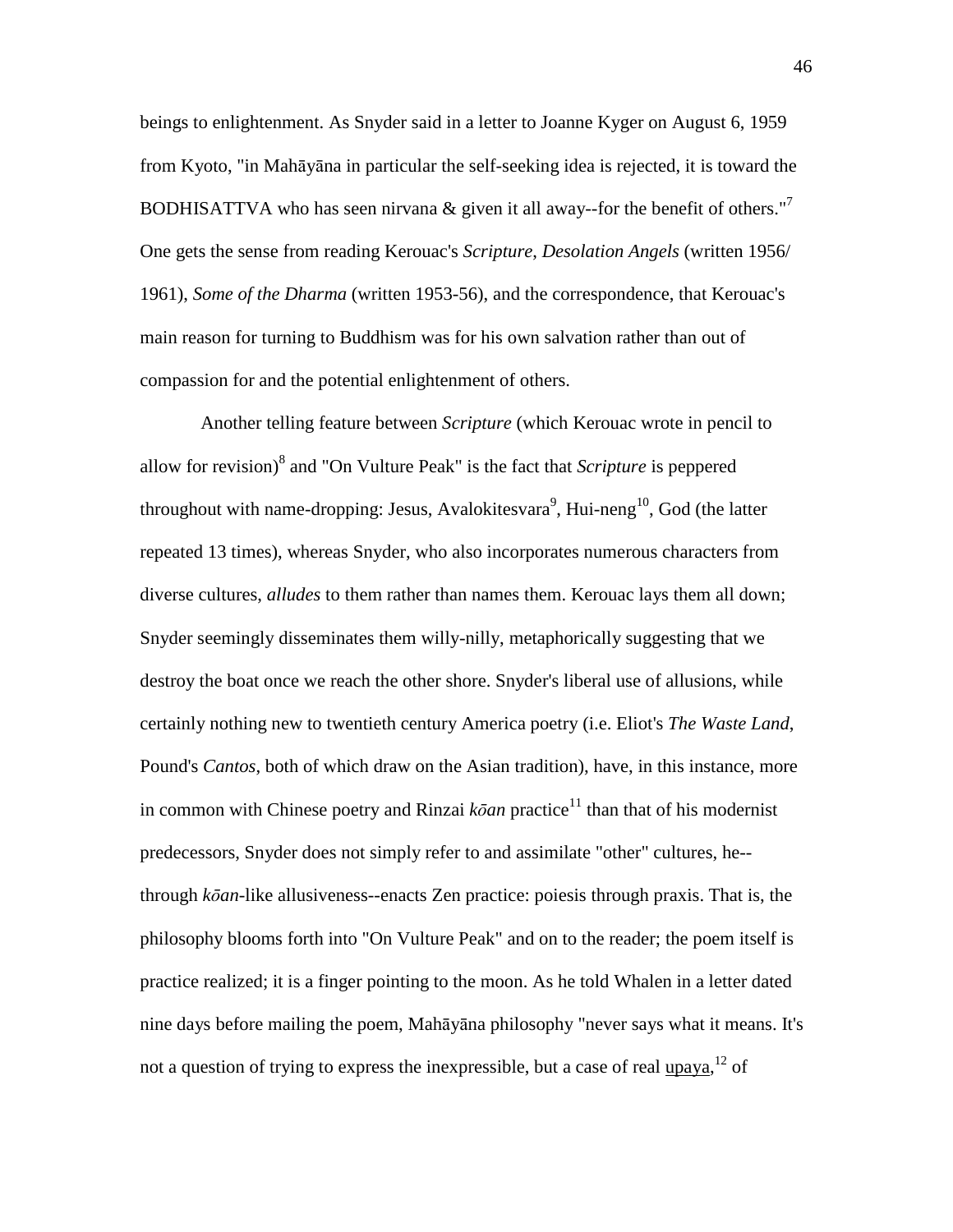beings to enlightenment. As Snyder said in a letter to Joanne Kyger on August 6, 1959 from Kyoto, "in Mahāyāna in particular the self-seeking idea is rejected, it is toward the BODHISATTVA who has seen nirvana & given it all away--for the benefit of others."[7] One gets the sense from reading Kerouac's *Scripture*, *Desolation Angels* (written 1956/ 1961), *Some of the Dharma* (written 1953-56), and the correspondence, that Kerouac's main reason for turning to Buddhism was for his own salvation rather than out of compassion for and the potential enlightenment of others.

Another telling feature between *Scripture* (which Kerouac wrote in pencil to allow for revision)[8] and "On Vulture Peak" is the fact that *Scripture* is peppered throughout with name-dropping: Jesus, Avalokitesvara[9], Hui-neng[10], God (the latter repeated 13 times), whereas Snyder, who also incorporates numerous characters from diverse cultures, *alludes* to them rather than names them. Kerouac lays them all down; Snyder seemingly disseminates them willy-nilly, metaphorically suggesting that we destroy the boat once we reach the other shore. Snyder's liberal use of allusions, while certainly nothing new to twentieth century America poetry (i.e. Eliot's *The Waste Land*, Pound's *Cantos*, both of which draw on the Asian tradition), have, in this instance, more in common with Chinese poetry and Rinzai *kōan* practice[11] than that of his modernist predecessors, Snyder does not simply refer to and assimilate "other" cultures, he--through *kōan*-like allusiveness--enacts Zen practice: poiesis through praxis. That is, the philosophy blooms forth into "On Vulture Peak" and on to the reader; the poem itself is practice realized; it is a finger pointing to the moon. As he told Whalen in a letter dated nine days before mailing the poem, Mahāyāna philosophy "never says what it means. It's not a question of trying to express the inexpressible, but a case of real <u>upaya</u>,[12] of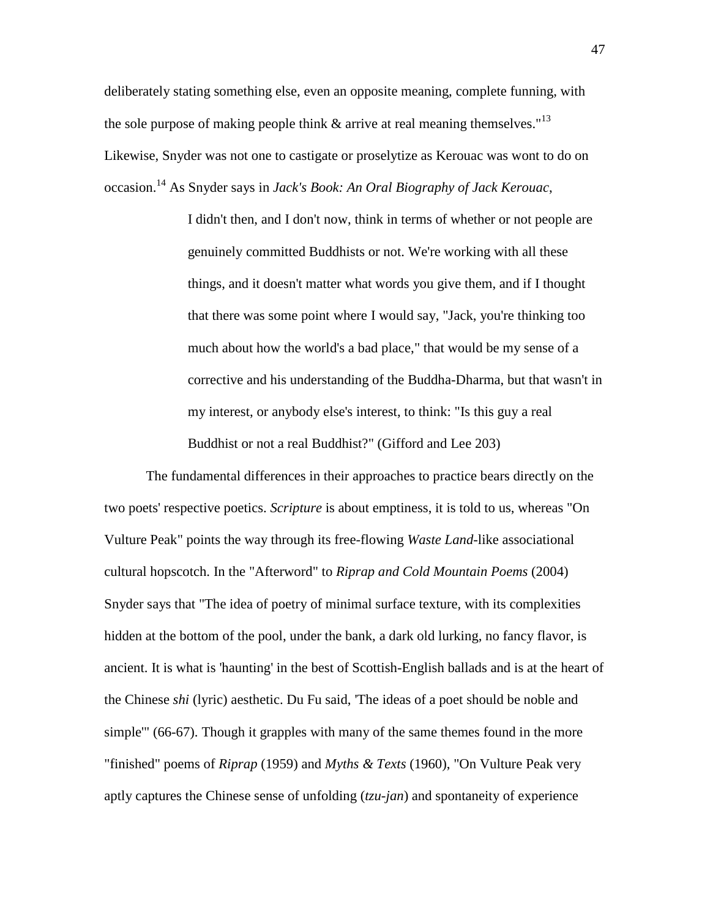deliberately stating something else, even an opposite meaning, complete funning, with the sole purpose of making people think & arrive at real meaning themselves."[13] Likewise, Snyder was not one to castigate or proselytize as Kerouac was wont to do on occasion.[14] As Snyder says in *Jack's Book: An Oral Biography of Jack Kerouac*,

> I didn't then, and I don't now, think in terms of whether or not people are genuinely committed Buddhists or not. We're working with all these things, and it doesn't matter what words you give them, and if I thought that there was some point where I would say, "Jack, you're thinking too much about how the world's a bad place," that would be my sense of a corrective and his understanding of the Buddha-Dharma, but that wasn't in my interest, or anybody else's interest, to think: "Is this guy a real Buddhist or not a real Buddhist?" (Gifford and Lee 203)

The fundamental differences in their approaches to practice bears directly on the two poets' respective poetics. *Scripture* is about emptiness, it is told to us, whereas "On Vulture Peak" points the way through its free-flowing *Waste Land*-like associational cultural hopscotch. In the "Afterword" to *Riprap and Cold Mountain Poems* (2004) Snyder says that "The idea of poetry of minimal surface texture, with its complexities hidden at the bottom of the pool, under the bank, a dark old lurking, no fancy flavor, is ancient. It is what is 'haunting' in the best of Scottish-English ballads and is at the heart of the Chinese *shi* (lyric) aesthetic. Du Fu said, 'The ideas of a poet should be noble and simple'" (66-67). Though it grapples with many of the same themes found in the more "finished" poems of *Riprap* (1959) and *Myths & Texts* (1960), "On Vulture Peak very aptly captures the Chinese sense of unfolding (*tzu-jan*) and spontaneity of experience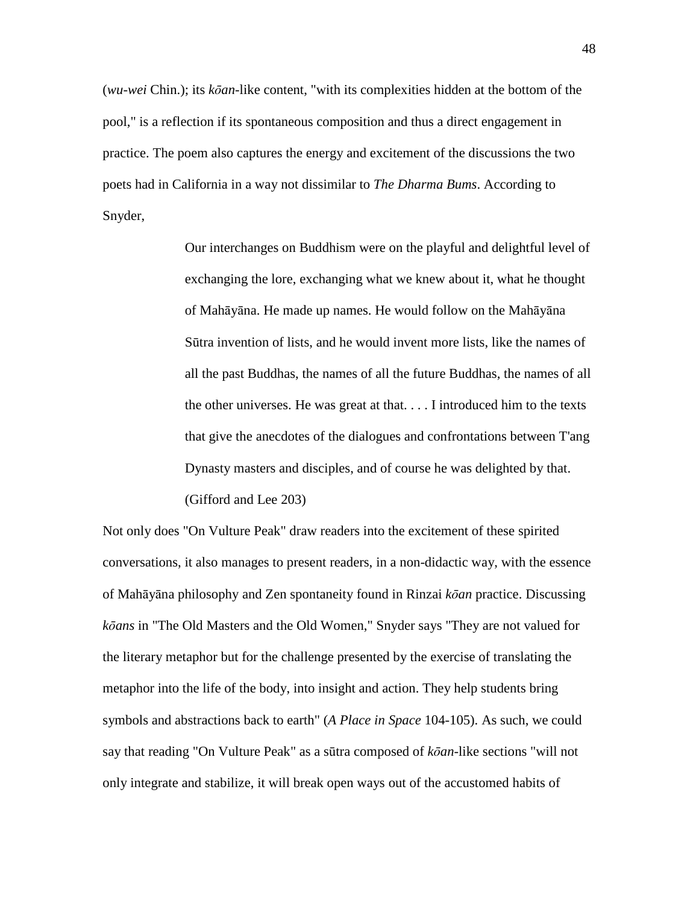(*wu-wei* Chin.); its *kōan*-like content, "with its complexities hidden at the bottom of the pool," is a reflection if its spontaneous composition and thus a direct engagement in practice. The poem also captures the energy and excitement of the discussions the two poets had in California in a way not dissimilar to *The Dharma Bums*. According to Snyder,

> Our interchanges on Buddhism were on the playful and delightful level of exchanging the lore, exchanging what we knew about it, what he thought of Mahāyāna. He made up names. He would follow on the Mahāyāna Sūtra invention of lists, and he would invent more lists, like the names of all the past Buddhas, the names of all the future Buddhas, the names of all the other universes. He was great at that. . . . I introduced him to the texts that give the anecdotes of the dialogues and confrontations between T'ang Dynasty masters and disciples, and of course he was delighted by that. (Gifford and Lee 203)

Not only does "On Vulture Peak" draw readers into the excitement of these spirited conversations, it also manages to present readers, in a non-didactic way, with the essence of Mahāyāna philosophy and Zen spontaneity found in Rinzai *kōan* practice. Discussing *kōans* in "The Old Masters and the Old Women," Snyder says "They are not valued for the literary metaphor but for the challenge presented by the exercise of translating the metaphor into the life of the body, into insight and action. They help students bring symbols and abstractions back to earth" (*A Place in Space* 104-105). As such, we could say that reading "On Vulture Peak" as a sūtra composed of *kōan*-like sections "will not only integrate and stabilize, it will break open ways out of the accustomed habits of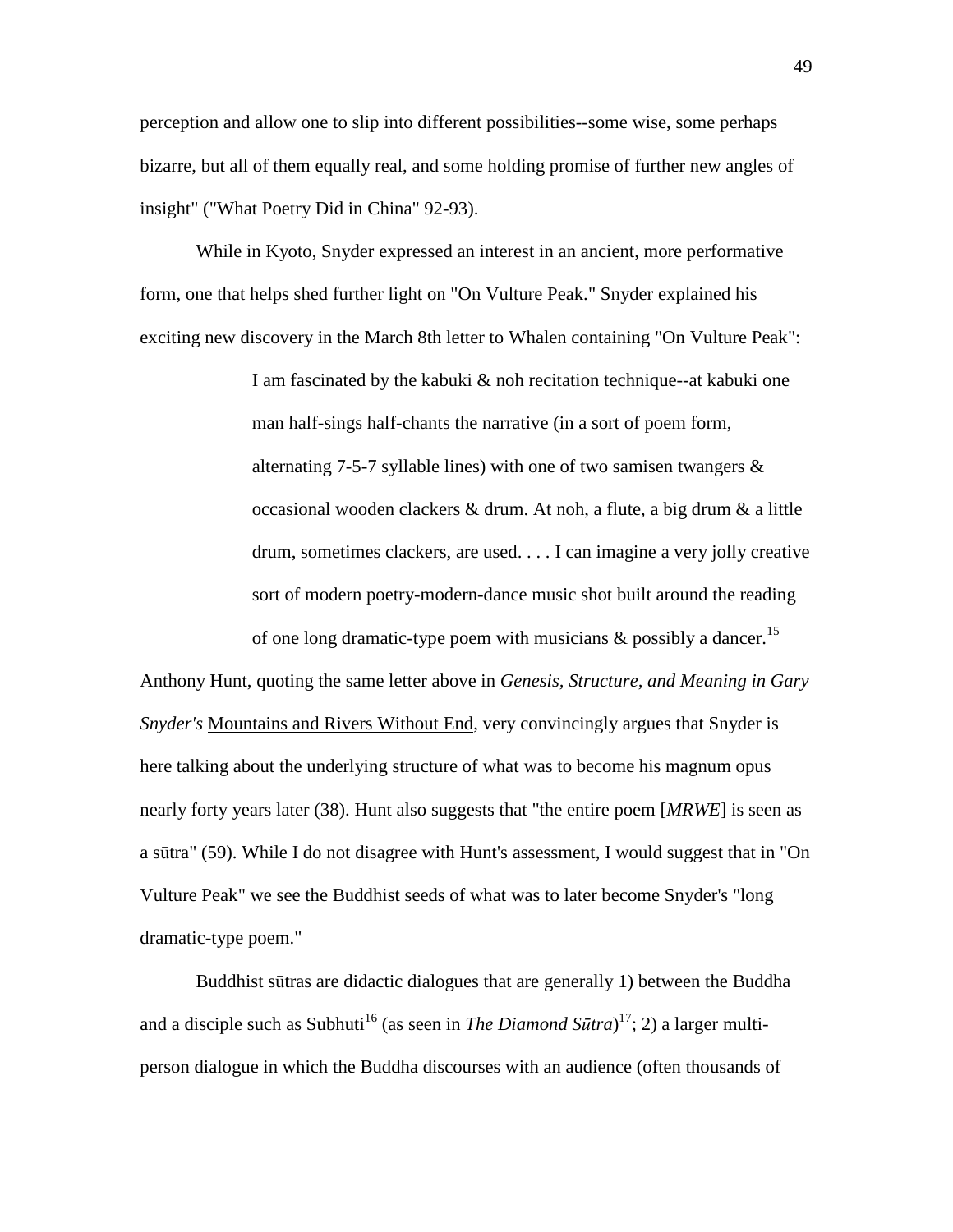perception and allow one to slip into different possibilities--some wise, some perhaps bizarre, but all of them equally real, and some holding promise of further new angles of insight" ("What Poetry Did in China" 92-93).

While in Kyoto, Snyder expressed an interest in an ancient, more performative form, one that helps shed further light on "On Vulture Peak." Snyder explained his exciting new discovery in the March 8th letter to Whalen containing "On Vulture Peak":

> I am fascinated by the kabuki & noh recitation technique--at kabuki one man half-sings half-chants the narrative (in a sort of poem form, alternating 7-5-7 syllable lines) with one of two samisen twangers & occasional wooden clackers & drum. At noh, a flute, a big drum & a little drum, sometimes clackers, are used. . . . I can imagine a very jolly creative sort of modern poetry-modern-dance music shot built around the reading of one long dramatic-type poem with musicians & possibly a dancer.[15]

Anthony Hunt, quoting the same letter above in *Genesis, Structure, and Meaning in Gary Snyder's* <u>Mountains and Rivers Without End</u>, very convincingly argues that Snyder is here talking about the underlying structure of what was to become his magnum opus nearly forty years later (38). Hunt also suggests that "the entire poem [*MRWE*] is seen as a sūtra" (59). While I do not disagree with Hunt's assessment, I would suggest that in "On Vulture Peak" we see the Buddhist seeds of what was to later become Snyder's "long dramatic-type poem."

Buddhist sūtras are didactic dialogues that are generally 1) between the Buddha and a disciple such as Subhuti[16] (as seen in *The Diamond Sūtra*)[17]; 2) a larger multi-person dialogue in which the Buddha discourses with an audience (often thousands of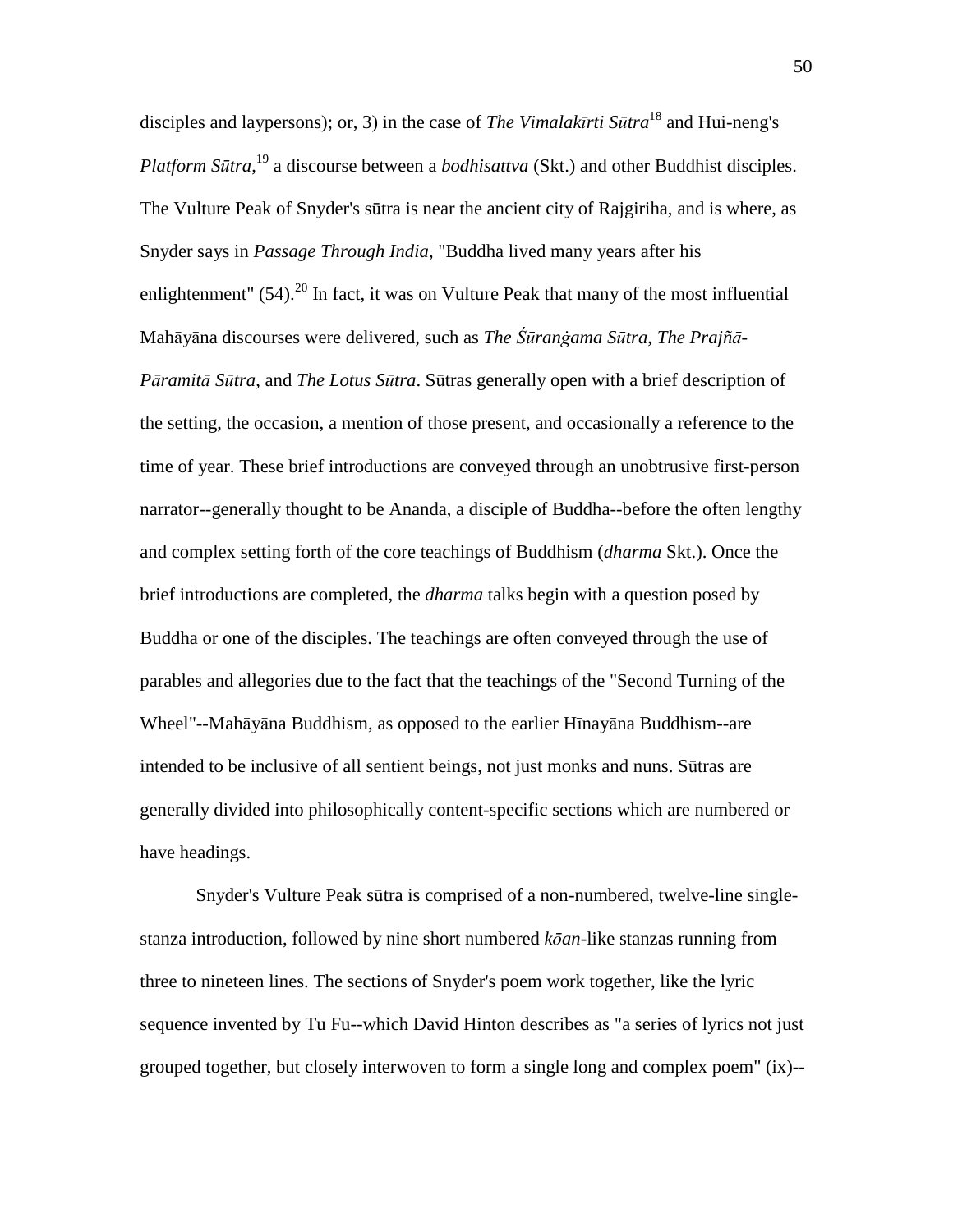disciples and laypersons); or, 3) in the case of *The Vimalakīrti Sūtra*[18] and Hui-neng's *Platform Sūtra*,[19] a discourse between a *bodhisattva* (Skt.) and other Buddhist disciples. The Vulture Peak of Snyder's sūtra is near the ancient city of Rajgiriha, and is where, as Snyder says in *Passage Through India*, "Buddha lived many years after his enlightenment" (54).[20] In fact, it was on Vulture Peak that many of the most influential Mahāyāna discourses were delivered, such as *The Śūranġama Sūtra*, *The Prajñā-Pāramitā Sūtra*, and *The Lotus Sūtra*. Sūtras generally open with a brief description of the setting, the occasion, a mention of those present, and occasionally a reference to the time of year. These brief introductions are conveyed through an unobtrusive first-person narrator--generally thought to be Ananda, a disciple of Buddha--before the often lengthy and complex setting forth of the core teachings of Buddhism (*dharma* Skt.). Once the brief introductions are completed, the *dharma* talks begin with a question posed by Buddha or one of the disciples. The teachings are often conveyed through the use of parables and allegories due to the fact that the teachings of the "Second Turning of the Wheel"--Mahāyāna Buddhism, as opposed to the earlier Hīnayāna Buddhism--are intended to be inclusive of all sentient beings, not just monks and nuns. Sūtras are generally divided into philosophically content-specific sections which are numbered or have headings.

Snyder's Vulture Peak sūtra is comprised of a non-numbered, twelve-line single-stanza introduction, followed by nine short numbered *kōan*-like stanzas running from three to nineteen lines. The sections of Snyder's poem work together, like the lyric sequence invented by Tu Fu--which David Hinton describes as "a series of lyrics not just grouped together, but closely interwoven to form a single long and complex poem" (ix)--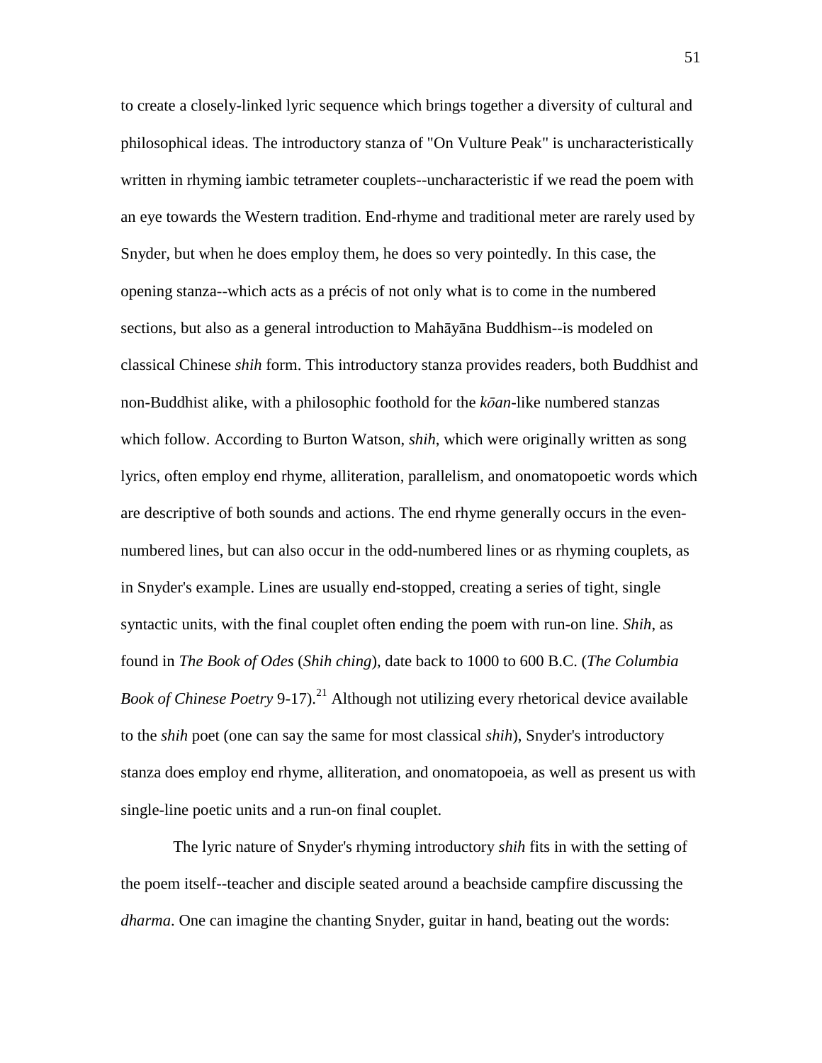to create a closely-linked lyric sequence which brings together a diversity of cultural and philosophical ideas. The introductory stanza of "On Vulture Peak" is uncharacteristically written in rhyming iambic tetrameter couplets--uncharacteristic if we read the poem with an eye towards the Western tradition. End-rhyme and traditional meter are rarely used by Snyder, but when he does employ them, he does so very pointedly. In this case, the opening stanza--which acts as a précis of not only what is to come in the numbered sections, but also as a general introduction to Mahāyāna Buddhism--is modeled on classical Chinese *shih* form. This introductory stanza provides readers, both Buddhist and non-Buddhist alike, with a philosophic foothold for the *kōan*-like numbered stanzas which follow. According to Burton Watson, *shih*, which were originally written as song lyrics, often employ end rhyme, alliteration, parallelism, and onomatopoetic words which are descriptive of both sounds and actions. The end rhyme generally occurs in the even-numbered lines, but can also occur in the odd-numbered lines or as rhyming couplets, as in Snyder's example. Lines are usually end-stopped, creating a series of tight, single syntactic units, with the final couplet often ending the poem with run-on line. *Shih*, as found in *The Book of Odes* (*Shih ching*), date back to 1000 to 600 B.C. (*The Columbia Book of Chinese Poetry* 9-17).[21] Although not utilizing every rhetorical device available to the *shih* poet (one can say the same for most classical *shih*), Snyder's introductory stanza does employ end rhyme, alliteration, and onomatopoeia, as well as present us with single-line poetic units and a run-on final couplet.

The lyric nature of Snyder's rhyming introductory *shih* fits in with the setting of the poem itself--teacher and disciple seated around a beachside campfire discussing the *dharma*. One can imagine the chanting Snyder, guitar in hand, beating out the words: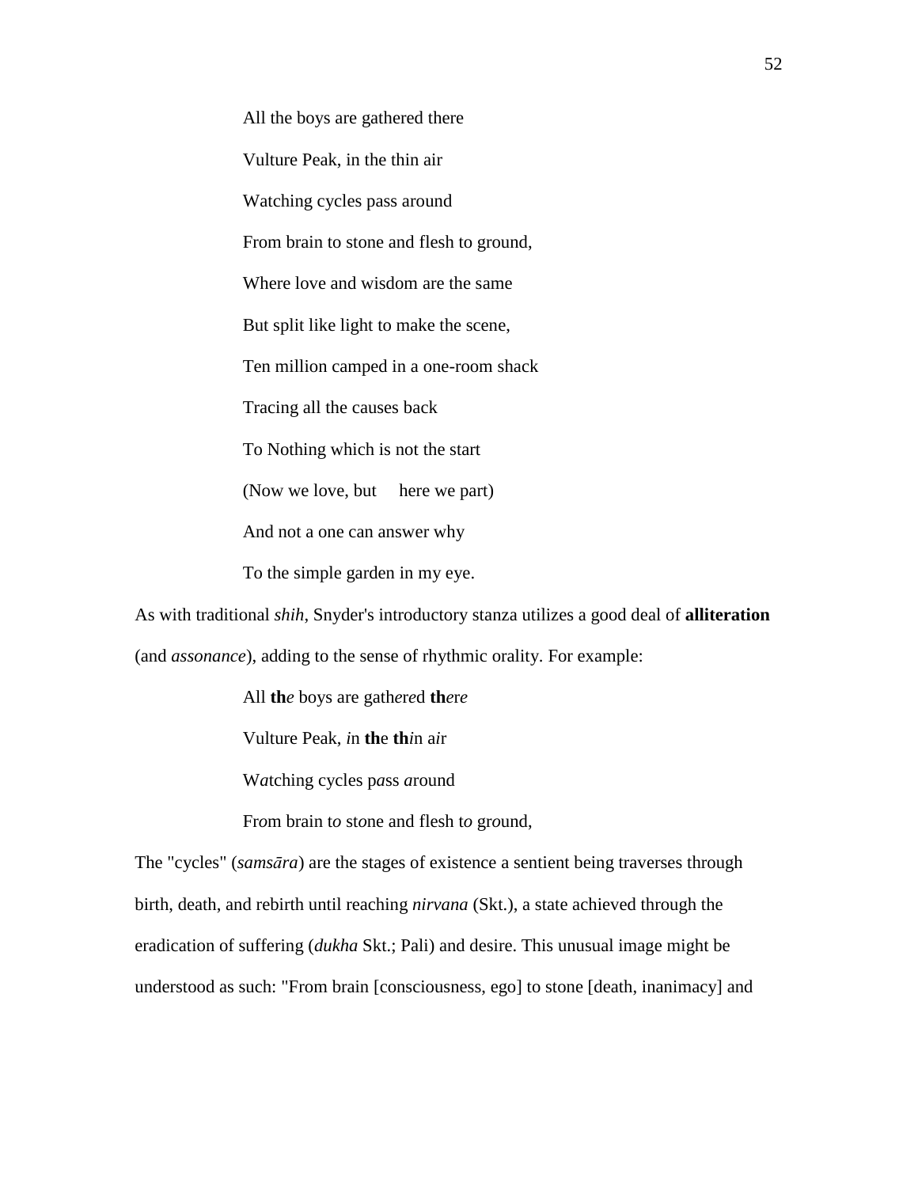All the boys are gathered there

Vulture Peak, in the thin air

Watching cycles pass around

From brain to stone and flesh to ground,

Where love and wisdom are the same

But split like light to make the scene,

Ten million camped in a one-room shack

Tracing all the causes back

To Nothing which is not the start

(Now we love, but here we part)

And not a one can answer why

To the simple garden in my eye.

As with traditional *shih*, Snyder's introductory stanza utilizes a good deal of **alliteration** (and *assonance*), adding to the sense of rhythmic orality. For example:

All **th***e* boys are gath*ere*d **th***ere*

Vulture Peak, *i*n **th**e **th***i*n a*i*r

W*a*tching cycles p*a*ss *a*round

From brain t*o* st*o*ne and flesh t*o* gr*o*und,

The "cycles" (*samsāra*) are the stages of existence a sentient being traverses through birth, death, and rebirth until reaching *nirvana* (Skt.), a state achieved through the eradication of suffering (*dukha* Skt.; Pali) and desire. This unusual image might be understood as such: "From brain [consciousness, ego] to stone [death, inanimacy] and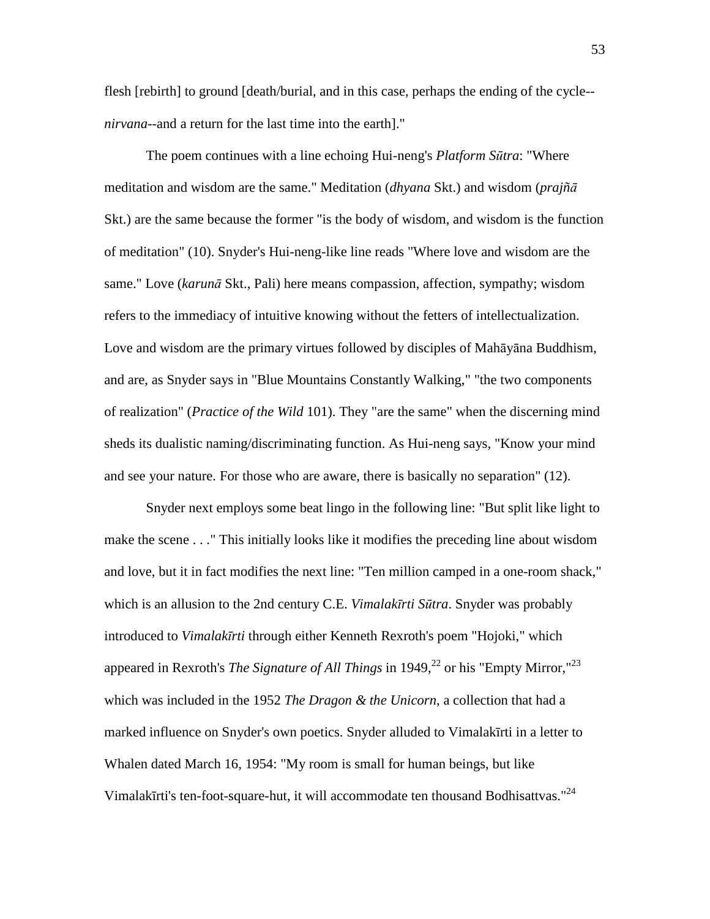flesh [rebirth] to ground [death/burial, and in this case, perhaps the ending of the cycle--*nirvana*--and a return for the last time into the earth]."

The poem continues with a line echoing Hui-neng's *Platform Sūtra*: "Where meditation and wisdom are the same." Meditation (*dhyana* Skt.) and wisdom (*prajñā* Skt.) are the same because the former "is the body of wisdom, and wisdom is the function of meditation" (10). Snyder's Hui-neng-like line reads "Where love and wisdom are the same." Love (*karunā* Skt., Pali) here means compassion, affection, sympathy; wisdom refers to the immediacy of intuitive knowing without the fetters of intellectualization. Love and wisdom are the primary virtues followed by disciples of Mahāyāna Buddhism, and are, as Snyder says in "Blue Mountains Constantly Walking," "the two components of realization" (*Practice of the Wild* 101). They "are the same" when the discerning mind sheds its dualistic naming/discriminating function. As Hui-neng says, "Know your mind and see your nature. For those who are aware, there is basically no separation" (12).

Snyder next employs some beat lingo in the following line: "But split like light to make the scene . . ." This initially looks like it modifies the preceding line about wisdom and love, but it in fact modifies the next line: "Ten million camped in a one-room shack," which is an allusion to the 2nd century C.E. *Vimalakīrti Sūtra*. Snyder was probably introduced to *Vimalakīrti* through either Kenneth Rexroth's poem "Hojoki," which appeared in Rexroth's *The Signature of All Things* in 1949,[22] or his "Empty Mirror,"[23] which was included in the 1952 *The Dragon & the Unicorn*, a collection that had a marked influence on Snyder's own poetics. Snyder alluded to Vimalakīrti in a letter to Whalen dated March 16, 1954: "My room is small for human beings, but like Vimalakīrti's ten-foot-square-hut, it will accommodate ten thousand Bodhisattvas."[24]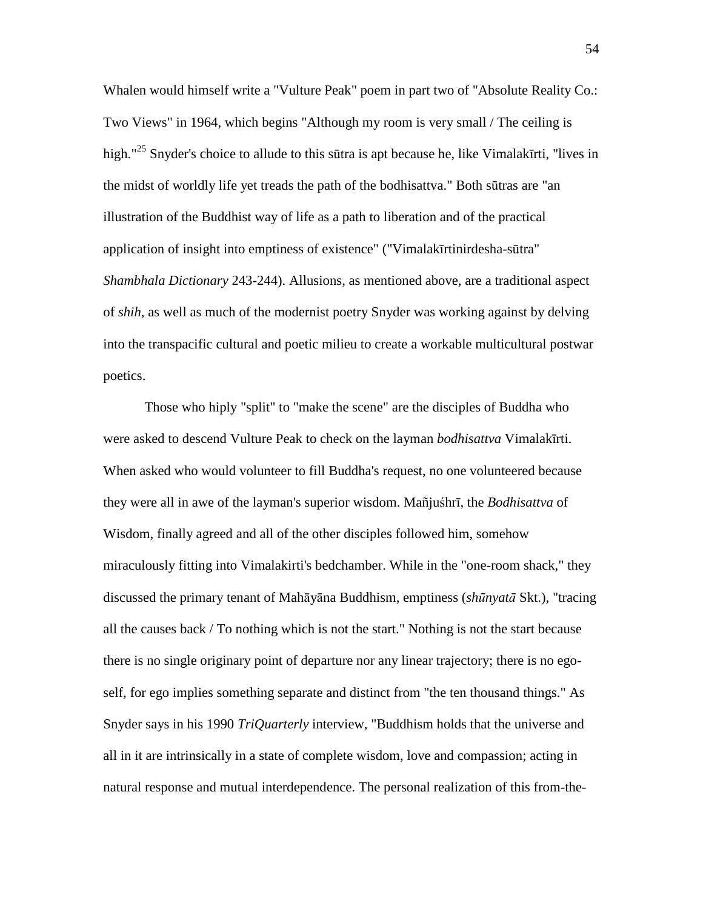Whalen would himself write a "Vulture Peak" poem in part two of "Absolute Reality Co.: Two Views" in 1964, which begins "Although my room is very small / The ceiling is high."[25] Snyder's choice to allude to this sūtra is apt because he, like Vimalakīrti, "lives in the midst of worldly life yet treads the path of the bodhisattva." Both sūtras are "an illustration of the Buddhist way of life as a path to liberation and of the practical application of insight into emptiness of existence" ("Vimalakīrtinirdesha-sūtra" *Shambhala Dictionary* 243-244). Allusions, as mentioned above, are a traditional aspect of *shih*, as well as much of the modernist poetry Snyder was working against by delving into the transpacific cultural and poetic milieu to create a workable multicultural postwar poetics.

Those who hiply "split" to "make the scene" are the disciples of Buddha who were asked to descend Vulture Peak to check on the layman *bodhisattva* Vimalakīrti. When asked who would volunteer to fill Buddha's request, no one volunteered because they were all in awe of the layman's superior wisdom. Mañjuśhrī, the *Bodhisattva* of Wisdom, finally agreed and all of the other disciples followed him, somehow miraculously fitting into Vimalakirti's bedchamber. While in the "one-room shack," they discussed the primary tenant of Mahāyāna Buddhism, emptiness (*shūnyatā* Skt.), "tracing all the causes back / To nothing which is not the start." Nothing is not the start because there is no single originary point of departure nor any linear trajectory; there is no ego-self, for ego implies something separate and distinct from "the ten thousand things." As Snyder says in his 1990 *TriQuarterly* interview, "Buddhism holds that the universe and all in it are intrinsically in a state of complete wisdom, love and compassion; acting in natural response and mutual interdependence. The personal realization of this from-the-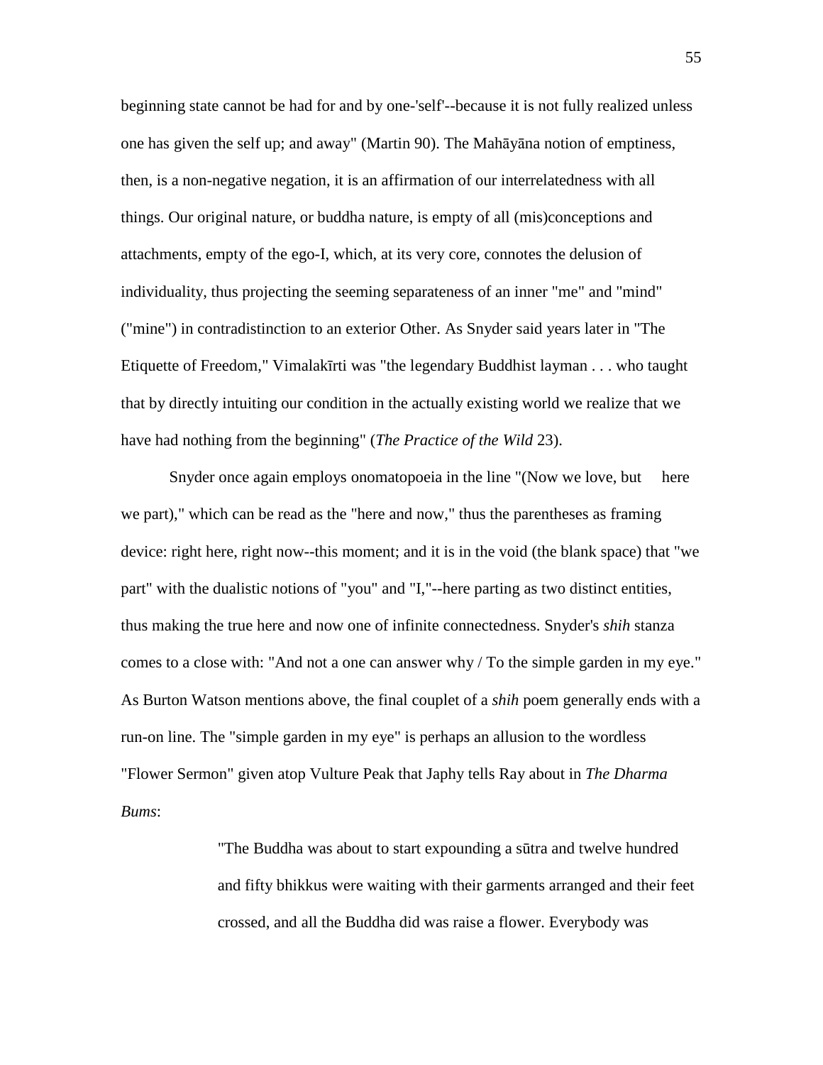beginning state cannot be had for and by one-'self'--because it is not fully realized unless one has given the self up; and away" (Martin 90). The Mahāyāna notion of emptiness, then, is a non-negative negation, it is an affirmation of our interrelatedness with all things. Our original nature, or buddha nature, is empty of all (mis)conceptions and attachments, empty of the ego-I, which, at its very core, connotes the delusion of individuality, thus projecting the seeming separateness of an inner "me" and "mind" ("mine") in contradistinction to an exterior Other. As Snyder said years later in "The Etiquette of Freedom," Vimalakīrti was "the legendary Buddhist layman . . . who taught that by directly intuiting our condition in the actually existing world we realize that we have had nothing from the beginning" (*The Practice of the Wild* 23).

Snyder once again employs onomatopoeia in the line "(Now we love, but   here we part)," which can be read as the "here and now," thus the parentheses as framing device: right here, right now--this moment; and it is in the void (the blank space) that "we part" with the dualistic notions of "you" and "I,"--here parting as two distinct entities, thus making the true here and now one of infinite connectedness. Snyder's *shih* stanza comes to a close with: "And not a one can answer why / To the simple garden in my eye." As Burton Watson mentions above, the final couplet of a *shih* poem generally ends with a run-on line. The "simple garden in my eye" is perhaps an allusion to the wordless "Flower Sermon" given atop Vulture Peak that Japhy tells Ray about in *The Dharma Bums*:

> "The Buddha was about to start expounding a sūtra and twelve hundred and fifty bhikkus were waiting with their garments arranged and their feet crossed, and all the Buddha did was raise a flower. Everybody was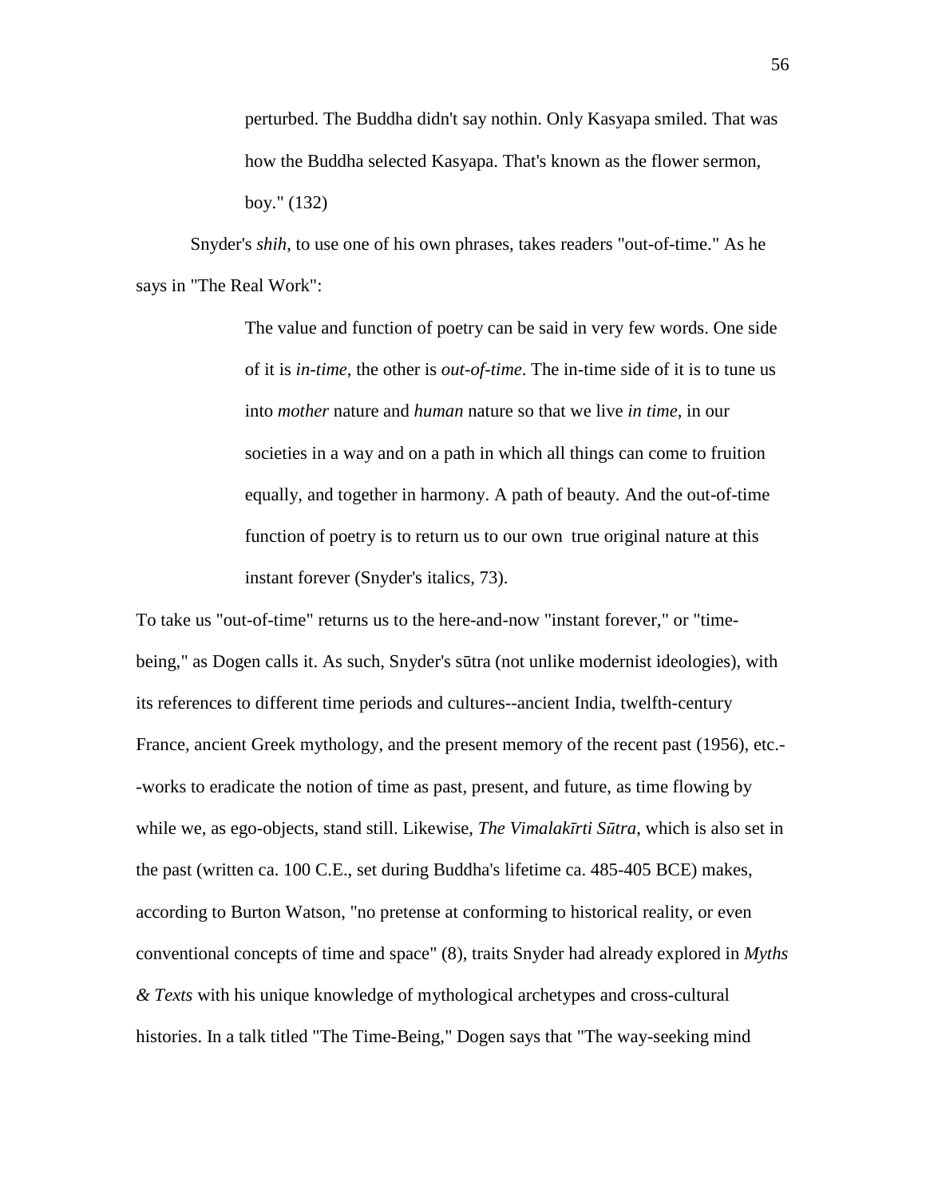> perturbed. The Buddha didn't say nothin. Only Kasyapa smiled. That was how the Buddha selected Kasyapa. That's known as the flower sermon, boy." (132)

Snyder's *shih*, to use one of his own phrases, takes readers "out-of-time." As he says in "The Real Work":

> The value and function of poetry can be said in very few words. One side of it is *in-time*, the other is *out-of-time*. The in-time side of it is to tune us into *mother* nature and *human* nature so that we live *in time*, in our societies in a way and on a path in which all things can come to fruition equally, and together in harmony. A path of beauty. And the out-of-time function of poetry is to return us to our own true original nature at this instant forever (Snyder's italics, 73).

To take us "out-of-time" returns us to the here-and-now "instant forever," or "time-being," as Dogen calls it. As such, Snyder's sūtra (not unlike modernist ideologies), with its references to different time periods and cultures--ancient India, twelfth-century France, ancient Greek mythology, and the present memory of the recent past (1956), etc.--works to eradicate the notion of time as past, present, and future, as time flowing by while we, as ego-objects, stand still. Likewise, *The Vimalakīrti Sūtra*, which is also set in the past (written ca. 100 C.E., set during Buddha's lifetime ca. 485-405 BCE) makes, according to Burton Watson, "no pretense at conforming to historical reality, or even conventional concepts of time and space" (8), traits Snyder had already explored in *Myths & Texts* with his unique knowledge of mythological archetypes and cross-cultural histories. In a talk titled "The Time-Being," Dogen says that "The way-seeking mind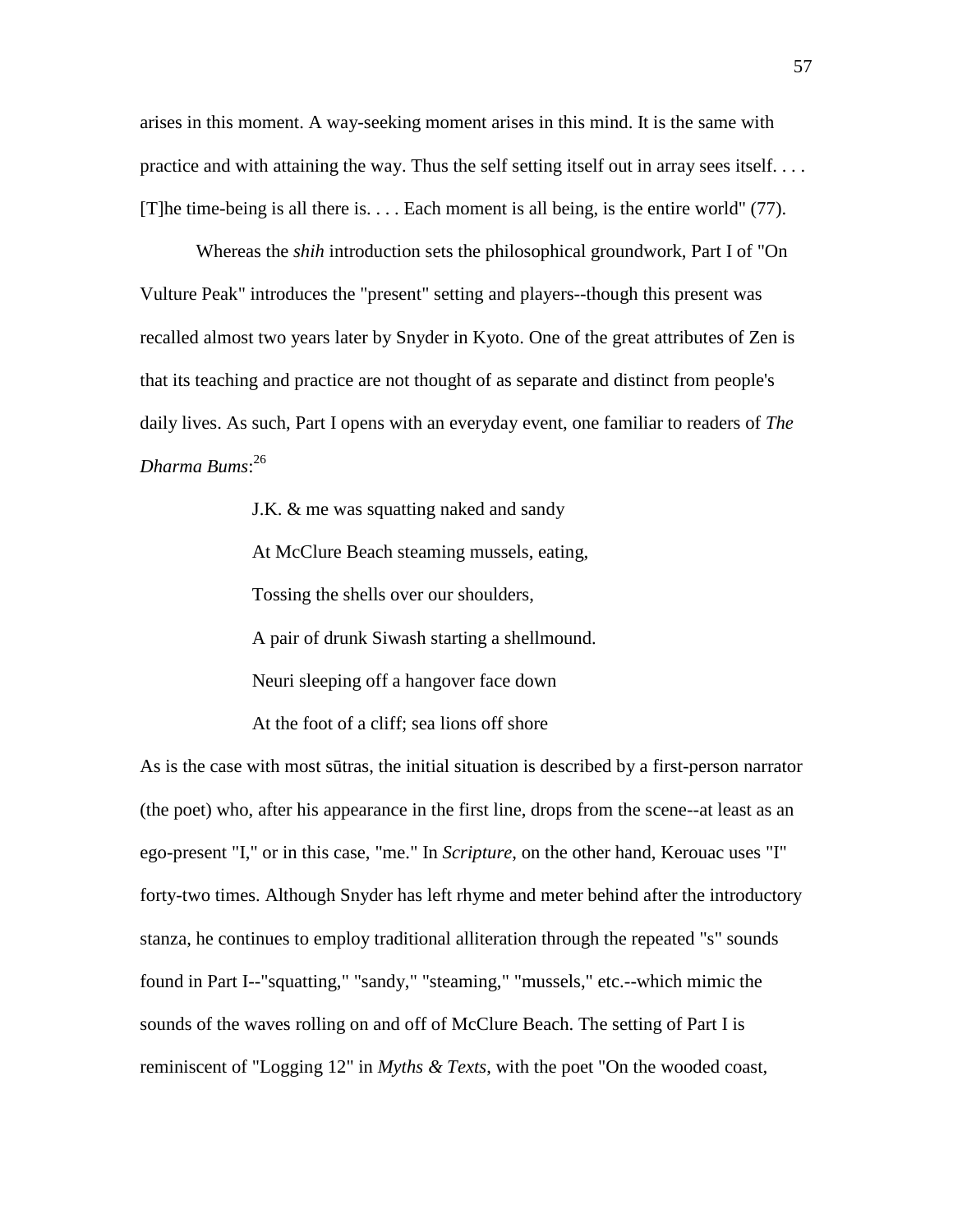arises in this moment. A way-seeking moment arises in this mind. It is the same with practice and with attaining the way. Thus the self setting itself out in array sees itself. . . . [T]he time-being is all there is. . . . Each moment is all being, is the entire world" (77).

Whereas the *shih* introduction sets the philosophical groundwork, Part I of "On Vulture Peak" introduces the "present" setting and players--though this present was recalled almost two years later by Snyder in Kyoto. One of the great attributes of Zen is that its teaching and practice are not thought of as separate and distinct from people's daily lives. As such, Part I opens with an everyday event, one familiar to readers of *The Dharma Bums*:[26]

> J.K. & me was squatting naked and sandy
>
> At McClure Beach steaming mussels, eating,
>
> Tossing the shells over our shoulders,
>
> A pair of drunk Siwash starting a shellmound.
>
> Neuri sleeping off a hangover face down
>
> At the foot of a cliff; sea lions off shore

As is the case with most sūtras, the initial situation is described by a first-person narrator (the poet) who, after his appearance in the first line, drops from the scene--at least as an ego-present "I," or in this case, "me." In *Scripture*, on the other hand, Kerouac uses "I" forty-two times. Although Snyder has left rhyme and meter behind after the introductory stanza, he continues to employ traditional alliteration through the repeated "s" sounds found in Part I--"squatting," "sandy," "steaming," "mussels," etc.--which mimic the sounds of the waves rolling on and off of McClure Beach. The setting of Part I is reminiscent of "Logging 12" in *Myths & Texts*, with the poet "On the wooded coast,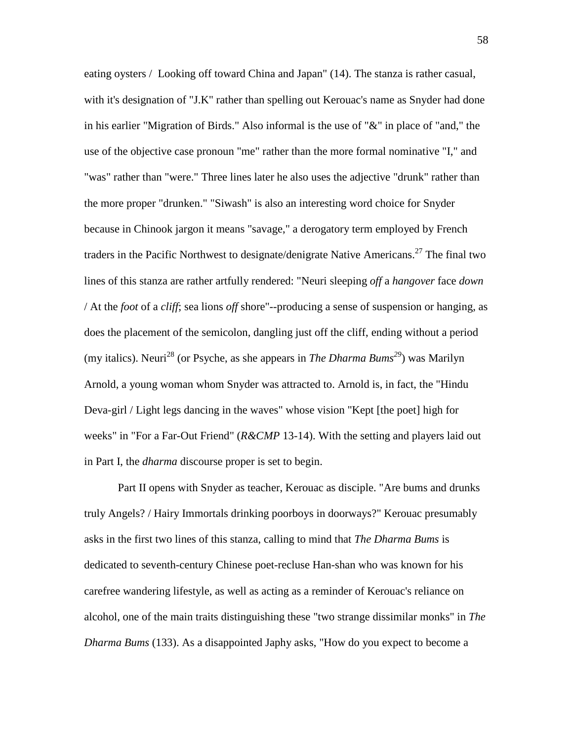eating oysters / Looking off toward China and Japan" (14). The stanza is rather casual, with it's designation of "J.K" rather than spelling out Kerouac's name as Snyder had done in his earlier "Migration of Birds." Also informal is the use of "&" in place of "and," the use of the objective case pronoun "me" rather than the more formal nominative "I," and "was" rather than "were." Three lines later he also uses the adjective "drunk" rather than the more proper "drunken." "Siwash" is also an interesting word choice for Snyder because in Chinook jargon it means "savage," a derogatory term employed by French traders in the Pacific Northwest to designate/denigrate Native Americans.[27] The final two lines of this stanza are rather artfully rendered: "Neuri sleeping *off* a *hangover* face *down* / At the *foot* of a *cliff*; sea lions *off* shore"--producing a sense of suspension or hanging, as does the placement of the semicolon, dangling just off the cliff, ending without a period (my italics). Neuri[28] (or Psyche, as she appears in *The Dharma Bums*[29]) was Marilyn Arnold, a young woman whom Snyder was attracted to. Arnold is, in fact, the "Hindu Deva-girl / Light legs dancing in the waves" whose vision "Kept [the poet] high for weeks" in "For a Far-Out Friend" (*R&CMP* 13-14). With the setting and players laid out in Part I, the *dharma* discourse proper is set to begin.

Part II opens with Snyder as teacher, Kerouac as disciple. "Are bums and drunks truly Angels? / Hairy Immortals drinking poorboys in doorways?" Kerouac presumably asks in the first two lines of this stanza, calling to mind that *The Dharma Bums* is dedicated to seventh-century Chinese poet-recluse Han-shan who was known for his carefree wandering lifestyle, as well as acting as a reminder of Kerouac's reliance on alcohol, one of the main traits distinguishing these "two strange dissimilar monks" in *The Dharma Bums* (133). As a disappointed Japhy asks, "How do you expect to become a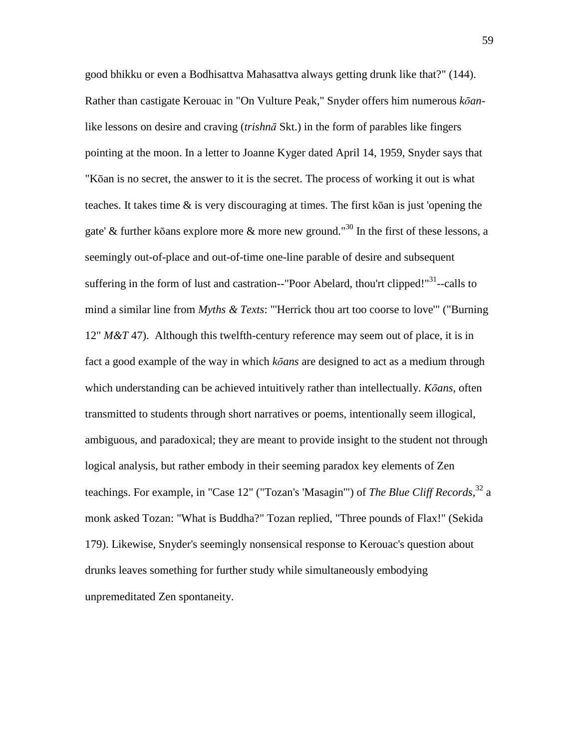good bhikku or even a Bodhisattva Mahasattva always getting drunk like that?" (144). Rather than castigate Kerouac in "On Vulture Peak," Snyder offers him numerous *kōan*-like lessons on desire and craving (*trishnā* Skt.) in the form of parables like fingers pointing at the moon. In a letter to Joanne Kyger dated April 14, 1959, Snyder says that "Kōan is no secret, the answer to it is the secret. The process of working it out is what teaches. It takes time & is very discouraging at times. The first kōan is just 'opening the gate' & further kōans explore more & more new ground."[30] In the first of these lessons, a seemingly out-of-place and out-of-time one-line parable of desire and subsequent suffering in the form of lust and castration--"Poor Abelard, thou'rt clipped!"[31]--calls to mind a similar line from *Myths & Texts*: "'Herrick thou art too coorse to love'" ("Burning 12" *M&T* 47). Although this twelfth-century reference may seem out of place, it is in fact a good example of the way in which *kōans* are designed to act as a medium through which understanding can be achieved intuitively rather than intellectually. *Kōans*, often transmitted to students through short narratives or poems, intentionally seem illogical, ambiguous, and paradoxical; they are meant to provide insight to the student not through logical analysis, but rather embody in their seeming paradox key elements of Zen teachings. For example, in "Case 12" ("Tozan's 'Masagin'") of *The Blue Cliff Records*,[32] a monk asked Tozan: "What is Buddha?" Tozan replied, "Three pounds of Flax!" (Sekida 179). Likewise, Snyder's seemingly nonsensical response to Kerouac's question about drunks leaves something for further study while simultaneously embodying unpremeditated Zen spontaneity.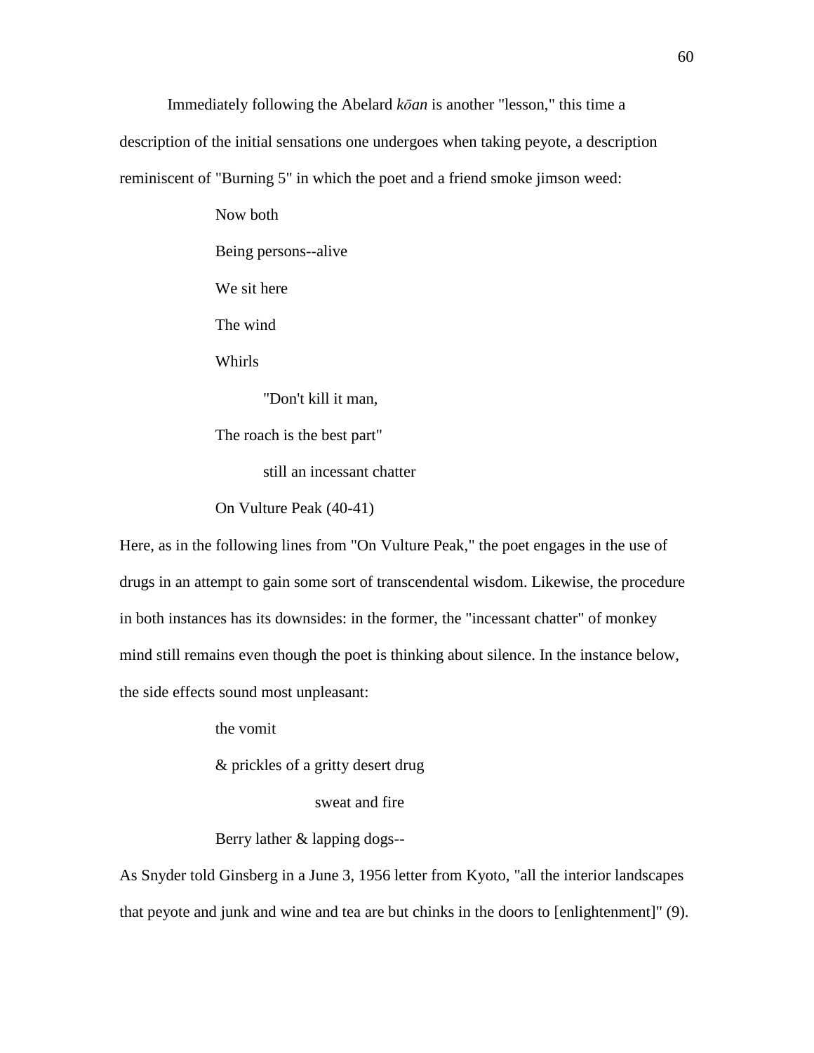Immediately following the Abelard *kōan* is another "lesson," this time a description of the initial sensations one undergoes when taking peyote, a description reminiscent of "Burning 5" in which the poet and a friend smoke jimson weed:

> Now both
>
> Being persons--alive
>
> We sit here
>
> The wind
>
> Whirls
>
> &nbsp;&nbsp;&nbsp;&nbsp;&nbsp;&nbsp;&nbsp;&nbsp;"Don't kill it man,
>
> The roach is the best part"
>
> &nbsp;&nbsp;&nbsp;&nbsp;&nbsp;&nbsp;&nbsp;&nbsp;still an incessant chatter
>
> On Vulture Peak (40-41)

Here, as in the following lines from "On Vulture Peak," the poet engages in the use of drugs in an attempt to gain some sort of transcendental wisdom. Likewise, the procedure in both instances has its downsides: in the former, the "incessant chatter" of monkey mind still remains even though the poet is thinking about silence. In the instance below, the side effects sound most unpleasant:

> the vomit
>
> & prickles of a gritty desert drug
>
> &nbsp;&nbsp;&nbsp;&nbsp;&nbsp;&nbsp;&nbsp;&nbsp;&nbsp;&nbsp;&nbsp;&nbsp;&nbsp;&nbsp;&nbsp;&nbsp;&nbsp;&nbsp;sweat and fire
>
> Berry lather & lapping dogs--

As Snyder told Ginsberg in a June 3, 1956 letter from Kyoto, "all the interior landscapes that peyote and junk and wine and tea are but chinks in the doors to [enlightenment]" (9).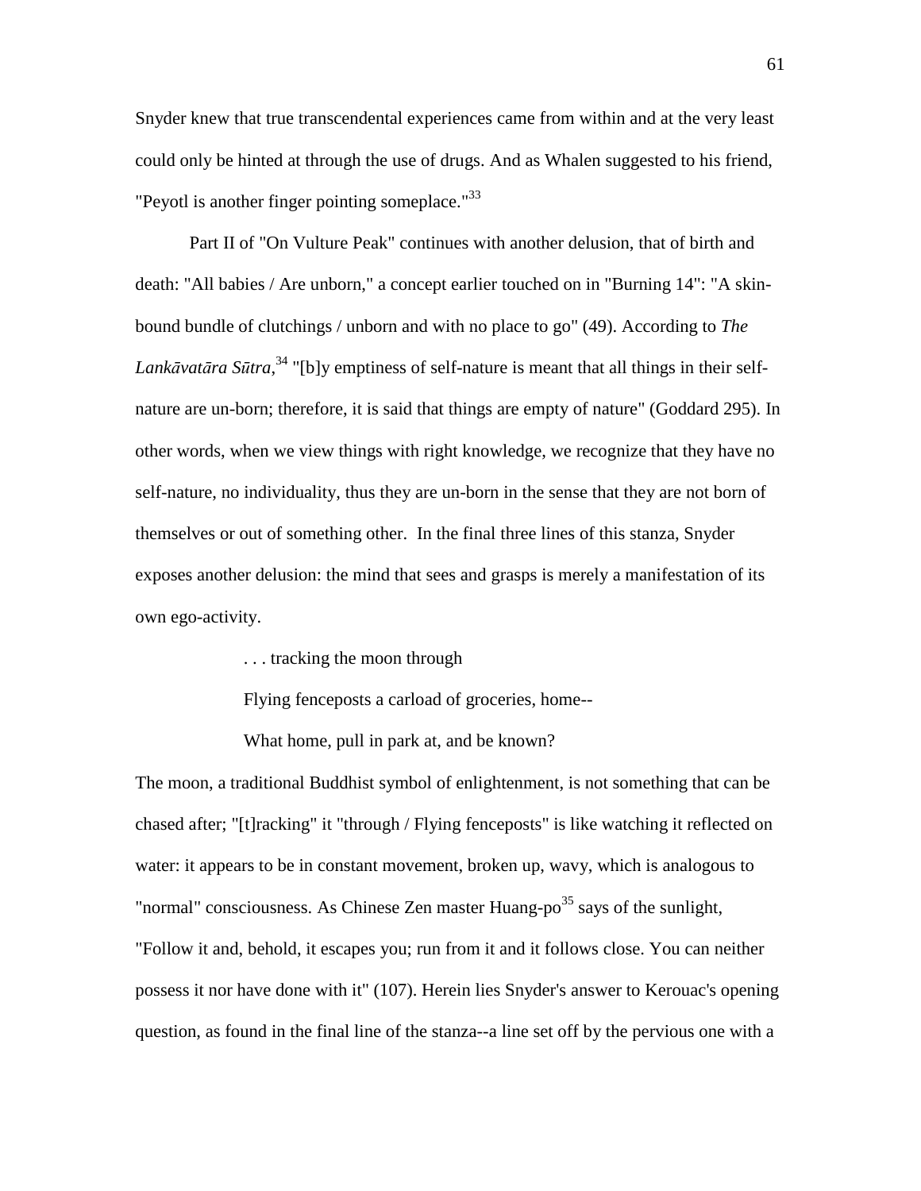Snyder knew that true transcendental experiences came from within and at the very least could only be hinted at through the use of drugs. And as Whalen suggested to his friend, "Peyotl is another finger pointing someplace."[33]

Part II of "On Vulture Peak" continues with another delusion, that of birth and death: "All babies / Are unborn," a concept earlier touched on in "Burning 14": "A skin-bound bundle of clutchings / unborn and with no place to go" (49). According to *The Lankāvatāra Sūtra*,[34] "[b]y emptiness of self-nature is meant that all things in their self-nature are un-born; therefore, it is said that things are empty of nature" (Goddard 295). In other words, when we view things with right knowledge, we recognize that they have no self-nature, no individuality, thus they are un-born in the sense that they are not born of themselves or out of something other. In the final three lines of this stanza, Snyder exposes another delusion: the mind that sees and grasps is merely a manifestation of its own ego-activity.

> . . . tracking the moon through
>
> Flying fenceposts a carload of groceries, home--
>
> What home, pull in park at, and be known?

The moon, a traditional Buddhist symbol of enlightenment, is not something that can be chased after; "[t]racking" it "through / Flying fenceposts" is like watching it reflected on water: it appears to be in constant movement, broken up, wavy, which is analogous to "normal" consciousness. As Chinese Zen master Huang-po[35] says of the sunlight, "Follow it and, behold, it escapes you; run from it and it follows close. You can neither possess it nor have done with it" (107). Herein lies Snyder's answer to Kerouac's opening question, as found in the final line of the stanza--a line set off by the pervious one with a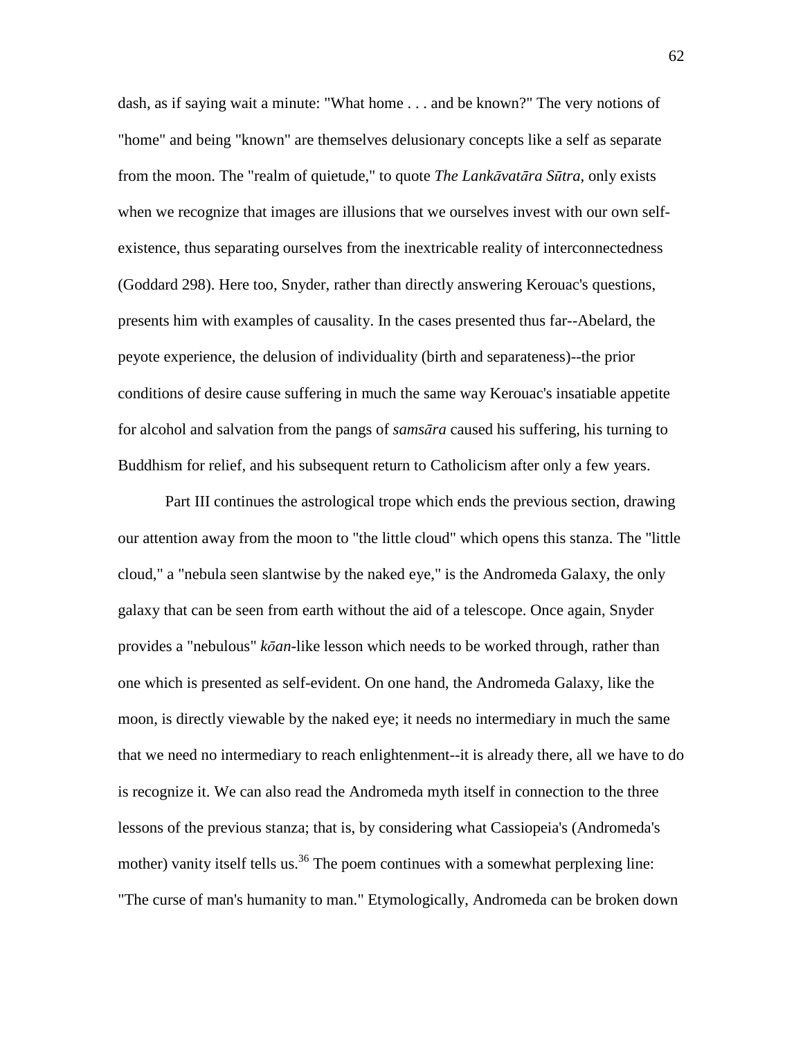dash, as if saying wait a minute: "What home . . . and be known?" The very notions of "home" and being "known" are themselves delusionary concepts like a self as separate from the moon. The "realm of quietude," to quote *The Lankāvatāra Sūtra*, only exists when we recognize that images are illusions that we ourselves invest with our own self-existence, thus separating ourselves from the inextricable reality of interconnectedness (Goddard 298). Here too, Snyder, rather than directly answering Kerouac's questions, presents him with examples of causality. In the cases presented thus far--Abelard, the peyote experience, the delusion of individuality (birth and separateness)--the prior conditions of desire cause suffering in much the same way Kerouac's insatiable appetite for alcohol and salvation from the pangs of *samsāra* caused his suffering, his turning to Buddhism for relief, and his subsequent return to Catholicism after only a few years.

Part III continues the astrological trope which ends the previous section, drawing our attention away from the moon to "the little cloud" which opens this stanza. The "little cloud," a "nebula seen slantwise by the naked eye," is the Andromeda Galaxy, the only galaxy that can be seen from earth without the aid of a telescope. Once again, Snyder provides a "nebulous" *kōan*-like lesson which needs to be worked through, rather than one which is presented as self-evident. On one hand, the Andromeda Galaxy, like the moon, is directly viewable by the naked eye; it needs no intermediary in much the same that we need no intermediary to reach enlightenment--it is already there, all we have to do is recognize it. We can also read the Andromeda myth itself in connection to the three lessons of the previous stanza; that is, by considering what Cassiopeia's (Andromeda's mother) vanity itself tells us.[36] The poem continues with a somewhat perplexing line: "The curse of man's humanity to man." Etymologically, Andromeda can be broken down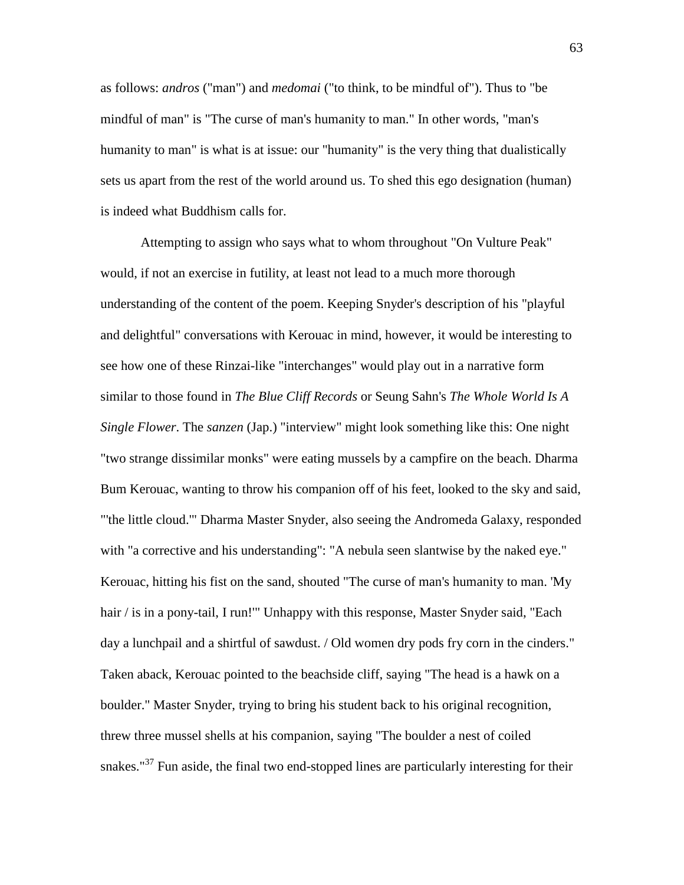as follows: *andros* ("man") and *medomai* ("to think, to be mindful of"). Thus to "be mindful of man" is "The curse of man's humanity to man." In other words, "man's humanity to man" is what is at issue: our "humanity" is the very thing that dualistically sets us apart from the rest of the world around us. To shed this ego designation (human) is indeed what Buddhism calls for.

Attempting to assign who says what to whom throughout "On Vulture Peak" would, if not an exercise in futility, at least not lead to a much more thorough understanding of the content of the poem. Keeping Snyder's description of his "playful and delightful" conversations with Kerouac in mind, however, it would be interesting to see how one of these Rinzai-like "interchanges" would play out in a narrative form similar to those found in *The Blue Cliff Records* or Seung Sahn's *The Whole World Is A Single Flower*. The *sanzen* (Jap.) "interview" might look something like this: One night "two strange dissimilar monks" were eating mussels by a campfire on the beach. Dharma Bum Kerouac, wanting to throw his companion off of his feet, looked to the sky and said, "'the little cloud.'" Dharma Master Snyder, also seeing the Andromeda Galaxy, responded with "a corrective and his understanding": "A nebula seen slantwise by the naked eye." Kerouac, hitting his fist on the sand, shouted "The curse of man's humanity to man. 'My hair / is in a pony-tail, I run!'" Unhappy with this response, Master Snyder said, "Each day a lunchpail and a shirtful of sawdust. / Old women dry pods fry corn in the cinders." Taken aback, Kerouac pointed to the beachside cliff, saying "The head is a hawk on a boulder." Master Snyder, trying to bring his student back to his original recognition, threw three mussel shells at his companion, saying "The boulder a nest of coiled snakes."[37] Fun aside, the final two end-stopped lines are particularly interesting for their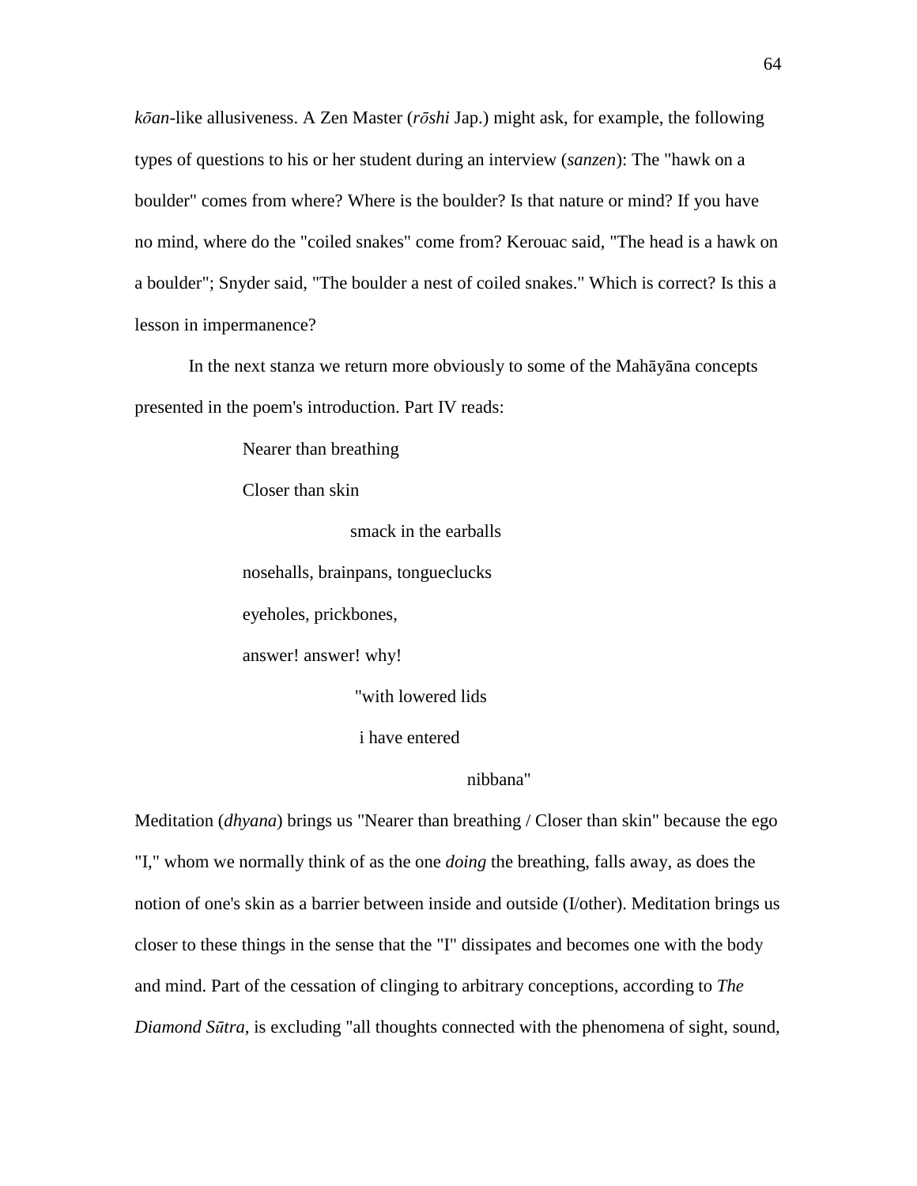*kōan*-like allusiveness. A Zen Master (*rōshi* Jap.) might ask, for example, the following types of questions to his or her student during an interview (*sanzen*): The "hawk on a boulder" comes from where? Where is the boulder? Is that nature or mind? If you have no mind, where do the "coiled snakes" come from? Kerouac said, "The head is a hawk on a boulder"; Snyder said, "The boulder a nest of coiled snakes." Which is correct? Is this a lesson in impermanence?

In the next stanza we return more obviously to some of the Mahāyāna concepts presented in the poem's introduction. Part IV reads:

> Nearer than breathing
>
> Closer than skin
>
> smack in the earballs
>
> nosehalls, brainpans, tongueclucks
>
> eyeholes, prickbones,
>
> answer! answer! why!
>
> "with lowered lids
>
> i have entered
>
> nibbana"

Meditation (*dhyana*) brings us "Nearer than breathing / Closer than skin" because the ego "I," whom we normally think of as the one *doing* the breathing, falls away, as does the notion of one's skin as a barrier between inside and outside (I/other). Meditation brings us closer to these things in the sense that the "I" dissipates and becomes one with the body and mind. Part of the cessation of clinging to arbitrary conceptions, according to *The Diamond Sūtra*, is excluding "all thoughts connected with the phenomena of sight, sound,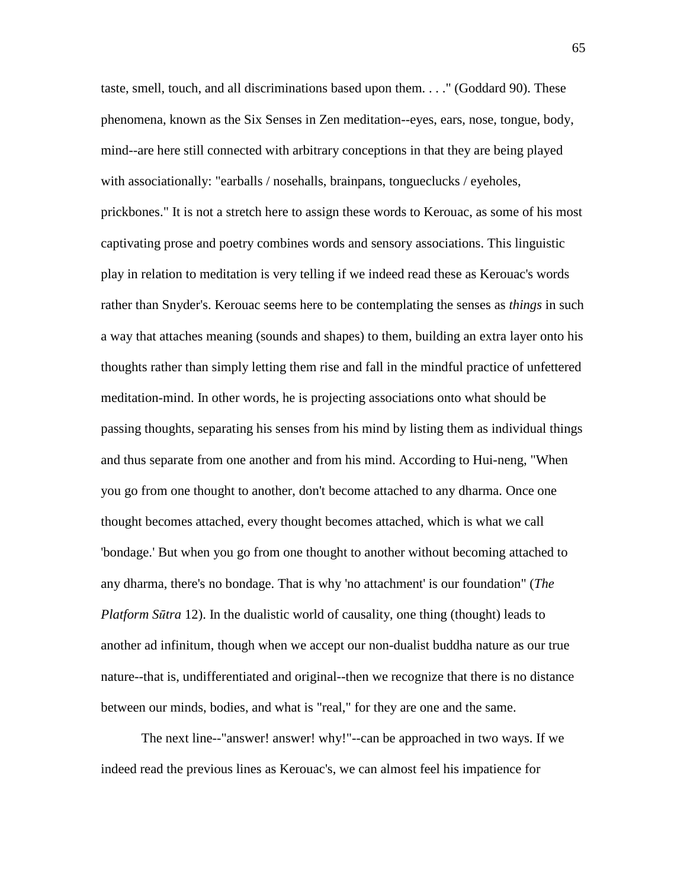taste, smell, touch, and all discriminations based upon them. . . ." (Goddard 90). These phenomena, known as the Six Senses in Zen meditation--eyes, ears, nose, tongue, body, mind--are here still connected with arbitrary conceptions in that they are being played with associationally: "earballs / nosehalls, brainpans, tongueclucks / eyeholes, prickbones." It is not a stretch here to assign these words to Kerouac, as some of his most captivating prose and poetry combines words and sensory associations. This linguistic play in relation to meditation is very telling if we indeed read these as Kerouac's words rather than Snyder's. Kerouac seems here to be contemplating the senses as *things* in such a way that attaches meaning (sounds and shapes) to them, building an extra layer onto his thoughts rather than simply letting them rise and fall in the mindful practice of unfettered meditation-mind. In other words, he is projecting associations onto what should be passing thoughts, separating his senses from his mind by listing them as individual things and thus separate from one another and from his mind. According to Hui-neng, "When you go from one thought to another, don't become attached to any dharma. Once one thought becomes attached, every thought becomes attached, which is what we call 'bondage.' But when you go from one thought to another without becoming attached to any dharma, there's no bondage. That is why 'no attachment' is our foundation" (*The Platform Sūtra* 12). In the dualistic world of causality, one thing (thought) leads to another ad infinitum, though when we accept our non-dualist buddha nature as our true nature--that is, undifferentiated and original--then we recognize that there is no distance between our minds, bodies, and what is "real," for they are one and the same.

The next line--"answer! answer! why!"--can be approached in two ways. If we indeed read the previous lines as Kerouac's, we can almost feel his impatience for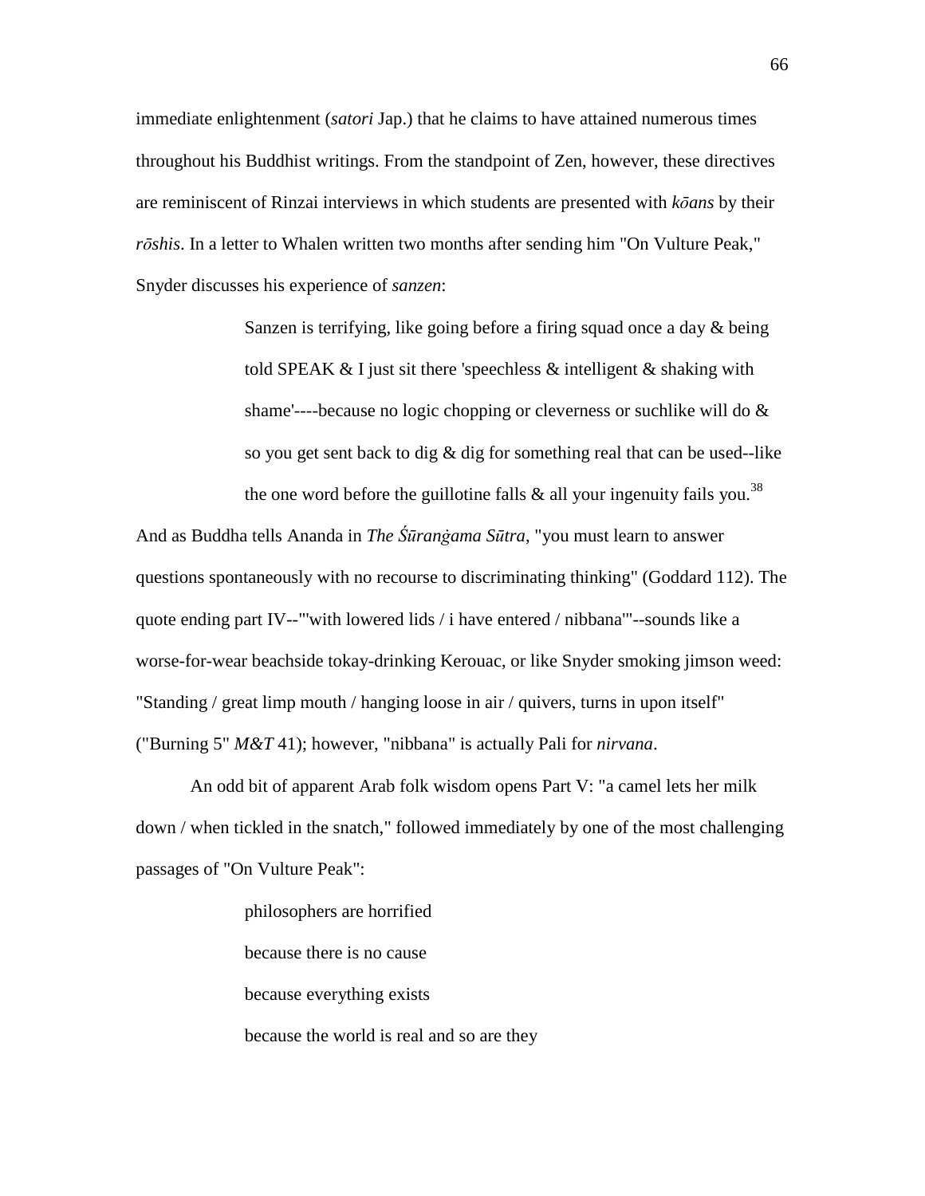immediate enlightenment (*satori* Jap.) that he claims to have attained numerous times throughout his Buddhist writings. From the standpoint of Zen, however, these directives are reminiscent of Rinzai interviews in which students are presented with *kōans* by their *rōshis*. In a letter to Whalen written two months after sending him "On Vulture Peak," Snyder discusses his experience of *sanzen*:

> Sanzen is terrifying, like going before a firing squad once a day & being told SPEAK & I just sit there 'speechless & intelligent & shaking with shame'----because no logic chopping or cleverness or suchlike will do & so you get sent back to dig & dig for something real that can be used--like the one word before the guillotine falls & all your ingenuity fails you.[38]

And as Buddha tells Ananda in *The Śūraṅgama Sūtra*, "you must learn to answer questions spontaneously with no recourse to discriminating thinking" (Goddard 112). The quote ending part IV--"'with lowered lids / i have entered / nibbana'"--sounds like a worse-for-wear beachside tokay-drinking Kerouac, or like Snyder smoking jimson weed: "Standing / great limp mouth / hanging loose in air / quivers, turns in upon itself" ("Burning 5" *M&T* 41); however, "nibbana" is actually Pali for *nirvana*.

An odd bit of apparent Arab folk wisdom opens Part V: "a camel lets her milk down / when tickled in the snatch," followed immediately by one of the most challenging passages of "On Vulture Peak":

> philosophers are horrified
> because there is no cause
> because everything exists
> because the world is real and so are they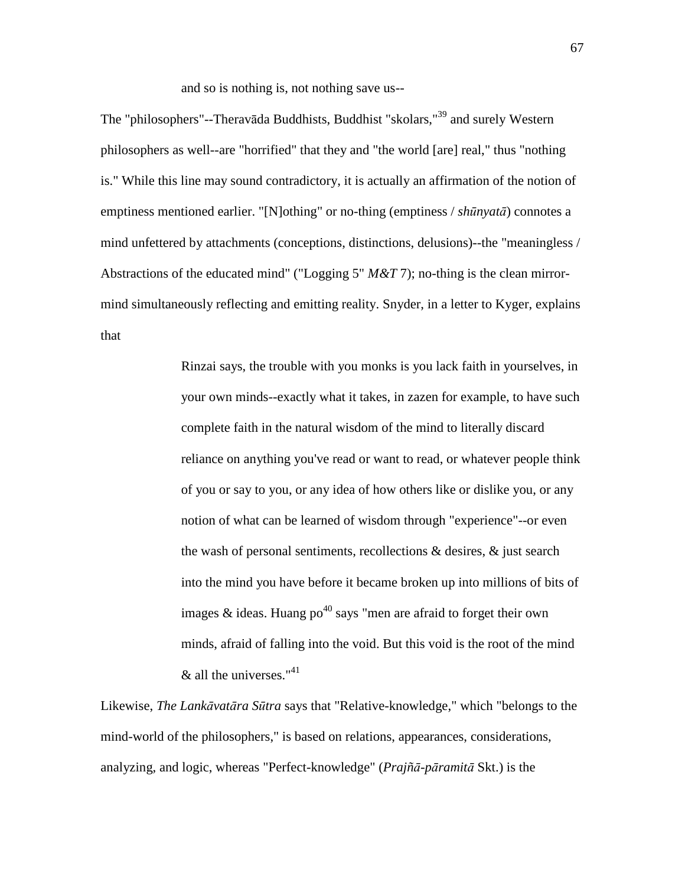and so is nothing is, not nothing save us--

The "philosophers"--Theravāda Buddhists, Buddhist "skolars,"[39] and surely Western philosophers as well--are "horrified" that they and "the world [are] real," thus "nothing is." While this line may sound contradictory, it is actually an affirmation of the notion of emptiness mentioned earlier. "[N]othing" or no-thing (emptiness / *shūnyatā*) connotes a mind unfettered by attachments (conceptions, distinctions, delusions)--the "meaningless / Abstractions of the educated mind" ("Logging 5" *M&T* 7); no-thing is the clean mirror-mind simultaneously reflecting and emitting reality. Snyder, in a letter to Kyger, explains that

> Rinzai says, the trouble with you monks is you lack faith in yourselves, in your own minds--exactly what it takes, in zazen for example, to have such complete faith in the natural wisdom of the mind to literally discard reliance on anything you've read or want to read, or whatever people think of you or say to you, or any idea of how others like or dislike you, or any notion of what can be learned of wisdom through "experience"--or even the wash of personal sentiments, recollections & desires, & just search into the mind you have before it became broken up into millions of bits of images & ideas. Huang po[40] says "men are afraid to forget their own minds, afraid of falling into the void. But this void is the root of the mind & all the universes."[41]

Likewise, *The Lankāvatāra Sūtra* says that "Relative-knowledge," which "belongs to the mind-world of the philosophers," is based on relations, appearances, considerations, analyzing, and logic, whereas "Perfect-knowledge" (*Prajñā-pāramitā* Skt.) is the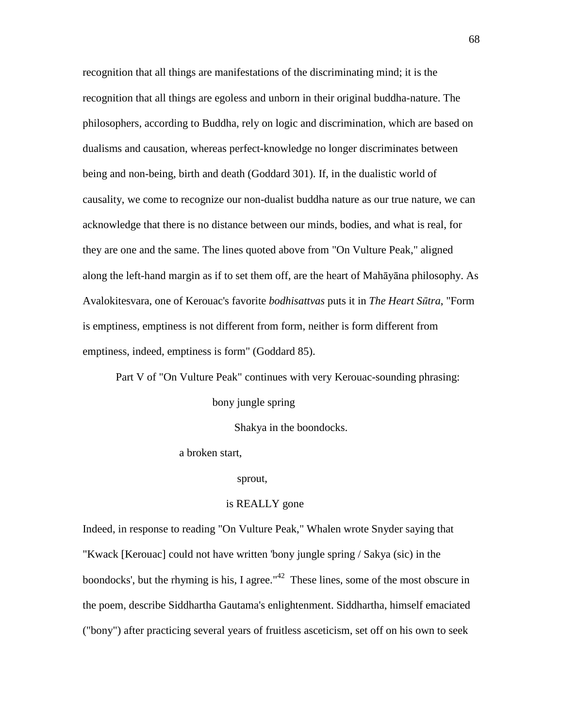recognition that all things are manifestations of the discriminating mind; it is the recognition that all things are egoless and unborn in their original buddha-nature. The philosophers, according to Buddha, rely on logic and discrimination, which are based on dualisms and causation, whereas perfect-knowledge no longer discriminates between being and non-being, birth and death (Goddard 301). If, in the dualistic world of causality, we come to recognize our non-dualist buddha nature as our true nature, we can acknowledge that there is no distance between our minds, bodies, and what is real, for they are one and the same. The lines quoted above from "On Vulture Peak," aligned along the left-hand margin as if to set them off, are the heart of Mahāyāna philosophy. As Avalokitesvara, one of Kerouac's favorite *bodhisattvas* puts it in *The Heart Sūtra,* "Form is emptiness, emptiness is not different from form, neither is form different from emptiness, indeed, emptiness is form" (Goddard 85).

Part V of "On Vulture Peak" continues with very Kerouac-sounding phrasing:

> bony jungle spring
>
> Shakya in the boondocks.
>
> a broken start,
>
> sprout,
>
> is REALLY gone

Indeed, in response to reading "On Vulture Peak," Whalen wrote Snyder saying that "Kwack [Kerouac] could not have written 'bony jungle spring / Sakya (sic) in the boondocks', but the rhyming is his, I agree."[42] These lines, some of the most obscure in the poem, describe Siddhartha Gautama's enlightenment. Siddhartha, himself emaciated ("bony") after practicing several years of fruitless asceticism, set off on his own to seek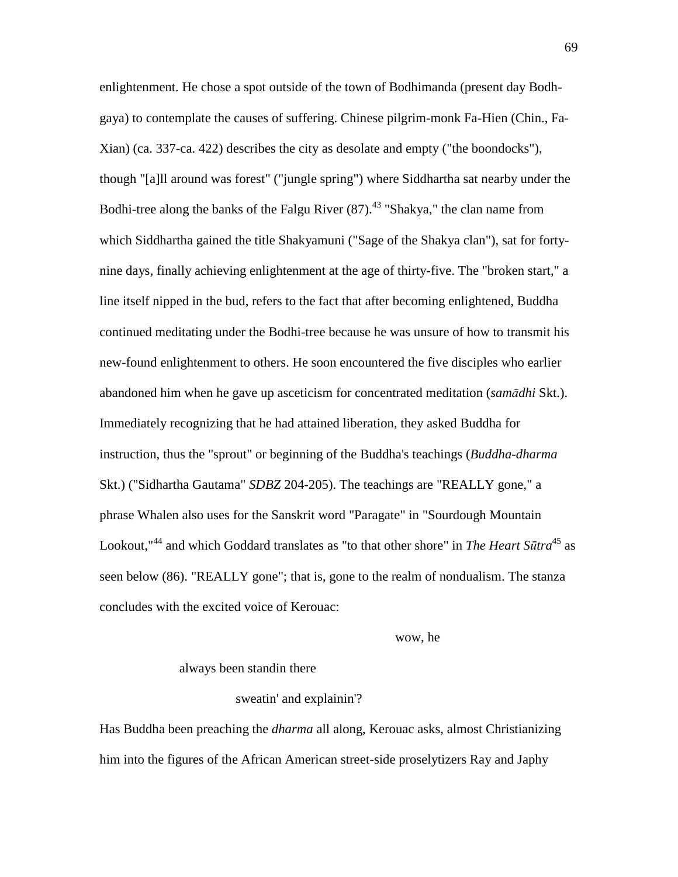enlightenment. He chose a spot outside of the town of Bodhimanda (present day Bodh-gaya) to contemplate the causes of suffering. Chinese pilgrim-monk Fa-Hien (Chin., Fa-Xian) (ca. 337-ca. 422) describes the city as desolate and empty ("the boondocks"), though "[a]ll around was forest" ("jungle spring") where Siddhartha sat nearby under the Bodhi-tree along the banks of the Falgu River (87).[43] "Shakya," the clan name from which Siddhartha gained the title Shakyamuni ("Sage of the Shakya clan"), sat for forty-nine days, finally achieving enlightenment at the age of thirty-five. The "broken start," a line itself nipped in the bud, refers to the fact that after becoming enlightened, Buddha continued meditating under the Bodhi-tree because he was unsure of how to transmit his new-found enlightenment to others. He soon encountered the five disciples who earlier abandoned him when he gave up asceticism for concentrated meditation (*samādhi* Skt.). Immediately recognizing that he had attained liberation, they asked Buddha for instruction, thus the "sprout" or beginning of the Buddha's teachings (*Buddha-dharma* Skt.) ("Sidhartha Gautama" *SDBZ* 204-205). The teachings are "REALLY gone," a phrase Whalen also uses for the Sanskrit word "Paragate" in "Sourdough Mountain Lookout,"[44] and which Goddard translates as "to that other shore" in *The Heart Sūtra*[45] as seen below (86). "REALLY gone"; that is, gone to the realm of nondualism. The stanza concludes with the excited voice of Kerouac:

wow, he

always been standin there

sweatin' and explainin'?

Has Buddha been preaching the *dharma* all along, Kerouac asks, almost Christianizing him into the figures of the African American street-side proselytizers Ray and Japhy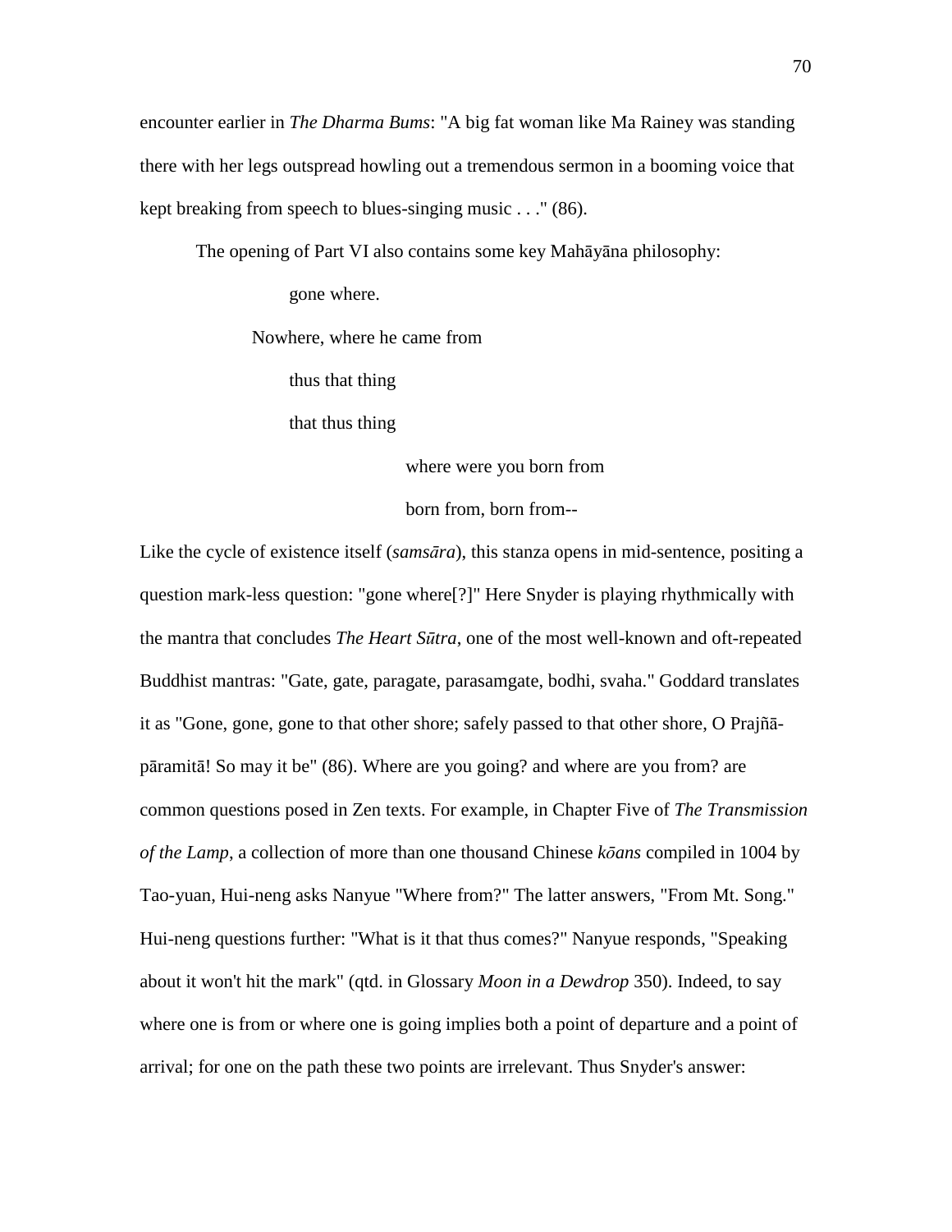encounter earlier in *The Dharma Bums*: "A big fat woman like Ma Rainey was standing there with her legs outspread howling out a tremendous sermon in a booming voice that kept breaking from speech to blues-singing music . . ." (86).

The opening of Part VI also contains some key Mahāyāna philosophy:

> gone where.
>
> Nowhere, where he came from
>
> thus that thing
>
> that thus thing
>
> where were you born from
>
> born from, born from--

Like the cycle of existence itself (*samsāra*), this stanza opens in mid-sentence, positing a question mark-less question: "gone where[?]" Here Snyder is playing rhythmically with the mantra that concludes *The Heart Sūtra*, one of the most well-known and oft-repeated Buddhist mantras: "Gate, gate, paragate, parasamgate, bodhi, svaha." Goddard translates it as "Gone, gone, gone to that other shore; safely passed to that other shore, O Prajñā-pāramitā! So may it be" (86). Where are you going? and where are you from? are common questions posed in Zen texts. For example, in Chapter Five of *The Transmission of the Lamp*, a collection of more than one thousand Chinese *kōans* compiled in 1004 by Tao-yuan, Hui-neng asks Nanyue "Where from?" The latter answers, "From Mt. Song." Hui-neng questions further: "What is it that thus comes?" Nanyue responds, "Speaking about it won't hit the mark" (qtd. in Glossary *Moon in a Dewdrop* 350). Indeed, to say where one is from or where one is going implies both a point of departure and a point of arrival; for one on the path these two points are irrelevant. Thus Snyder's answer: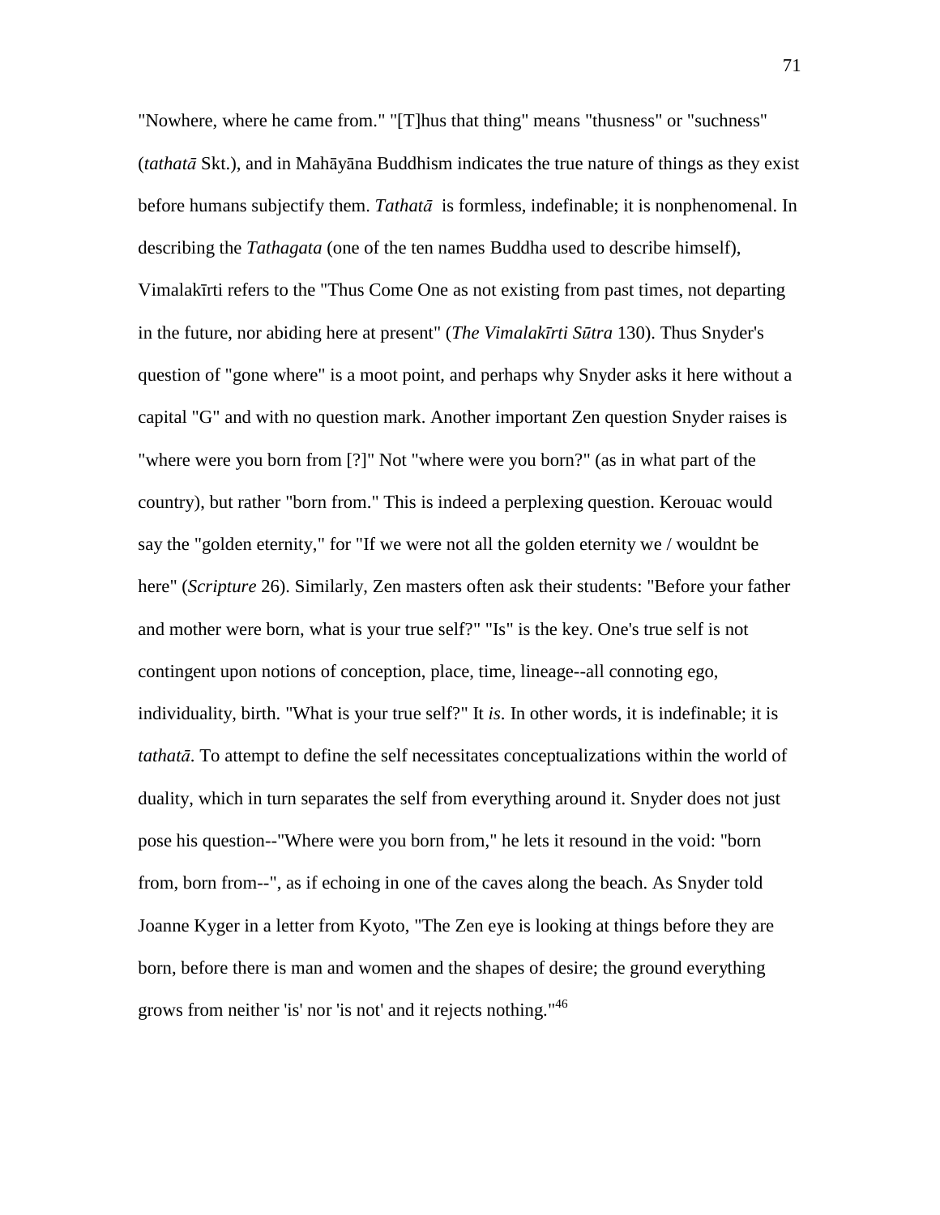"Nowhere, where he came from." "[T]hus that thing" means "thusness" or "suchness" (*tathatā* Skt.), and in Mahāyāna Buddhism indicates the true nature of things as they exist before humans subjectify them. *Tathatā* is formless, indefinable; it is nonphenomenal. In describing the *Tathagata* (one of the ten names Buddha used to describe himself), Vimalakīrti refers to the "Thus Come One as not existing from past times, not departing in the future, nor abiding here at present" (*The Vimalakīrti Sūtra* 130). Thus Snyder's question of "gone where" is a moot point, and perhaps why Snyder asks it here without a capital "G" and with no question mark. Another important Zen question Snyder raises is "where were you born from [?]" Not "where were you born?" (as in what part of the country), but rather "born from." This is indeed a perplexing question. Kerouac would say the "golden eternity," for "If we were not all the golden eternity we / wouldnt be here" (*Scripture* 26). Similarly, Zen masters often ask their students: "Before your father and mother were born, what is your true self?" "Is" is the key. One's true self is not contingent upon notions of conception, place, time, lineage--all connoting ego, individuality, birth. "What is your true self?" It *is*. In other words, it is indefinable; it is *tathatā*. To attempt to define the self necessitates conceptualizations within the world of duality, which in turn separates the self from everything around it. Snyder does not just pose his question--"Where were you born from," he lets it resound in the void: "born from, born from--", as if echoing in one of the caves along the beach. As Snyder told Joanne Kyger in a letter from Kyoto, "The Zen eye is looking at things before they are born, before there is man and women and the shapes of desire; the ground everything grows from neither 'is' nor 'is not' and it rejects nothing."[46]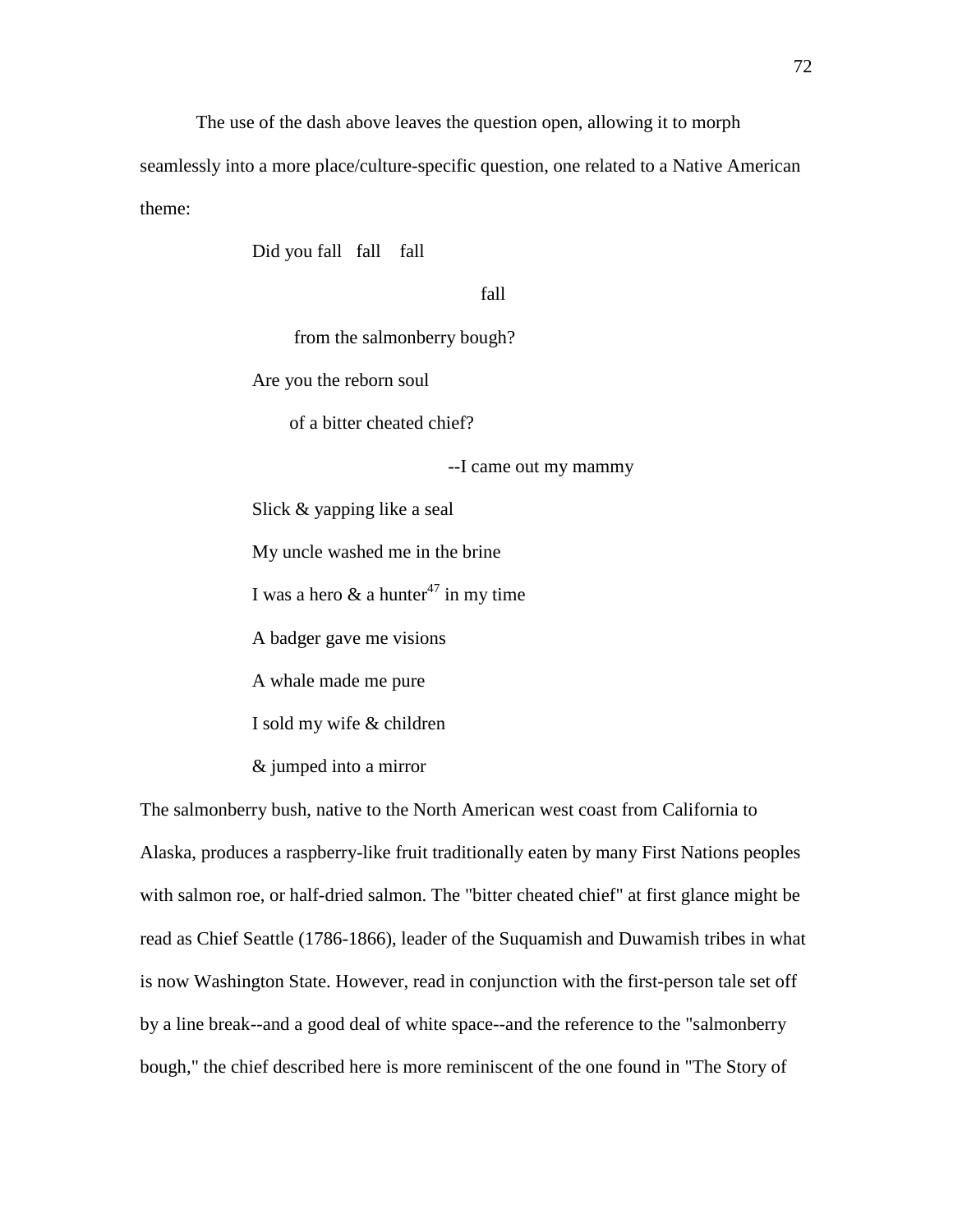The use of the dash above leaves the question open, allowing it to morph seamlessly into a more place/culture-specific question, one related to a Native American theme:

> Did you fall   fall    fall
>
>                                    fall
>
>       from the salmonberry bough?
>
> Are you the reborn soul
>
>       of a bitter cheated chief?
>
>                                    --I came out my mammy
>
> Slick & yapping like a seal
>
> My uncle washed me in the brine
>
> I was a hero & a hunter[47] in my time
>
> A badger gave me visions
>
> A whale made me pure
>
> I sold my wife & children
>
> & jumped into a mirror

The salmonberry bush, native to the North American west coast from California to Alaska, produces a raspberry-like fruit traditionally eaten by many First Nations peoples with salmon roe, or half-dried salmon. The "bitter cheated chief" at first glance might be read as Chief Seattle (1786-1866), leader of the Suquamish and Duwamish tribes in what is now Washington State. However, read in conjunction with the first-person tale set off by a line break--and a good deal of white space--and the reference to the "salmonberry bough," the chief described here is more reminiscent of the one found in "The Story of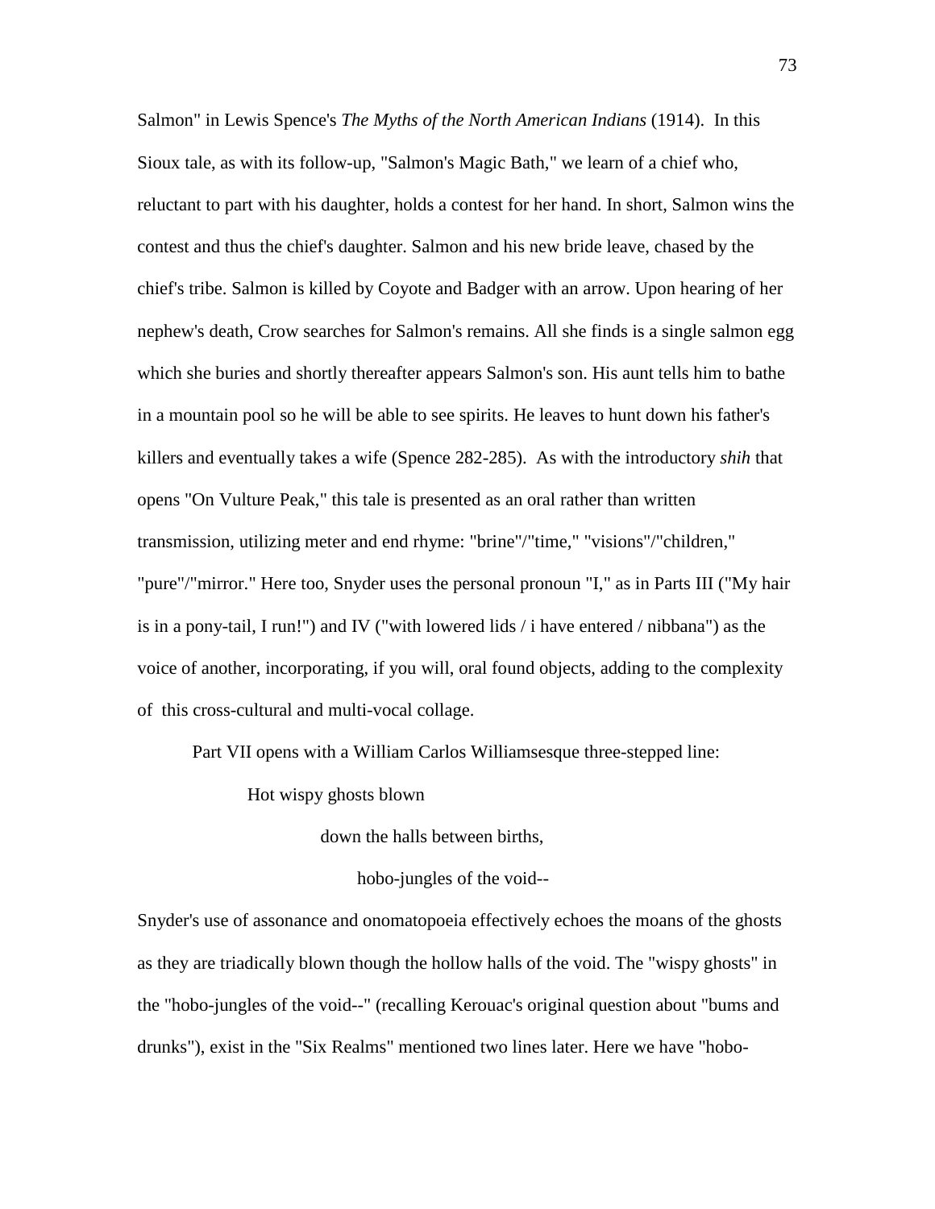Salmon" in Lewis Spence's *The Myths of the North American Indians* (1914). In this Sioux tale, as with its follow-up, "Salmon's Magic Bath," we learn of a chief who, reluctant to part with his daughter, holds a contest for her hand. In short, Salmon wins the contest and thus the chief's daughter. Salmon and his new bride leave, chased by the chief's tribe. Salmon is killed by Coyote and Badger with an arrow. Upon hearing of her nephew's death, Crow searches for Salmon's remains. All she finds is a single salmon egg which she buries and shortly thereafter appears Salmon's son. His aunt tells him to bathe in a mountain pool so he will be able to see spirits. He leaves to hunt down his father's killers and eventually takes a wife (Spence 282-285). As with the introductory *shih* that opens "On Vulture Peak," this tale is presented as an oral rather than written transmission, utilizing meter and end rhyme: "brine"/"time," "visions"/"children," "pure"/"mirror." Here too, Snyder uses the personal pronoun "I," as in Parts III ("My hair is in a pony-tail, I run!") and IV ("with lowered lids / i have entered / nibbana") as the voice of another, incorporating, if you will, oral found objects, adding to the complexity of this cross-cultural and multi-vocal collage.

Part VII opens with a William Carlos Williamsesque three-stepped line:

> Hot wispy ghosts blown
>
> down the halls between births,
>
> hobo-jungles of the void--

Snyder's use of assonance and onomatopoeia effectively echoes the moans of the ghosts as they are triadically blown though the hollow halls of the void. The "wispy ghosts" in the "hobo-jungles of the void--" (recalling Kerouac's original question about "bums and drunks"), exist in the "Six Realms" mentioned two lines later. Here we have "hobo-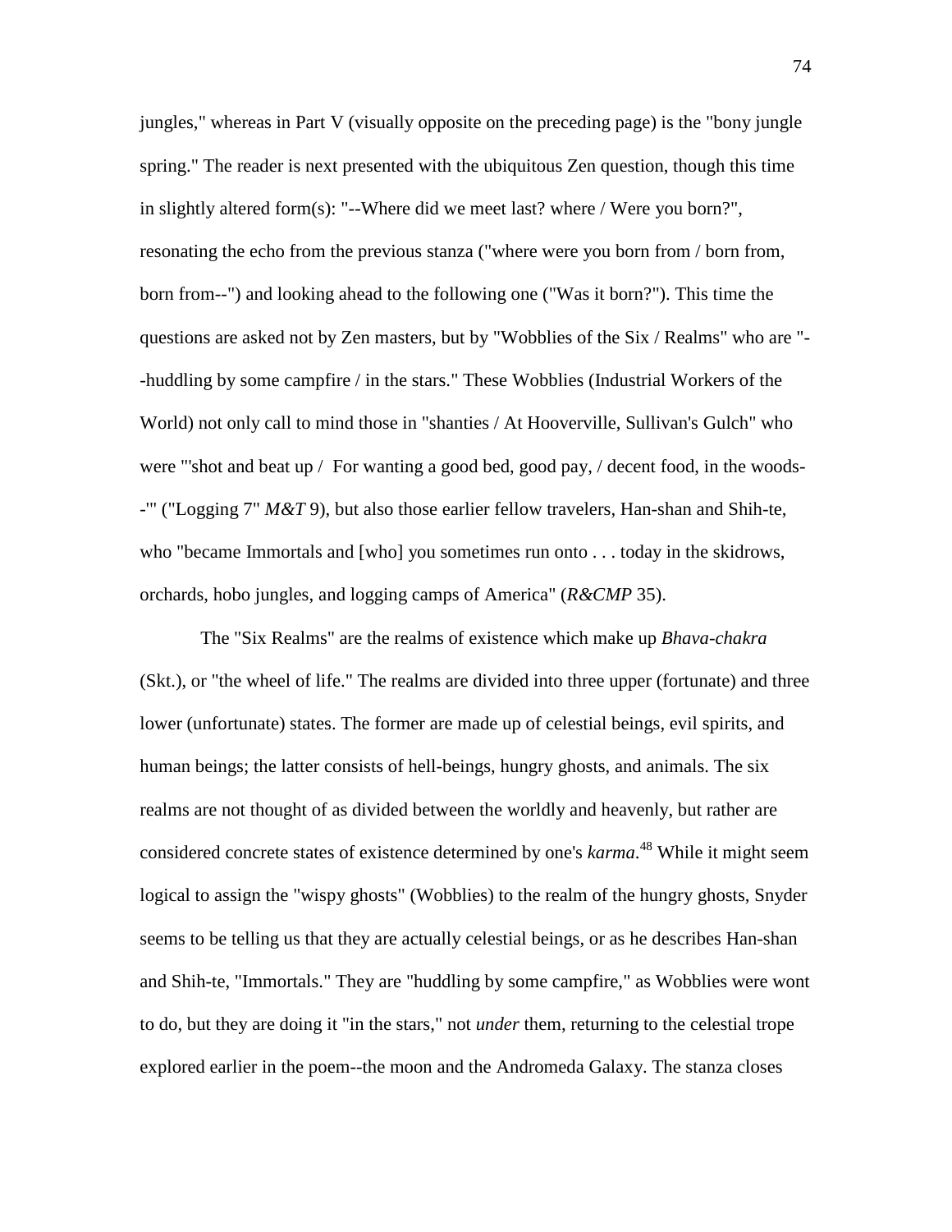jungles," whereas in Part V (visually opposite on the preceding page) is the "bony jungle spring." The reader is next presented with the ubiquitous Zen question, though this time in slightly altered form(s): "--Where did we meet last? where / Were you born?", resonating the echo from the previous stanza ("where were you born from / born from, born from--") and looking ahead to the following one ("Was it born?"). This time the questions are asked not by Zen masters, but by "Wobblies of the Six / Realms" who are "--huddling by some campfire / in the stars." These Wobblies (Industrial Workers of the World) not only call to mind those in "shanties / At Hooverville, Sullivan's Gulch" who were "'shot and beat up / For wanting a good bed, good pay, / decent food, in the woods--'" ("Logging 7" *M&T* 9), but also those earlier fellow travelers, Han-shan and Shih-te, who "became Immortals and [who] you sometimes run onto . . . today in the skidrows, orchards, hobo jungles, and logging camps of America" (*R&CMP* 35).

The "Six Realms" are the realms of existence which make up *Bhava-chakra* (Skt.), or "the wheel of life." The realms are divided into three upper (fortunate) and three lower (unfortunate) states. The former are made up of celestial beings, evil spirits, and human beings; the latter consists of hell-beings, hungry ghosts, and animals. The six realms are not thought of as divided between the worldly and heavenly, but rather are considered concrete states of existence determined by one's *karma*.[48] While it might seem logical to assign the "wispy ghosts" (Wobblies) to the realm of the hungry ghosts, Snyder seems to be telling us that they are actually celestial beings, or as he describes Han-shan and Shih-te, "Immortals." They are "huddling by some campfire," as Wobblies were wont to do, but they are doing it "in the stars," not *under* them, returning to the celestial trope explored earlier in the poem--the moon and the Andromeda Galaxy. The stanza closes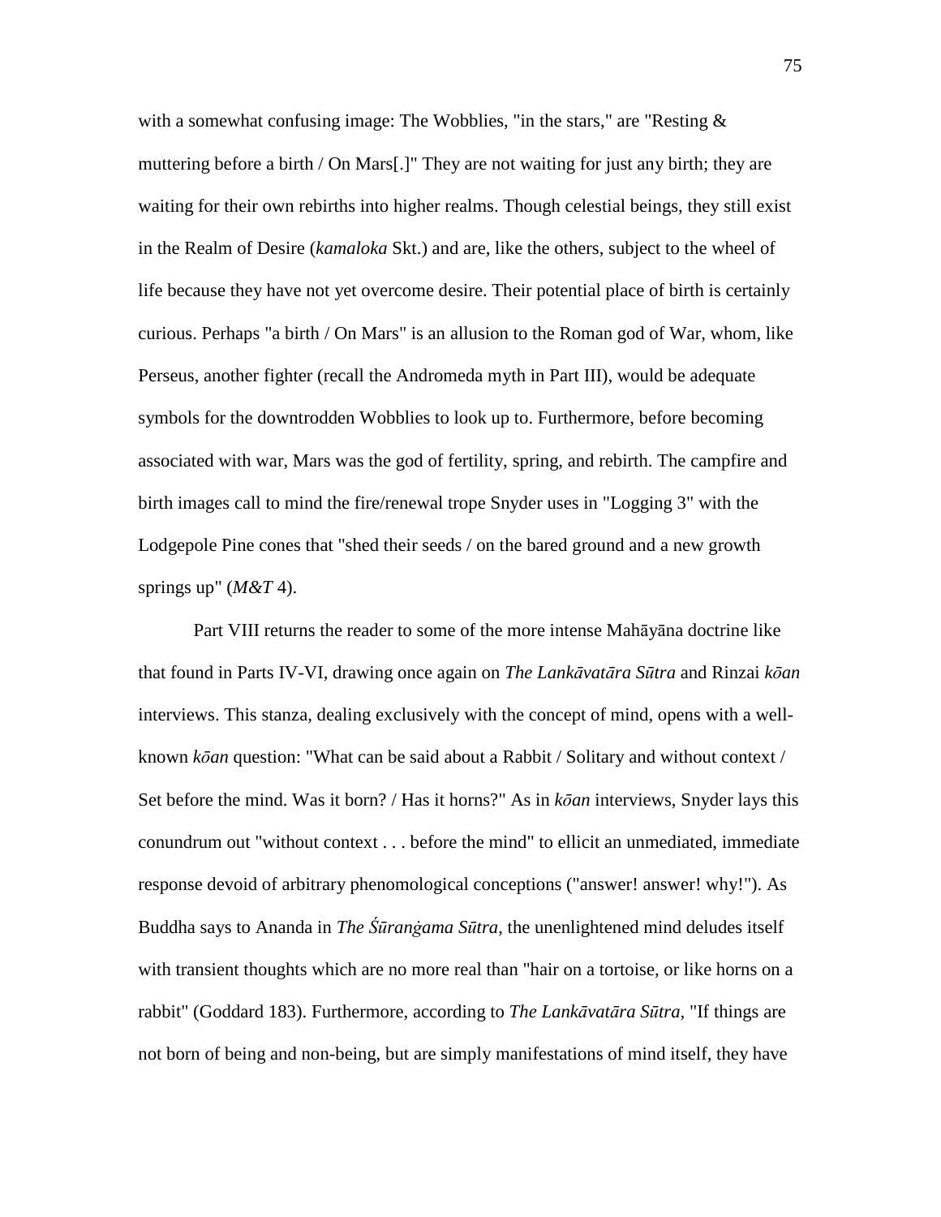with a somewhat confusing image: The Wobblies, "in the stars," are "Resting & muttering before a birth / On Mars[.]" They are not waiting for just any birth; they are waiting for their own rebirths into higher realms. Though celestial beings, they still exist in the Realm of Desire (*kamaloka* Skt.) and are, like the others, subject to the wheel of life because they have not yet overcome desire. Their potential place of birth is certainly curious. Perhaps "a birth / On Mars" is an allusion to the Roman god of War, whom, like Perseus, another fighter (recall the Andromeda myth in Part III), would be adequate symbols for the downtrodden Wobblies to look up to. Furthermore, before becoming associated with war, Mars was the god of fertility, spring, and rebirth. The campfire and birth images call to mind the fire/renewal trope Snyder uses in "Logging 3" with the Lodgepole Pine cones that "shed their seeds / on the bared ground and a new growth springs up" (*M&T* 4).

Part VIII returns the reader to some of the more intense Mahāyāna doctrine like that found in Parts IV-VI, drawing once again on *The Lankāvatāra Sūtra* and Rinzai *kōan* interviews. This stanza, dealing exclusively with the concept of mind, opens with a well-known *kōan* question: "What can be said about a Rabbit / Solitary and without context / Set before the mind. Was it born? / Has it horns?" As in *kōan* interviews, Snyder lays this conundrum out "without context . . . before the mind" to ellicit an unmediated, immediate response devoid of arbitrary phenomological conceptions ("answer! answer! why!"). As Buddha says to Ananda in *The Śūranġama Sūtra*, the unenlightened mind deludes itself with transient thoughts which are no more real than "hair on a tortoise, or like horns on a rabbit" (Goddard 183). Furthermore, according to *The Lankāvatāra Sūtra*, "If things are not born of being and non-being, but are simply manifestations of mind itself, they have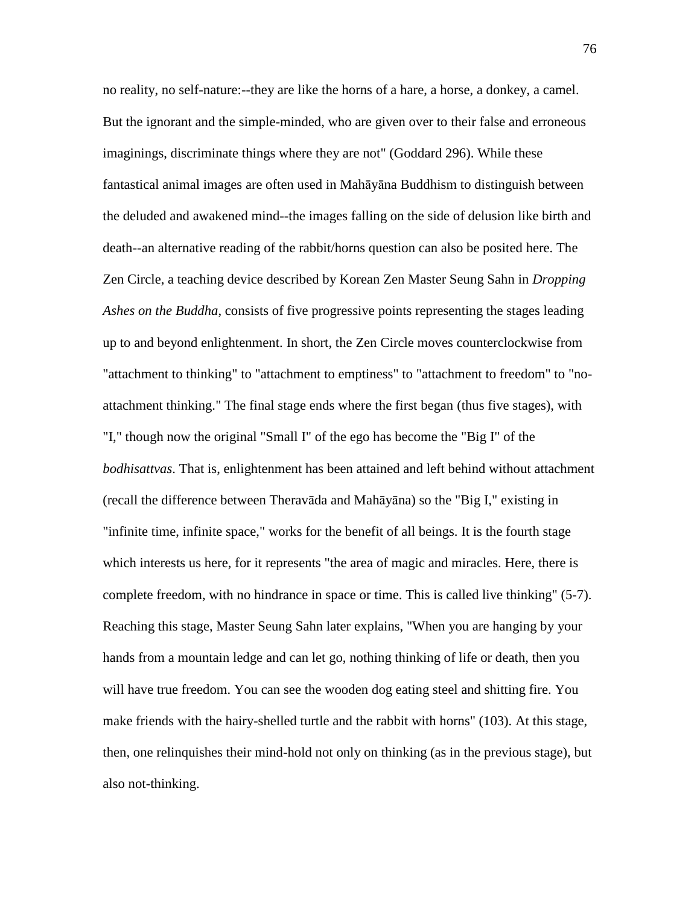no reality, no self-nature:--they are like the horns of a hare, a horse, a donkey, a camel. But the ignorant and the simple-minded, who are given over to their false and erroneous imaginings, discriminate things where they are not" (Goddard 296). While these fantastical animal images are often used in Mahāyāna Buddhism to distinguish between the deluded and awakened mind--the images falling on the side of delusion like birth and death--an alternative reading of the rabbit/horns question can also be posited here. The Zen Circle, a teaching device described by Korean Zen Master Seung Sahn in *Dropping Ashes on the Buddha*, consists of five progressive points representing the stages leading up to and beyond enlightenment. In short, the Zen Circle moves counterclockwise from "attachment to thinking" to "attachment to emptiness" to "attachment to freedom" to "no-attachment thinking." The final stage ends where the first began (thus five stages), with "I," though now the original "Small I" of the ego has become the "Big I" of the *bodhisattvas*. That is, enlightenment has been attained and left behind without attachment (recall the difference between Theravāda and Mahāyāna) so the "Big I," existing in "infinite time, infinite space," works for the benefit of all beings. It is the fourth stage which interests us here, for it represents "the area of magic and miracles. Here, there is complete freedom, with no hindrance in space or time. This is called live thinking" (5-7). Reaching this stage, Master Seung Sahn later explains, "When you are hanging by your hands from a mountain ledge and can let go, nothing thinking of life or death, then you will have true freedom. You can see the wooden dog eating steel and shitting fire. You make friends with the hairy-shelled turtle and the rabbit with horns" (103). At this stage, then, one relinquishes their mind-hold not only on thinking (as in the previous stage), but also not-thinking.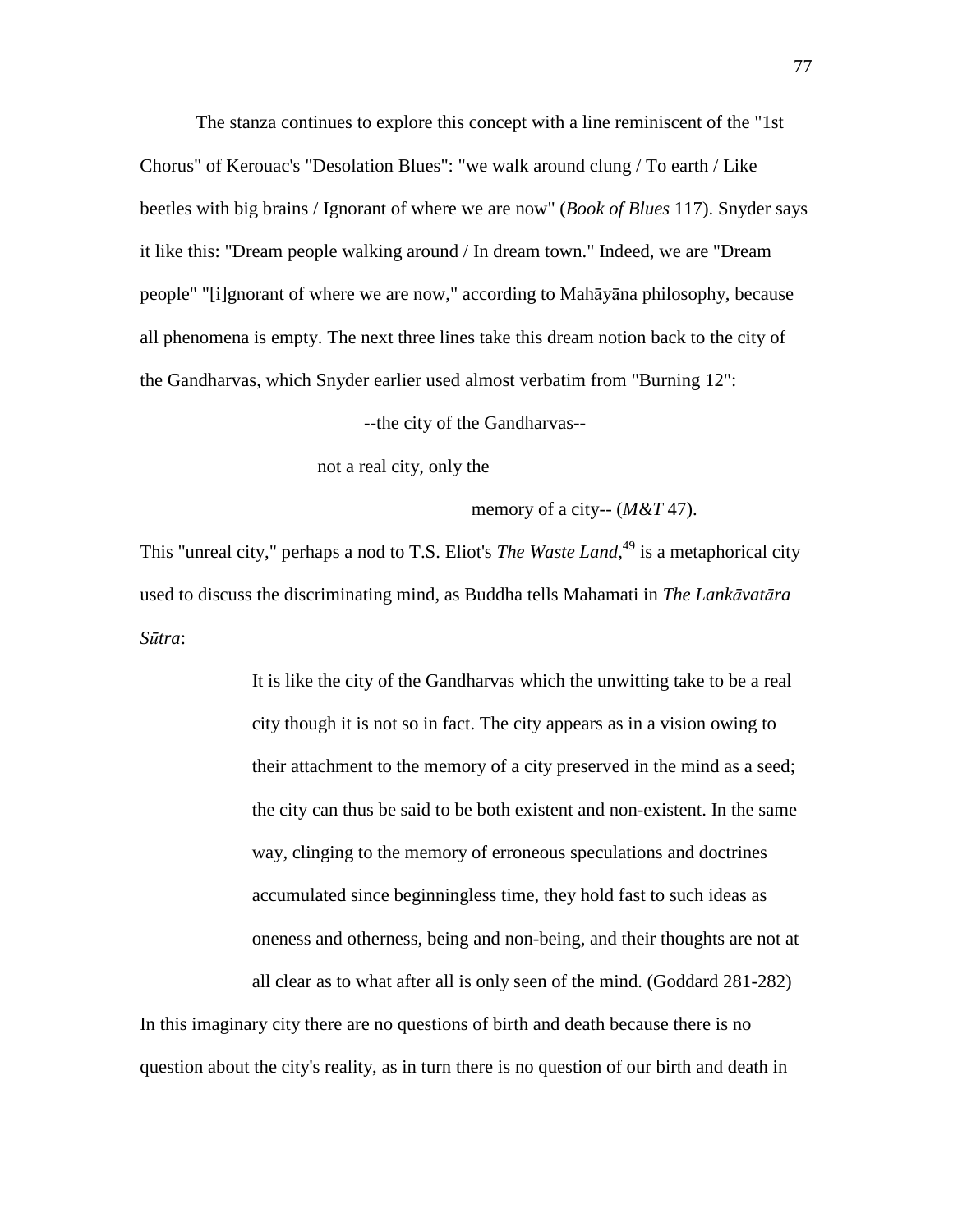The stanza continues to explore this concept with a line reminiscent of the "1st Chorus" of Kerouac's "Desolation Blues": "we walk around clung / To earth / Like beetles with big brains / Ignorant of where we are now" (*Book of Blues* 117). Snyder says it like this: "Dream people walking around / In dream town." Indeed, we are "Dream people" "[i]gnorant of where we are now," according to Mahāyāna philosophy, because all phenomena is empty. The next three lines take this dream notion back to the city of the Gandharvas, which Snyder earlier used almost verbatim from "Burning 12":

> --the city of the Gandharvas--
>
> not a real city, only the
>
> memory of a city-- (*M&T* 47).

This "unreal city," perhaps a nod to T.S. Eliot's *The Waste Land*,[49] is a metaphorical city used to discuss the discriminating mind, as Buddha tells Mahamati in *The Lankāvatāra Sūtra*:

> It is like the city of the Gandharvas which the unwitting take to be a real city though it is not so in fact. The city appears as in a vision owing to their attachment to the memory of a city preserved in the mind as a seed; the city can thus be said to be both existent and non-existent. In the same way, clinging to the memory of erroneous speculations and doctrines accumulated since beginningless time, they hold fast to such ideas as oneness and otherness, being and non-being, and their thoughts are not at all clear as to what after all is only seen of the mind. (Goddard 281-282)

In this imaginary city there are no questions of birth and death because there is no question about the city's reality, as in turn there is no question of our birth and death in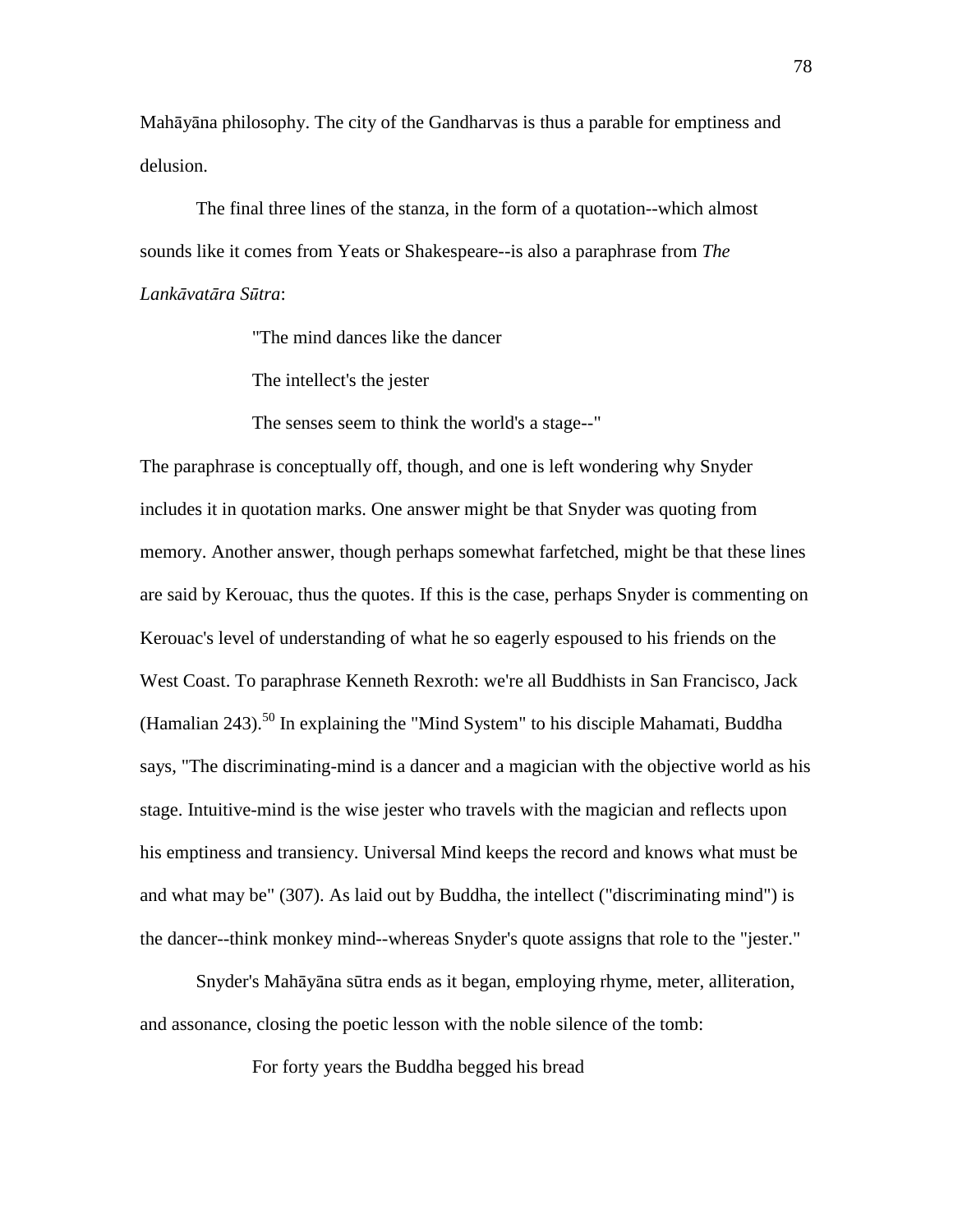Mahāyāna philosophy. The city of the Gandharvas is thus a parable for emptiness and delusion.

The final three lines of the stanza, in the form of a quotation--which almost sounds like it comes from Yeats or Shakespeare--is also a paraphrase from *The Lankāvatāra Sūtra*:

> "The mind dances like the dancer
>
> The intellect's the jester
>
> The senses seem to think the world's a stage--"

The paraphrase is conceptually off, though, and one is left wondering why Snyder includes it in quotation marks. One answer might be that Snyder was quoting from memory. Another answer, though perhaps somewhat farfetched, might be that these lines are said by Kerouac, thus the quotes. If this is the case, perhaps Snyder is commenting on Kerouac's level of understanding of what he so eagerly espoused to his friends on the West Coast. To paraphrase Kenneth Rexroth: we're all Buddhists in San Francisco, Jack (Hamalian 243).[50] In explaining the "Mind System" to his disciple Mahamati, Buddha says, "The discriminating-mind is a dancer and a magician with the objective world as his stage. Intuitive-mind is the wise jester who travels with the magician and reflects upon his emptiness and transiency. Universal Mind keeps the record and knows what must be and what may be" (307). As laid out by Buddha, the intellect ("discriminating mind") is the dancer--think monkey mind--whereas Snyder's quote assigns that role to the "jester."

Snyder's Mahāyāna sūtra ends as it began, employing rhyme, meter, alliteration, and assonance, closing the poetic lesson with the noble silence of the tomb:

> For forty years the Buddha begged his bread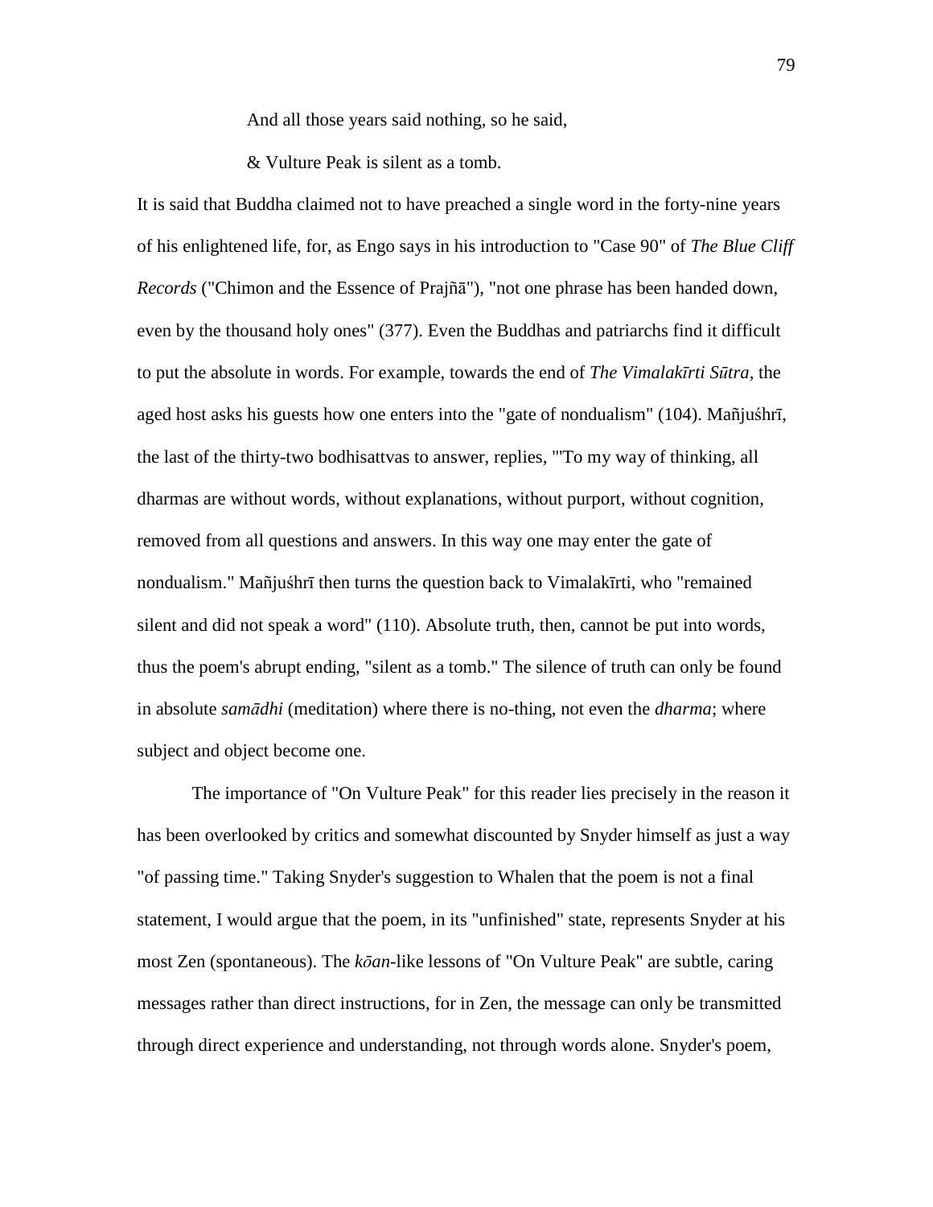And all those years said nothing, so he said,

& Vulture Peak is silent as a tomb.

It is said that Buddha claimed not to have preached a single word in the forty-nine years of his enlightened life, for, as Engo says in his introduction to "Case 90" of *The Blue Cliff Records* ("Chimon and the Essence of Prajñā"), "not one phrase has been handed down, even by the thousand holy ones" (377). Even the Buddhas and patriarchs find it difficult to put the absolute in words. For example, towards the end of *The Vimalakīrti Sūtra*, the aged host asks his guests how one enters into the "gate of nondualism" (104). Mañjuśhrī, the last of the thirty-two bodhisattvas to answer, replies, "'To my way of thinking, all dharmas are without words, without explanations, without purport, without cognition, removed from all questions and answers. In this way one may enter the gate of nondualism." Mañjuśhrī then turns the question back to Vimalakīrti, who "remained silent and did not speak a word" (110). Absolute truth, then, cannot be put into words, thus the poem's abrupt ending, "silent as a tomb." The silence of truth can only be found in absolute *samādhi* (meditation) where there is no-thing, not even the *dharma*; where subject and object become one.

The importance of "On Vulture Peak" for this reader lies precisely in the reason it has been overlooked by critics and somewhat discounted by Snyder himself as just a way "of passing time." Taking Snyder's suggestion to Whalen that the poem is not a final statement, I would argue that the poem, in its "unfinished" state, represents Snyder at his most Zen (spontaneous). The *kōan*-like lessons of "On Vulture Peak" are subtle, caring messages rather than direct instructions, for in Zen, the message can only be transmitted through direct experience and understanding, not through words alone. Snyder's poem,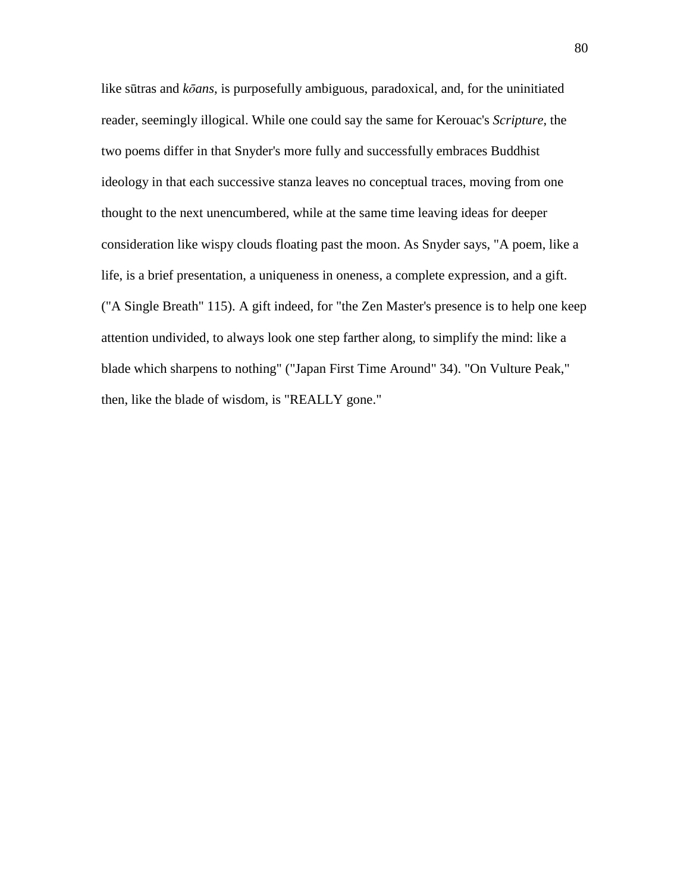like sūtras and *kōans*, is purposefully ambiguous, paradoxical, and, for the uninitiated reader, seemingly illogical. While one could say the same for Kerouac's *Scripture*, the two poems differ in that Snyder's more fully and successfully embraces Buddhist ideology in that each successive stanza leaves no conceptual traces, moving from one thought to the next unencumbered, while at the same time leaving ideas for deeper consideration like wispy clouds floating past the moon. As Snyder says, "A poem, like a life, is a brief presentation, a uniqueness in oneness, a complete expression, and a gift. ("A Single Breath" 115). A gift indeed, for "the Zen Master's presence is to help one keep attention undivided, to always look one step farther along, to simplify the mind: like a blade which sharpens to nothing" ("Japan First Time Around" 34). "On Vulture Peak," then, like the blade of wisdom, is "REALLY gone."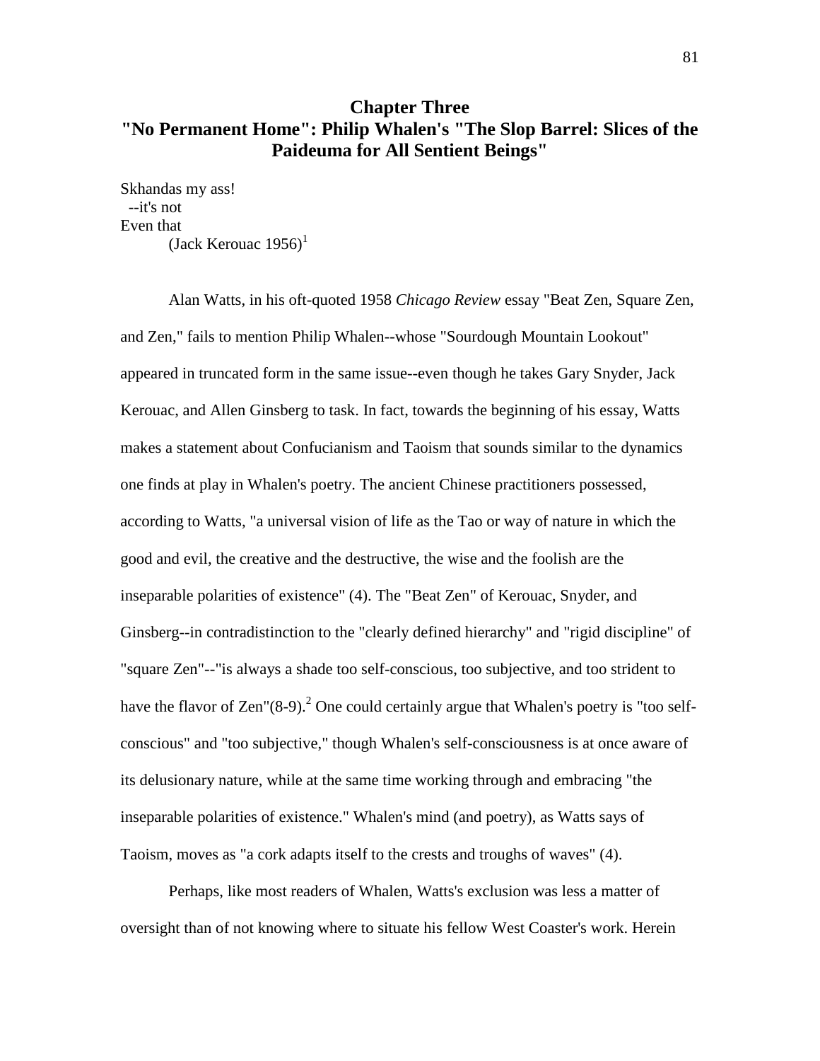# Chapter Three
# "No Permanent Home": Philip Whalen's "The Slop Barrel: Slices of the Paideuma for All Sentient Beings"

Skhandas my ass!  
--it's not  
Even that  
(Jack Kerouac 1956)[1]

Alan Watts, in his oft-quoted 1958 *Chicago Review* essay "Beat Zen, Square Zen, and Zen," fails to mention Philip Whalen--whose "Sourdough Mountain Lookout" appeared in truncated form in the same issue--even though he takes Gary Snyder, Jack Kerouac, and Allen Ginsberg to task. In fact, towards the beginning of his essay, Watts makes a statement about Confucianism and Taoism that sounds similar to the dynamics one finds at play in Whalen's poetry. The ancient Chinese practitioners possessed, according to Watts, "a universal vision of life as the Tao or way of nature in which the good and evil, the creative and the destructive, the wise and the foolish are the inseparable polarities of existence" (4). The "Beat Zen" of Kerouac, Snyder, and Ginsberg--in contradistinction to the "clearly defined hierarchy" and "rigid discipline" of "square Zen"--"is always a shade too self-conscious, too subjective, and too strident to have the flavor of Zen"(8-9).[2] One could certainly argue that Whalen's poetry is "too self-conscious" and "too subjective," though Whalen's self-consciousness is at once aware of its delusionary nature, while at the same time working through and embracing "the inseparable polarities of existence." Whalen's mind (and poetry), as Watts says of Taoism, moves as "a cork adapts itself to the crests and troughs of waves" (4).

Perhaps, like most readers of Whalen, Watts's exclusion was less a matter of oversight than of not knowing where to situate his fellow West Coaster's work. Herein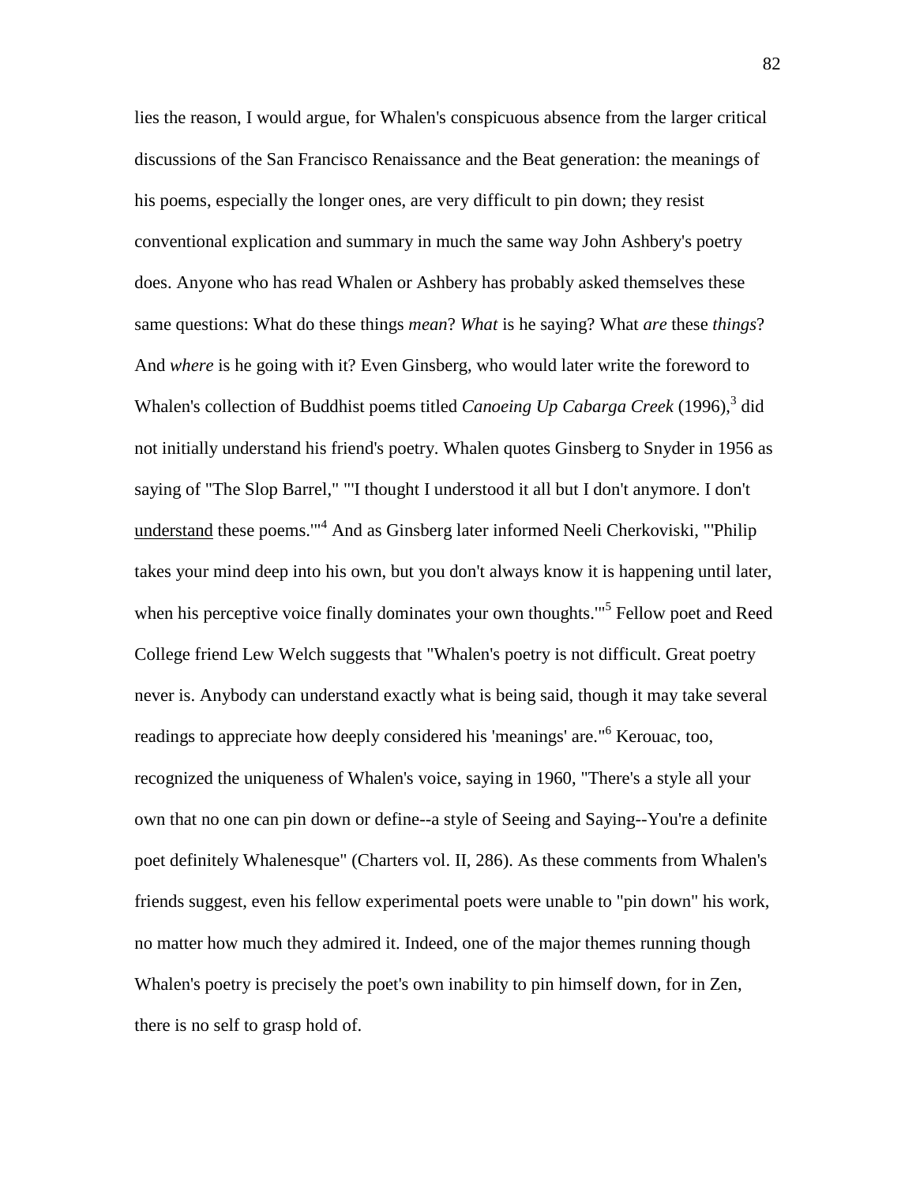lies the reason, I would argue, for Whalen's conspicuous absence from the larger critical discussions of the San Francisco Renaissance and the Beat generation: the meanings of his poems, especially the longer ones, are very difficult to pin down; they resist conventional explication and summary in much the same way John Ashbery's poetry does. Anyone who has read Whalen or Ashbery has probably asked themselves these same questions: What do these things *mean*? *What* is he saying? What *are* these *things*? And *where* is he going with it? Even Ginsberg, who would later write the foreword to Whalen's collection of Buddhist poems titled *Canoeing Up Cabarga Creek* (1996),[3] did not initially understand his friend's poetry. Whalen quotes Ginsberg to Snyder in 1956 as saying of "The Slop Barrel," "'I thought I understood it all but I don't anymore. I don't understand these poems.'"[4] And as Ginsberg later informed Neeli Cherkoviski, "'Philip takes your mind deep into his own, but you don't always know it is happening until later, when his perceptive voice finally dominates your own thoughts.'"[5] Fellow poet and Reed College friend Lew Welch suggests that "Whalen's poetry is not difficult. Great poetry never is. Anybody can understand exactly what is being said, though it may take several readings to appreciate how deeply considered his 'meanings' are."[6] Kerouac, too, recognized the uniqueness of Whalen's voice, saying in 1960, "There's a style all your own that no one can pin down or define--a style of Seeing and Saying--You're a definite poet definitely Whalenesque" (Charters vol. II, 286). As these comments from Whalen's friends suggest, even his fellow experimental poets were unable to "pin down" his work, no matter how much they admired it. Indeed, one of the major themes running though Whalen's poetry is precisely the poet's own inability to pin himself down, for in Zen, there is no self to grasp hold of.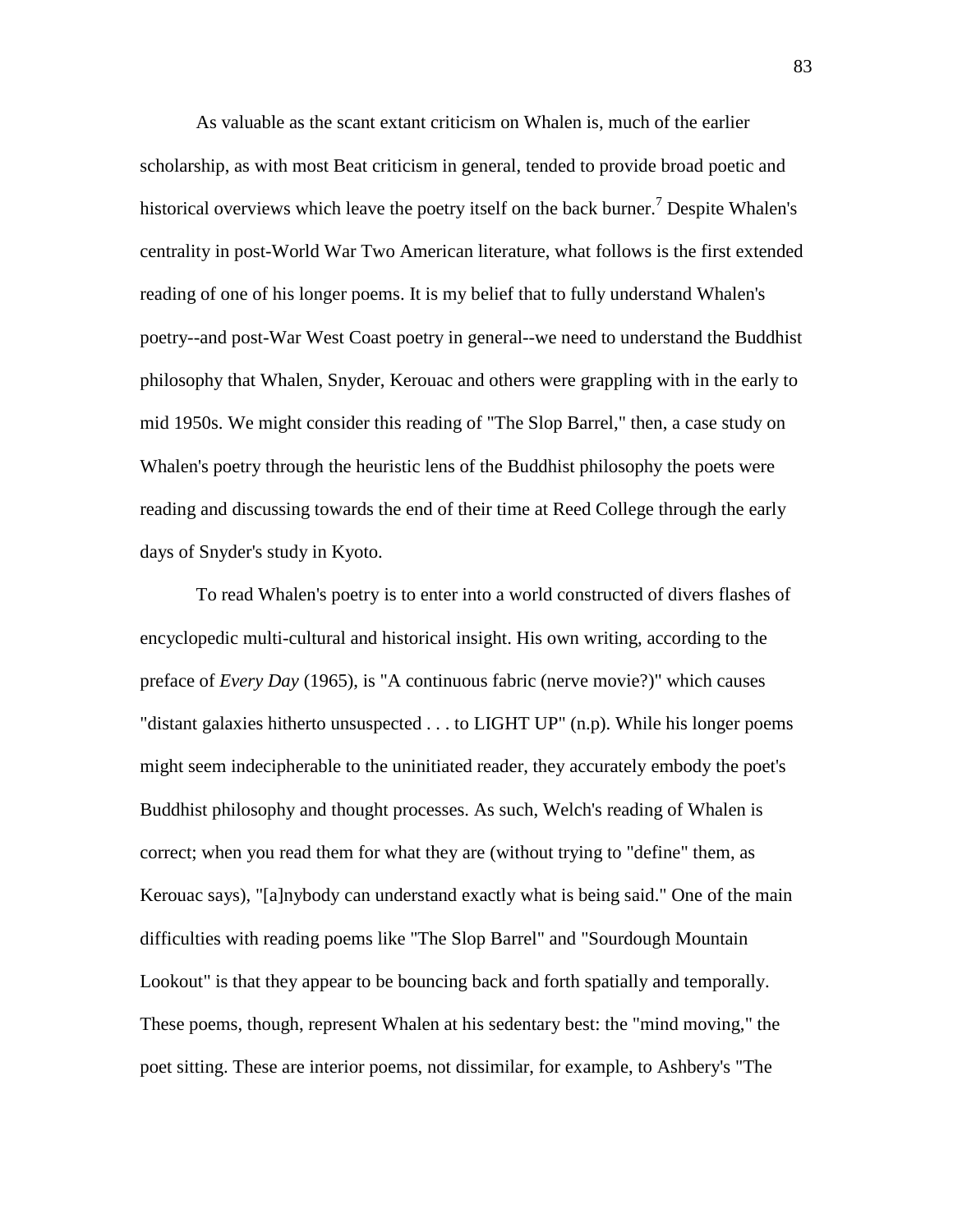As valuable as the scant extant criticism on Whalen is, much of the earlier scholarship, as with most Beat criticism in general, tended to provide broad poetic and historical overviews which leave the poetry itself on the back burner.[7] Despite Whalen's centrality in post-World War Two American literature, what follows is the first extended reading of one of his longer poems. It is my belief that to fully understand Whalen's poetry--and post-War West Coast poetry in general--we need to understand the Buddhist philosophy that Whalen, Snyder, Kerouac and others were grappling with in the early to mid 1950s. We might consider this reading of "The Slop Barrel," then, a case study on Whalen's poetry through the heuristic lens of the Buddhist philosophy the poets were reading and discussing towards the end of their time at Reed College through the early days of Snyder's study in Kyoto.

To read Whalen's poetry is to enter into a world constructed of divers flashes of encyclopedic multi-cultural and historical insight. His own writing, according to the preface of *Every Day* (1965), is "A continuous fabric (nerve movie?)" which causes "distant galaxies hitherto unsuspected . . . to LIGHT UP" (n.p). While his longer poems might seem indecipherable to the uninitiated reader, they accurately embody the poet's Buddhist philosophy and thought processes. As such, Welch's reading of Whalen is correct; when you read them for what they are (without trying to "define" them, as Kerouac says), "[a]nybody can understand exactly what is being said." One of the main difficulties with reading poems like "The Slop Barrel" and "Sourdough Mountain Lookout" is that they appear to be bouncing back and forth spatially and temporally. These poems, though, represent Whalen at his sedentary best: the "mind moving," the poet sitting. These are interior poems, not dissimilar, for example, to Ashbery's "The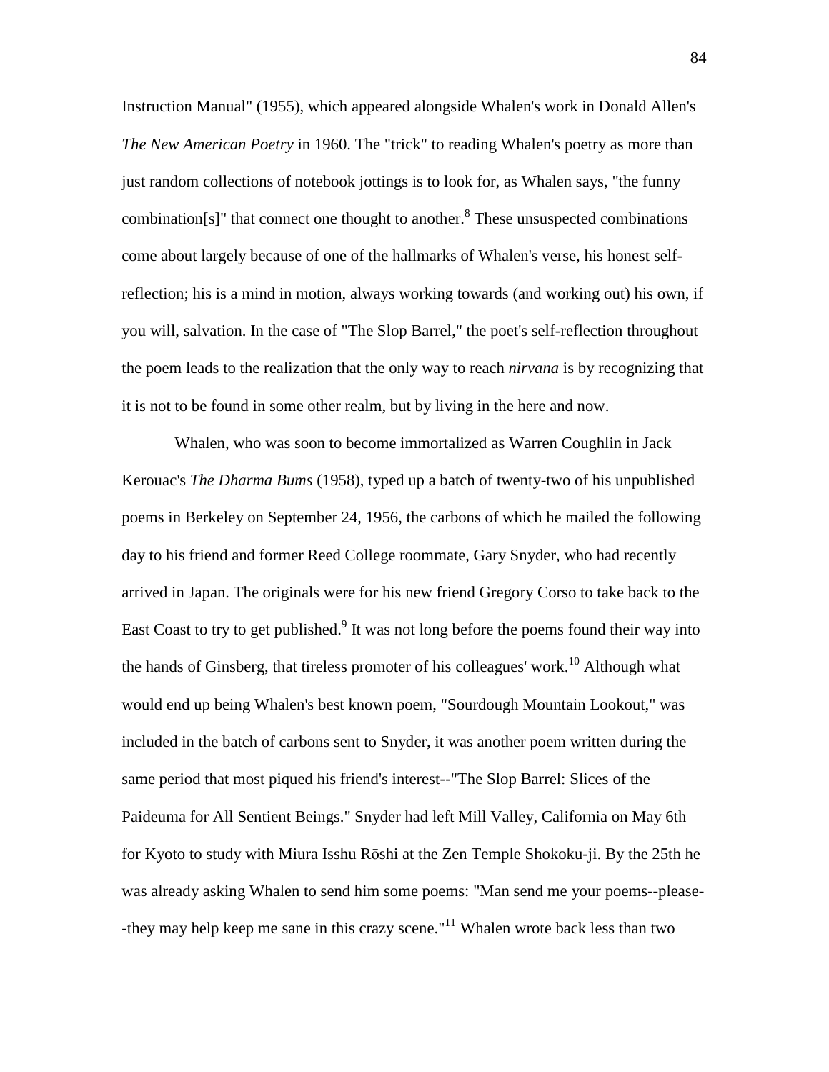Instruction Manual" (1955), which appeared alongside Whalen's work in Donald Allen's *The New American Poetry* in 1960. The "trick" to reading Whalen's poetry as more than just random collections of notebook jottings is to look for, as Whalen says, "the funny combination[s]" that connect one thought to another.[8] These unsuspected combinations come about largely because of one of the hallmarks of Whalen's verse, his honest self-reflection; his is a mind in motion, always working towards (and working out) his own, if you will, salvation. In the case of "The Slop Barrel," the poet's self-reflection throughout the poem leads to the realization that the only way to reach *nirvana* is by recognizing that it is not to be found in some other realm, but by living in the here and now.

Whalen, who was soon to become immortalized as Warren Coughlin in Jack Kerouac's *The Dharma Bums* (1958), typed up a batch of twenty-two of his unpublished poems in Berkeley on September 24, 1956, the carbons of which he mailed the following day to his friend and former Reed College roommate, Gary Snyder, who had recently arrived in Japan. The originals were for his new friend Gregory Corso to take back to the East Coast to try to get published.[9] It was not long before the poems found their way into the hands of Ginsberg, that tireless promoter of his colleagues' work.[10] Although what would end up being Whalen's best known poem, "Sourdough Mountain Lookout," was included in the batch of carbons sent to Snyder, it was another poem written during the same period that most piqued his friend's interest--"The Slop Barrel: Slices of the Paideuma for All Sentient Beings." Snyder had left Mill Valley, California on May 6th for Kyoto to study with Miura Isshu Rōshi at the Zen Temple Shokoku-ji. By the 25th he was already asking Whalen to send him some poems: "Man send me your poems--please--they may help keep me sane in this crazy scene."[11] Whalen wrote back less than two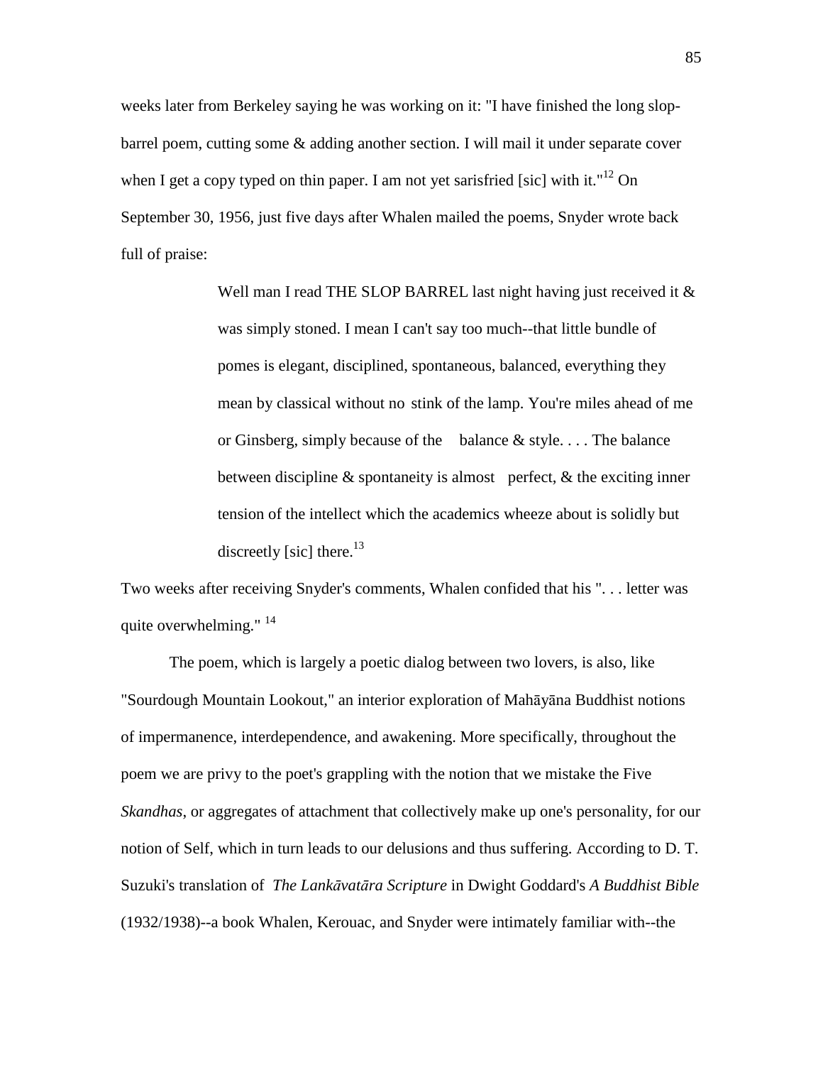weeks later from Berkeley saying he was working on it: "I have finished the long slop-barrel poem, cutting some & adding another section. I will mail it under separate cover when I get a copy typed on thin paper. I am not yet sarisfried [sic] with it."[12] On September 30, 1956, just five days after Whalen mailed the poems, Snyder wrote back full of praise:

> Well man I read THE SLOP BARREL last night having just received it & was simply stoned. I mean I can't say too much--that little bundle of pomes is elegant, disciplined, spontaneous, balanced, everything they mean by classical without no stink of the lamp. You're miles ahead of me or Ginsberg, simply because of the balance & style. . . . The balance between discipline & spontaneity is almost perfect, & the exciting inner tension of the intellect which the academics wheeze about is solidly but discreetly [sic] there.[13]

Two weeks after receiving Snyder's comments, Whalen confided that his ". . . letter was quite overwhelming." [14]

The poem, which is largely a poetic dialog between two lovers, is also, like "Sourdough Mountain Lookout," an interior exploration of Mahāyāna Buddhist notions of impermanence, interdependence, and awakening. More specifically, throughout the poem we are privy to the poet's grappling with the notion that we mistake the Five *Skandhas*, or aggregates of attachment that collectively make up one's personality, for our notion of Self, which in turn leads to our delusions and thus suffering. According to D. T. Suzuki's translation of *The Lankāvatāra Scripture* in Dwight Goddard's *A Buddhist Bible* (1932/1938)--a book Whalen, Kerouac, and Snyder were intimately familiar with--the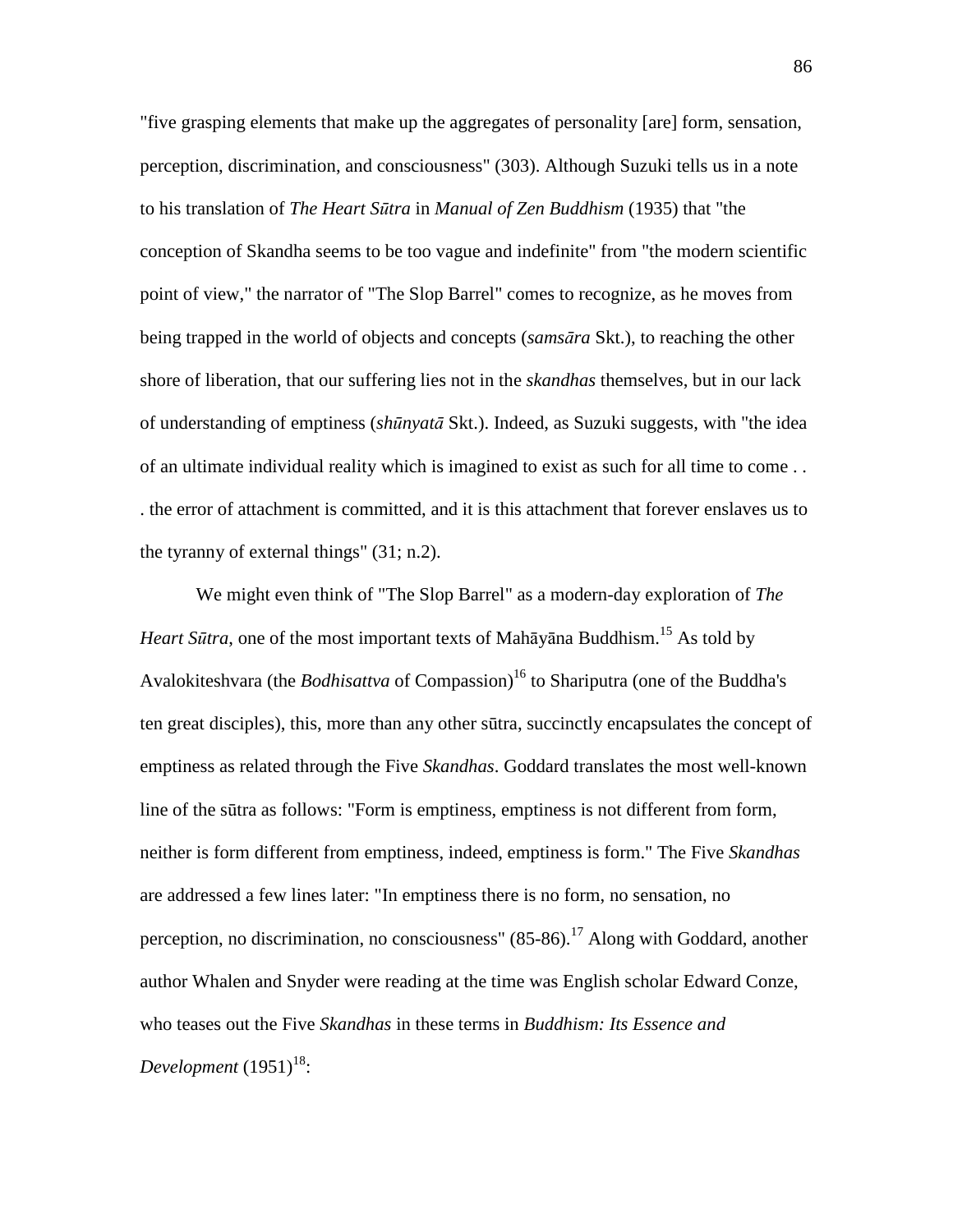"five grasping elements that make up the aggregates of personality [are] form, sensation, perception, discrimination, and consciousness" (303). Although Suzuki tells us in a note to his translation of *The Heart Sūtra* in *Manual of Zen Buddhism* (1935) that "the conception of Skandha seems to be too vague and indefinite" from "the modern scientific point of view," the narrator of "The Slop Barrel" comes to recognize, as he moves from being trapped in the world of objects and concepts (*samsāra* Skt.), to reaching the other shore of liberation, that our suffering lies not in the *skandhas* themselves, but in our lack of understanding of emptiness (*shūnyatā* Skt.). Indeed, as Suzuki suggests, with "the idea of an ultimate individual reality which is imagined to exist as such for all time to come . . . the error of attachment is committed, and it is this attachment that forever enslaves us to the tyranny of external things" (31; n.2).

We might even think of "The Slop Barrel" as a modern-day exploration of *The Heart Sūtra*, one of the most important texts of Mahāyāna Buddhism.[15] As told by Avalokiteshvara (the *Bodhisattva* of Compassion)[16] to Shariputra (one of the Buddha's ten great disciples), this, more than any other sūtra, succinctly encapsulates the concept of emptiness as related through the Five *Skandhas*. Goddard translates the most well-known line of the sūtra as follows: "Form is emptiness, emptiness is not different from form, neither is form different from emptiness, indeed, emptiness is form." The Five *Skandhas* are addressed a few lines later: "In emptiness there is no form, no sensation, no perception, no discrimination, no consciousness" (85-86).[17] Along with Goddard, another author Whalen and Snyder were reading at the time was English scholar Edward Conze, who teases out the Five *Skandhas* in these terms in *Buddhism: Its Essence and Development* (1951)[18]: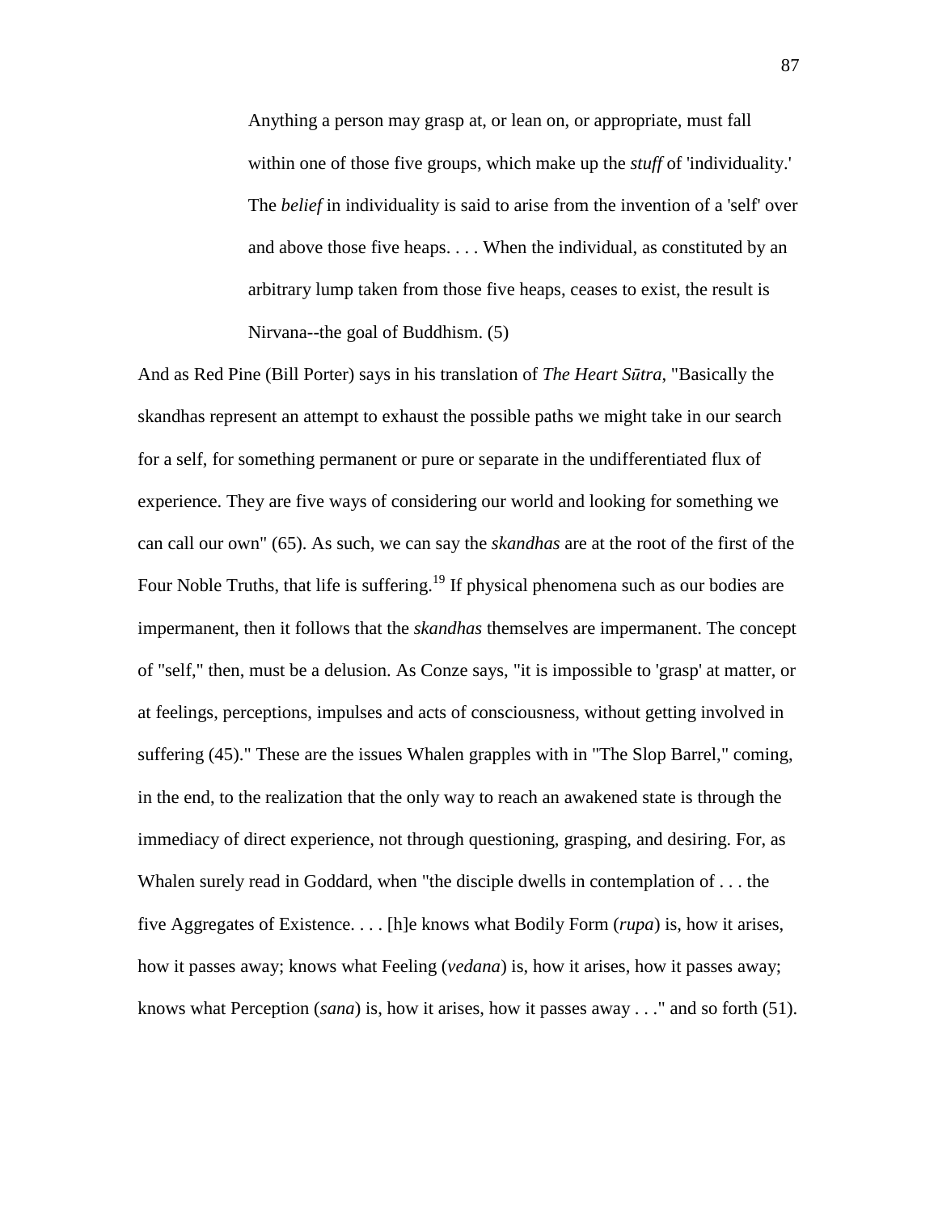> Anything a person may grasp at, or lean on, or appropriate, must fall within one of those five groups, which make up the *stuff* of 'individuality.' The *belief* in individuality is said to arise from the invention of a 'self' over and above those five heaps. . . . When the individual, as constituted by an arbitrary lump taken from those five heaps, ceases to exist, the result is Nirvana--the goal of Buddhism. (5)

And as Red Pine (Bill Porter) says in his translation of *The Heart Sūtra*, "Basically the skandhas represent an attempt to exhaust the possible paths we might take in our search for a self, for something permanent or pure or separate in the undifferentiated flux of experience. They are five ways of considering our world and looking for something we can call our own" (65). As such, we can say the *skandhas* are at the root of the first of the Four Noble Truths, that life is suffering.[19] If physical phenomena such as our bodies are impermanent, then it follows that the *skandhas* themselves are impermanent. The concept of "self," then, must be a delusion. As Conze says, "it is impossible to 'grasp' at matter, or at feelings, perceptions, impulses and acts of consciousness, without getting involved in suffering (45)." These are the issues Whalen grapples with in "The Slop Barrel," coming, in the end, to the realization that the only way to reach an awakened state is through the immediacy of direct experience, not through questioning, grasping, and desiring. For, as Whalen surely read in Goddard, when "the disciple dwells in contemplation of . . . the five Aggregates of Existence. . . . [h]e knows what Bodily Form (*rupa*) is, how it arises, how it passes away; knows what Feeling (*vedana*) is, how it arises, how it passes away; knows what Perception (*sana*) is, how it arises, how it passes away . . ." and so forth (51).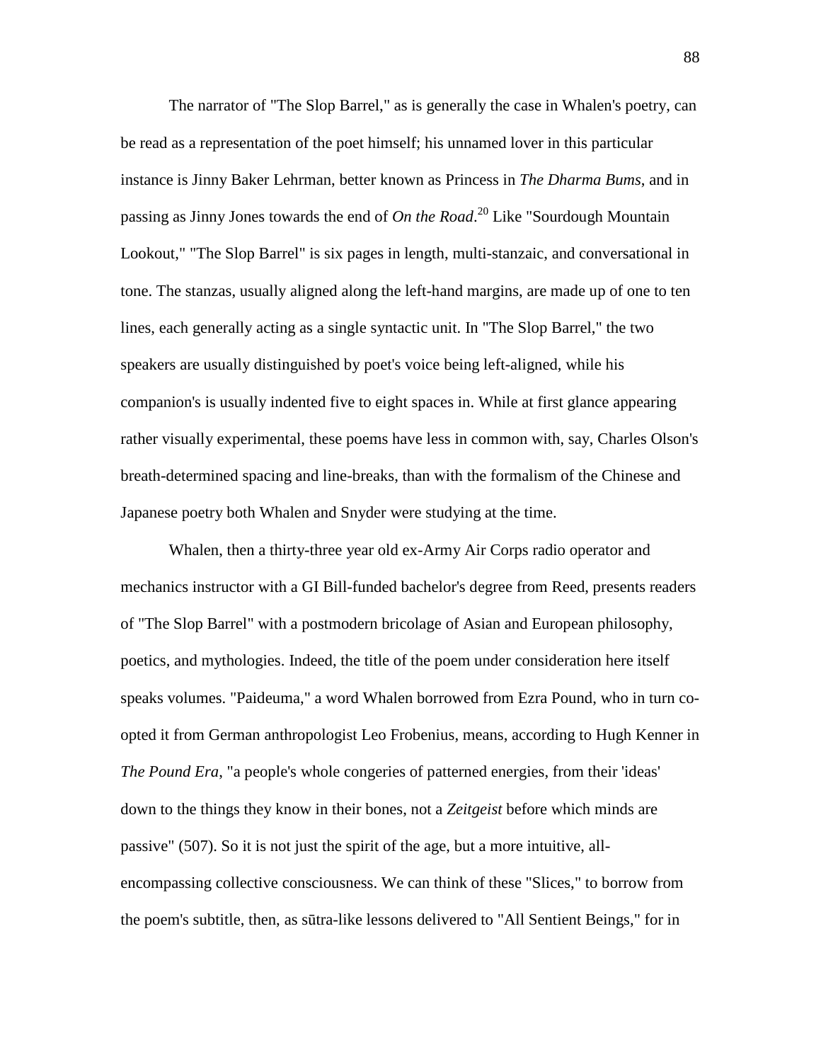The narrator of "The Slop Barrel," as is generally the case in Whalen's poetry, can be read as a representation of the poet himself; his unnamed lover in this particular instance is Jinny Baker Lehrman, better known as Princess in *The Dharma Bums*, and in passing as Jinny Jones towards the end of *On the Road*.[20] Like "Sourdough Mountain Lookout," "The Slop Barrel" is six pages in length, multi-stanzaic, and conversational in tone. The stanzas, usually aligned along the left-hand margins, are made up of one to ten lines, each generally acting as a single syntactic unit. In "The Slop Barrel," the two speakers are usually distinguished by poet's voice being left-aligned, while his companion's is usually indented five to eight spaces in. While at first glance appearing rather visually experimental, these poems have less in common with, say, Charles Olson's breath-determined spacing and line-breaks, than with the formalism of the Chinese and Japanese poetry both Whalen and Snyder were studying at the time.

Whalen, then a thirty-three year old ex-Army Air Corps radio operator and mechanics instructor with a GI Bill-funded bachelor's degree from Reed, presents readers of "The Slop Barrel" with a postmodern bricolage of Asian and European philosophy, poetics, and mythologies. Indeed, the title of the poem under consideration here itself speaks volumes. "Paideuma," a word Whalen borrowed from Ezra Pound, who in turn co-opted it from German anthropologist Leo Frobenius, means, according to Hugh Kenner in *The Pound Era*, "a people's whole congeries of patterned energies, from their 'ideas' down to the things they know in their bones, not a *Zeitgeist* before which minds are passive" (507). So it is not just the spirit of the age, but a more intuitive, all-encompassing collective consciousness. We can think of these "Slices," to borrow from the poem's subtitle, then, as sūtra-like lessons delivered to "All Sentient Beings," for in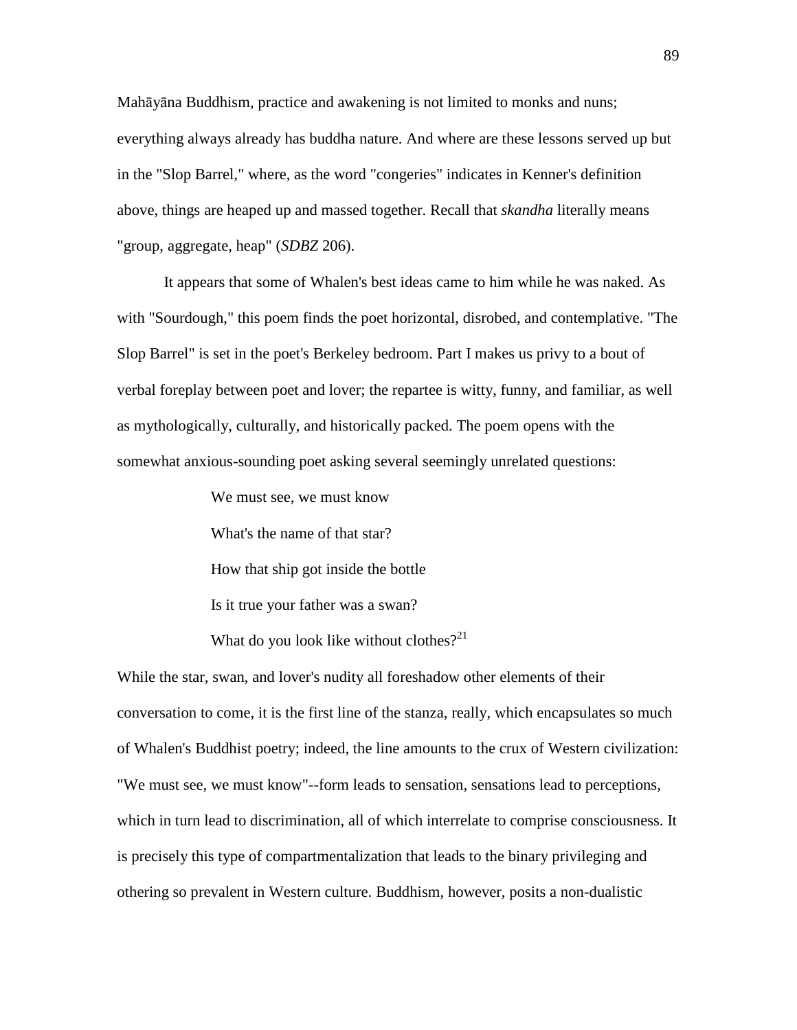Mahāyāna Buddhism, practice and awakening is not limited to monks and nuns; everything always already has buddha nature. And where are these lessons served up but in the "Slop Barrel," where, as the word "congeries" indicates in Kenner's definition above, things are heaped up and massed together. Recall that *skandha* literally means "group, aggregate, heap" (*SDBZ* 206).

It appears that some of Whalen's best ideas came to him while he was naked. As with "Sourdough," this poem finds the poet horizontal, disrobed, and contemplative. "The Slop Barrel" is set in the poet's Berkeley bedroom. Part I makes us privy to a bout of verbal foreplay between poet and lover; the repartee is witty, funny, and familiar, as well as mythologically, culturally, and historically packed. The poem opens with the somewhat anxious-sounding poet asking several seemingly unrelated questions:

> We must see, we must know
>
> What's the name of that star?
>
> How that ship got inside the bottle
>
> Is it true your father was a swan?
>
> What do you look like without clothes?[21]

While the star, swan, and lover's nudity all foreshadow other elements of their conversation to come, it is the first line of the stanza, really, which encapsulates so much of Whalen's Buddhist poetry; indeed, the line amounts to the crux of Western civilization: "We must see, we must know"--form leads to sensation, sensations lead to perceptions, which in turn lead to discrimination, all of which interrelate to comprise consciousness. It is precisely this type of compartmentalization that leads to the binary privileging and othering so prevalent in Western culture. Buddhism, however, posits a non-dualistic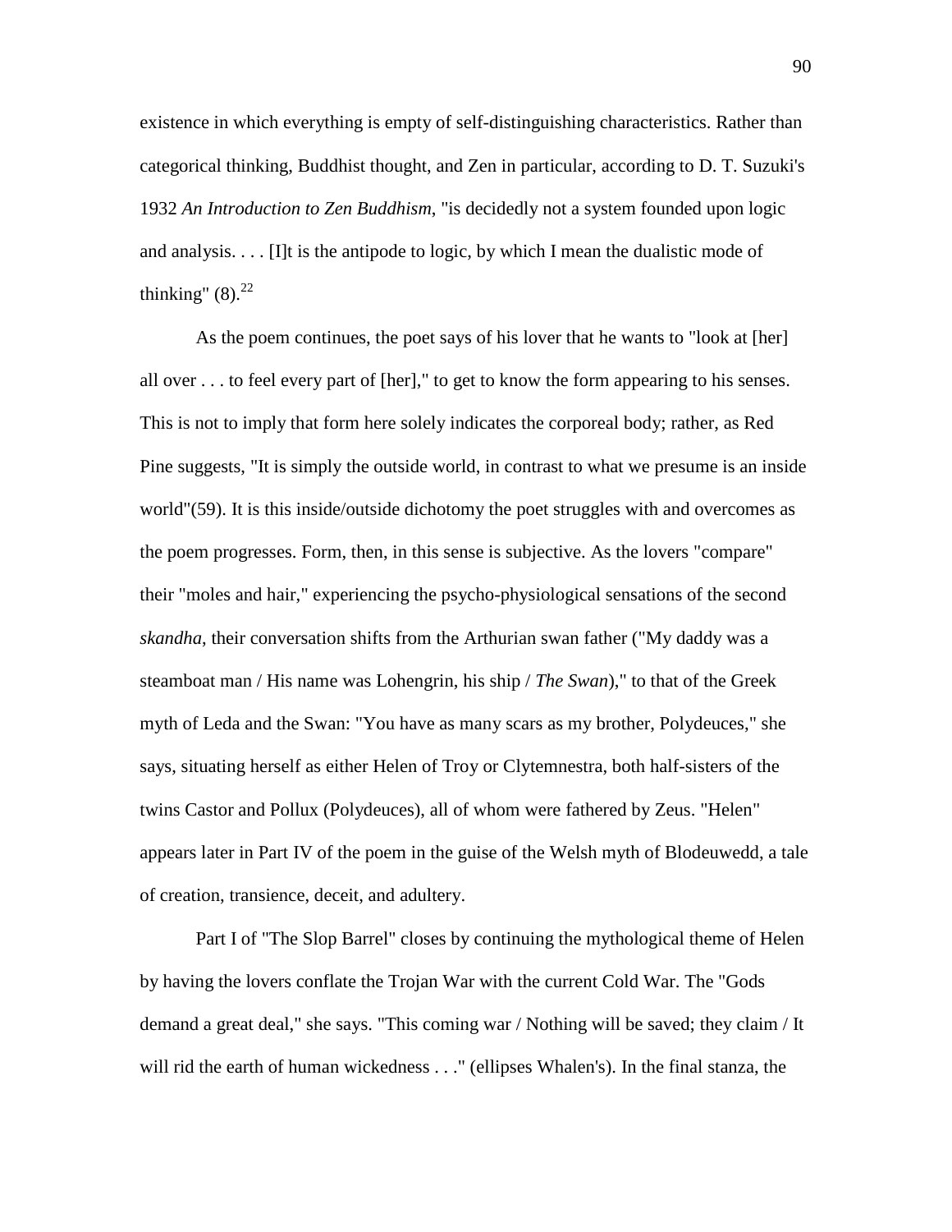existence in which everything is empty of self-distinguishing characteristics. Rather than categorical thinking, Buddhist thought, and Zen in particular, according to D. T. Suzuki's 1932 *An Introduction to Zen Buddhism*, "is decidedly not a system founded upon logic and analysis. . . . [I]t is the antipode to logic, by which I mean the dualistic mode of thinking" (8).[22]

As the poem continues, the poet says of his lover that he wants to "look at [her] all over . . . to feel every part of [her]," to get to know the form appearing to his senses. This is not to imply that form here solely indicates the corporeal body; rather, as Red Pine suggests, "It is simply the outside world, in contrast to what we presume is an inside world"(59). It is this inside/outside dichotomy the poet struggles with and overcomes as the poem progresses. Form, then, in this sense is subjective. As the lovers "compare" their "moles and hair," experiencing the psycho-physiological sensations of the second *skandha*, their conversation shifts from the Arthurian swan father ("My daddy was a steamboat man / His name was Lohengrin, his ship / *The Swan*)," to that of the Greek myth of Leda and the Swan: "You have as many scars as my brother, Polydeuces," she says, situating herself as either Helen of Troy or Clytemnestra, both half-sisters of the twins Castor and Pollux (Polydeuces), all of whom were fathered by Zeus. "Helen" appears later in Part IV of the poem in the guise of the Welsh myth of Blodeuwedd, a tale of creation, transience, deceit, and adultery.

Part I of "The Slop Barrel" closes by continuing the mythological theme of Helen by having the lovers conflate the Trojan War with the current Cold War. The "Gods demand a great deal," she says. "This coming war / Nothing will be saved; they claim / It will rid the earth of human wickedness . . ." (ellipses Whalen's). In the final stanza, the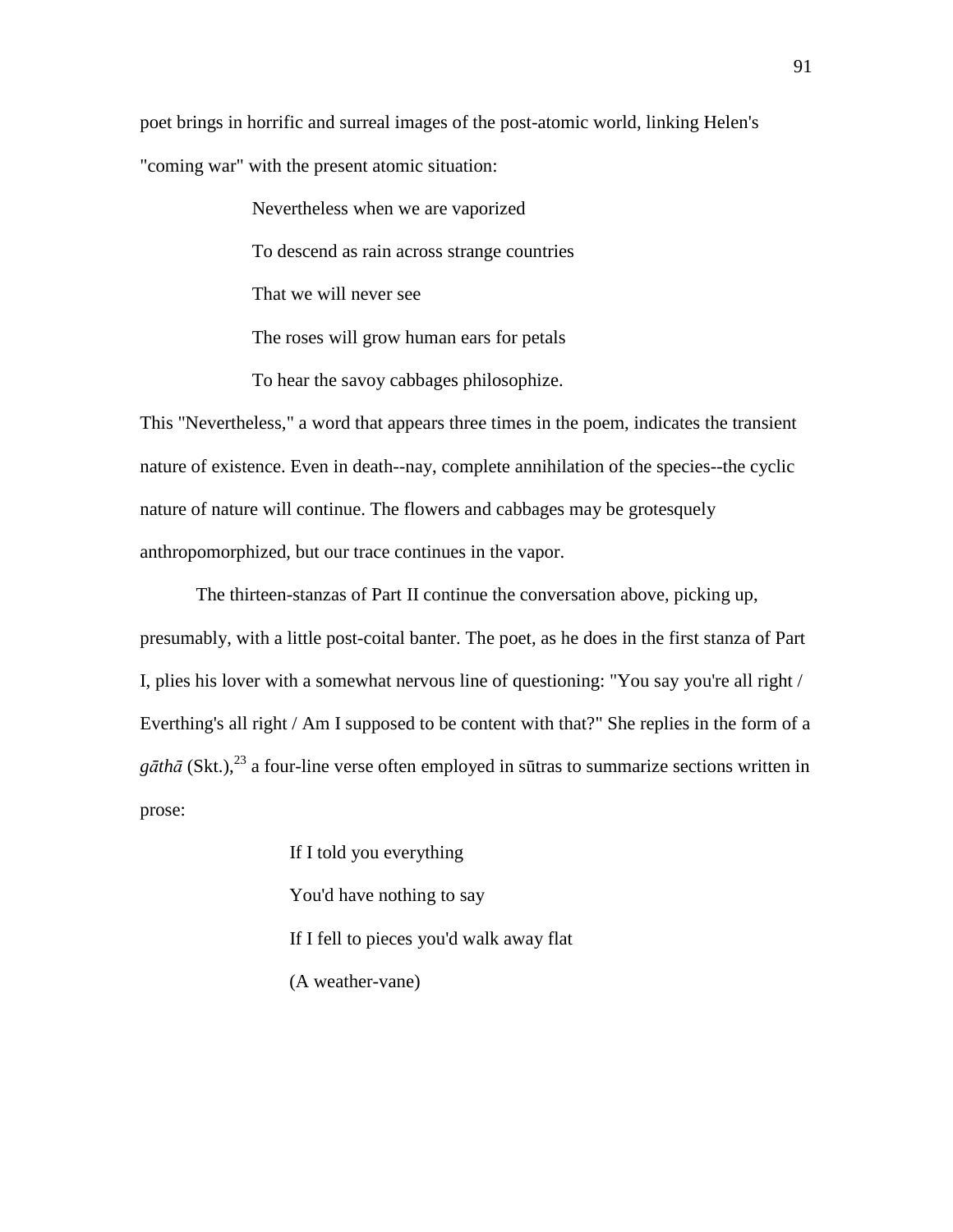poet brings in horrific and surreal images of the post-atomic world, linking Helen's "coming war" with the present atomic situation:

> Nevertheless when we are vaporized
>
> To descend as rain across strange countries
>
> That we will never see
>
> The roses will grow human ears for petals
>
> To hear the savoy cabbages philosophize.

This "Nevertheless," a word that appears three times in the poem, indicates the transient nature of existence. Even in death--nay, complete annihilation of the species--the cyclic nature of nature will continue. The flowers and cabbages may be grotesquely anthropomorphized, but our trace continues in the vapor.

The thirteen-stanzas of Part II continue the conversation above, picking up, presumably, with a little post-coital banter. The poet, as he does in the first stanza of Part I, plies his lover with a somewhat nervous line of questioning: "You say you're all right / Everthing's all right / Am I supposed to be content with that?" She replies in the form of a *gāthā* (Skt.),[23] a four-line verse often employed in sūtras to summarize sections written in prose:

> If I told you everything
>
> You'd have nothing to say
>
> If I fell to pieces you'd walk away flat
>
> (A weather-vane)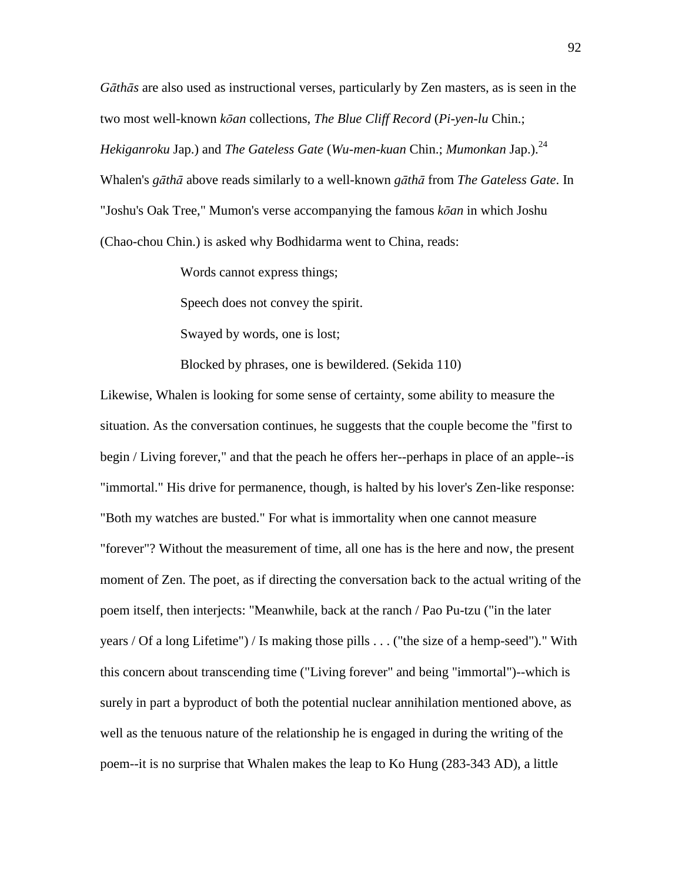*Gāthās* are also used as instructional verses, particularly by Zen masters, as is seen in the two most well-known *kōan* collections, *The Blue Cliff Record* (*Pi-yen-lu* Chin.; *Hekiganroku* Jap.) and *The Gateless Gate* (*Wu-men-kuan* Chin.; *Mumonkan* Jap.).[24] Whalen's *gāthā* above reads similarly to a well-known *gāthā* from *The Gateless Gate*. In "Joshu's Oak Tree," Mumon's verse accompanying the famous *kōan* in which Joshu (Chao-chou Chin.) is asked why Bodhidarma went to China, reads:

> Words cannot express things;
>
> Speech does not convey the spirit.
>
> Swayed by words, one is lost;
>
> Blocked by phrases, one is bewildered. (Sekida 110)

Likewise, Whalen is looking for some sense of certainty, some ability to measure the situation. As the conversation continues, he suggests that the couple become the "first to begin / Living forever," and that the peach he offers her--perhaps in place of an apple--is "immortal." His drive for permanence, though, is halted by his lover's Zen-like response: "Both my watches are busted." For what is immortality when one cannot measure "forever"? Without the measurement of time, all one has is the here and now, the present moment of Zen. The poet, as if directing the conversation back to the actual writing of the poem itself, then interjects: "Meanwhile, back at the ranch / Pao Pu-tzu ("in the later years / Of a long Lifetime") / Is making those pills . . . ("the size of a hemp-seed")." With this concern about transcending time ("Living forever" and being "immortal")--which is surely in part a byproduct of both the potential nuclear annihilation mentioned above, as well as the tenuous nature of the relationship he is engaged in during the writing of the poem--it is no surprise that Whalen makes the leap to Ko Hung (283-343 AD), a little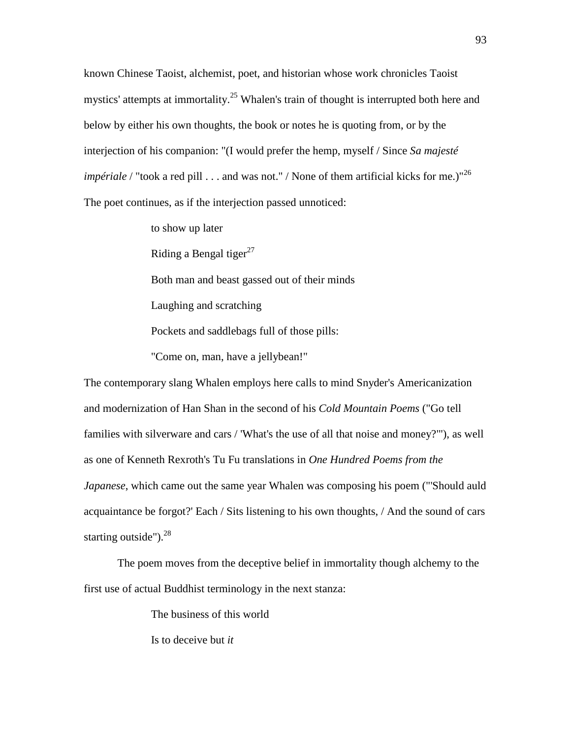known Chinese Taoist, alchemist, poet, and historian whose work chronicles Taoist mystics' attempts at immortality.[25] Whalen's train of thought is interrupted both here and below by either his own thoughts, the book or notes he is quoting from, or by the interjection of his companion: "(I would prefer the hemp, myself / Since *Sa majesté impériale* / "took a red pill . . . and was not." / None of them artificial kicks for me.)"[26] The poet continues, as if the interjection passed unnoticed:

> to show up later
>
> Riding a Bengal tiger[27]
>
> Both man and beast gassed out of their minds
>
> Laughing and scratching
>
> Pockets and saddlebags full of those pills:
>
> "Come on, man, have a jellybean!"

The contemporary slang Whalen employs here calls to mind Snyder's Americanization and modernization of Han Shan in the second of his *Cold Mountain Poems* ("Go tell families with silverware and cars / 'What's the use of all that noise and money?'"), as well as one of Kenneth Rexroth's Tu Fu translations in *One Hundred Poems from the Japanese*, which came out the same year Whalen was composing his poem ("'Should auld acquaintance be forgot?' Each / Sits listening to his own thoughts, / And the sound of cars starting outside").[28]

The poem moves from the deceptive belief in immortality though alchemy to the first use of actual Buddhist terminology in the next stanza:

> The business of this world
>
> Is to deceive but *it*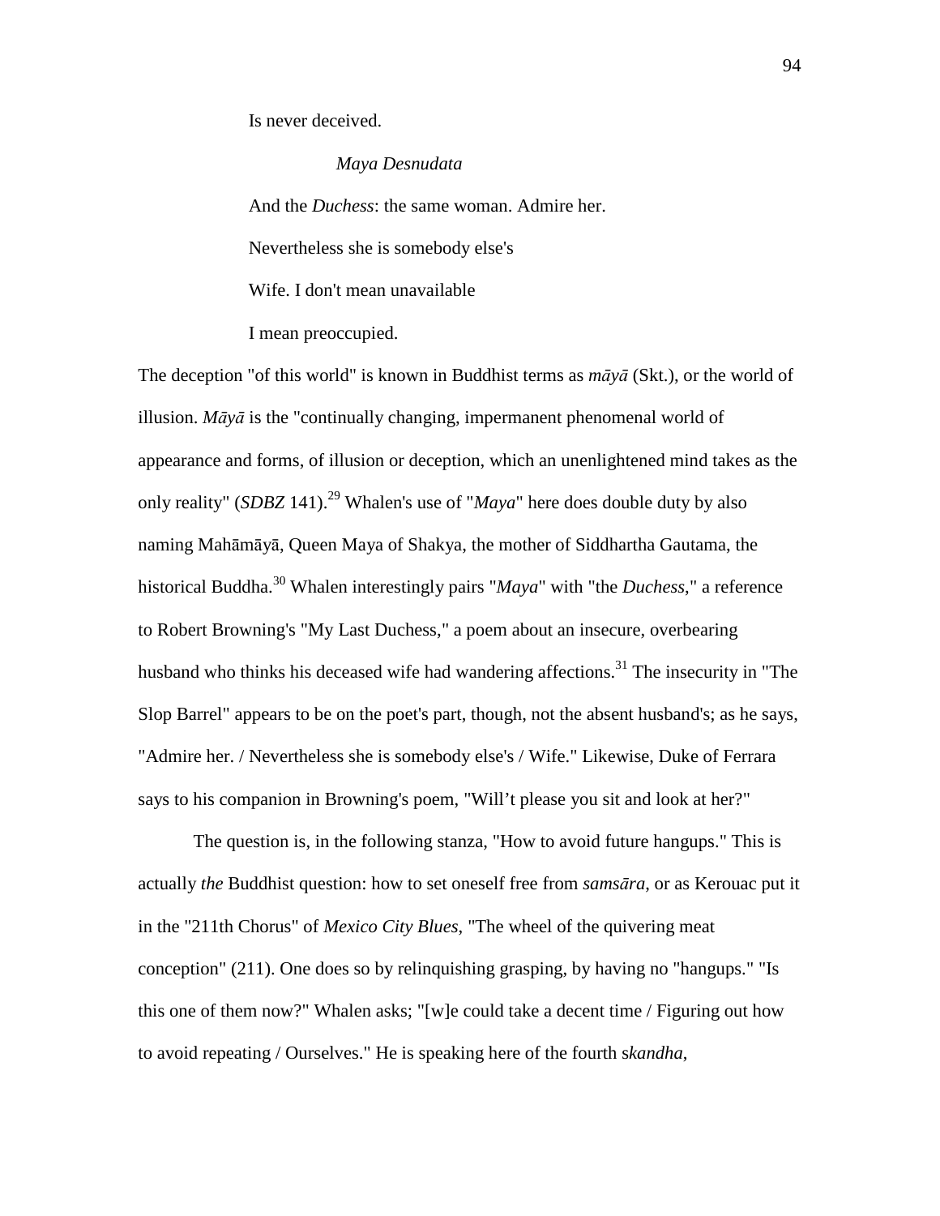Is never deceived.

*Maya Desnudata*

And the *Duchess*: the same woman. Admire her.

Nevertheless she is somebody else's

Wife. I don't mean unavailable

I mean preoccupied.

The deception "of this world" is known in Buddhist terms as *māyā* (Skt.), or the world of illusion. *Māyā* is the "continually changing, impermanent phenomenal world of appearance and forms, of illusion or deception, which an unenlightened mind takes as the only reality" (*SDBZ* 141).[29] Whalen's use of "*Maya*" here does double duty by also naming Mahāmāyā, Queen Maya of Shakya, the mother of Siddhartha Gautama, the historical Buddha.[30] Whalen interestingly pairs "*Maya*" with "the *Duchess*," a reference to Robert Browning's "My Last Duchess," a poem about an insecure, overbearing husband who thinks his deceased wife had wandering affections.[31] The insecurity in "The Slop Barrel" appears to be on the poet's part, though, not the absent husband's; as he says, "Admire her. / Nevertheless she is somebody else's / Wife." Likewise, Duke of Ferrara says to his companion in Browning's poem, "Will't please you sit and look at her?"

The question is, in the following stanza, "How to avoid future hangups." This is actually *the* Buddhist question: how to set oneself free from *samsāra*, or as Kerouac put it in the "211th Chorus" of *Mexico City Blues*, "The wheel of the quivering meat conception" (211). One does so by relinquishing grasping, by having no "hangups." "Is this one of them now?" Whalen asks; "[w]e could take a decent time / Figuring out how to avoid repeating / Ourselves." He is speaking here of the fourth s*kandha*,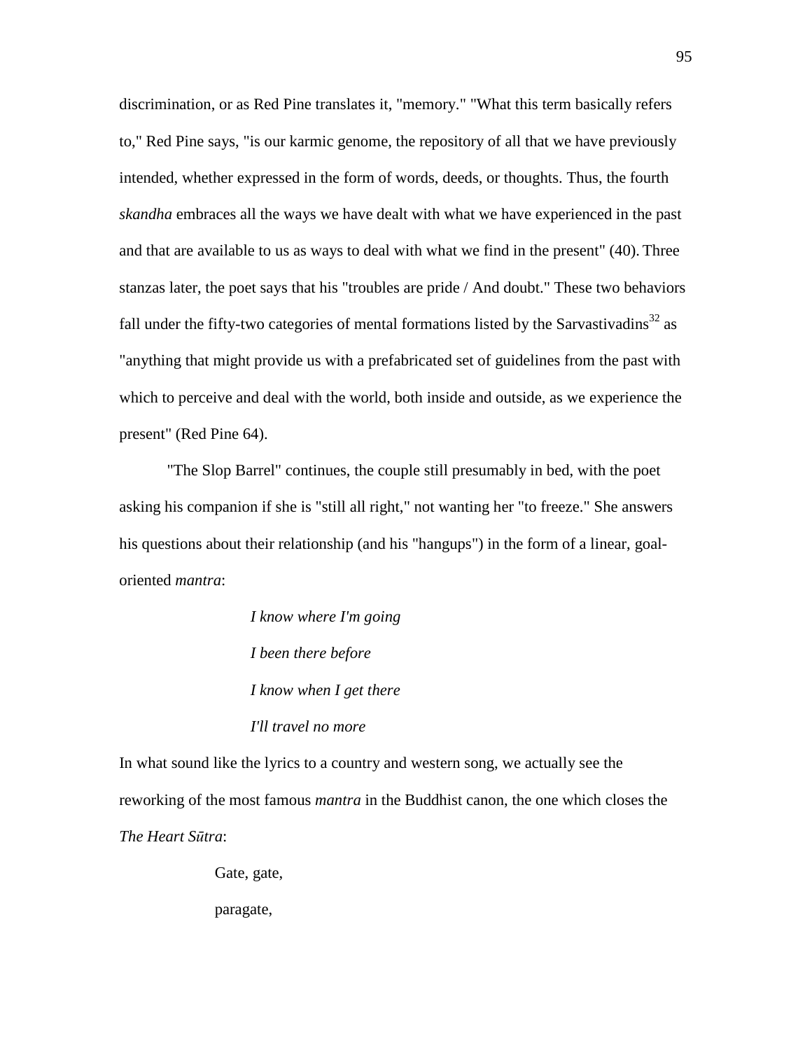discrimination, or as Red Pine translates it, "memory." "What this term basically refers to," Red Pine says, "is our karmic genome, the repository of all that we have previously intended, whether expressed in the form of words, deeds, or thoughts. Thus, the fourth *skandha* embraces all the ways we have dealt with what we have experienced in the past and that are available to us as ways to deal with what we find in the present" (40). Three stanzas later, the poet says that his "troubles are pride / And doubt." These two behaviors fall under the fifty-two categories of mental formations listed by the Sarvastivadins[32] as "anything that might provide us with a prefabricated set of guidelines from the past with which to perceive and deal with the world, both inside and outside, as we experience the present" (Red Pine 64).

"The Slop Barrel" continues, the couple still presumably in bed, with the poet asking his companion if she is "still all right," not wanting her "to freeze." She answers his questions about their relationship (and his "hangups") in the form of a linear, goal-oriented *mantra*:

> *I know where I'm going*
>
> *I been there before*
>
> *I know when I get there*
>
> *I'll travel no more*

In what sound like the lyrics to a country and western song, we actually see the reworking of the most famous *mantra* in the Buddhist canon, the one which closes the *The Heart Sūtra*:

> Gate, gate,
>
> paragate,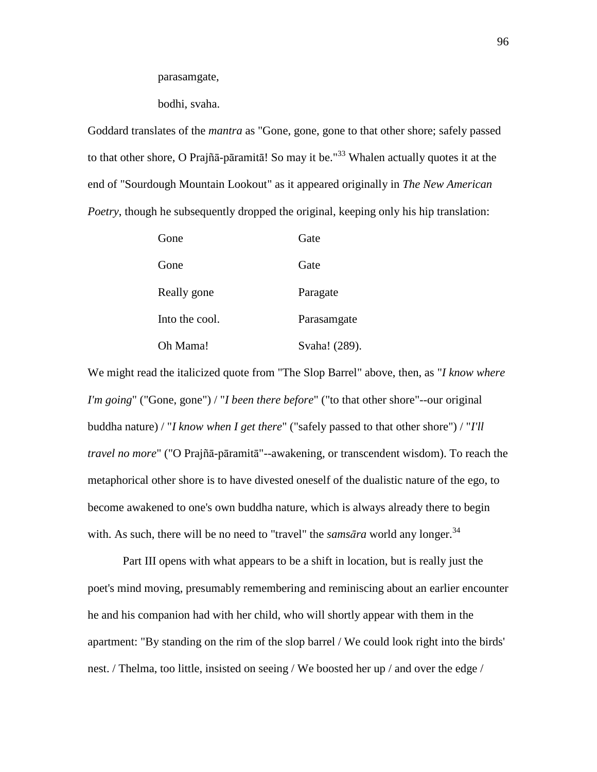parasamgate,

bodhi, svaha.

Goddard translates of the *mantra* as "Gone, gone, gone to that other shore; safely passed to that other shore, O Prajñā-pāramitā! So may it be."[33] Whalen actually quotes it at the end of "Sourdough Mountain Lookout" as it appeared originally in *The New American Poetry*, though he subsequently dropped the original, keeping only his hip translation:

| | |
|---|---|
| Gone | Gate |
| Gone | Gate |
| Really gone | Paragate |
| Into the cool. | Parasamgate |
| Oh Mama! | Svaha! (289). |

We might read the italicized quote from "The Slop Barrel" above, then, as "*I know where I'm going*" ("Gone, gone") / "*I been there before*" ("to that other shore"--our original buddha nature) / "*I know when I get there*" ("safely passed to that other shore") / "*I'll travel no more*" ("O Prajñā-pāramitā"--awakening, or transcendent wisdom). To reach the metaphorical other shore is to have divested oneself of the dualistic nature of the ego, to become awakened to one's own buddha nature, which is always already there to begin with. As such, there will be no need to "travel" the *samsāra* world any longer.[34]

Part III opens with what appears to be a shift in location, but is really just the poet's mind moving, presumably remembering and reminiscing about an earlier encounter he and his companion had with her child, who will shortly appear with them in the apartment: "By standing on the rim of the slop barrel / We could look right into the birds' nest. / Thelma, too little, insisted on seeing / We boosted her up / and over the edge /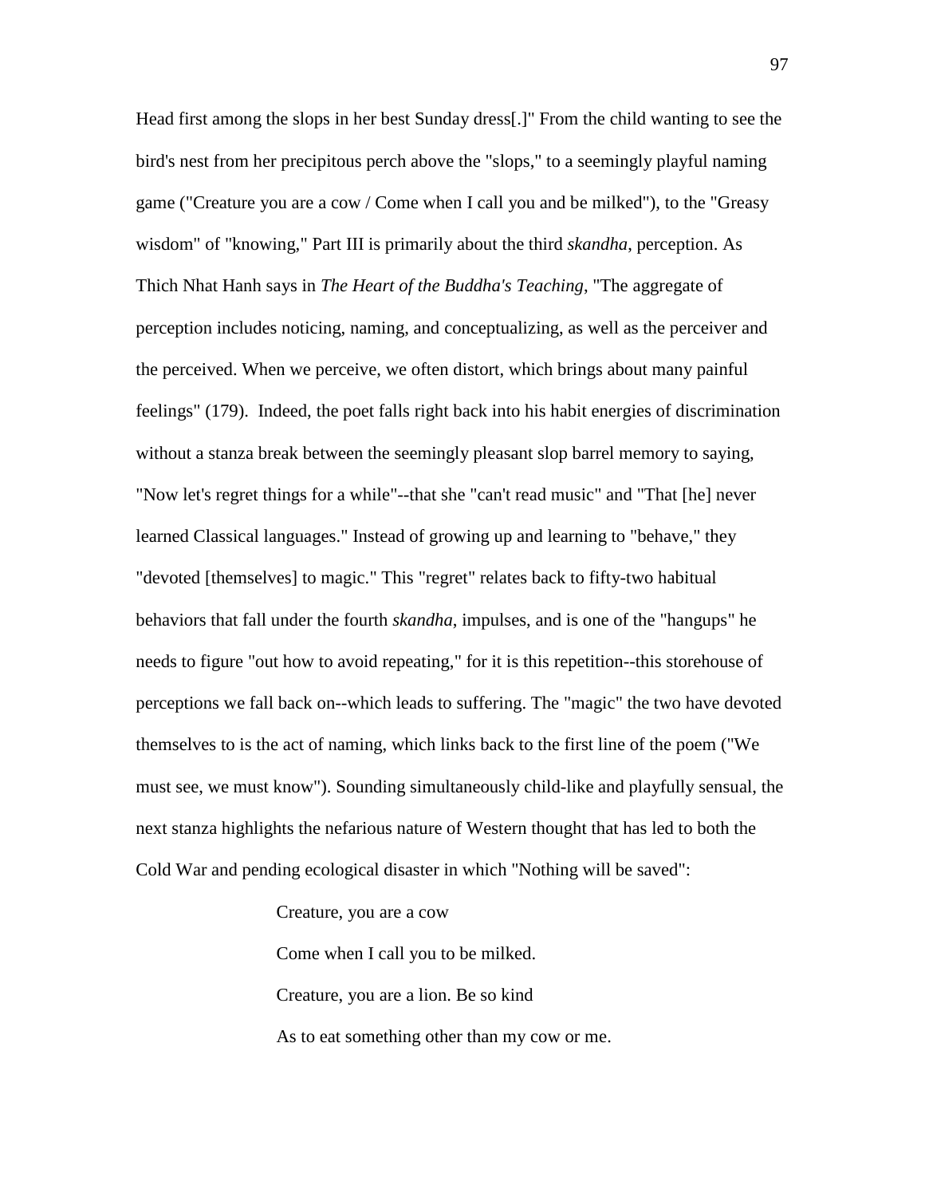Head first among the slops in her best Sunday dress[.]" From the child wanting to see the bird's nest from her precipitous perch above the "slops," to a seemingly playful naming game ("Creature you are a cow / Come when I call you and be milked"), to the "Greasy wisdom" of "knowing," Part III is primarily about the third *skandha*, perception. As Thich Nhat Hanh says in *The Heart of the Buddha's Teaching*, "The aggregate of perception includes noticing, naming, and conceptualizing, as well as the perceiver and the perceived. When we perceive, we often distort, which brings about many painful feelings" (179). Indeed, the poet falls right back into his habit energies of discrimination without a stanza break between the seemingly pleasant slop barrel memory to saying, "Now let's regret things for a while"--that she "can't read music" and "That [he] never learned Classical languages." Instead of growing up and learning to "behave," they "devoted [themselves] to magic." This "regret" relates back to fifty-two habitual behaviors that fall under the fourth *skandha*, impulses, and is one of the "hangups" he needs to figure "out how to avoid repeating," for it is this repetition--this storehouse of perceptions we fall back on--which leads to suffering. The "magic" the two have devoted themselves to is the act of naming, which links back to the first line of the poem ("We must see, we must know"). Sounding simultaneously child-like and playfully sensual, the next stanza highlights the nefarious nature of Western thought that has led to both the Cold War and pending ecological disaster in which "Nothing will be saved":

> Creature, you are a cow
>
> Come when I call you to be milked.
>
> Creature, you are a lion. Be so kind
>
> As to eat something other than my cow or me.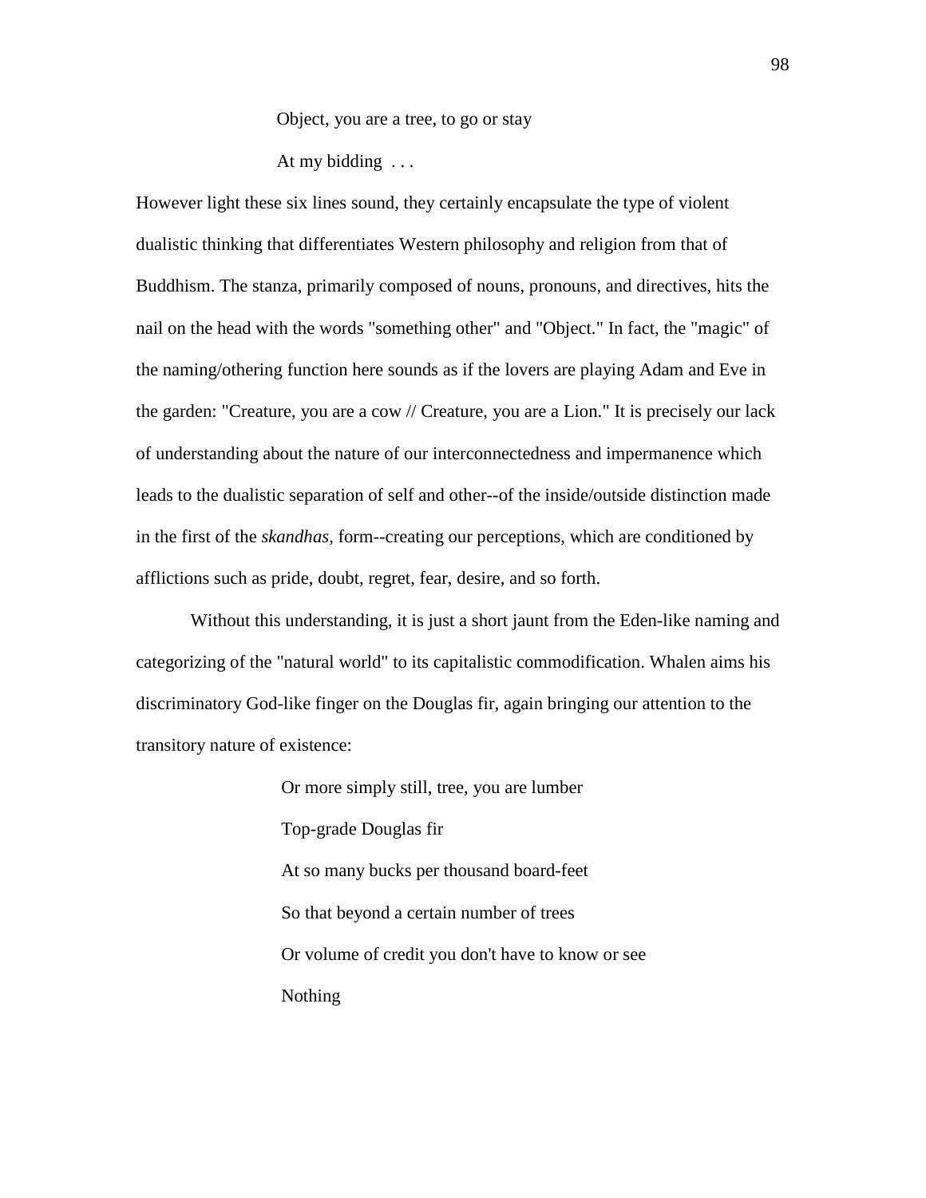> Object, you are a tree, to go or stay
>
> At my bidding . . .

However light these six lines sound, they certainly encapsulate the type of violent dualistic thinking that differentiates Western philosophy and religion from that of Buddhism. The stanza, primarily composed of nouns, pronouns, and directives, hits the nail on the head with the words "something other" and "Object." In fact, the "magic" of the naming/othering function here sounds as if the lovers are playing Adam and Eve in the garden: "Creature, you are a cow // Creature, you are a Lion." It is precisely our lack of understanding about the nature of our interconnectedness and impermanence which leads to the dualistic separation of self and other--of the inside/outside distinction made in the first of the *skandhas*, form--creating our perceptions, which are conditioned by afflictions such as pride, doubt, regret, fear, desire, and so forth.

Without this understanding, it is just a short jaunt from the Eden-like naming and categorizing of the "natural world" to its capitalistic commodification. Whalen aims his discriminatory God-like finger on the Douglas fir, again bringing our attention to the transitory nature of existence:

> Or more simply still, tree, you are lumber
>
> Top-grade Douglas fir
>
> At so many bucks per thousand board-feet
>
> So that beyond a certain number of trees
>
> Or volume of credit you don't have to know or see
>
> Nothing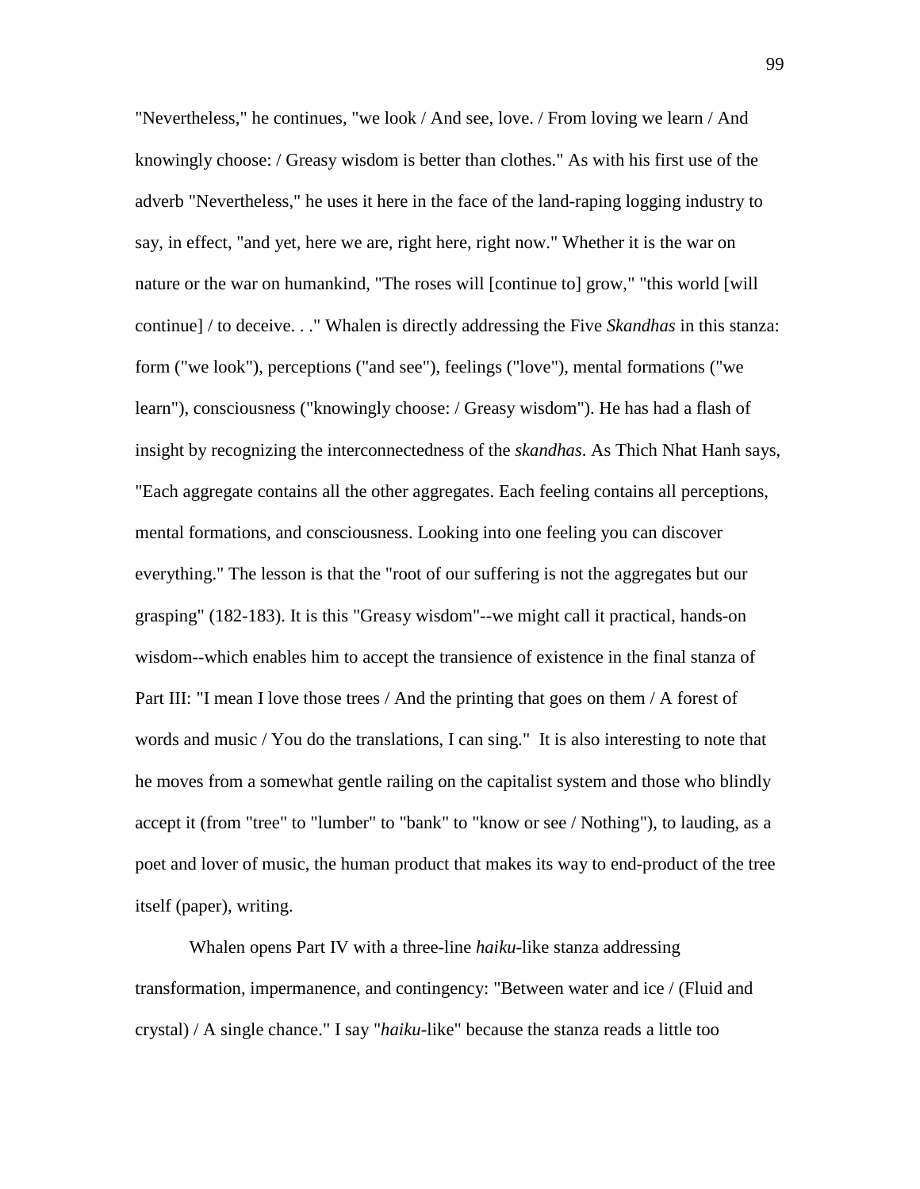"Nevertheless," he continues, "we look / And see, love. / From loving we learn / And knowingly choose: / Greasy wisdom is better than clothes." As with his first use of the adverb "Nevertheless," he uses it here in the face of the land-raping logging industry to say, in effect, "and yet, here we are, right here, right now." Whether it is the war on nature or the war on humankind, "The roses will [continue to] grow," "this world [will continue] / to deceive. . ." Whalen is directly addressing the Five *Skandhas* in this stanza: form ("we look"), perceptions ("and see"), feelings ("love"), mental formations ("we learn"), consciousness ("knowingly choose: / Greasy wisdom"). He has had a flash of insight by recognizing the interconnectedness of the *skandhas*. As Thich Nhat Hanh says, "Each aggregate contains all the other aggregates. Each feeling contains all perceptions, mental formations, and consciousness. Looking into one feeling you can discover everything." The lesson is that the "root of our suffering is not the aggregates but our grasping" (182-183). It is this "Greasy wisdom"--we might call it practical, hands-on wisdom--which enables him to accept the transience of existence in the final stanza of Part III: "I mean I love those trees / And the printing that goes on them / A forest of words and music / You do the translations, I can sing." It is also interesting to note that he moves from a somewhat gentle railing on the capitalist system and those who blindly accept it (from "tree" to "lumber" to "bank" to "know or see / Nothing"), to lauding, as a poet and lover of music, the human product that makes its way to end-product of the tree itself (paper), writing.

Whalen opens Part IV with a three-line *haiku*-like stanza addressing transformation, impermanence, and contingency: "Between water and ice / (Fluid and crystal) / A single chance." I say "*haiku*-like" because the stanza reads a little too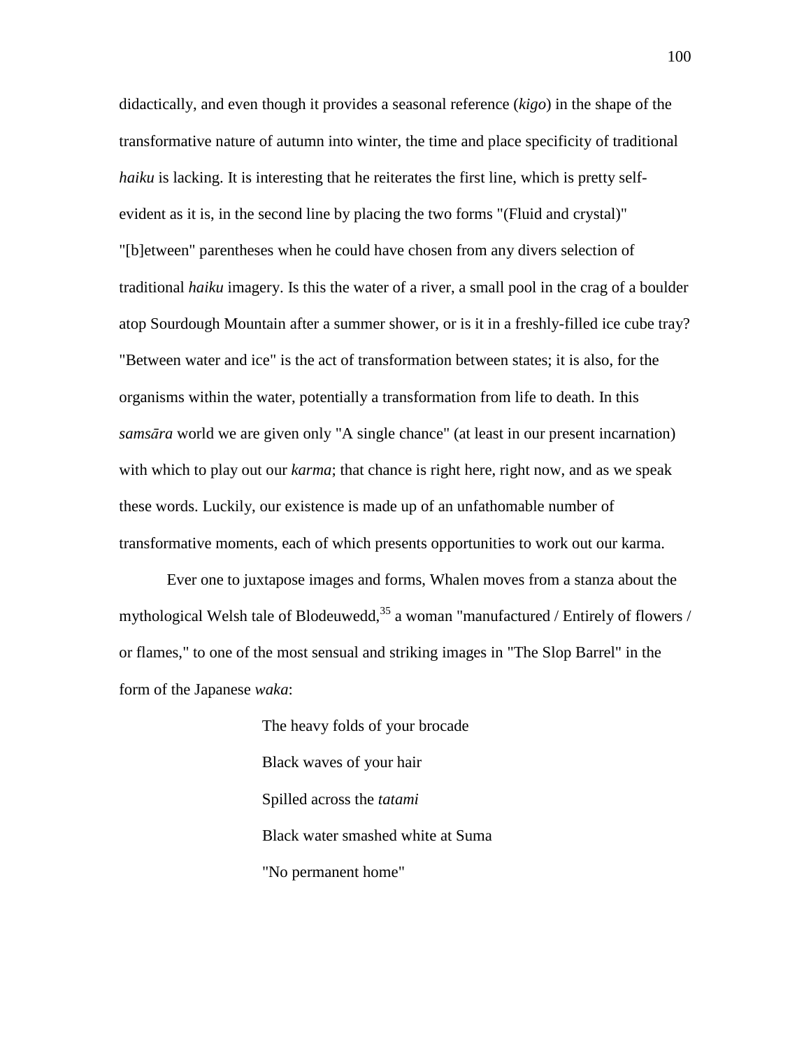didactically, and even though it provides a seasonal reference (*kigo*) in the shape of the transformative nature of autumn into winter, the time and place specificity of traditional *haiku* is lacking. It is interesting that he reiterates the first line, which is pretty self-evident as it is, in the second line by placing the two forms "(Fluid and crystal)" "[b]etween" parentheses when he could have chosen from any divers selection of traditional *haiku* imagery. Is this the water of a river, a small pool in the crag of a boulder atop Sourdough Mountain after a summer shower, or is it in a freshly-filled ice cube tray? "Between water and ice" is the act of transformation between states; it is also, for the organisms within the water, potentially a transformation from life to death. In this *samsāra* world we are given only "A single chance" (at least in our present incarnation) with which to play out our *karma*; that chance is right here, right now, and as we speak these words. Luckily, our existence is made up of an unfathomable number of transformative moments, each of which presents opportunities to work out our karma.

Ever one to juxtapose images and forms, Whalen moves from a stanza about the mythological Welsh tale of Blodeuwedd,[35] a woman "manufactured / Entirely of flowers / or flames," to one of the most sensual and striking images in "The Slop Barrel" in the form of the Japanese *waka*:

> The heavy folds of your brocade
>
> Black waves of your hair
>
> Spilled across the *tatami*
>
> Black water smashed white at Suma
>
> "No permanent home"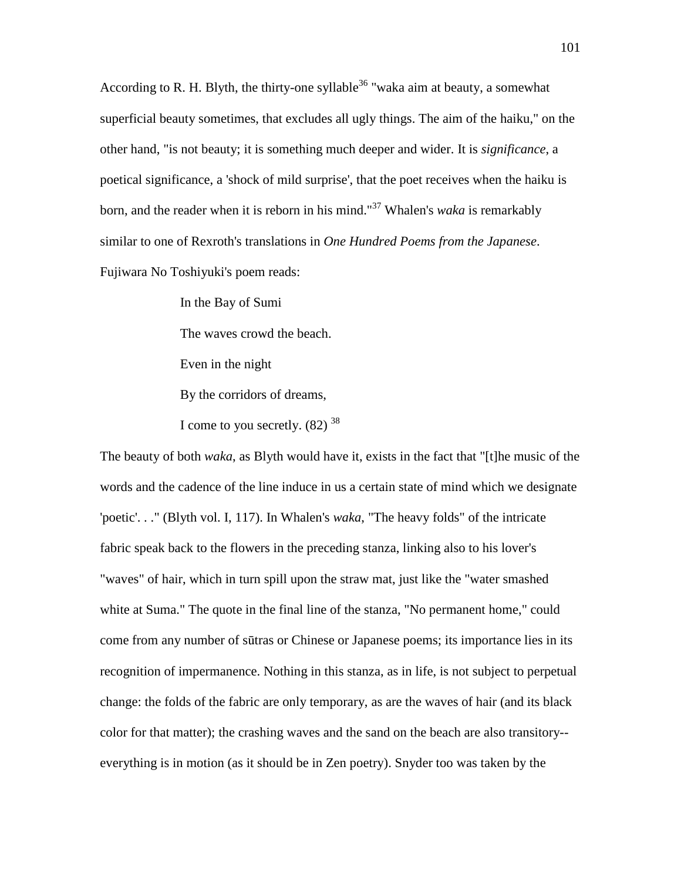According to R. H. Blyth, the thirty-one syllable[36] "waka aim at beauty, a somewhat superficial beauty sometimes, that excludes all ugly things. The aim of the haiku," on the other hand, "is not beauty; it is something much deeper and wider. It is *significance*, a poetical significance, a 'shock of mild surprise', that the poet receives when the haiku is born, and the reader when it is reborn in his mind."[37] Whalen's *waka* is remarkably similar to one of Rexroth's translations in *One Hundred Poems from the Japanese*. Fujiwara No Toshiyuki's poem reads:

> In the Bay of Sumi
>
> The waves crowd the beach.
>
> Even in the night
>
> By the corridors of dreams,
>
> I come to you secretly. (82) [38]

The beauty of both *waka*, as Blyth would have it, exists in the fact that "[t]he music of the words and the cadence of the line induce in us a certain state of mind which we designate 'poetic'. . ." (Blyth vol. I, 117). In Whalen's *waka*, "The heavy folds" of the intricate fabric speak back to the flowers in the preceding stanza, linking also to his lover's "waves" of hair, which in turn spill upon the straw mat, just like the "water smashed white at Suma." The quote in the final line of the stanza, "No permanent home," could come from any number of sūtras or Chinese or Japanese poems; its importance lies in its recognition of impermanence. Nothing in this stanza, as in life, is not subject to perpetual change: the folds of the fabric are only temporary, as are the waves of hair (and its black color for that matter); the crashing waves and the sand on the beach are also transitory--everything is in motion (as it should be in Zen poetry). Snyder too was taken by the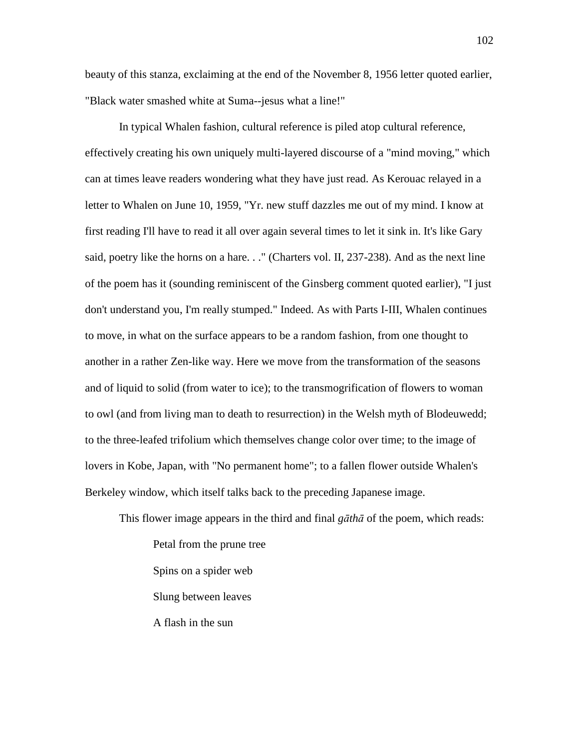beauty of this stanza, exclaiming at the end of the November 8, 1956 letter quoted earlier, "Black water smashed white at Suma--jesus what a line!"

In typical Whalen fashion, cultural reference is piled atop cultural reference, effectively creating his own uniquely multi-layered discourse of a "mind moving," which can at times leave readers wondering what they have just read. As Kerouac relayed in a letter to Whalen on June 10, 1959, "Yr. new stuff dazzles me out of my mind. I know at first reading I'll have to read it all over again several times to let it sink in. It's like Gary said, poetry like the horns on a hare. . ." (Charters vol. II, 237-238). And as the next line of the poem has it (sounding reminiscent of the Ginsberg comment quoted earlier), "I just don't understand you, I'm really stumped." Indeed. As with Parts I-III, Whalen continues to move, in what on the surface appears to be a random fashion, from one thought to another in a rather Zen-like way. Here we move from the transformation of the seasons and of liquid to solid (from water to ice); to the transmogrification of flowers to woman to owl (and from living man to death to resurrection) in the Welsh myth of Blodeuwedd; to the three-leafed trifolium which themselves change color over time; to the image of lovers in Kobe, Japan, with "No permanent home"; to a fallen flower outside Whalen's Berkeley window, which itself talks back to the preceding Japanese image.

This flower image appears in the third and final *gāthā* of the poem, which reads:

> Petal from the prune tree
>
> Spins on a spider web
>
> Slung between leaves
>
> A flash in the sun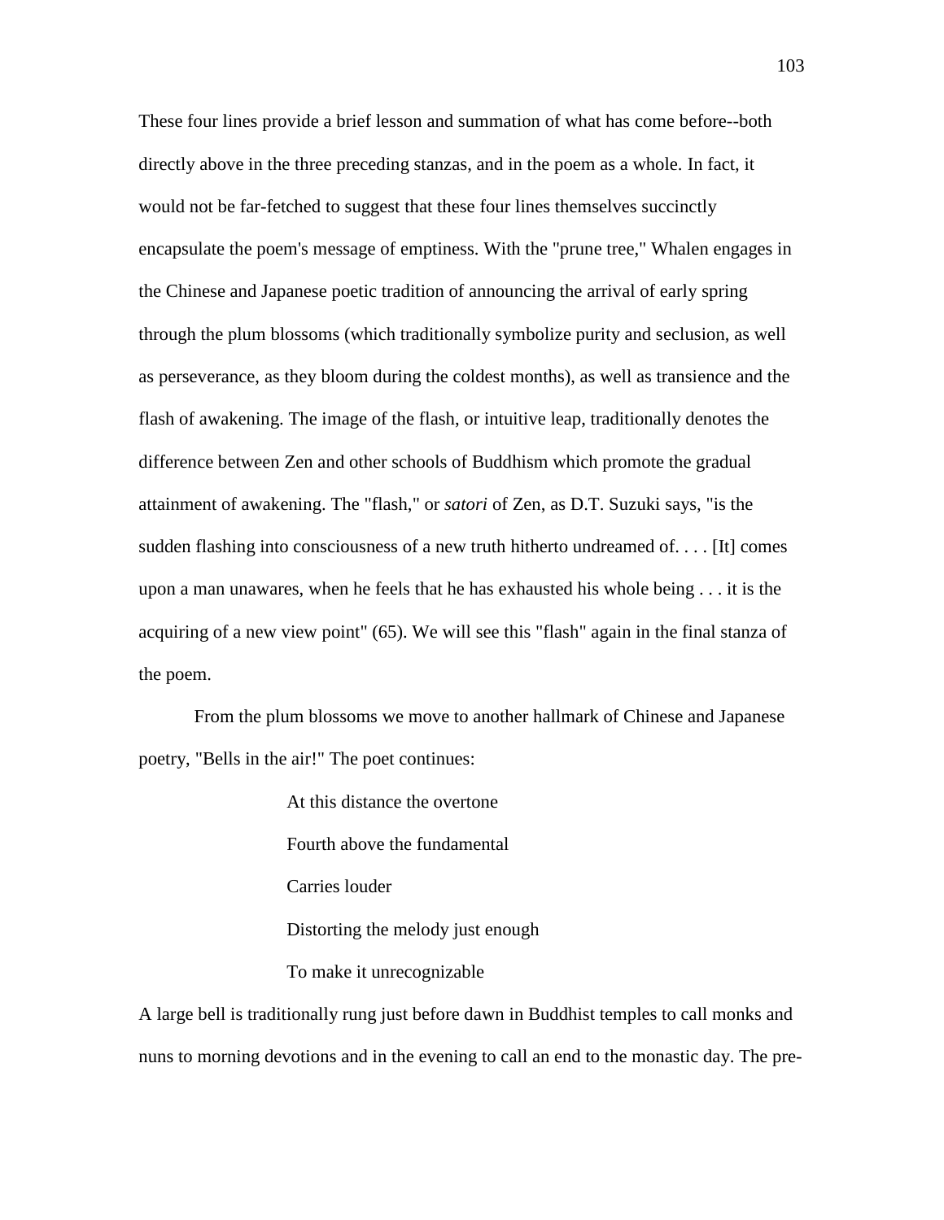These four lines provide a brief lesson and summation of what has come before--both directly above in the three preceding stanzas, and in the poem as a whole. In fact, it would not be far-fetched to suggest that these four lines themselves succinctly encapsulate the poem's message of emptiness. With the "prune tree," Whalen engages in the Chinese and Japanese poetic tradition of announcing the arrival of early spring through the plum blossoms (which traditionally symbolize purity and seclusion, as well as perseverance, as they bloom during the coldest months), as well as transience and the flash of awakening. The image of the flash, or intuitive leap, traditionally denotes the difference between Zen and other schools of Buddhism which promote the gradual attainment of awakening. The "flash," or *satori* of Zen, as D.T. Suzuki says, "is the sudden flashing into consciousness of a new truth hitherto undreamed of. . . . [It] comes upon a man unawares, when he feels that he has exhausted his whole being . . . it is the acquiring of a new view point" (65). We will see this "flash" again in the final stanza of the poem.

From the plum blossoms we move to another hallmark of Chinese and Japanese poetry, "Bells in the air!" The poet continues:

> At this distance the overtone
> 
> Fourth above the fundamental
> 
> Carries louder
> 
> Distorting the melody just enough
> 
> To make it unrecognizable

A large bell is traditionally rung just before dawn in Buddhist temples to call monks and nuns to morning devotions and in the evening to call an end to the monastic day. The pre-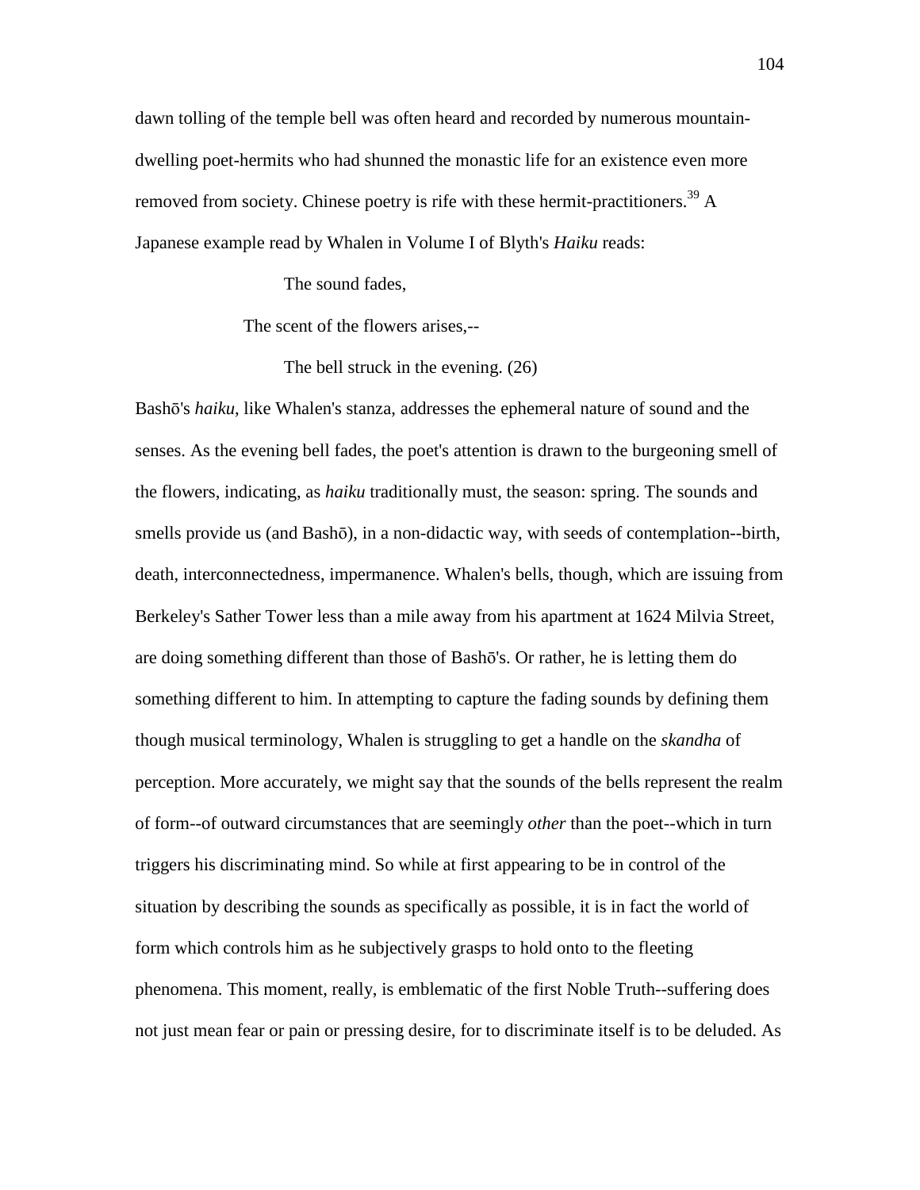dawn tolling of the temple bell was often heard and recorded by numerous mountain-dwelling poet-hermits who had shunned the monastic life for an existence even more removed from society. Chinese poetry is rife with these hermit-practitioners.[39] A Japanese example read by Whalen in Volume I of Blyth's *Haiku* reads:

> The sound fades,
>
> The scent of the flowers arises,--
>
> The bell struck in the evening. (26)

Bashō's *haiku*, like Whalen's stanza, addresses the ephemeral nature of sound and the senses. As the evening bell fades, the poet's attention is drawn to the burgeoning smell of the flowers, indicating, as *haiku* traditionally must, the season: spring. The sounds and smells provide us (and Bashō), in a non-didactic way, with seeds of contemplation--birth, death, interconnectedness, impermanence. Whalen's bells, though, which are issuing from Berkeley's Sather Tower less than a mile away from his apartment at 1624 Milvia Street, are doing something different than those of Bashō's. Or rather, he is letting them do something different to him. In attempting to capture the fading sounds by defining them though musical terminology, Whalen is struggling to get a handle on the *skandha* of perception. More accurately, we might say that the sounds of the bells represent the realm of form--of outward circumstances that are seemingly *other* than the poet--which in turn triggers his discriminating mind. So while at first appearing to be in control of the situation by describing the sounds as specifically as possible, it is in fact the world of form which controls him as he subjectively grasps to hold onto to the fleeting phenomena. This moment, really, is emblematic of the first Noble Truth--suffering does not just mean fear or pain or pressing desire, for to discriminate itself is to be deluded. As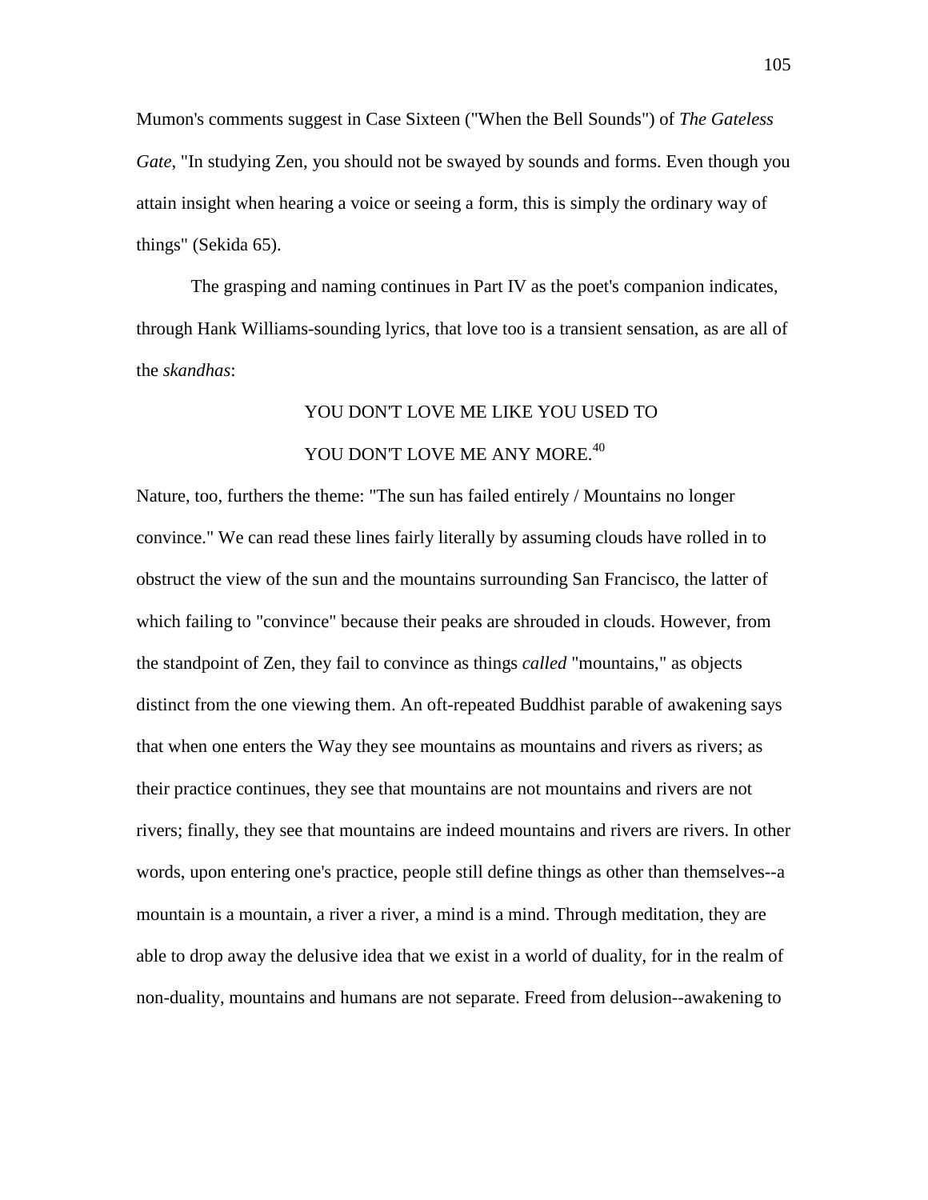Mumon's comments suggest in Case Sixteen ("When the Bell Sounds") of *The Gateless Gate*, "In studying Zen, you should not be swayed by sounds and forms. Even though you attain insight when hearing a voice or seeing a form, this is simply the ordinary way of things" (Sekida 65).

The grasping and naming continues in Part IV as the poet's companion indicates, through Hank Williams-sounding lyrics, that love too is a transient sensation, as are all of the *skandhas*:

> YOU DON'T LOVE ME LIKE YOU USED TO
>
> YOU DON'T LOVE ME ANY MORE.[40]

Nature, too, furthers the theme: "The sun has failed entirely / Mountains no longer convince." We can read these lines fairly literally by assuming clouds have rolled in to obstruct the view of the sun and the mountains surrounding San Francisco, the latter of which failing to "convince" because their peaks are shrouded in clouds. However, from the standpoint of Zen, they fail to convince as things *called* "mountains," as objects distinct from the one viewing them. An oft-repeated Buddhist parable of awakening says that when one enters the Way they see mountains as mountains and rivers as rivers; as their practice continues, they see that mountains are not mountains and rivers are not rivers; finally, they see that mountains are indeed mountains and rivers are rivers. In other words, upon entering one's practice, people still define things as other than themselves--a mountain is a mountain, a river a river, a mind is a mind. Through meditation, they are able to drop away the delusive idea that we exist in a world of duality, for in the realm of non-duality, mountains and humans are not separate. Freed from delusion--awakening to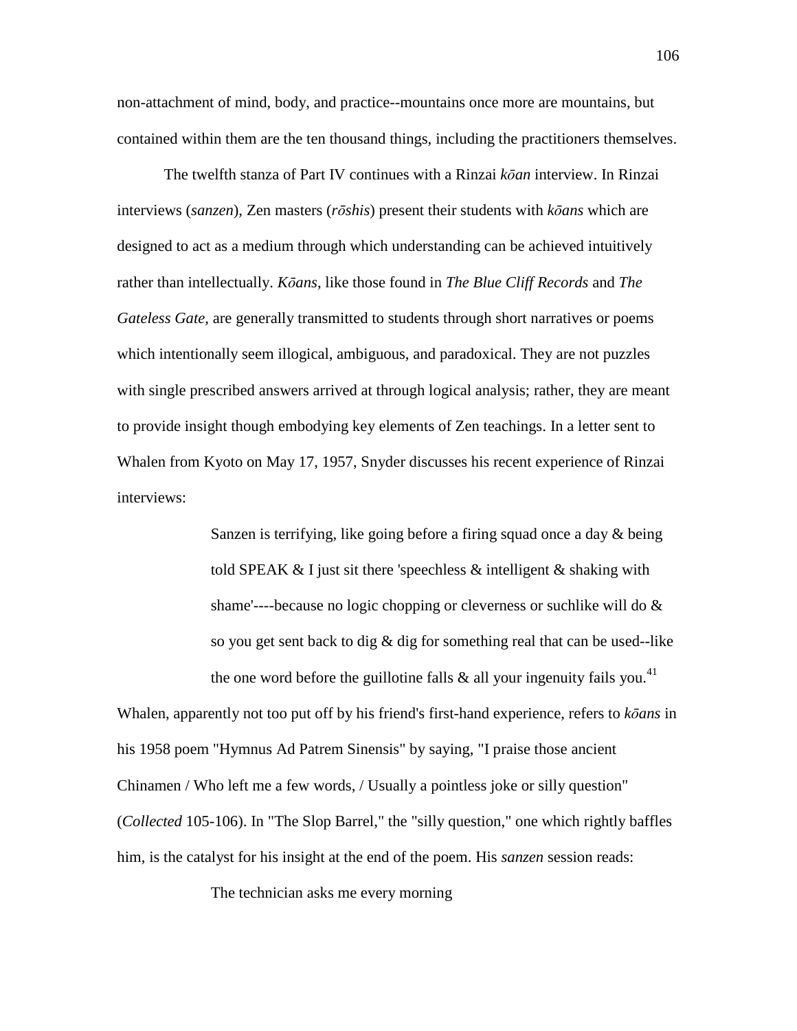non-attachment of mind, body, and practice--mountains once more are mountains, but contained within them are the ten thousand things, including the practitioners themselves.

The twelfth stanza of Part IV continues with a Rinzai *kōan* interview. In Rinzai interviews (*sanzen*), Zen masters (*rōshis*) present their students with *kōans* which are designed to act as a medium through which understanding can be achieved intuitively rather than intellectually. *Kōans*, like those found in *The Blue Cliff Records* and *The Gateless Gate*, are generally transmitted to students through short narratives or poems which intentionally seem illogical, ambiguous, and paradoxical. They are not puzzles with single prescribed answers arrived at through logical analysis; rather, they are meant to provide insight though embodying key elements of Zen teachings. In a letter sent to Whalen from Kyoto on May 17, 1957, Snyder discusses his recent experience of Rinzai interviews:

> Sanzen is terrifying, like going before a firing squad once a day & being told SPEAK & I just sit there 'speechless & intelligent & shaking with shame'----because no logic chopping or cleverness or suchlike will do & so you get sent back to dig & dig for something real that can be used--like the one word before the guillotine falls & all your ingenuity fails you.[41]

Whalen, apparently not too put off by his friend's first-hand experience, refers to *kōans* in his 1958 poem "Hymnus Ad Patrem Sinensis" by saying, "I praise those ancient Chinamen / Who left me a few words, / Usually a pointless joke or silly question" (*Collected* 105-106). In "The Slop Barrel," the "silly question," one which rightly baffles him, is the catalyst for his insight at the end of the poem. His *sanzen* session reads:

> The technician asks me every morning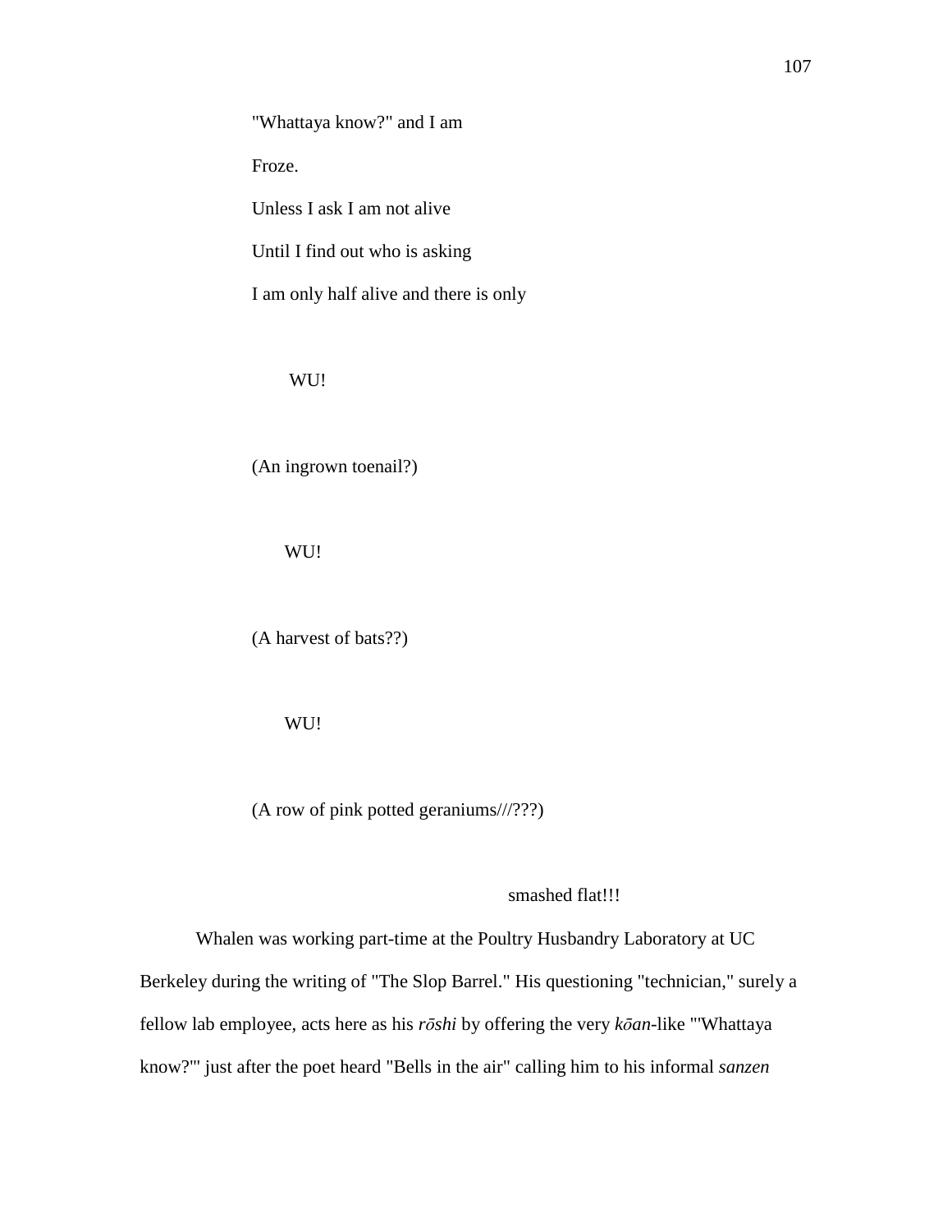"Whattaya know?" and I am

Froze.

Unless I ask I am not alive

Until I find out who is asking

I am only half alive and there is only

WU!

(An ingrown toenail?)

WU!

(A harvest of bats??)

WU!

(A row of pink potted geraniums///???)

smashed flat!!!

Whalen was working part-time at the Poultry Husbandry Laboratory at UC Berkeley during the writing of "The Slop Barrel." His questioning "technician," surely a fellow lab employee, acts here as his *rōshi* by offering the very *kōan*-like "'Whattaya know?'" just after the poet heard "Bells in the air" calling him to his informal *sanzen*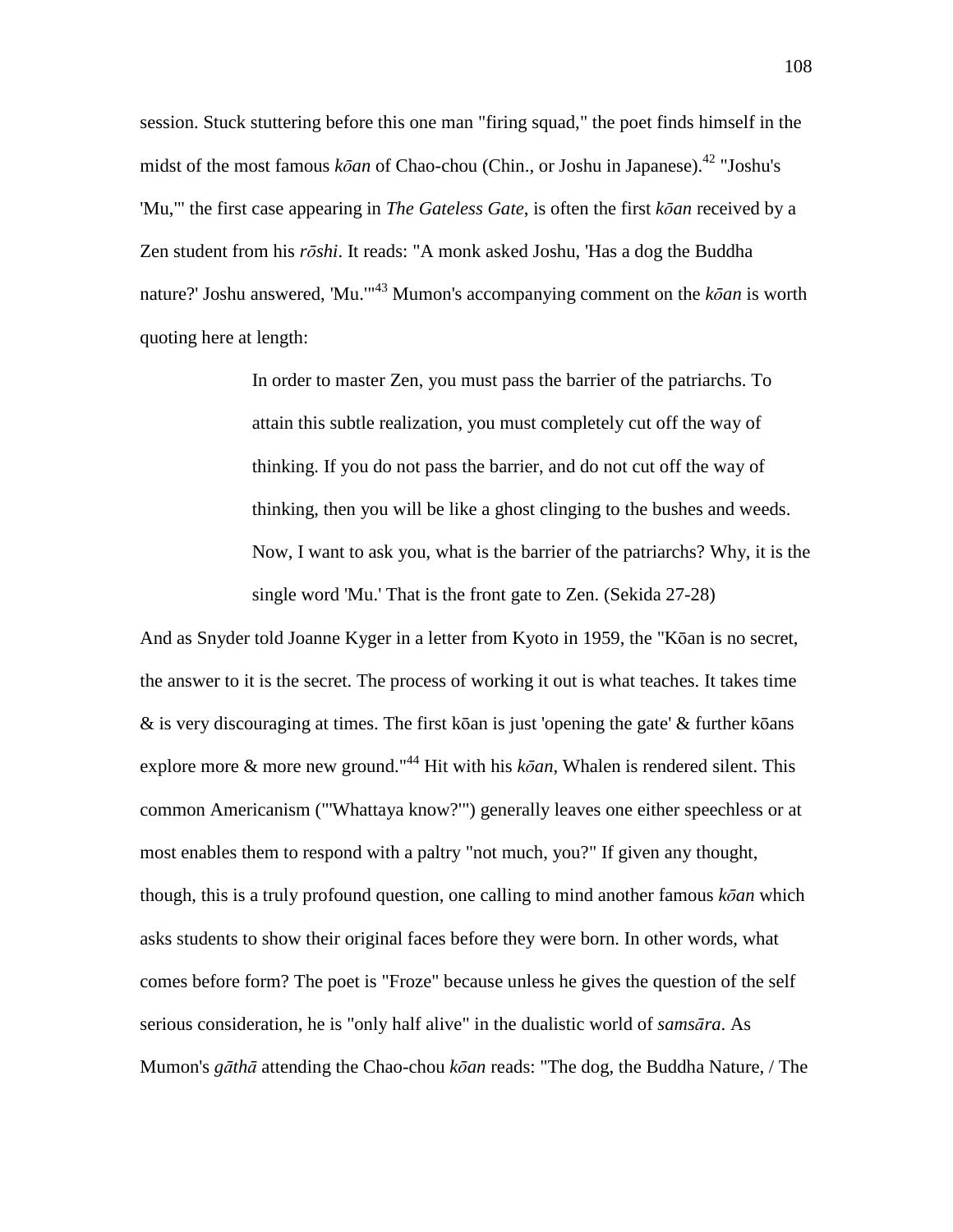session. Stuck stuttering before this one man "firing squad," the poet finds himself in the midst of the most famous *kōan* of Chao-chou (Chin., or Joshu in Japanese).[42] "Joshu's 'Mu,'" the first case appearing in *The Gateless Gate*, is often the first *kōan* received by a Zen student from his *rōshi*. It reads: "A monk asked Joshu, 'Has a dog the Buddha nature?' Joshu answered, 'Mu.'"[43] Mumon's accompanying comment on the *kōan* is worth quoting here at length:

> In order to master Zen, you must pass the barrier of the patriarchs. To attain this subtle realization, you must completely cut off the way of thinking. If you do not pass the barrier, and do not cut off the way of thinking, then you will be like a ghost clinging to the bushes and weeds. Now, I want to ask you, what is the barrier of the patriarchs? Why, it is the single word 'Mu.' That is the front gate to Zen. (Sekida 27-28)

And as Snyder told Joanne Kyger in a letter from Kyoto in 1959, the "Kōan is no secret, the answer to it is the secret. The process of working it out is what teaches. It takes time & is very discouraging at times. The first kōan is just 'opening the gate' & further kōans explore more & more new ground."[44] Hit with his *kōan*, Whalen is rendered silent. This common Americanism ("'Whattaya know?'") generally leaves one either speechless or at most enables them to respond with a paltry "not much, you?" If given any thought, though, this is a truly profound question, one calling to mind another famous *kōan* which asks students to show their original faces before they were born. In other words, what comes before form? The poet is "Froze" because unless he gives the question of the self serious consideration, he is "only half alive" in the dualistic world of *samsāra*. As Mumon's *gāthā* attending the Chao-chou *kōan* reads: "The dog, the Buddha Nature, / The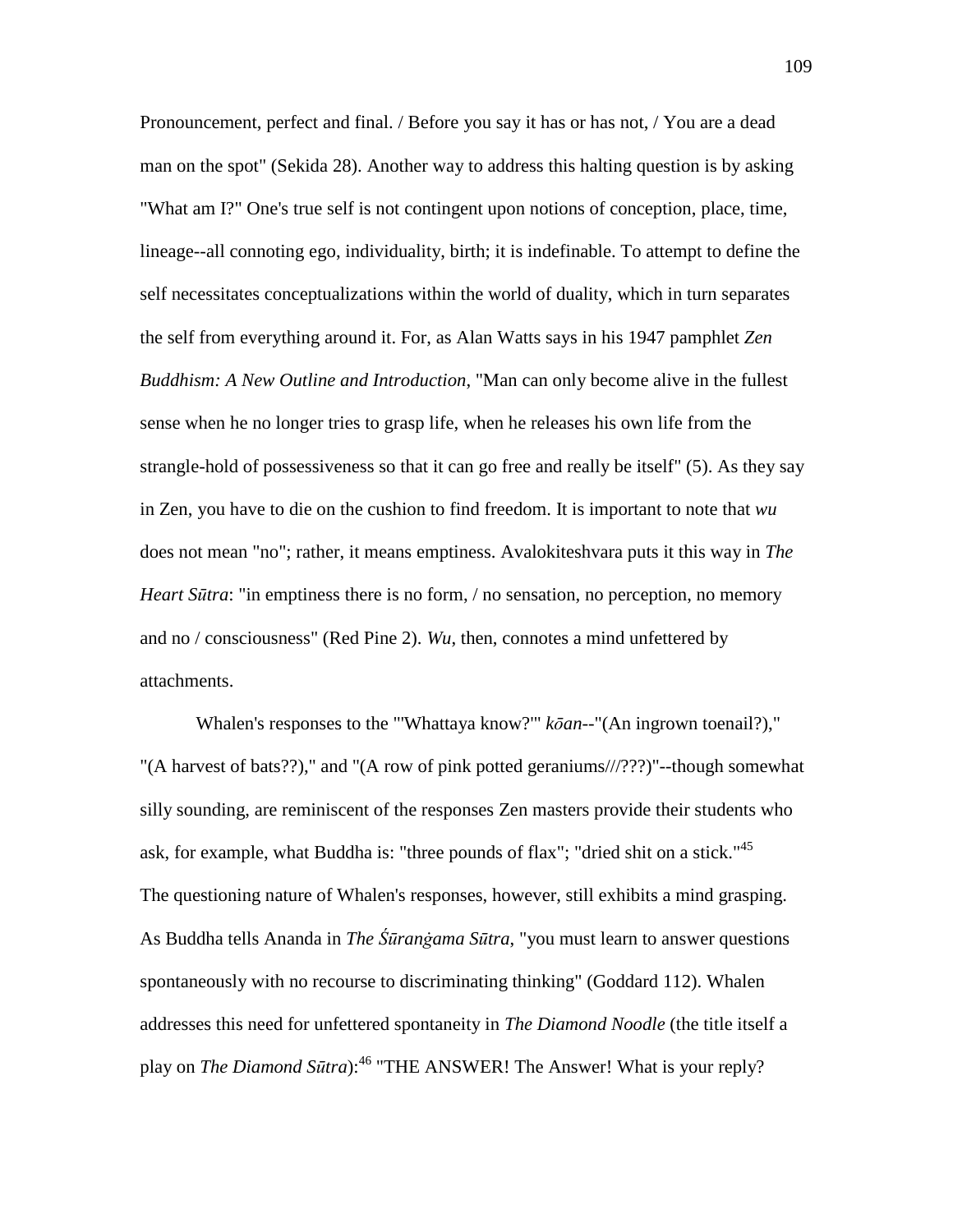Pronouncement, perfect and final. / Before you say it has or has not, / You are a dead man on the spot" (Sekida 28). Another way to address this halting question is by asking "What am I?" One's true self is not contingent upon notions of conception, place, time, lineage--all connoting ego, individuality, birth; it is indefinable. To attempt to define the self necessitates conceptualizations within the world of duality, which in turn separates the self from everything around it. For, as Alan Watts says in his 1947 pamphlet *Zen Buddhism: A New Outline and Introduction*, "Man can only become alive in the fullest sense when he no longer tries to grasp life, when he releases his own life from the strangle-hold of possessiveness so that it can go free and really be itself" (5). As they say in Zen, you have to die on the cushion to find freedom. It is important to note that *wu* does not mean "no"; rather, it means emptiness. Avalokiteshvara puts it this way in *The Heart Sūtra*: "in emptiness there is no form, / no sensation, no perception, no memory and no / consciousness" (Red Pine 2). *Wu*, then, connotes a mind unfettered by attachments.

Whalen's responses to the "'Whattaya know?'" *kōan*--"(An ingrown toenail?)," "(A harvest of bats??)," and "(A row of pink potted geraniums///???)"--though somewhat silly sounding, are reminiscent of the responses Zen masters provide their students who ask, for example, what Buddha is: "three pounds of flax"; "dried shit on a stick."[45] The questioning nature of Whalen's responses, however, still exhibits a mind grasping. As Buddha tells Ananda in *The Śūraṅgama Sūtra*, "you must learn to answer questions spontaneously with no recourse to discriminating thinking" (Goddard 112). Whalen addresses this need for unfettered spontaneity in *The Diamond Noodle* (the title itself a play on *The Diamond Sūtra*):[46] "THE ANSWER! The Answer! What is your reply?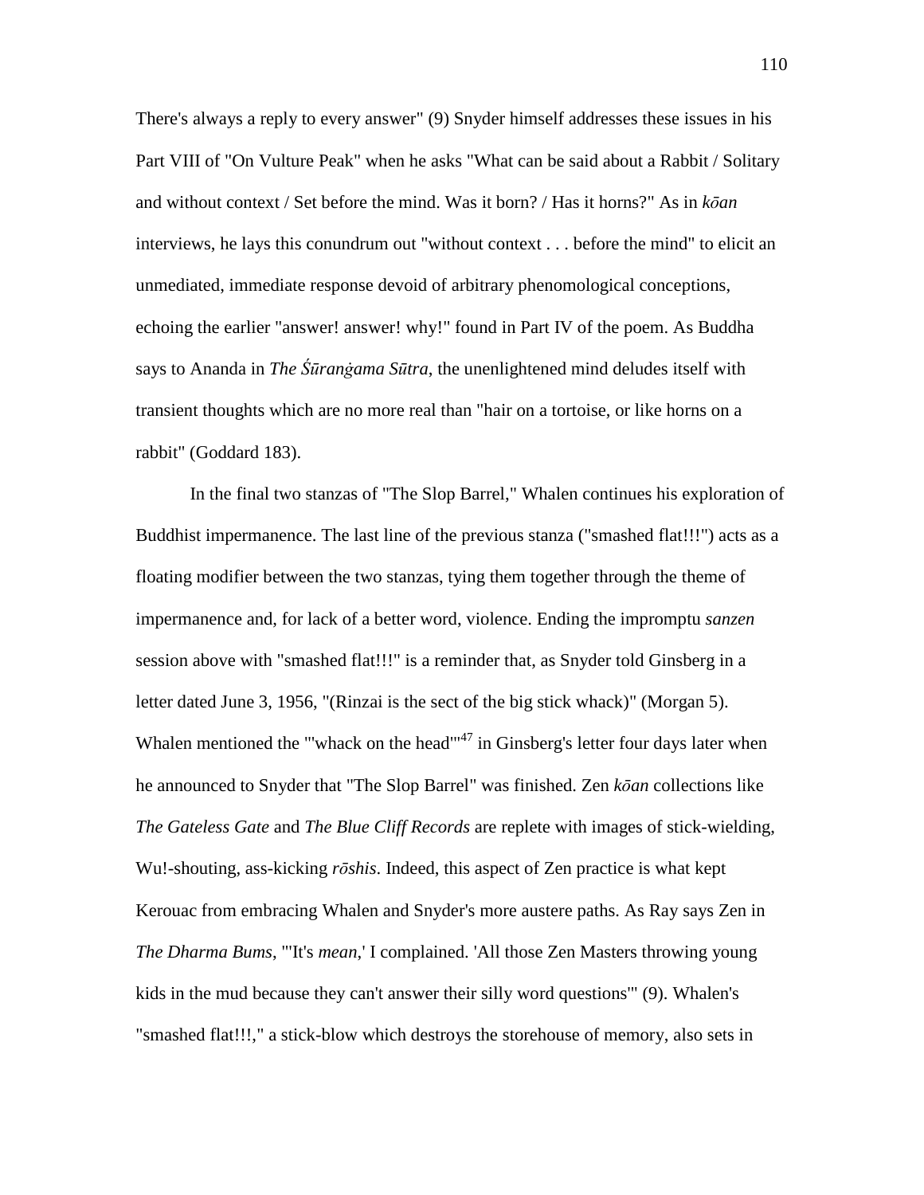There's always a reply to every answer" (9) Snyder himself addresses these issues in his Part VIII of "On Vulture Peak" when he asks "What can be said about a Rabbit / Solitary and without context / Set before the mind. Was it born? / Has it horns?" As in *kōan* interviews, he lays this conundrum out "without context . . . before the mind" to elicit an unmediated, immediate response devoid of arbitrary phenomological conceptions, echoing the earlier "answer! answer! why!" found in Part IV of the poem. As Buddha says to Ananda in *The Śūranġama Sūtra*, the unenlightened mind deludes itself with transient thoughts which are no more real than "hair on a tortoise, or like horns on a rabbit" (Goddard 183).

In the final two stanzas of "The Slop Barrel," Whalen continues his exploration of Buddhist impermanence. The last line of the previous stanza ("smashed flat!!!") acts as a floating modifier between the two stanzas, tying them together through the theme of impermanence and, for lack of a better word, violence. Ending the impromptu *sanzen* session above with "smashed flat!!!" is a reminder that, as Snyder told Ginsberg in a letter dated June 3, 1956, "(Rinzai is the sect of the big stick whack)" (Morgan 5). Whalen mentioned the "'whack on the head'"[47] in Ginsberg's letter four days later when he announced to Snyder that "The Slop Barrel" was finished. Zen *kōan* collections like *The Gateless Gate* and *The Blue Cliff Records* are replete with images of stick-wielding, Wu!-shouting, ass-kicking *rōshis*. Indeed, this aspect of Zen practice is what kept Kerouac from embracing Whalen and Snyder's more austere paths. As Ray says Zen in *The Dharma Bums*, "'It's *mean*,' I complained. 'All those Zen Masters throwing young kids in the mud because they can't answer their silly word questions'" (9). Whalen's "smashed flat!!!," a stick-blow which destroys the storehouse of memory, also sets in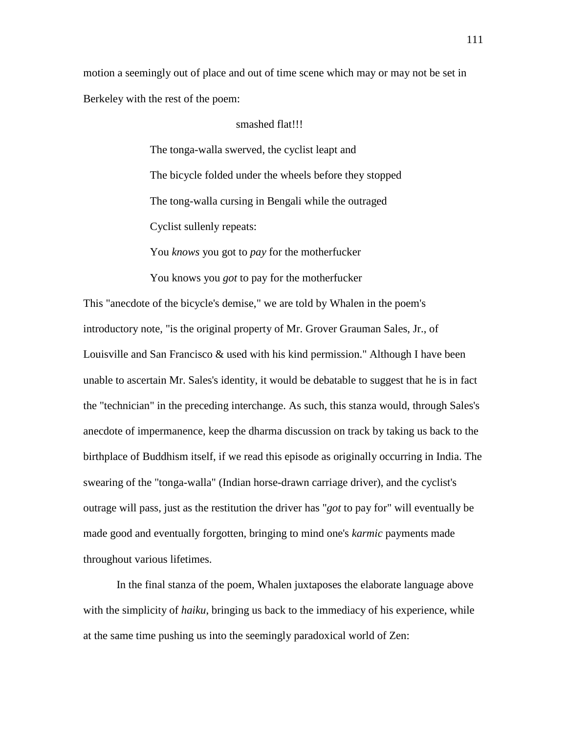motion a seemingly out of place and out of time scene which may or may not be set in Berkeley with the rest of the poem:

> smashed flat!!!
>
> The tonga-walla swerved, the cyclist leapt and
>
> The bicycle folded under the wheels before they stopped
>
> The tong-walla cursing in Bengali while the outraged
>
> Cyclist sullenly repeats:
>
> You *knows* you got to *pay* for the motherfucker
>
> You knows you *got* to pay for the motherfucker

This "anecdote of the bicycle's demise," we are told by Whalen in the poem's introductory note, "is the original property of Mr. Grover Grauman Sales, Jr., of Louisville and San Francisco & used with his kind permission." Although I have been unable to ascertain Mr. Sales's identity, it would be debatable to suggest that he is in fact the "technician" in the preceding interchange. As such, this stanza would, through Sales's anecdote of impermanence, keep the dharma discussion on track by taking us back to the birthplace of Buddhism itself, if we read this episode as originally occurring in India. The swearing of the "tonga-walla" (Indian horse-drawn carriage driver), and the cyclist's outrage will pass, just as the restitution the driver has "*got* to pay for" will eventually be made good and eventually forgotten, bringing to mind one's *karmic* payments made throughout various lifetimes.

In the final stanza of the poem, Whalen juxtaposes the elaborate language above with the simplicity of *haiku*, bringing us back to the immediacy of his experience, while at the same time pushing us into the seemingly paradoxical world of Zen: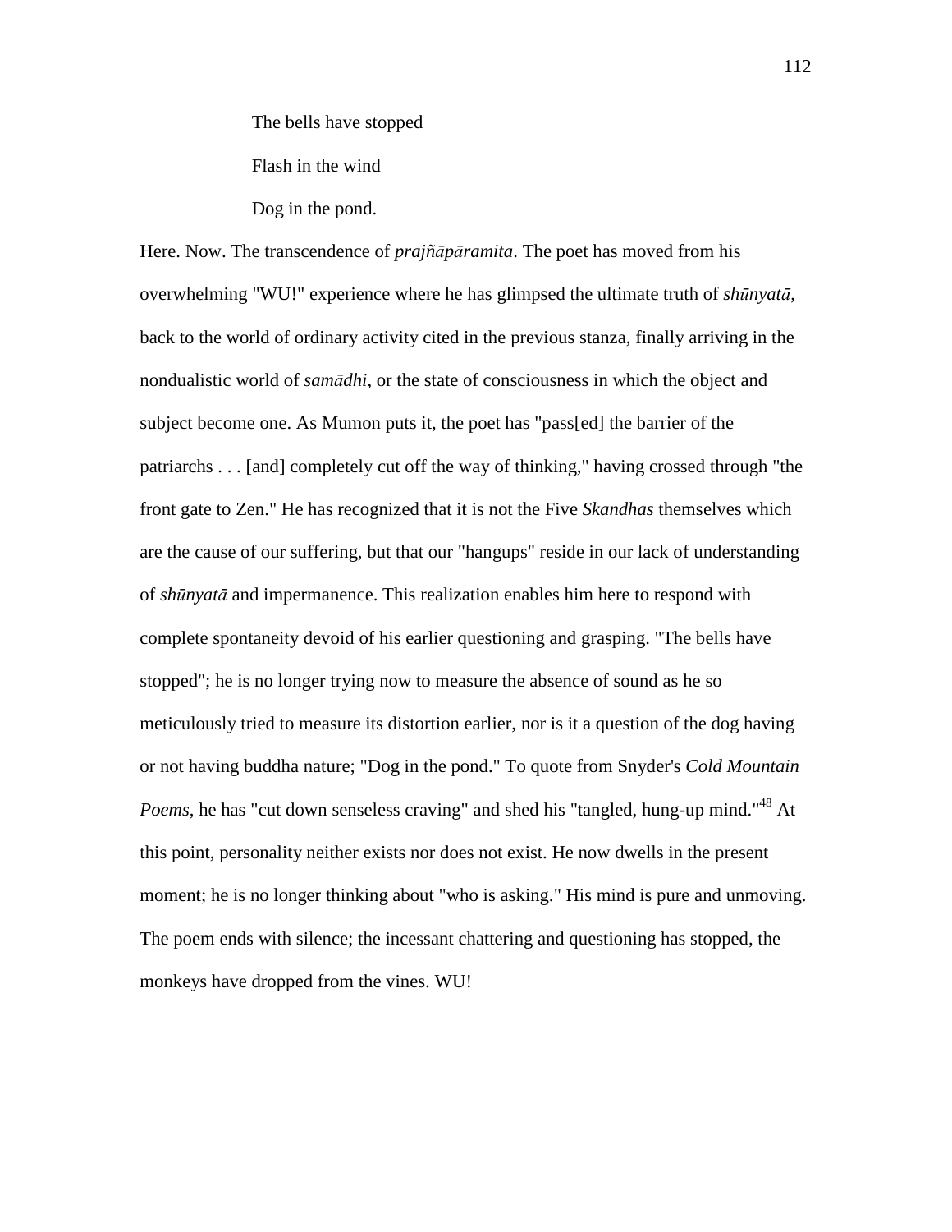The bells have stopped

Flash in the wind

Dog in the pond.

Here. Now. The transcendence of *prajñāpāramita*. The poet has moved from his overwhelming "WU!" experience where he has glimpsed the ultimate truth of *shūnyatā*, back to the world of ordinary activity cited in the previous stanza, finally arriving in the nondualistic world of *samādhi*, or the state of consciousness in which the object and subject become one. As Mumon puts it, the poet has "pass[ed] the barrier of the patriarchs . . . [and] completely cut off the way of thinking," having crossed through "the front gate to Zen." He has recognized that it is not the Five *Skandhas* themselves which are the cause of our suffering, but that our "hangups" reside in our lack of understanding of *shūnyatā* and impermanence. This realization enables him here to respond with complete spontaneity devoid of his earlier questioning and grasping. "The bells have stopped"; he is no longer trying now to measure the absence of sound as he so meticulously tried to measure its distortion earlier, nor is it a question of the dog having or not having buddha nature; "Dog in the pond." To quote from Snyder's *Cold Mountain Poems*, he has "cut down senseless craving" and shed his "tangled, hung-up mind."[48] At this point, personality neither exists nor does not exist. He now dwells in the present moment; he is no longer thinking about "who is asking." His mind is pure and unmoving. The poem ends with silence; the incessant chattering and questioning has stopped, the monkeys have dropped from the vines. WU!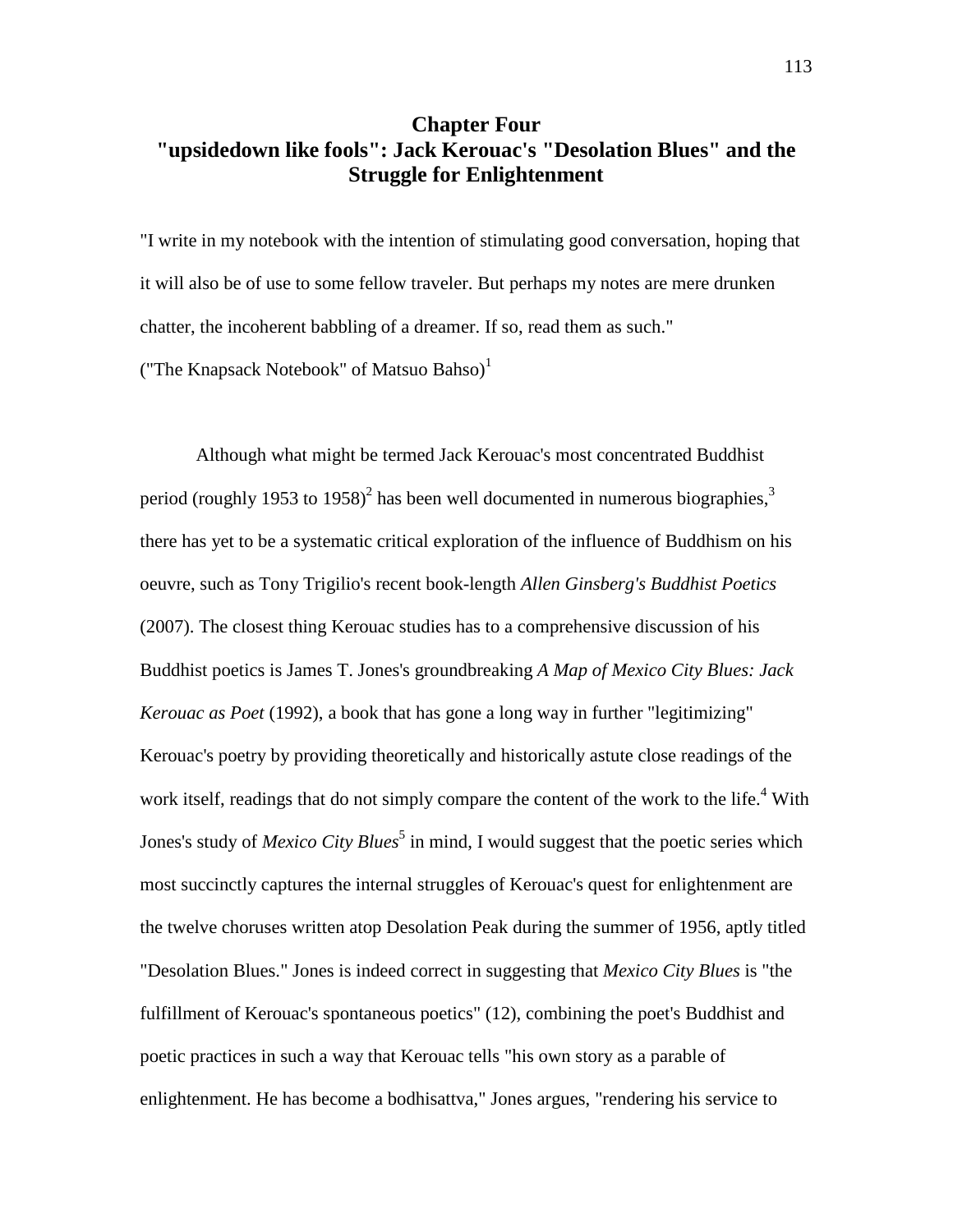# Chapter Four
# "upsidedown like fools": Jack Kerouac's "Desolation Blues" and the Struggle for Enlightenment

"I write in my notebook with the intention of stimulating good conversation, hoping that it will also be of use to some fellow traveler. But perhaps my notes are mere drunken chatter, the incoherent babbling of a dreamer. If so, read them as such."
("The Knapsack Notebook" of Matsuo Bahso)[1]

Although what might be termed Jack Kerouac's most concentrated Buddhist period (roughly 1953 to 1958)[2] has been well documented in numerous biographies,[3] there has yet to be a systematic critical exploration of the influence of Buddhism on his oeuvre, such as Tony Trigilio's recent book-length *Allen Ginsberg's Buddhist Poetics* (2007). The closest thing Kerouac studies has to a comprehensive discussion of his Buddhist poetics is James T. Jones's groundbreaking *A Map of Mexico City Blues: Jack Kerouac as Poet* (1992), a book that has gone a long way in further "legitimizing" Kerouac's poetry by providing theoretically and historically astute close readings of the work itself, readings that do not simply compare the content of the work to the life.[4] With Jones's study of *Mexico City Blues*[5] in mind, I would suggest that the poetic series which most succinctly captures the internal struggles of Kerouac's quest for enlightenment are the twelve choruses written atop Desolation Peak during the summer of 1956, aptly titled "Desolation Blues." Jones is indeed correct in suggesting that *Mexico City Blues* is "the fulfillment of Kerouac's spontaneous poetics" (12), combining the poet's Buddhist and poetic practices in such a way that Kerouac tells "his own story as a parable of enlightenment. He has become a bodhisattva," Jones argues, "rendering his service to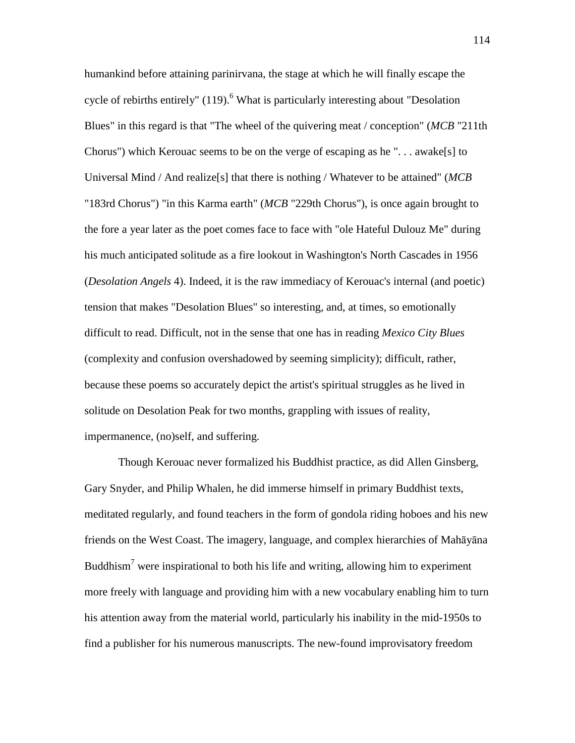humankind before attaining parinirvana, the stage at which he will finally escape the cycle of rebirths entirely" (119).[6] What is particularly interesting about "Desolation Blues" in this regard is that "The wheel of the quivering meat / conception" (*MCB* "211th Chorus") which Kerouac seems to be on the verge of escaping as he ". . . awake[s] to Universal Mind / And realize[s] that there is nothing / Whatever to be attained" (*MCB* "183rd Chorus") "in this Karma earth" (*MCB* "229th Chorus"), is once again brought to the fore a year later as the poet comes face to face with "ole Hateful Dulouz Me" during his much anticipated solitude as a fire lookout in Washington's North Cascades in 1956 (*Desolation Angels* 4). Indeed, it is the raw immediacy of Kerouac's internal (and poetic) tension that makes "Desolation Blues" so interesting, and, at times, so emotionally difficult to read. Difficult, not in the sense that one has in reading *Mexico City Blues* (complexity and confusion overshadowed by seeming simplicity); difficult, rather, because these poems so accurately depict the artist's spiritual struggles as he lived in solitude on Desolation Peak for two months, grappling with issues of reality, impermanence, (no)self, and suffering.

Though Kerouac never formalized his Buddhist practice, as did Allen Ginsberg, Gary Snyder, and Philip Whalen, he did immerse himself in primary Buddhist texts, meditated regularly, and found teachers in the form of gondola riding hoboes and his new friends on the West Coast. The imagery, language, and complex hierarchies of Mahāyāna Buddhism[7] were inspirational to both his life and writing, allowing him to experiment more freely with language and providing him with a new vocabulary enabling him to turn his attention away from the material world, particularly his inability in the mid-1950s to find a publisher for his numerous manuscripts. The new-found improvisatory freedom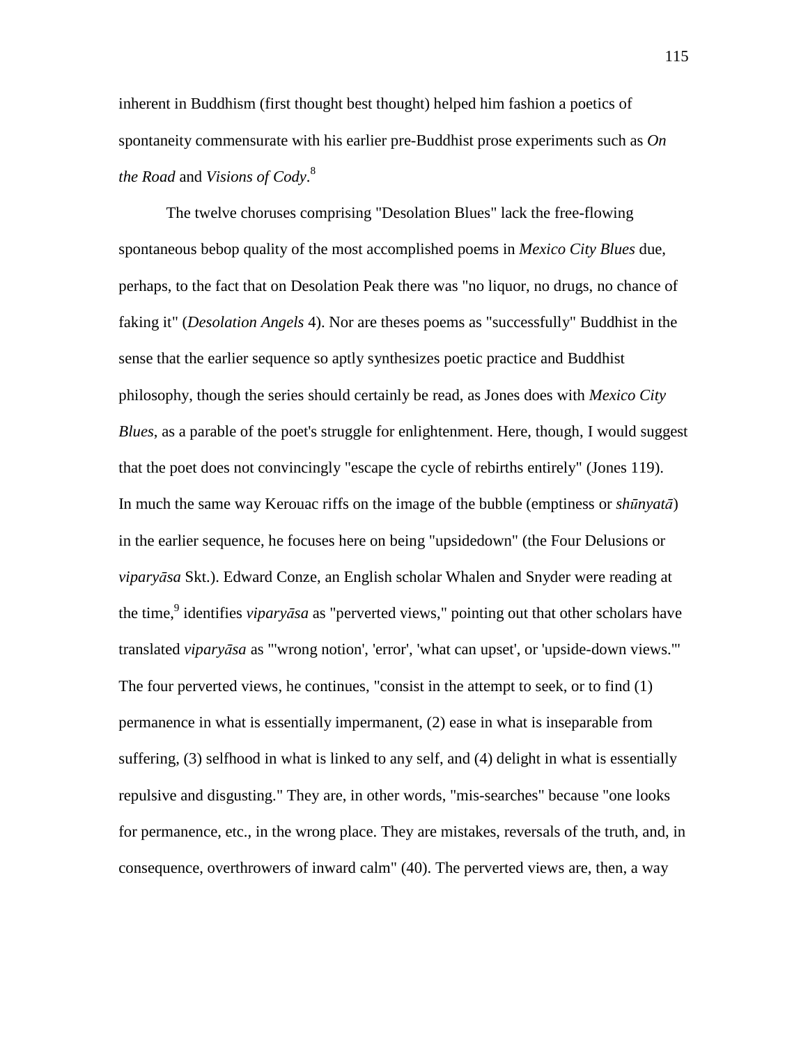inherent in Buddhism (first thought best thought) helped him fashion a poetics of spontaneity commensurate with his earlier pre-Buddhist prose experiments such as *On the Road* and *Visions of Cody*.[8]

The twelve choruses comprising "Desolation Blues" lack the free-flowing spontaneous bebop quality of the most accomplished poems in *Mexico City Blues* due, perhaps, to the fact that on Desolation Peak there was "no liquor, no drugs, no chance of faking it" (*Desolation Angels* 4). Nor are theses poems as "successfully" Buddhist in the sense that the earlier sequence so aptly synthesizes poetic practice and Buddhist philosophy, though the series should certainly be read, as Jones does with *Mexico City Blues*, as a parable of the poet's struggle for enlightenment. Here, though, I would suggest that the poet does not convincingly "escape the cycle of rebirths entirely" (Jones 119). In much the same way Kerouac riffs on the image of the bubble (emptiness or *shūnyatā*) in the earlier sequence, he focuses here on being "upsidedown" (the Four Delusions or *viparyāsa* Skt.). Edward Conze, an English scholar Whalen and Snyder were reading at the time,[9] identifies *viparyāsa* as "perverted views," pointing out that other scholars have translated *viparyāsa* as "'wrong notion', 'error', 'what can upset', or 'upside-down views.'" The four perverted views, he continues, "consist in the attempt to seek, or to find (1) permanence in what is essentially impermanent, (2) ease in what is inseparable from suffering, (3) selfhood in what is linked to any self, and (4) delight in what is essentially repulsive and disgusting." They are, in other words, "mis-searches" because "one looks for permanence, etc., in the wrong place. They are mistakes, reversals of the truth, and, in consequence, overthrowers of inward calm" (40). The perverted views are, then, a way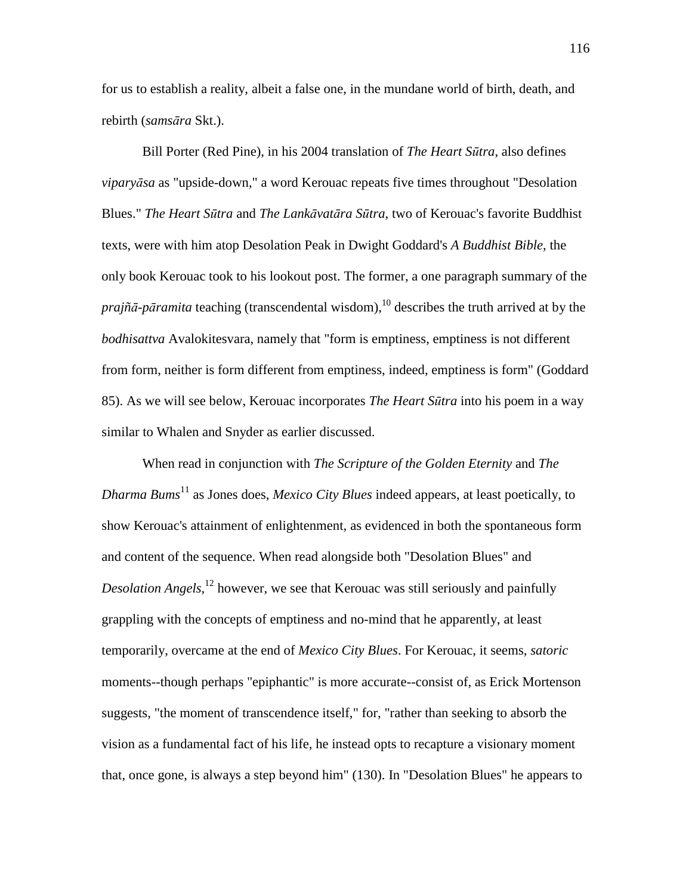for us to establish a reality, albeit a false one, in the mundane world of birth, death, and rebirth (*samsāra* Skt.).

Bill Porter (Red Pine), in his 2004 translation of *The Heart Sūtra*, also defines *viparyāsa* as "upside-down," a word Kerouac repeats five times throughout "Desolation Blues." *The Heart Sūtra* and *The Lankāvatāra Sūtra*, two of Kerouac's favorite Buddhist texts, were with him atop Desolation Peak in Dwight Goddard's *A Buddhist Bible*, the only book Kerouac took to his lookout post. The former, a one paragraph summary of the *prajñā-pāramita* teaching (transcendental wisdom),[10] describes the truth arrived at by the *bodhisattva* Avalokitesvara, namely that "form is emptiness, emptiness is not different from form, neither is form different from emptiness, indeed, emptiness is form" (Goddard 85). As we will see below, Kerouac incorporates *The Heart Sūtra* into his poem in a way similar to Whalen and Snyder as earlier discussed.

When read in conjunction with *The Scripture of the Golden Eternity* and *The Dharma Bums*[11] as Jones does, *Mexico City Blues* indeed appears, at least poetically, to show Kerouac's attainment of enlightenment, as evidenced in both the spontaneous form and content of the sequence. When read alongside both "Desolation Blues" and *Desolation Angels*,[12] however, we see that Kerouac was still seriously and painfully grappling with the concepts of emptiness and no-mind that he apparently, at least temporarily, overcame at the end of *Mexico City Blues*. For Kerouac, it seems, *satoric* moments--though perhaps "epiphantic" is more accurate--consist of, as Erick Mortenson suggests, "the moment of transcendence itself," for, "rather than seeking to absorb the vision as a fundamental fact of his life, he instead opts to recapture a visionary moment that, once gone, is always a step beyond him" (130). In "Desolation Blues" he appears to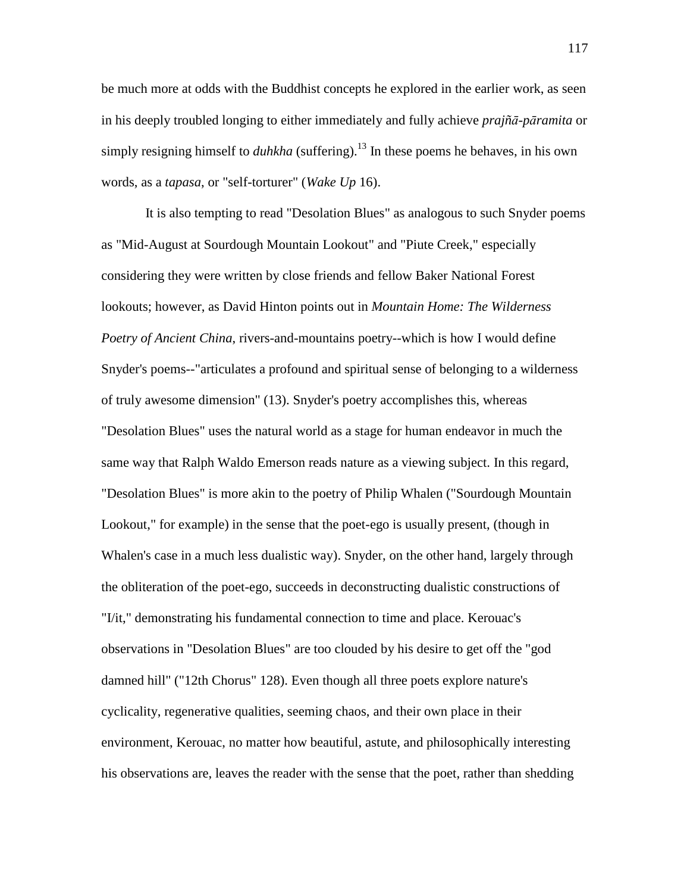be much more at odds with the Buddhist concepts he explored in the earlier work, as seen in his deeply troubled longing to either immediately and fully achieve *prajñā-pāramita* or simply resigning himself to *duhkha* (suffering).[13] In these poems he behaves, in his own words, as a *tapasa*, or "self-torturer" (*Wake Up* 16).

It is also tempting to read "Desolation Blues" as analogous to such Snyder poems as "Mid-August at Sourdough Mountain Lookout" and "Piute Creek," especially considering they were written by close friends and fellow Baker National Forest lookouts; however, as David Hinton points out in *Mountain Home: The Wilderness Poetry of Ancient China*, rivers-and-mountains poetry--which is how I would define Snyder's poems--"articulates a profound and spiritual sense of belonging to a wilderness of truly awesome dimension" (13). Snyder's poetry accomplishes this, whereas "Desolation Blues" uses the natural world as a stage for human endeavor in much the same way that Ralph Waldo Emerson reads nature as a viewing subject. In this regard, "Desolation Blues" is more akin to the poetry of Philip Whalen ("Sourdough Mountain Lookout," for example) in the sense that the poet-ego is usually present, (though in Whalen's case in a much less dualistic way). Snyder, on the other hand, largely through the obliteration of the poet-ego, succeeds in deconstructing dualistic constructions of "I/it," demonstrating his fundamental connection to time and place. Kerouac's observations in "Desolation Blues" are too clouded by his desire to get off the "god damned hill" ("12th Chorus" 128). Even though all three poets explore nature's cyclicality, regenerative qualities, seeming chaos, and their own place in their environment, Kerouac, no matter how beautiful, astute, and philosophically interesting his observations are, leaves the reader with the sense that the poet, rather than shedding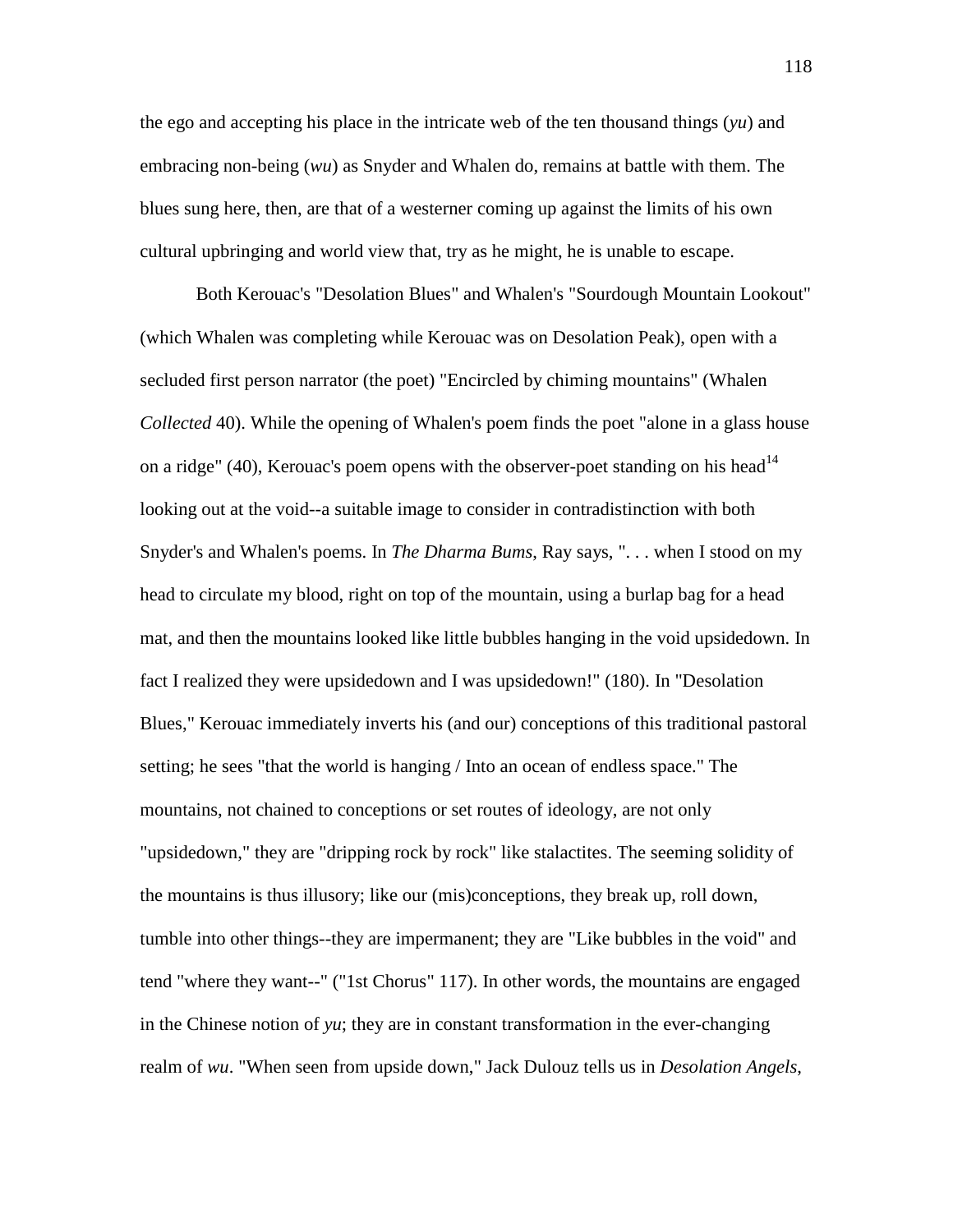the ego and accepting his place in the intricate web of the ten thousand things (*yu*) and embracing non-being (*wu*) as Snyder and Whalen do, remains at battle with them. The blues sung here, then, are that of a westerner coming up against the limits of his own cultural upbringing and world view that, try as he might, he is unable to escape.

Both Kerouac's "Desolation Blues" and Whalen's "Sourdough Mountain Lookout" (which Whalen was completing while Kerouac was on Desolation Peak), open with a secluded first person narrator (the poet) "Encircled by chiming mountains" (Whalen *Collected* 40). While the opening of Whalen's poem finds the poet "alone in a glass house on a ridge" (40), Kerouac's poem opens with the observer-poet standing on his head[14] looking out at the void--a suitable image to consider in contradistinction with both Snyder's and Whalen's poems. In *The Dharma Bums*, Ray says, ". . . when I stood on my head to circulate my blood, right on top of the mountain, using a burlap bag for a head mat, and then the mountains looked like little bubbles hanging in the void upsidedown. In fact I realized they were upsidedown and I was upsidedown!" (180). In "Desolation Blues," Kerouac immediately inverts his (and our) conceptions of this traditional pastoral setting; he sees "that the world is hanging / Into an ocean of endless space." The mountains, not chained to conceptions or set routes of ideology, are not only "upsidedown," they are "dripping rock by rock" like stalactites. The seeming solidity of the mountains is thus illusory; like our (mis)conceptions, they break up, roll down, tumble into other things--they are impermanent; they are "Like bubbles in the void" and tend "where they want--" ("1st Chorus" 117). In other words, the mountains are engaged in the Chinese notion of *yu*; they are in constant transformation in the ever-changing realm of *wu*. "When seen from upside down," Jack Dulouz tells us in *Desolation Angels*,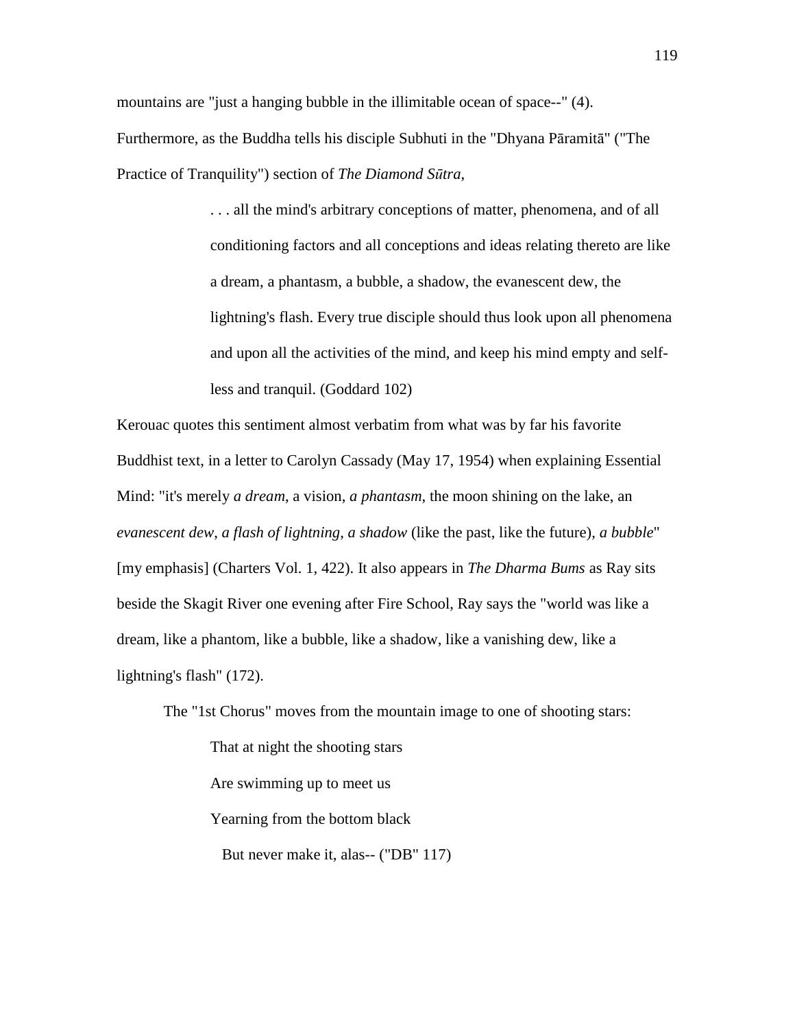mountains are "just a hanging bubble in the illimitable ocean of space--" (4). Furthermore, as the Buddha tells his disciple Subhuti in the "Dhyana Pāramitā" ("The Practice of Tranquility") section of *The Diamond Sūtra*,

> . . . all the mind's arbitrary conceptions of matter, phenomena, and of all conditioning factors and all conceptions and ideas relating thereto are like a dream, a phantasm, a bubble, a shadow, the evanescent dew, the lightning's flash. Every true disciple should thus look upon all phenomena and upon all the activities of the mind, and keep his mind empty and self-less and tranquil. (Goddard 102)

Kerouac quotes this sentiment almost verbatim from what was by far his favorite Buddhist text, in a letter to Carolyn Cassady (May 17, 1954) when explaining Essential Mind: "it's merely *a dream*, a vision, *a phantasm*, the moon shining on the lake, an *evanescent dew, a flash of lightning, a shadow* (like the past, like the future), *a bubble*" [my emphasis] (Charters Vol. 1, 422). It also appears in *The Dharma Bums* as Ray sits beside the Skagit River one evening after Fire School, Ray says the "world was like a dream, like a phantom, like a bubble, like a shadow, like a vanishing dew, like a lightning's flash" (172).

The "1st Chorus" moves from the mountain image to one of shooting stars:

> That at night the shooting stars
> Are swimming up to meet us
> Yearning from the bottom black
>   But never make it, alas-- ("DB" 117)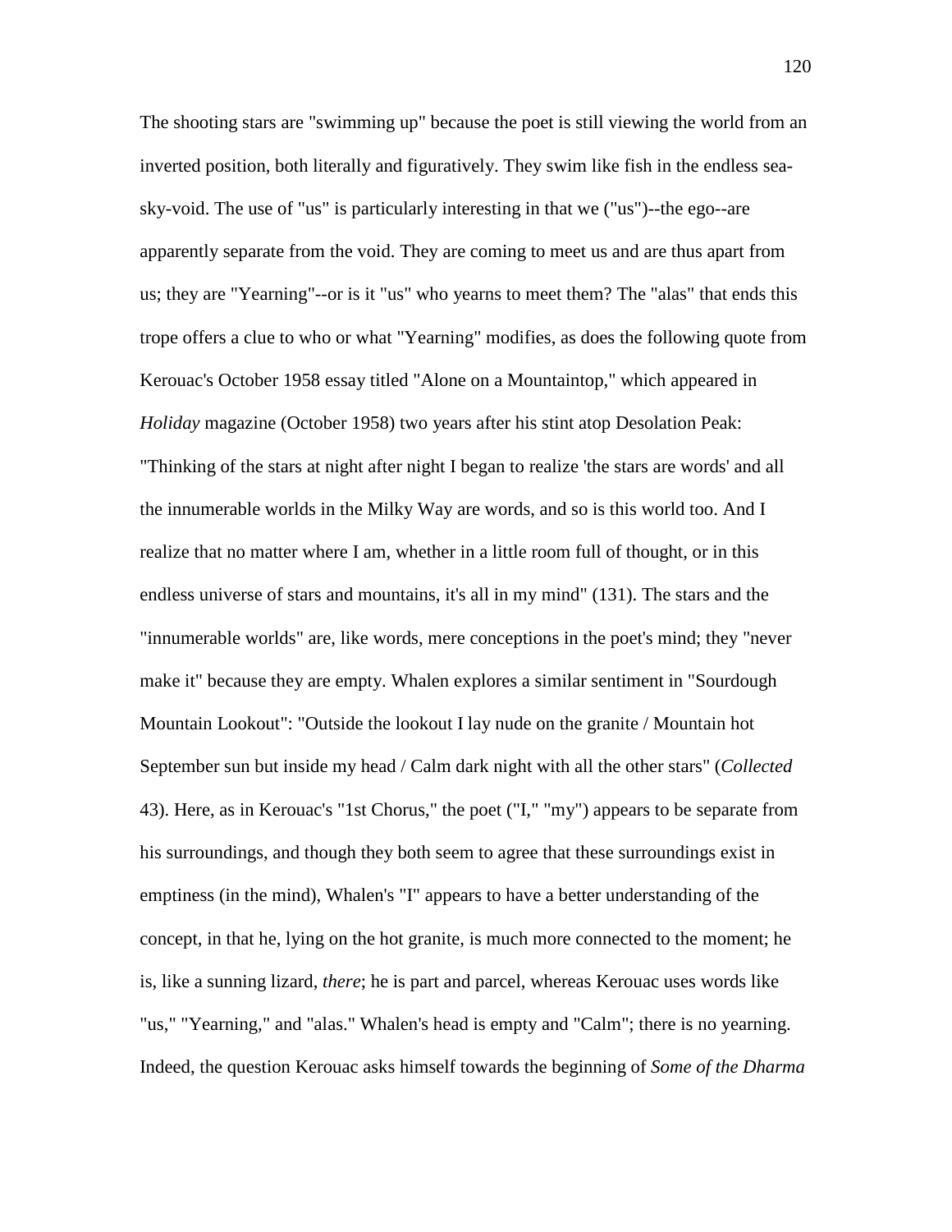The shooting stars are "swimming up" because the poet is still viewing the world from an inverted position, both literally and figuratively. They swim like fish in the endless sea-sky-void. The use of "us" is particularly interesting in that we ("us")--the ego--are apparently separate from the void. They are coming to meet us and are thus apart from us; they are "Yearning"--or is it "us" who yearns to meet them? The "alas" that ends this trope offers a clue to who or what "Yearning" modifies, as does the following quote from Kerouac's October 1958 essay titled "Alone on a Mountaintop," which appeared in *Holiday* magazine (October 1958) two years after his stint atop Desolation Peak: "Thinking of the stars at night after night I began to realize 'the stars are words' and all the innumerable worlds in the Milky Way are words, and so is this world too. And I realize that no matter where I am, whether in a little room full of thought, or in this endless universe of stars and mountains, it's all in my mind" (131). The stars and the "innumerable worlds" are, like words, mere conceptions in the poet's mind; they "never make it" because they are empty. Whalen explores a similar sentiment in "Sourdough Mountain Lookout": "Outside the lookout I lay nude on the granite / Mountain hot September sun but inside my head / Calm dark night with all the other stars" (*Collected* 43). Here, as in Kerouac's "1st Chorus," the poet ("I," "my") appears to be separate from his surroundings, and though they both seem to agree that these surroundings exist in emptiness (in the mind), Whalen's "I" appears to have a better understanding of the concept, in that he, lying on the hot granite, is much more connected to the moment; he is, like a sunning lizard, *there*; he is part and parcel, whereas Kerouac uses words like "us," "Yearning," and "alas." Whalen's head is empty and "Calm"; there is no yearning. Indeed, the question Kerouac asks himself towards the beginning of *Some of the Dharma*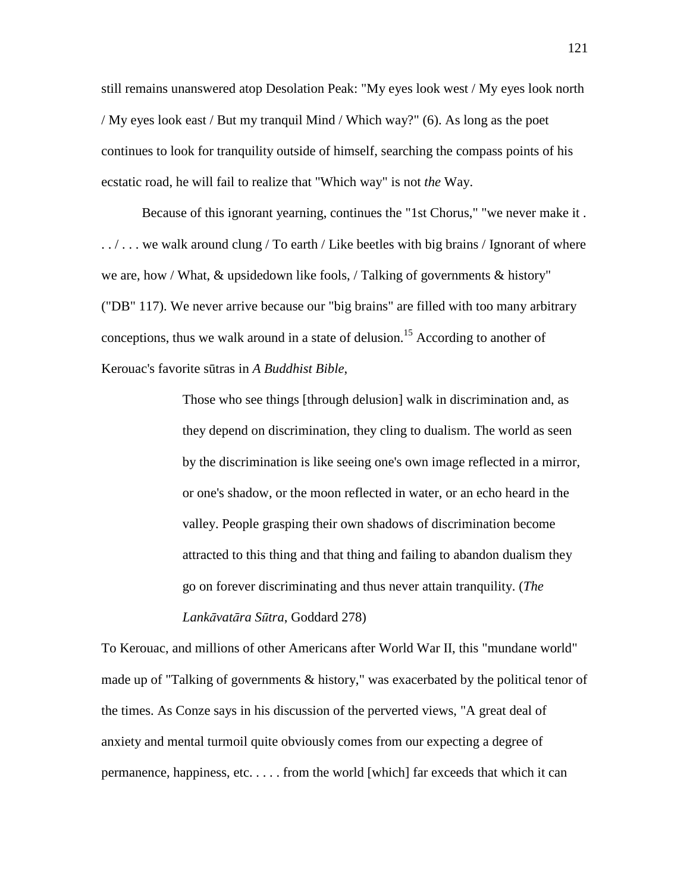still remains unanswered atop Desolation Peak: "My eyes look west / My eyes look north / My eyes look east / But my tranquil Mind / Which way?" (6). As long as the poet continues to look for tranquility outside of himself, searching the compass points of his ecstatic road, he will fail to realize that "Which way" is not *the* Way.

Because of this ignorant yearning, continues the "1st Chorus," "we never make it . . . / . . . we walk around clung / To earth / Like beetles with big brains / Ignorant of where we are, how / What, & upsidedown like fools, / Talking of governments & history" ("DB" 117). We never arrive because our "big brains" are filled with too many arbitrary conceptions, thus we walk around in a state of delusion.[15] According to another of Kerouac's favorite sūtras in *A Buddhist Bible*,

> Those who see things [through delusion] walk in discrimination and, as they depend on discrimination, they cling to dualism. The world as seen by the discrimination is like seeing one's own image reflected in a mirror, or one's shadow, or the moon reflected in water, or an echo heard in the valley. People grasping their own shadows of discrimination become attracted to this thing and that thing and failing to abandon dualism they go on forever discriminating and thus never attain tranquility. (*The Lankāvatāra Sūtra*, Goddard 278)

To Kerouac, and millions of other Americans after World War II, this "mundane world" made up of "Talking of governments & history," was exacerbated by the political tenor of the times. As Conze says in his discussion of the perverted views, "A great deal of anxiety and mental turmoil quite obviously comes from our expecting a degree of permanence, happiness, etc. . . . . from the world [which] far exceeds that which it can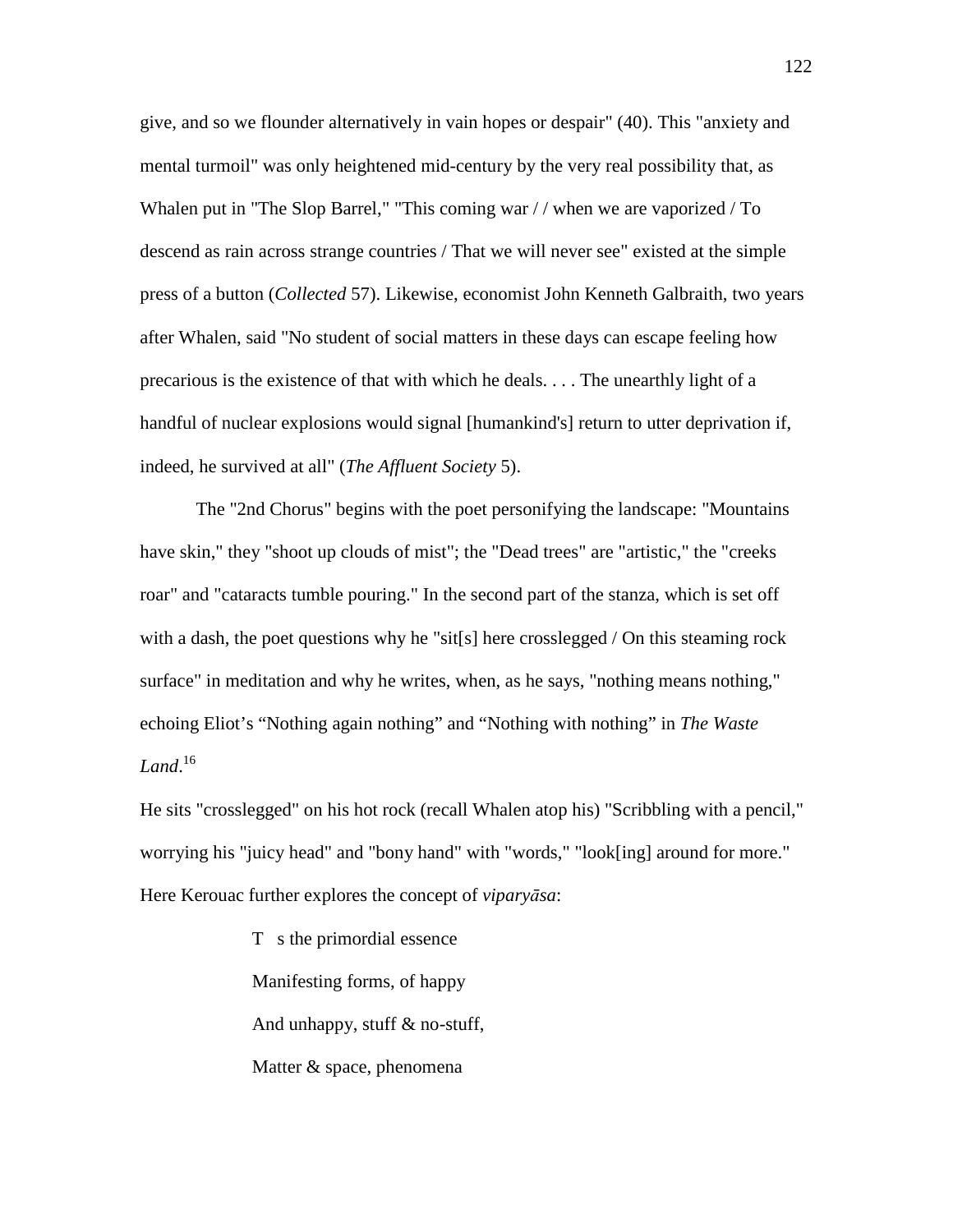give, and so we flounder alternatively in vain hopes or despair" (40). This "anxiety and mental turmoil" was only heightened mid-century by the very real possibility that, as Whalen put in "The Slop Barrel," "This coming war / / when we are vaporized / To descend as rain across strange countries / That we will never see" existed at the simple press of a button (*Collected* 57). Likewise, economist John Kenneth Galbraith, two years after Whalen, said "No student of social matters in these days can escape feeling how precarious is the existence of that with which he deals. . . . The unearthly light of a handful of nuclear explosions would signal [humankind's] return to utter deprivation if, indeed, he survived at all" (*The Affluent Society* 5).

The "2nd Chorus" begins with the poet personifying the landscape: "Mountains have skin," they "shoot up clouds of mist"; the "Dead trees" are "artistic," the "creeks roar" and "cataracts tumble pouring." In the second part of the stanza, which is set off with a dash, the poet questions why he "sit[s] here crosslegged / On this steaming rock surface" in meditation and why he writes, when, as he says, "nothing means nothing," echoing Eliot's "Nothing again nothing" and "Nothing with nothing" in *The Waste Land*.[16]

He sits "crosslegged" on his hot rock (recall Whalen atop his) "Scribbling with a pencil," worrying his "juicy head" and "bony hand" with "words," "look[ing] around for more." Here Kerouac further explores the concept of *viparyāsa*:

> T s the primordial essence
>
> Manifesting forms, of happy
>
> And unhappy, stuff & no-stuff,
>
> Matter & space, phenomena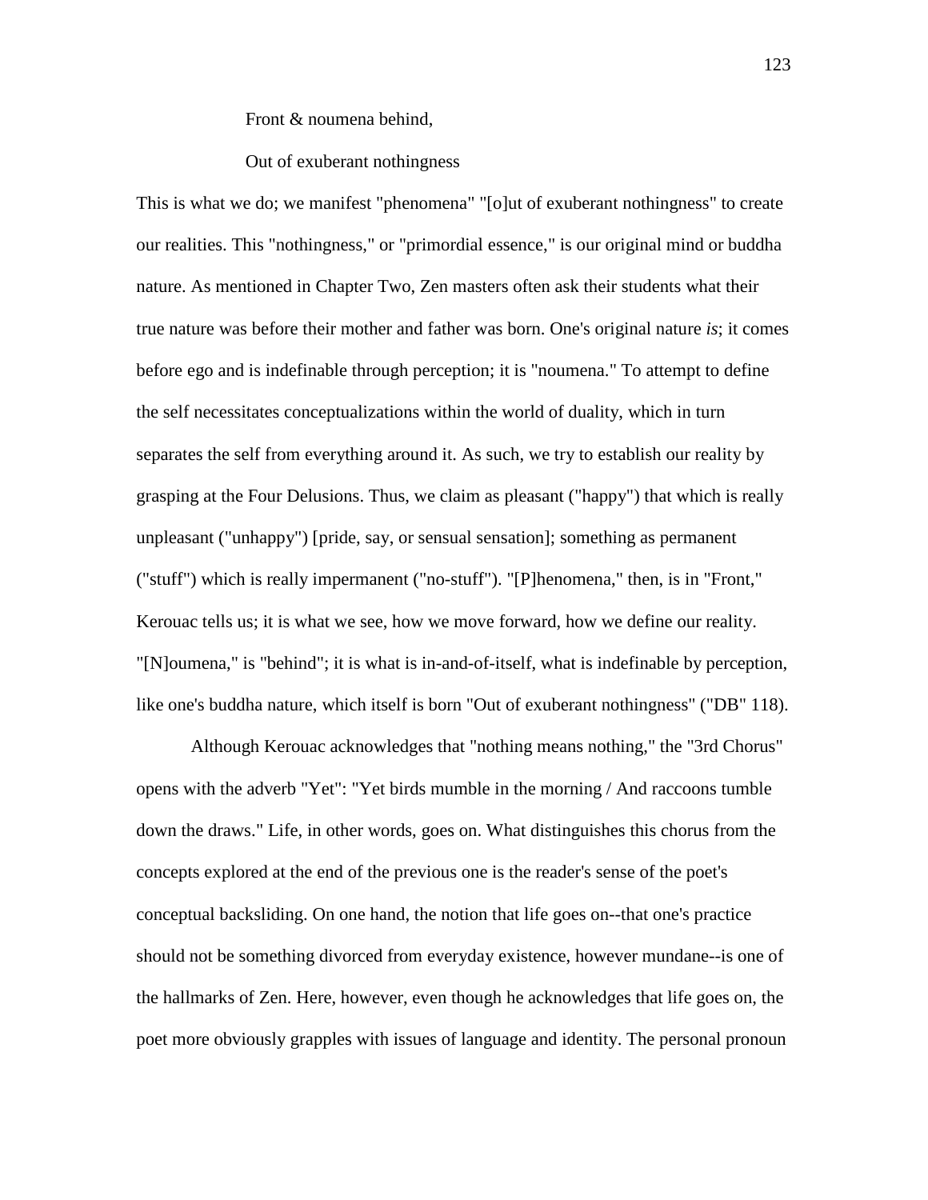Front & noumena behind,

Out of exuberant nothingness

This is what we do; we manifest "phenomena" "[o]ut of exuberant nothingness" to create our realities. This "nothingness," or "primordial essence," is our original mind or buddha nature. As mentioned in Chapter Two, Zen masters often ask their students what their true nature was before their mother and father was born. One's original nature *is*; it comes before ego and is indefinable through perception; it is "noumena." To attempt to define the self necessitates conceptualizations within the world of duality, which in turn separates the self from everything around it. As such, we try to establish our reality by grasping at the Four Delusions. Thus, we claim as pleasant ("happy") that which is really unpleasant ("unhappy") [pride, say, or sensual sensation]; something as permanent ("stuff") which is really impermanent ("no-stuff"). "[P]henomena," then, is in "Front," Kerouac tells us; it is what we see, how we move forward, how we define our reality. "[N]oumena," is "behind"; it is what is in-and-of-itself, what is indefinable by perception, like one's buddha nature, which itself is born "Out of exuberant nothingness" ("DB" 118).

Although Kerouac acknowledges that "nothing means nothing," the "3rd Chorus" opens with the adverb "Yet": "Yet birds mumble in the morning / And raccoons tumble down the draws." Life, in other words, goes on. What distinguishes this chorus from the concepts explored at the end of the previous one is the reader's sense of the poet's conceptual backsliding. On one hand, the notion that life goes on--that one's practice should not be something divorced from everyday existence, however mundane--is one of the hallmarks of Zen. Here, however, even though he acknowledges that life goes on, the poet more obviously grapples with issues of language and identity. The personal pronoun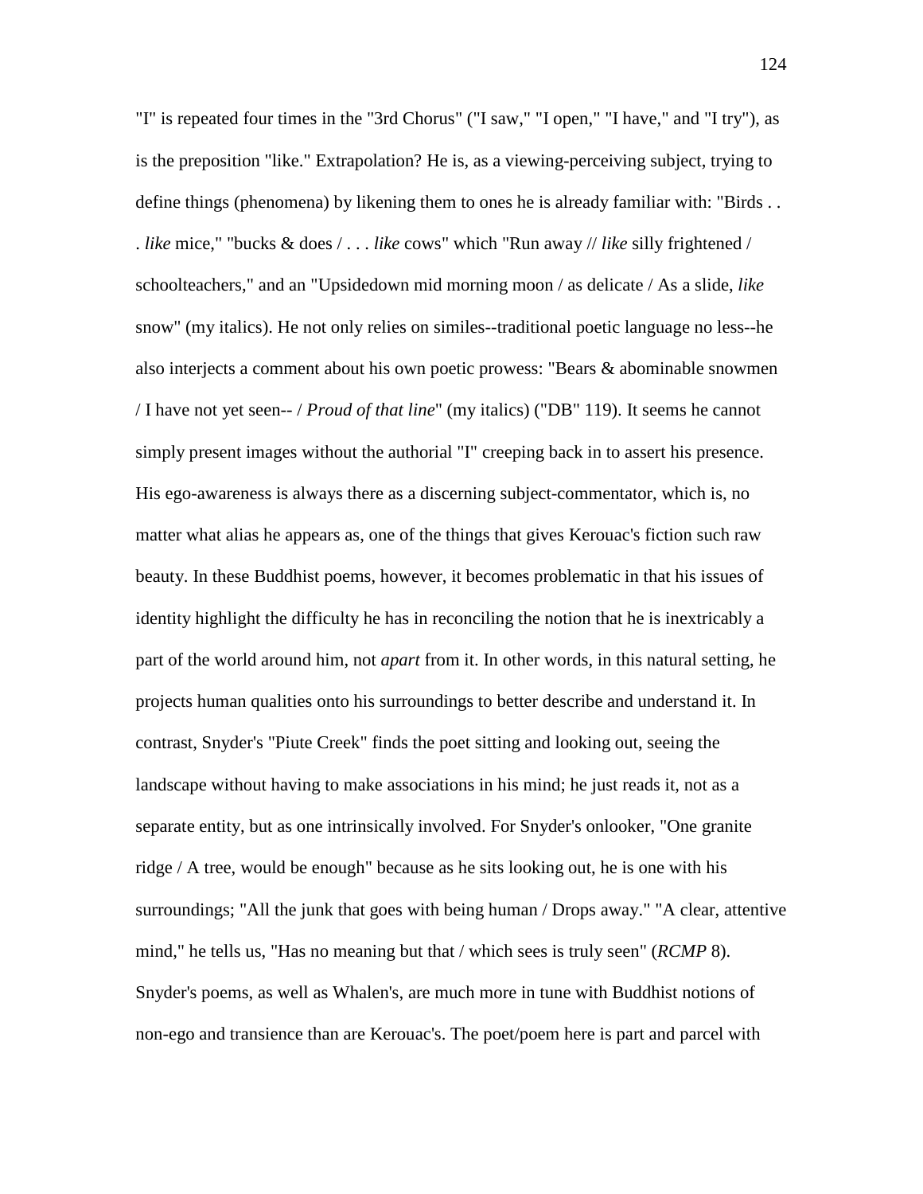"I" is repeated four times in the "3rd Chorus" ("I saw," "I open," "I have," and "I try"), as is the preposition "like." Extrapolation? He is, as a viewing-perceiving subject, trying to define things (phenomena) by likening them to ones he is already familiar with: "Birds . . . *like* mice," "bucks & does / . . . *like* cows" which "Run away // *like* silly frightened / schoolteachers," and an "Upsidedown mid morning moon / as delicate / As a slide, *like* snow" (my italics). He not only relies on similes--traditional poetic language no less--he also interjects a comment about his own poetic prowess: "Bears & abominable snowmen / I have not yet seen-- / *Proud of that line*" (my italics) ("DB" 119). It seems he cannot simply present images without the authorial "I" creeping back in to assert his presence. His ego-awareness is always there as a discerning subject-commentator, which is, no matter what alias he appears as, one of the things that gives Kerouac's fiction such raw beauty. In these Buddhist poems, however, it becomes problematic in that his issues of identity highlight the difficulty he has in reconciling the notion that he is inextricably a part of the world around him, not *apart* from it. In other words, in this natural setting, he projects human qualities onto his surroundings to better describe and understand it. In contrast, Snyder's "Piute Creek" finds the poet sitting and looking out, seeing the landscape without having to make associations in his mind; he just reads it, not as a separate entity, but as one intrinsically involved. For Snyder's onlooker, "One granite ridge / A tree, would be enough" because as he sits looking out, he is one with his surroundings; "All the junk that goes with being human / Drops away." "A clear, attentive mind," he tells us, "Has no meaning but that / which sees is truly seen" (*RCMP* 8). Snyder's poems, as well as Whalen's, are much more in tune with Buddhist notions of non-ego and transience than are Kerouac's. The poet/poem here is part and parcel with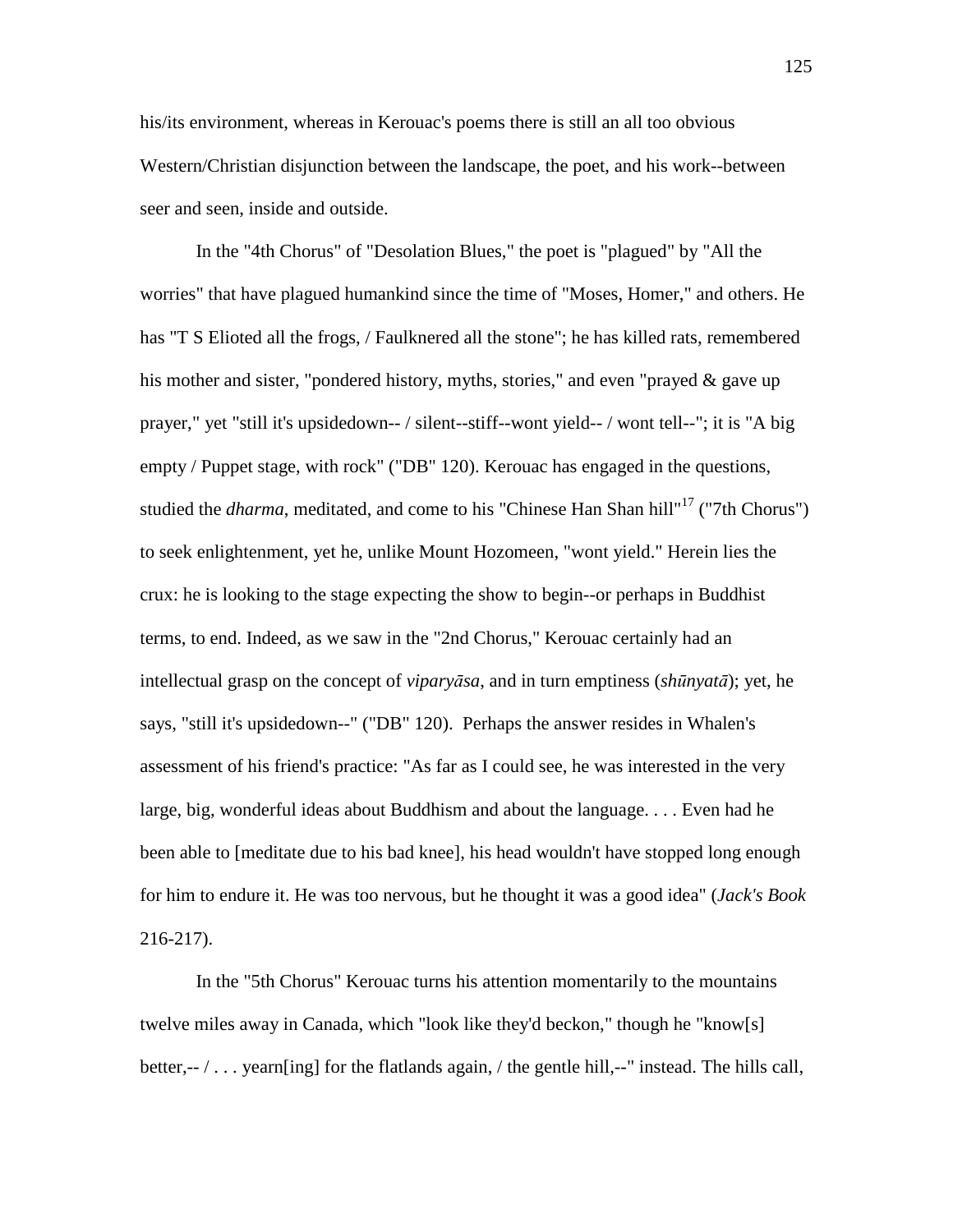his/its environment, whereas in Kerouac's poems there is still an all too obvious Western/Christian disjunction between the landscape, the poet, and his work--between seer and seen, inside and outside.

In the "4th Chorus" of "Desolation Blues," the poet is "plagued" by "All the worries" that have plagued humankind since the time of "Moses, Homer," and others. He has "T S Elioted all the frogs, / Faulknered all the stone"; he has killed rats, remembered his mother and sister, "pondered history, myths, stories," and even "prayed & gave up prayer," yet "still it's upsidedown-- / silent--stiff--wont yield-- / wont tell--"; it is "A big empty / Puppet stage, with rock" ("DB" 120). Kerouac has engaged in the questions, studied the *dharma*, meditated, and come to his "Chinese Han Shan hill"[17] ("7th Chorus") to seek enlightenment, yet he, unlike Mount Hozomeen, "wont yield." Herein lies the crux: he is looking to the stage expecting the show to begin--or perhaps in Buddhist terms, to end. Indeed, as we saw in the "2nd Chorus," Kerouac certainly had an intellectual grasp on the concept of *viparyāsa*, and in turn emptiness (*shūnyatā*); yet, he says, "still it's upsidedown--" ("DB" 120). Perhaps the answer resides in Whalen's assessment of his friend's practice: "As far as I could see, he was interested in the very large, big, wonderful ideas about Buddhism and about the language. . . . Even had he been able to [meditate due to his bad knee], his head wouldn't have stopped long enough for him to endure it. He was too nervous, but he thought it was a good idea" (*Jack's Book* 216-217).

In the "5th Chorus" Kerouac turns his attention momentarily to the mountains twelve miles away in Canada, which "look like they'd beckon," though he "know[s] better,-- / . . . yearn[ing] for the flatlands again, / the gentle hill,--" instead. The hills call,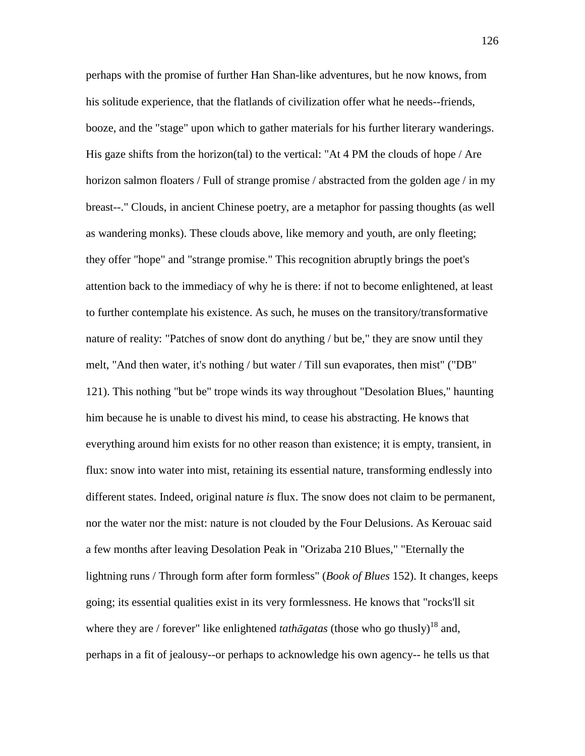perhaps with the promise of further Han Shan-like adventures, but he now knows, from his solitude experience, that the flatlands of civilization offer what he needs--friends, booze, and the "stage" upon which to gather materials for his further literary wanderings. His gaze shifts from the horizon(tal) to the vertical: "At 4 PM the clouds of hope / Are horizon salmon floaters / Full of strange promise / abstracted from the golden age / in my breast--." Clouds, in ancient Chinese poetry, are a metaphor for passing thoughts (as well as wandering monks). These clouds above, like memory and youth, are only fleeting; they offer "hope" and "strange promise." This recognition abruptly brings the poet's attention back to the immediacy of why he is there: if not to become enlightened, at least to further contemplate his existence. As such, he muses on the transitory/transformative nature of reality: "Patches of snow dont do anything / but be," they are snow until they melt, "And then water, it's nothing / but water / Till sun evaporates, then mist" ("DB" 121). This nothing "but be" trope winds its way throughout "Desolation Blues," haunting him because he is unable to divest his mind, to cease his abstracting. He knows that everything around him exists for no other reason than existence; it is empty, transient, in flux: snow into water into mist, retaining its essential nature, transforming endlessly into different states. Indeed, original nature *is* flux. The snow does not claim to be permanent, nor the water nor the mist: nature is not clouded by the Four Delusions. As Kerouac said a few months after leaving Desolation Peak in "Orizaba 210 Blues," "Eternally the lightning runs / Through form after form formless" (*Book of Blues* 152). It changes, keeps going; its essential qualities exist in its very formlessness. He knows that "rocks'll sit where they are / forever" like enlightened *tathāgatas* (those who go thusly)[18] and, perhaps in a fit of jealousy--or perhaps to acknowledge his own agency-- he tells us that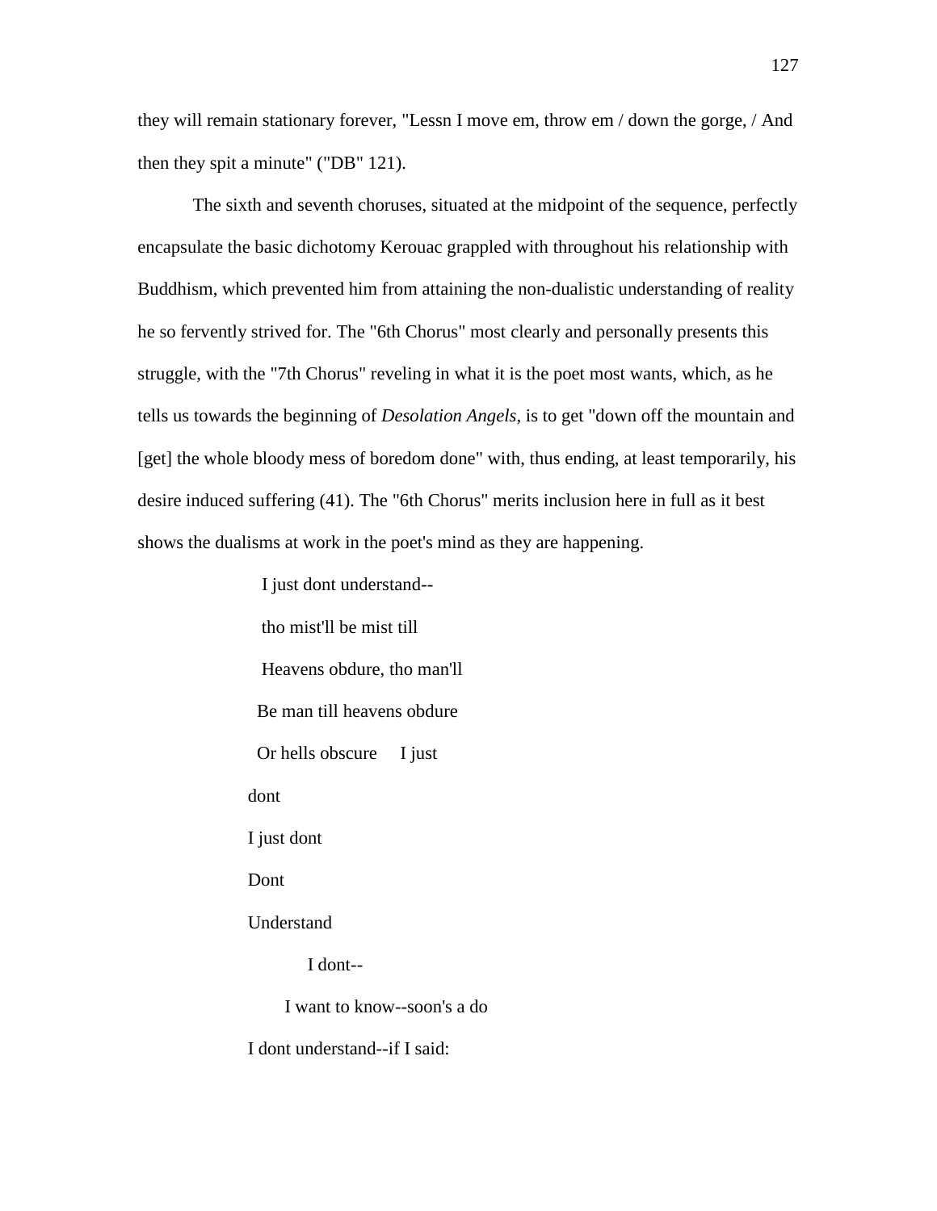they will remain stationary forever, "Lessn I move em, throw em / down the gorge, / And then they spit a minute" ("DB" 121).

The sixth and seventh choruses, situated at the midpoint of the sequence, perfectly encapsulate the basic dichotomy Kerouac grappled with throughout his relationship with Buddhism, which prevented him from attaining the non-dualistic understanding of reality he so fervently strived for. The "6th Chorus" most clearly and personally presents this struggle, with the "7th Chorus" reveling in what it is the poet most wants, which, as he tells us towards the beginning of *Desolation Angels*, is to get "down off the mountain and [get] the whole bloody mess of boredom done" with, thus ending, at least temporarily, his desire induced suffering (41). The "6th Chorus" merits inclusion here in full as it best shows the dualisms at work in the poet's mind as they are happening.

> I just dont understand--
>
> tho mist'll be mist till
>
> Heavens obdure, tho man'll
>
> Be man till heavens obdure
>
> Or hells obscure     I just
>
> dont
>
> I just dont
>
> Dont
>
> Understand
>
> I dont--
>
> I want to know--soon's a do
>
> I dont understand--if I said: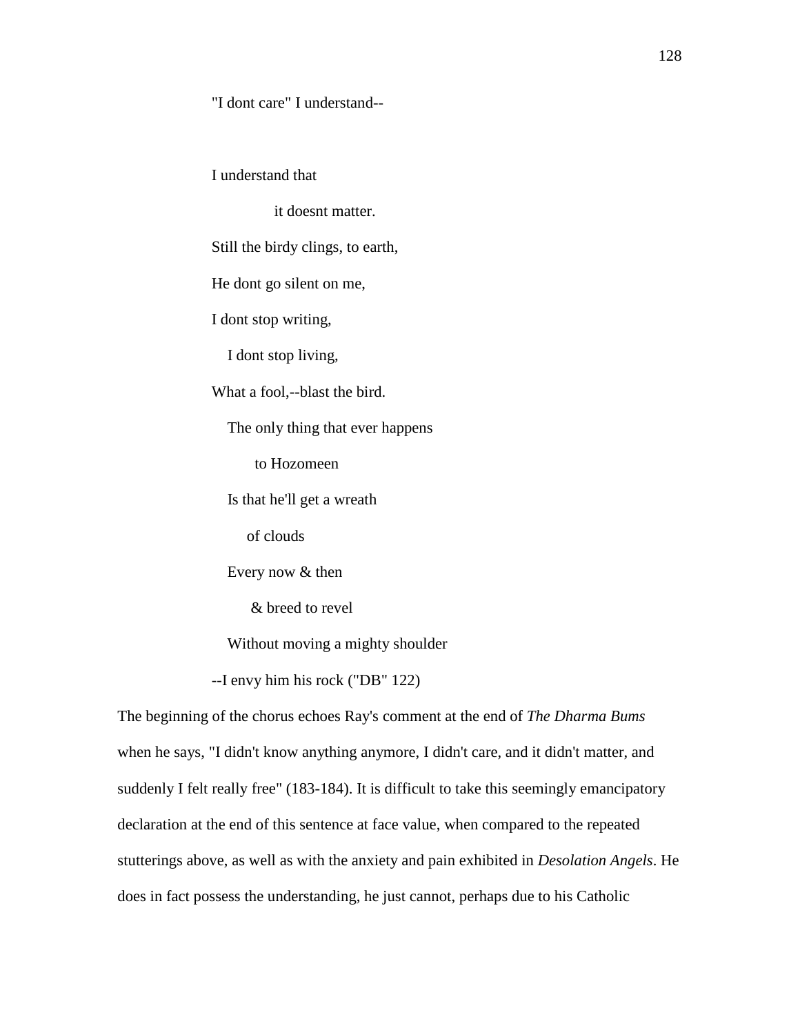"I dont care" I understand--

I understand that

it doesnt matter.

Still the birdy clings, to earth,

He dont go silent on me,

I dont stop writing,

I dont stop living,

What a fool,--blast the bird.

The only thing that ever happens

to Hozomeen

Is that he'll get a wreath

of clouds

Every now & then

& breed to revel

Without moving a mighty shoulder

--I envy him his rock ("DB" 122)

The beginning of the chorus echoes Ray's comment at the end of *The Dharma Bums* when he says, "I didn't know anything anymore, I didn't care, and it didn't matter, and suddenly I felt really free" (183-184). It is difficult to take this seemingly emancipatory declaration at the end of this sentence at face value, when compared to the repeated stutterings above, as well as with the anxiety and pain exhibited in *Desolation Angels*. He does in fact possess the understanding, he just cannot, perhaps due to his Catholic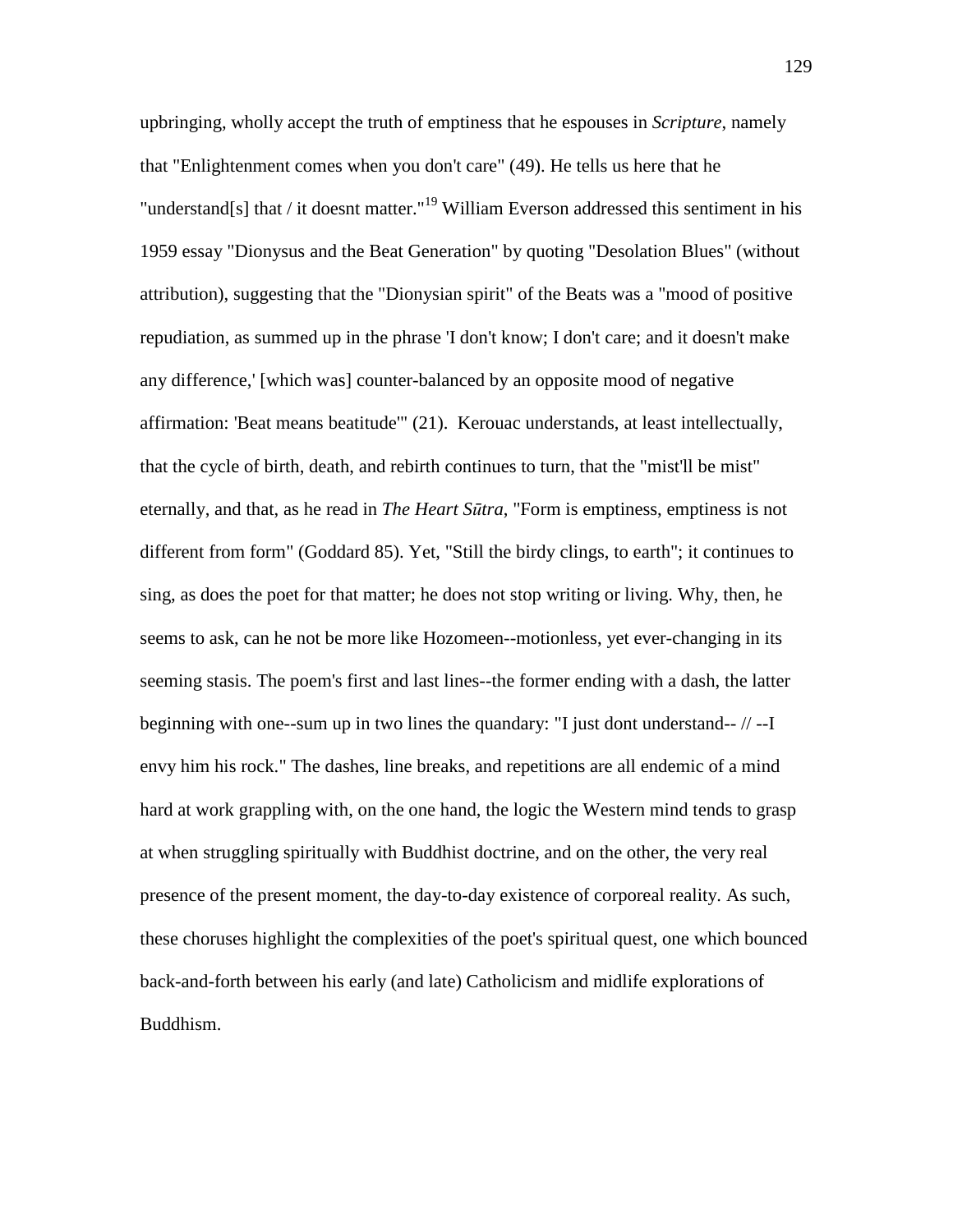upbringing, wholly accept the truth of emptiness that he espouses in *Scripture*, namely that "Enlightenment comes when you don't care" (49). He tells us here that he "understand[s] that / it doesnt matter."[19] William Everson addressed this sentiment in his 1959 essay "Dionysus and the Beat Generation" by quoting "Desolation Blues" (without attribution), suggesting that the "Dionysian spirit" of the Beats was a "mood of positive repudiation, as summed up in the phrase 'I don't know; I don't care; and it doesn't make any difference,' [which was] counter-balanced by an opposite mood of negative affirmation: 'Beat means beatitude'" (21). Kerouac understands, at least intellectually, that the cycle of birth, death, and rebirth continues to turn, that the "mist'll be mist" eternally, and that, as he read in *The Heart Sūtra*, "Form is emptiness, emptiness is not different from form" (Goddard 85). Yet, "Still the birdy clings, to earth"; it continues to sing, as does the poet for that matter; he does not stop writing or living. Why, then, he seems to ask, can he not be more like Hozomeen--motionless, yet ever-changing in its seeming stasis. The poem's first and last lines--the former ending with a dash, the latter beginning with one--sum up in two lines the quandary: "I just dont understand-- // --I envy him his rock." The dashes, line breaks, and repetitions are all endemic of a mind hard at work grappling with, on the one hand, the logic the Western mind tends to grasp at when struggling spiritually with Buddhist doctrine, and on the other, the very real presence of the present moment, the day-to-day existence of corporeal reality. As such, these choruses highlight the complexities of the poet's spiritual quest, one which bounced back-and-forth between his early (and late) Catholicism and midlife explorations of Buddhism.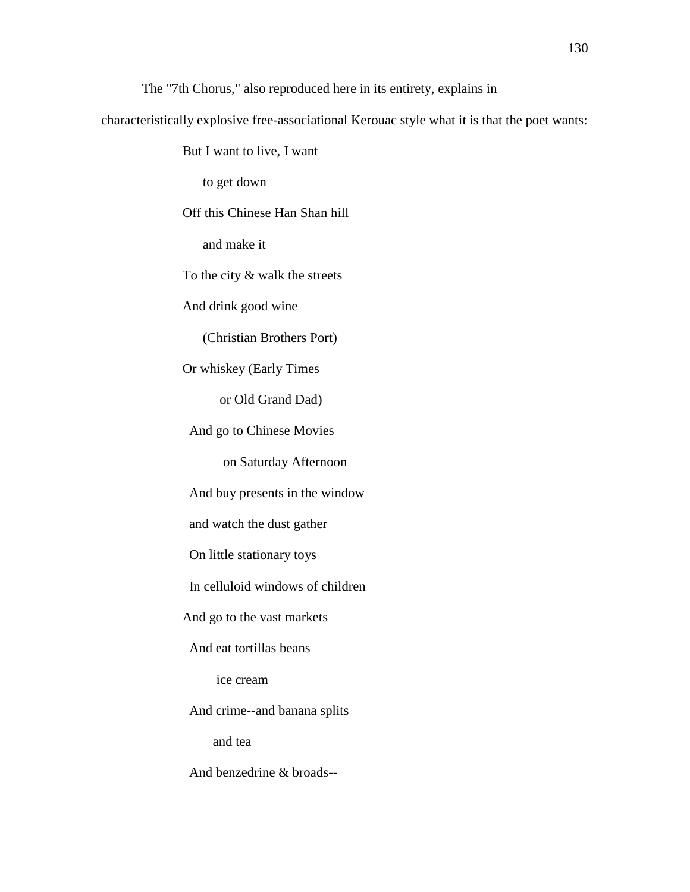The "7th Chorus," also reproduced here in its entirety, explains in characteristically explosive free-associational Kerouac style what it is that the poet wants:

> But I want to live, I want  
> &nbsp;&nbsp;&nbsp;&nbsp;to get down  
> Off this Chinese Han Shan hill  
> &nbsp;&nbsp;&nbsp;&nbsp;and make it  
> To the city & walk the streets  
> And drink good wine  
> &nbsp;&nbsp;&nbsp;&nbsp;(Christian Brothers Port)  
> Or whiskey (Early Times  
> &nbsp;&nbsp;&nbsp;&nbsp;&nbsp;&nbsp;&nbsp;&nbsp;or Old Grand Dad)  
> &nbsp;&nbsp;And go to Chinese Movies  
> &nbsp;&nbsp;&nbsp;&nbsp;&nbsp;&nbsp;&nbsp;&nbsp;&nbsp;on Saturday Afternoon  
> &nbsp;&nbsp;And buy presents in the window  
> &nbsp;&nbsp;and watch the dust gather  
> &nbsp;&nbsp;On little stationary toys  
> &nbsp;&nbsp;In celluloid windows of children  
> And go to the vast markets  
> &nbsp;&nbsp;And eat tortillas beans  
> &nbsp;&nbsp;&nbsp;&nbsp;&nbsp;&nbsp;&nbsp;&nbsp;ice cream  
> &nbsp;&nbsp;And crime--and banana splits  
> &nbsp;&nbsp;&nbsp;&nbsp;&nbsp;&nbsp;&nbsp;and tea  
> &nbsp;&nbsp;And benzedrine & broads--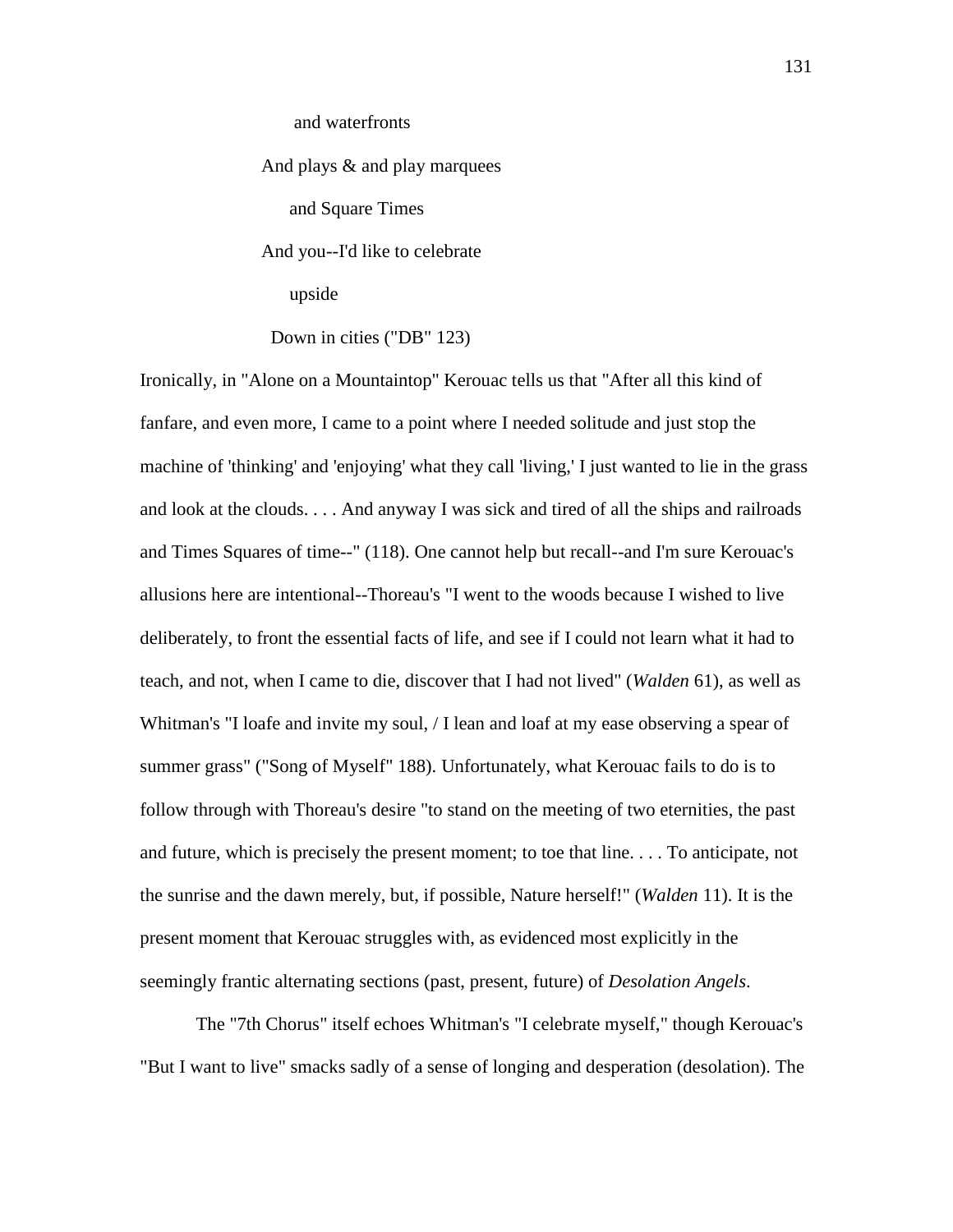and waterfronts

And plays & and play marquees

and Square Times

And you--I'd like to celebrate

upside

Down in cities ("DB" 123)

Ironically, in "Alone on a Mountaintop" Kerouac tells us that "After all this kind of fanfare, and even more, I came to a point where I needed solitude and just stop the machine of 'thinking' and 'enjoying' what they call 'living,' I just wanted to lie in the grass and look at the clouds. . . . And anyway I was sick and tired of all the ships and railroads and Times Squares of time--" (118). One cannot help but recall--and I'm sure Kerouac's allusions here are intentional--Thoreau's "I went to the woods because I wished to live deliberately, to front the essential facts of life, and see if I could not learn what it had to teach, and not, when I came to die, discover that I had not lived" (*Walden* 61), as well as Whitman's "I loafe and invite my soul, / I lean and loaf at my ease observing a spear of summer grass" ("Song of Myself" 188). Unfortunately, what Kerouac fails to do is to follow through with Thoreau's desire "to stand on the meeting of two eternities, the past and future, which is precisely the present moment; to toe that line. . . . To anticipate, not the sunrise and the dawn merely, but, if possible, Nature herself!" (*Walden* 11). It is the present moment that Kerouac struggles with, as evidenced most explicitly in the seemingly frantic alternating sections (past, present, future) of *Desolation Angels*.

The "7th Chorus" itself echoes Whitman's "I celebrate myself," though Kerouac's "But I want to live" smacks sadly of a sense of longing and desperation (desolation). The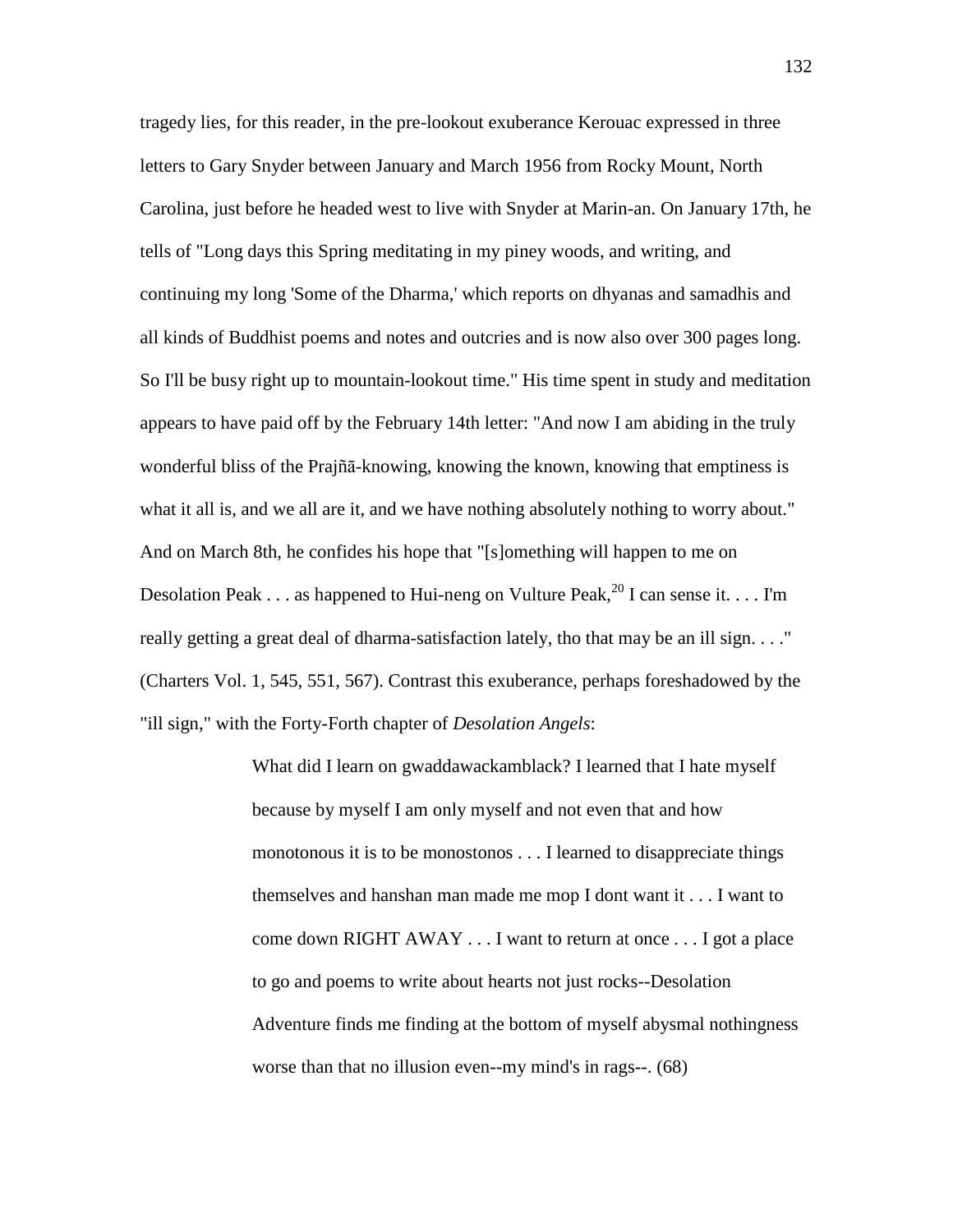tragedy lies, for this reader, in the pre-lookout exuberance Kerouac expressed in three letters to Gary Snyder between January and March 1956 from Rocky Mount, North Carolina, just before he headed west to live with Snyder at Marin-an. On January 17th, he tells of "Long days this Spring meditating in my piney woods, and writing, and continuing my long 'Some of the Dharma,' which reports on dhyanas and samadhis and all kinds of Buddhist poems and notes and outcries and is now also over 300 pages long. So I'll be busy right up to mountain-lookout time." His time spent in study and meditation appears to have paid off by the February 14th letter: "And now I am abiding in the truly wonderful bliss of the Prajñā-knowing, knowing the known, knowing that emptiness is what it all is, and we all are it, and we have nothing absolutely nothing to worry about." And on March 8th, he confides his hope that "[s]omething will happen to me on Desolation Peak . . . as happened to Hui-neng on Vulture Peak,[20] I can sense it. . . . I'm really getting a great deal of dharma-satisfaction lately, tho that may be an ill sign. . . ." (Charters Vol. 1, 545, 551, 567). Contrast this exuberance, perhaps foreshadowed by the "ill sign," with the Forty-Forth chapter of *Desolation Angels*:

> What did I learn on gwaddawackamblack? I learned that I hate myself because by myself I am only myself and not even that and how monotonous it is to be monostonos . . . I learned to disappreciate things themselves and hanshan man made me mop I dont want it . . . I want to come down RIGHT AWAY . . . I want to return at once . . . I got a place to go and poems to write about hearts not just rocks--Desolation Adventure finds me finding at the bottom of myself abysmal nothingness worse than that no illusion even--my mind's in rags--. (68)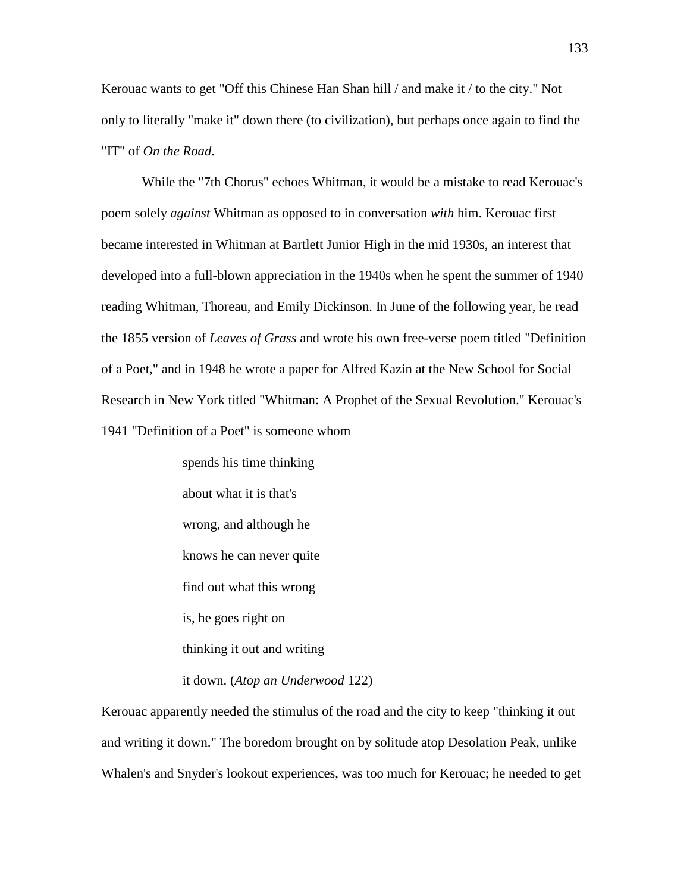Kerouac wants to get "Off this Chinese Han Shan hill / and make it / to the city." Not only to literally "make it" down there (to civilization), but perhaps once again to find the "IT" of *On the Road*.

While the "7th Chorus" echoes Whitman, it would be a mistake to read Kerouac's poem solely *against* Whitman as opposed to in conversation *with* him. Kerouac first became interested in Whitman at Bartlett Junior High in the mid 1930s, an interest that developed into a full-blown appreciation in the 1940s when he spent the summer of 1940 reading Whitman, Thoreau, and Emily Dickinson. In June of the following year, he read the 1855 version of *Leaves of Grass* and wrote his own free-verse poem titled "Definition of a Poet," and in 1948 he wrote a paper for Alfred Kazin at the New School for Social Research in New York titled "Whitman: A Prophet of the Sexual Revolution." Kerouac's 1941 "Definition of a Poet" is someone whom

> spends his time thinking
> about what it is that's
> wrong, and although he
> knows he can never quite
> find out what this wrong
> is, he goes right on
> thinking it out and writing
> it down. (*Atop an Underwood* 122)

Kerouac apparently needed the stimulus of the road and the city to keep "thinking it out and writing it down." The boredom brought on by solitude atop Desolation Peak, unlike Whalen's and Snyder's lookout experiences, was too much for Kerouac; he needed to get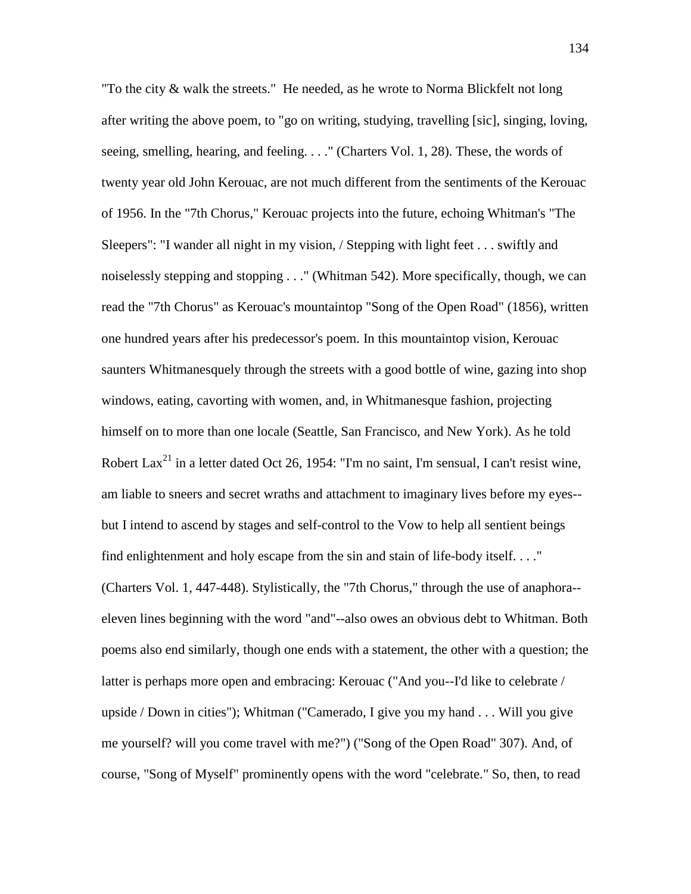"To the city & walk the streets." He needed, as he wrote to Norma Blickfelt not long after writing the above poem, to "go on writing, studying, travelling [sic], singing, loving, seeing, smelling, hearing, and feeling. . . ." (Charters Vol. 1, 28). These, the words of twenty year old John Kerouac, are not much different from the sentiments of the Kerouac of 1956. In the "7th Chorus," Kerouac projects into the future, echoing Whitman's "The Sleepers": "I wander all night in my vision, / Stepping with light feet . . . swiftly and noiselessly stepping and stopping . . ." (Whitman 542). More specifically, though, we can read the "7th Chorus" as Kerouac's mountaintop "Song of the Open Road" (1856), written one hundred years after his predecessor's poem. In this mountaintop vision, Kerouac saunters Whitmanesquely through the streets with a good bottle of wine, gazing into shop windows, eating, cavorting with women, and, in Whitmanesque fashion, projecting himself on to more than one locale (Seattle, San Francisco, and New York). As he told Robert Lax[21] in a letter dated Oct 26, 1954: "I'm no saint, I'm sensual, I can't resist wine, am liable to sneers and secret wraths and attachment to imaginary lives before my eyes--but I intend to ascend by stages and self-control to the Vow to help all sentient beings find enlightenment and holy escape from the sin and stain of life-body itself. . . ." (Charters Vol. 1, 447-448). Stylistically, the "7th Chorus," through the use of anaphora--eleven lines beginning with the word "and"--also owes an obvious debt to Whitman. Both poems also end similarly, though one ends with a statement, the other with a question; the latter is perhaps more open and embracing: Kerouac ("And you--I'd like to celebrate / upside / Down in cities"); Whitman ("Camerado, I give you my hand . . . Will you give me yourself? will you come travel with me?") ("Song of the Open Road" 307). And, of course, "Song of Myself" prominently opens with the word "celebrate." So, then, to read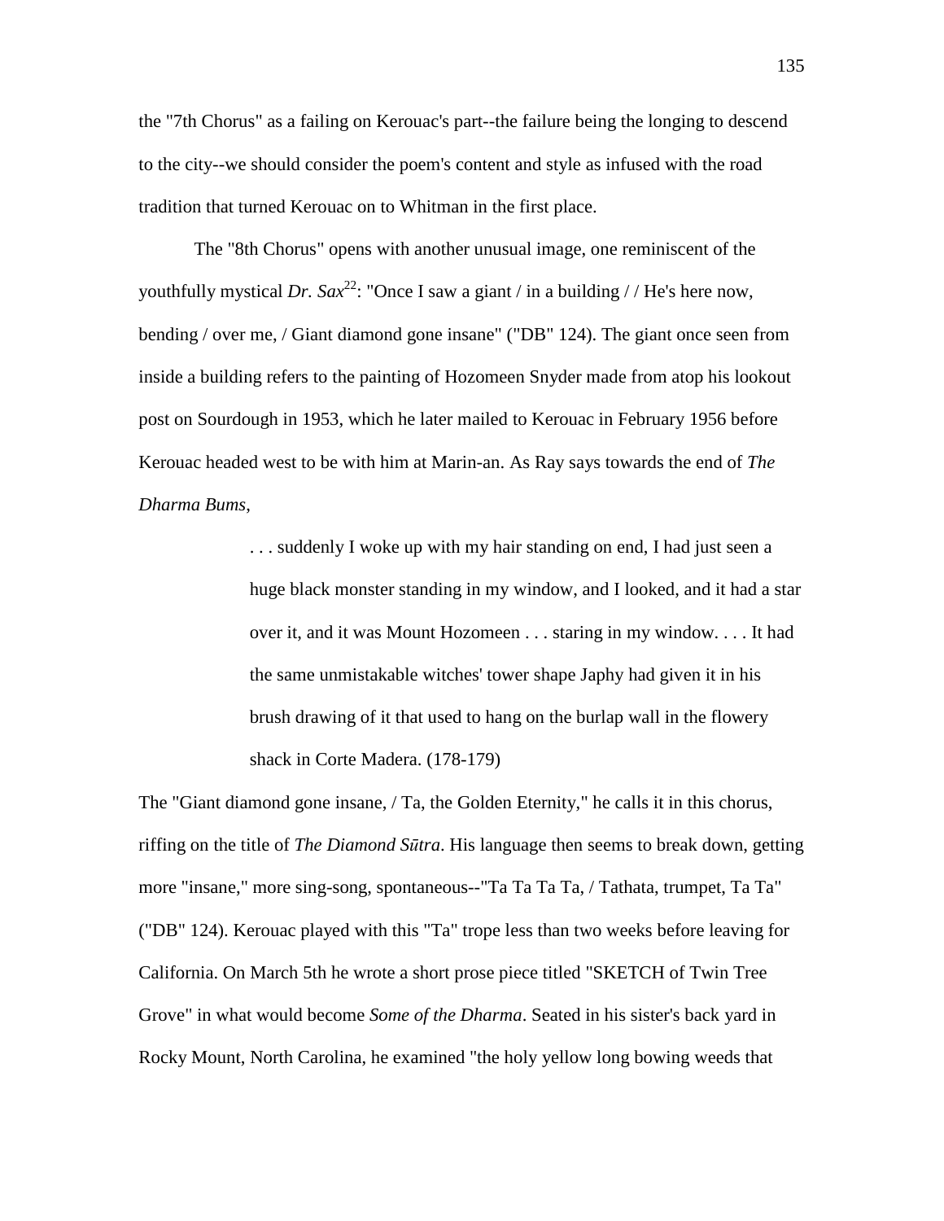the "7th Chorus" as a failing on Kerouac's part--the failure being the longing to descend to the city--we should consider the poem's content and style as infused with the road tradition that turned Kerouac on to Whitman in the first place.

The "8th Chorus" opens with another unusual image, one reminiscent of the youthfully mystical *Dr. Sax*[22]: "Once I saw a giant / in a building / / He's here now, bending / over me, / Giant diamond gone insane" ("DB" 124). The giant once seen from inside a building refers to the painting of Hozomeen Snyder made from atop his lookout post on Sourdough in 1953, which he later mailed to Kerouac in February 1956 before Kerouac headed west to be with him at Marin-an. As Ray says towards the end of *The Dharma Bums*,

> . . . suddenly I woke up with my hair standing on end, I had just seen a huge black monster standing in my window, and I looked, and it had a star over it, and it was Mount Hozomeen . . . staring in my window. . . . It had the same unmistakable witches' tower shape Japhy had given it in his brush drawing of it that used to hang on the burlap wall in the flowery shack in Corte Madera. (178-179)

The "Giant diamond gone insane, / Ta, the Golden Eternity," he calls it in this chorus, riffing on the title of *The Diamond Sūtra*. His language then seems to break down, getting more "insane," more sing-song, spontaneous--"Ta Ta Ta Ta, / Tathata, trumpet, Ta Ta" ("DB" 124). Kerouac played with this "Ta" trope less than two weeks before leaving for California. On March 5th he wrote a short prose piece titled "SKETCH of Twin Tree Grove" in what would become *Some of the Dharma*. Seated in his sister's back yard in Rocky Mount, North Carolina, he examined "the holy yellow long bowing weeds that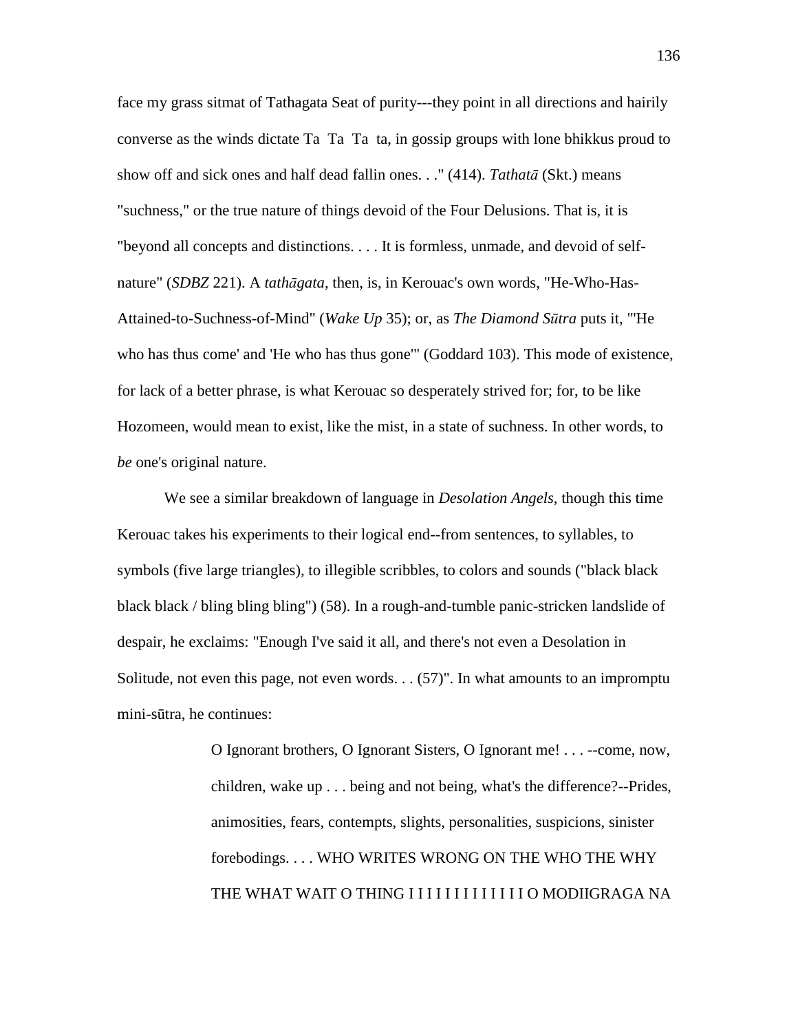face my grass sitmat of Tathagata Seat of purity---they point in all directions and hairily converse as the winds dictate Ta  Ta  Ta  ta, in gossip groups with lone bhikkus proud to show off and sick ones and half dead fallin ones. . ." (414). *Tathatā* (Skt.) means "suchness," or the true nature of things devoid of the Four Delusions. That is, it is "beyond all concepts and distinctions. . . . It is formless, unmade, and devoid of self-nature" (*SDBZ* 221). A *tathāgata*, then, is, in Kerouac's own words, "He-Who-Has-Attained-to-Suchness-of-Mind" (*Wake Up* 35); or, as *The Diamond Sūtra* puts it, "'He who has thus come' and 'He who has thus gone'" (Goddard 103). This mode of existence, for lack of a better phrase, is what Kerouac so desperately strived for; for, to be like Hozomeen, would mean to exist, like the mist, in a state of suchness. In other words, to *be* one's original nature.

We see a similar breakdown of language in *Desolation Angels*, though this time Kerouac takes his experiments to their logical end--from sentences, to syllables, to symbols (five large triangles), to illegible scribbles, to colors and sounds ("black black black black / bling bling bling") (58). In a rough-and-tumble panic-stricken landslide of despair, he exclaims: "Enough I've said it all, and there's not even a Desolation in Solitude, not even this page, not even words. . . (57)". In what amounts to an impromptu mini-sūtra, he continues:

> O Ignorant brothers, O Ignorant Sisters, O Ignorant me! . . . --come, now, children, wake up . . . being and not being, what's the difference?--Prides, animosities, fears, contempts, slights, personalities, suspicions, sinister forebodings. . . . WHO WRITES WRONG ON THE WHO THE WHY THE WHAT WAIT O THING I I I I I I I I I I I I I O MODIIGRAGA NA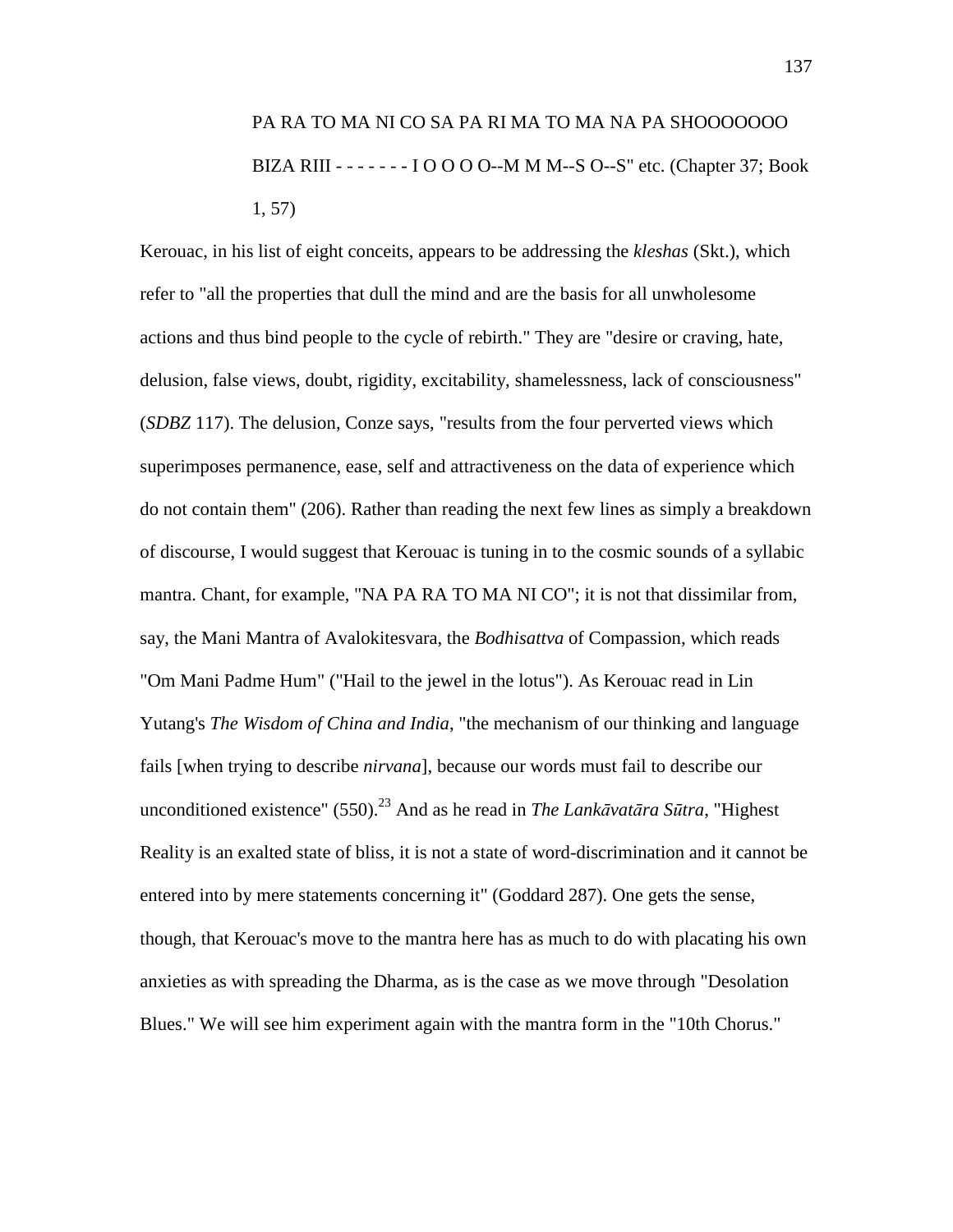> PA RA TO MA NI CO SA PA RI MA TO MA NA PA SHOOOOOOO BIZA RIII - - - - - - - I O O O O--M M M--S O--S" etc. (Chapter 37; Book 1, 57)

Kerouac, in his list of eight conceits, appears to be addressing the *kleshas* (Skt.), which refer to "all the properties that dull the mind and are the basis for all unwholesome actions and thus bind people to the cycle of rebirth." They are "desire or craving, hate, delusion, false views, doubt, rigidity, excitability, shamelessness, lack of consciousness" (*SDBZ* 117). The delusion, Conze says, "results from the four perverted views which superimposes permanence, ease, self and attractiveness on the data of experience which do not contain them" (206). Rather than reading the next few lines as simply a breakdown of discourse, I would suggest that Kerouac is tuning in to the cosmic sounds of a syllabic mantra. Chant, for example, "NA PA RA TO MA NI CO"; it is not that dissimilar from, say, the Mani Mantra of Avalokitesvara, the *Bodhisattva* of Compassion, which reads "Om Mani Padme Hum" ("Hail to the jewel in the lotus"). As Kerouac read in Lin Yutang's *The Wisdom of China and India*, "the mechanism of our thinking and language fails [when trying to describe *nirvana*], because our words must fail to describe our unconditioned existence" (550).[23] And as he read in *The Lankāvatāra Sūtra*, "Highest Reality is an exalted state of bliss, it is not a state of word-discrimination and it cannot be entered into by mere statements concerning it" (Goddard 287). One gets the sense, though, that Kerouac's move to the mantra here has as much to do with placating his own anxieties as with spreading the Dharma, as is the case as we move through "Desolation Blues." We will see him experiment again with the mantra form in the "10th Chorus."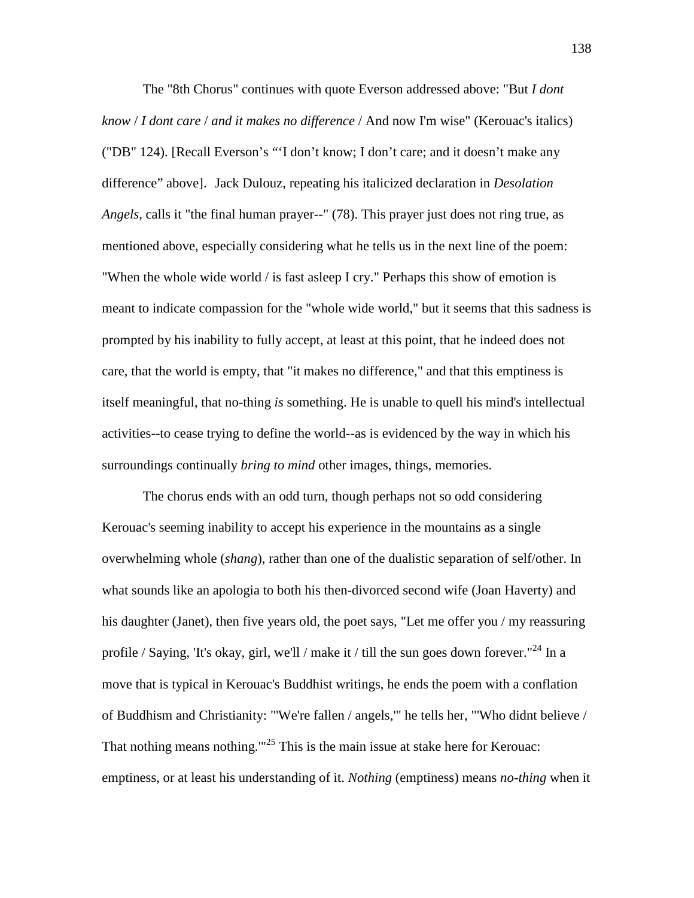The "8th Chorus" continues with quote Everson addressed above: "But *I dont know* / *I dont care* / *and it makes no difference* / And now I'm wise" (Kerouac's italics) ("DB" 124). [Recall Everson's "'I don't know; I don't care; and it doesn't make any difference" above]. Jack Dulouz, repeating his italicized declaration in *Desolation Angels*, calls it "the final human prayer--" (78). This prayer just does not ring true, as mentioned above, especially considering what he tells us in the next line of the poem: "When the whole wide world / is fast asleep I cry." Perhaps this show of emotion is meant to indicate compassion for the "whole wide world," but it seems that this sadness is prompted by his inability to fully accept, at least at this point, that he indeed does not care, that the world is empty, that "it makes no difference," and that this emptiness is itself meaningful, that no-thing *is* something. He is unable to quell his mind's intellectual activities--to cease trying to define the world--as is evidenced by the way in which his surroundings continually *bring to mind* other images, things, memories.

The chorus ends with an odd turn, though perhaps not so odd considering Kerouac's seeming inability to accept his experience in the mountains as a single overwhelming whole (*shang*), rather than one of the dualistic separation of self/other. In what sounds like an apologia to both his then-divorced second wife (Joan Haverty) and his daughter (Janet), then five years old, the poet says, "Let me offer you / my reassuring profile / Saying, 'It's okay, girl, we'll / make it / till the sun goes down forever."[24] In a move that is typical in Kerouac's Buddhist writings, he ends the poem with a conflation of Buddhism and Christianity: "'We're fallen / angels,'" he tells her, "'Who didnt believe / That nothing means nothing.'"[25] This is the main issue at stake here for Kerouac: emptiness, or at least his understanding of it. *Nothing* (emptiness) means *no-thing* when it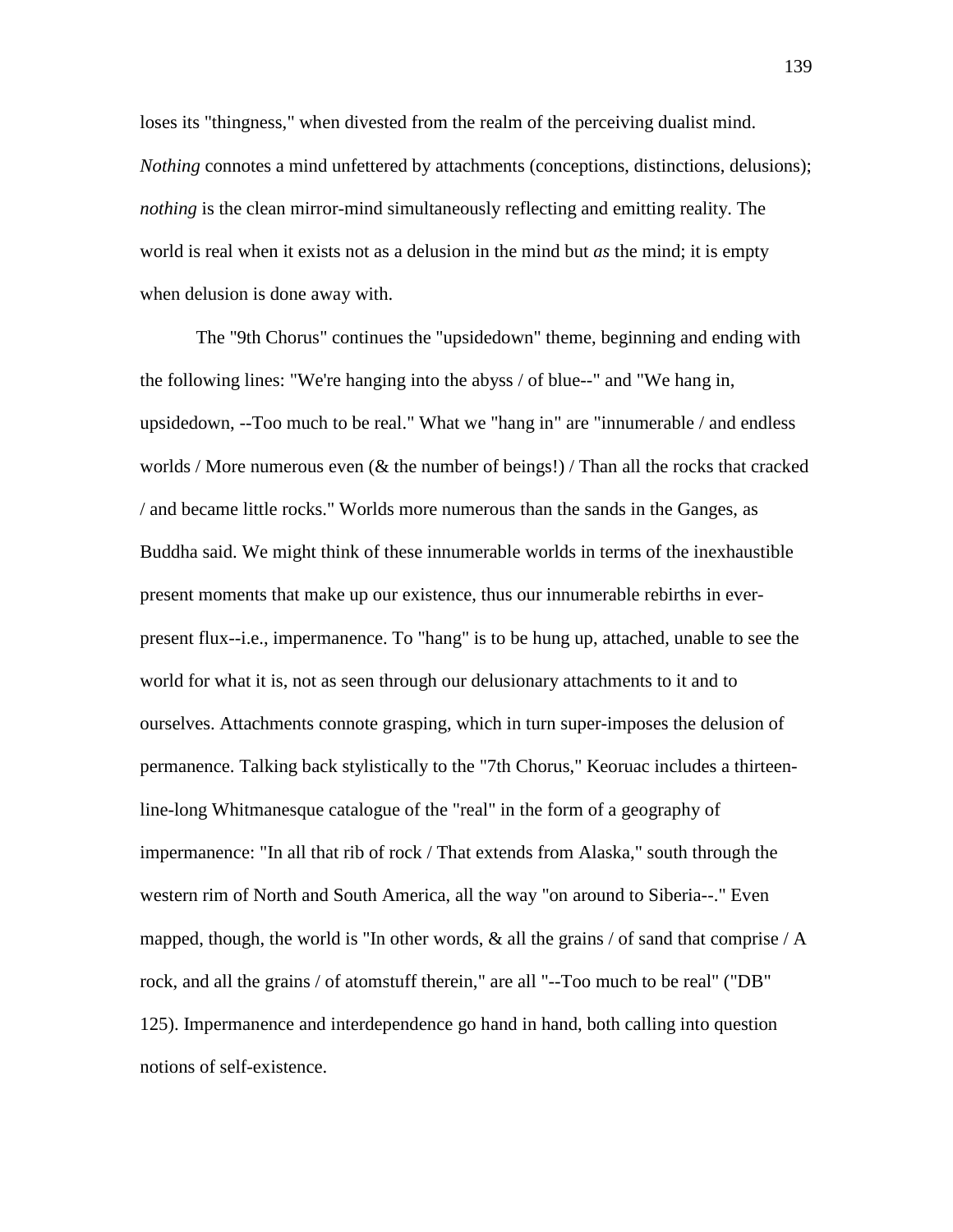loses its "thingness," when divested from the realm of the perceiving dualist mind. *Nothing* connotes a mind unfettered by attachments (conceptions, distinctions, delusions); *nothing* is the clean mirror-mind simultaneously reflecting and emitting reality. The world is real when it exists not as a delusion in the mind but *as* the mind; it is empty when delusion is done away with.

The "9th Chorus" continues the "upsidedown" theme, beginning and ending with the following lines: "We're hanging into the abyss / of blue--" and "We hang in, upsidedown, --Too much to be real." What we "hang in" are "innumerable / and endless worlds / More numerous even (& the number of beings!) / Than all the rocks that cracked / and became little rocks." Worlds more numerous than the sands in the Ganges, as Buddha said. We might think of these innumerable worlds in terms of the inexhaustible present moments that make up our existence, thus our innumerable rebirths in ever-present flux--i.e., impermanence. To "hang" is to be hung up, attached, unable to see the world for what it is, not as seen through our delusionary attachments to it and to ourselves. Attachments connote grasping, which in turn super-imposes the delusion of permanence. Talking back stylistically to the "7th Chorus," Keoruac includes a thirteen-line-long Whitmanesque catalogue of the "real" in the form of a geography of impermanence: "In all that rib of rock / That extends from Alaska," south through the western rim of North and South America, all the way "on around to Siberia--." Even mapped, though, the world is "In other words, & all the grains / of sand that comprise / A rock, and all the grains / of atomstuff therein," are all "--Too much to be real" ("DB" 125). Impermanence and interdependence go hand in hand, both calling into question notions of self-existence.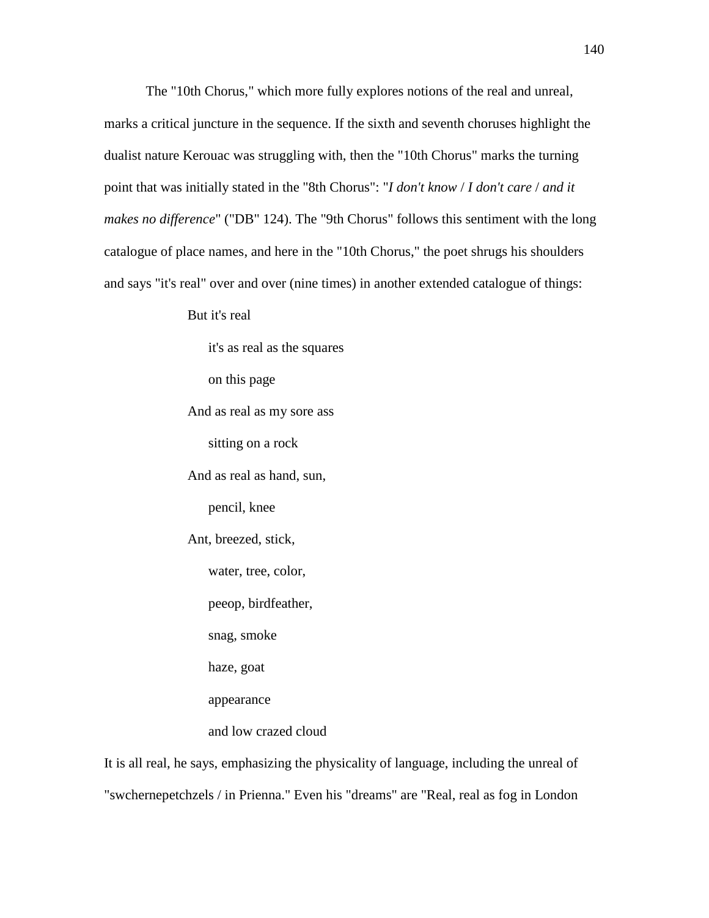The "10th Chorus," which more fully explores notions of the real and unreal, marks a critical juncture in the sequence. If the sixth and seventh choruses highlight the dualist nature Kerouac was struggling with, then the "10th Chorus" marks the turning point that was initially stated in the "8th Chorus": "*I don't know* / *I don't care* / *and it makes no difference*" ("DB" 124). The "9th Chorus" follows this sentiment with the long catalogue of place names, and here in the "10th Chorus," the poet shrugs his shoulders and says "it's real" over and over (nine times) in another extended catalogue of things:

> But it's real
>
> &nbsp;&nbsp;&nbsp;&nbsp;it's as real as the squares
>
> &nbsp;&nbsp;&nbsp;&nbsp;on this page
>
> And as real as my sore ass
>
> &nbsp;&nbsp;&nbsp;&nbsp;sitting on a rock
>
> And as real as hand, sun,
>
> &nbsp;&nbsp;&nbsp;&nbsp;pencil, knee
>
> Ant, breezed, stick,
>
> &nbsp;&nbsp;&nbsp;&nbsp;water, tree, color,
>
> &nbsp;&nbsp;&nbsp;&nbsp;peeop, birdfeather,
>
> &nbsp;&nbsp;&nbsp;&nbsp;snag, smoke
>
> &nbsp;&nbsp;&nbsp;&nbsp;haze, goat
>
> &nbsp;&nbsp;&nbsp;&nbsp;appearance
>
> &nbsp;&nbsp;&nbsp;&nbsp;and low crazed cloud

It is all real, he says, emphasizing the physicality of language, including the unreal of "swchernepetchzels / in Prienna." Even his "dreams" are "Real, real as fog in London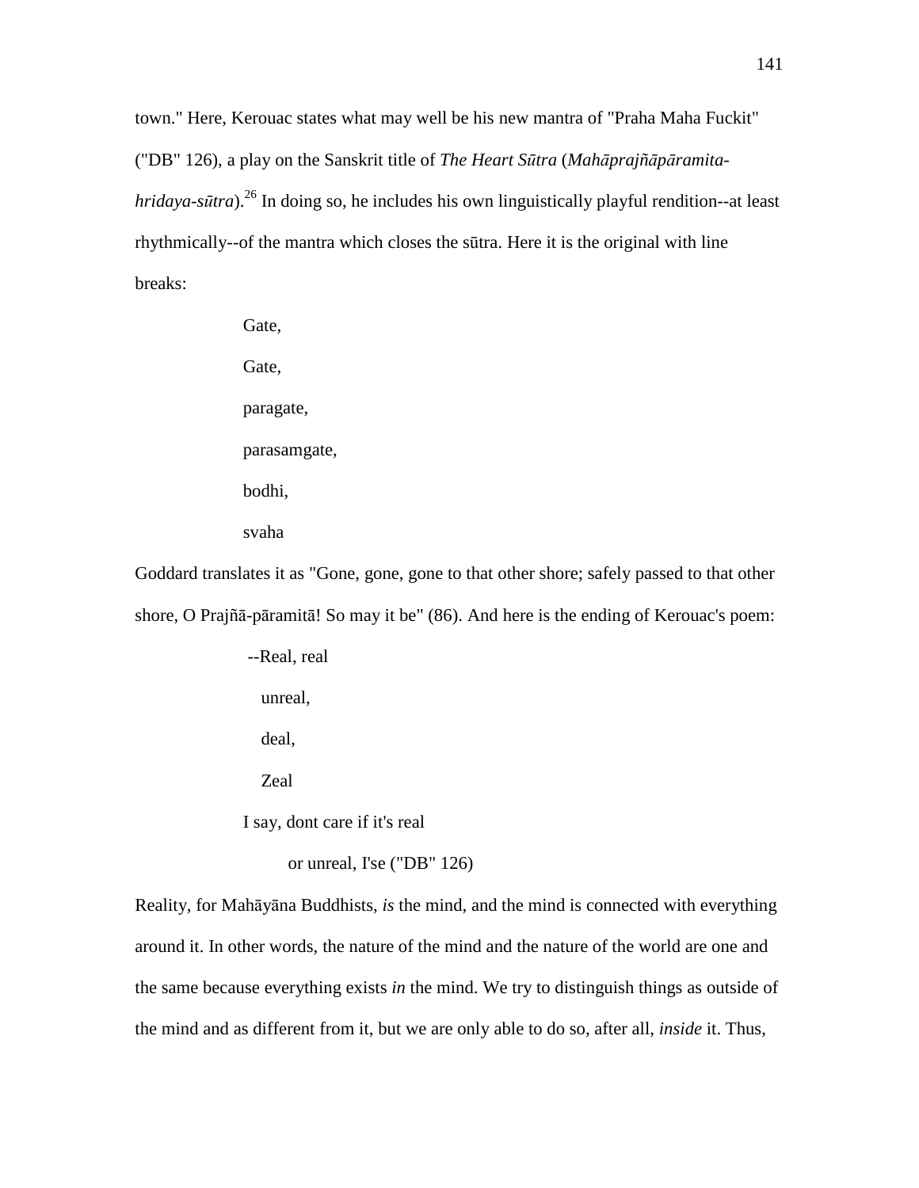town." Here, Kerouac states what may well be his new mantra of "Praha Maha Fuckit" ("DB" 126), a play on the Sanskrit title of *The Heart Sūtra* (*Mahāprajñāpāramita-hridaya-sūtra*).[26] In doing so, he includes his own linguistically playful rendition--at least rhythmically--of the mantra which closes the sūtra. Here it is the original with line breaks:

> Gate,
>
> Gate,
>
> paragate,
>
> parasamgate,
>
> bodhi,
>
> svaha

Goddard translates it as "Gone, gone, gone to that other shore; safely passed to that other shore, O Prajñā-pāramitā! So may it be" (86). And here is the ending of Kerouac's poem:

> --Real, real
>
> unreal,
>
> deal,
>
> Zeal
>
> I say, dont care if it's real
>
> or unreal, I'se ("DB" 126)

Reality, for Mahāyāna Buddhists, *is* the mind, and the mind is connected with everything around it. In other words, the nature of the mind and the nature of the world are one and the same because everything exists *in* the mind. We try to distinguish things as outside of the mind and as different from it, but we are only able to do so, after all, *inside* it. Thus,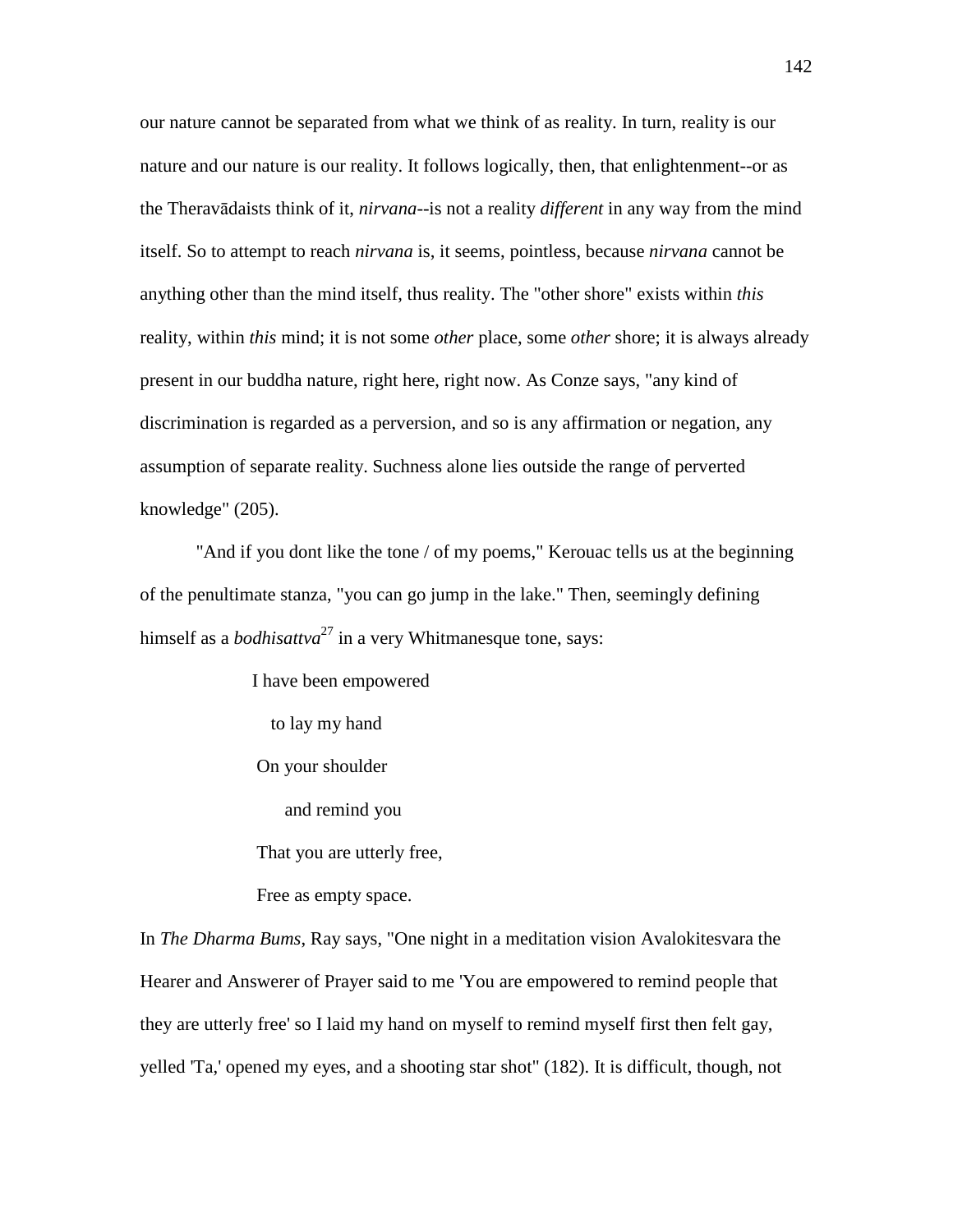our nature cannot be separated from what we think of as reality. In turn, reality is our nature and our nature is our reality. It follows logically, then, that enlightenment--or as the Theravādaists think of it, *nirvana*--is not a reality *different* in any way from the mind itself. So to attempt to reach *nirvana* is, it seems, pointless, because *nirvana* cannot be anything other than the mind itself, thus reality. The "other shore" exists within *this* reality, within *this* mind; it is not some *other* place, some *other* shore; it is always already present in our buddha nature, right here, right now. As Conze says, "any kind of discrimination is regarded as a perversion, and so is any affirmation or negation, any assumption of separate reality. Suchness alone lies outside the range of perverted knowledge" (205).

"And if you dont like the tone / of my poems," Kerouac tells us at the beginning of the penultimate stanza, "you can go jump in the lake." Then, seemingly defining himself as a *bodhisattva*[27] in a very Whitmanesque tone, says:

> I have been empowered
> &nbsp;&nbsp;&nbsp;to lay my hand
> On your shoulder
> &nbsp;&nbsp;&nbsp;&nbsp;&nbsp;and remind you
> That you are utterly free,
> Free as empty space.

In *The Dharma Bums*, Ray says, "One night in a meditation vision Avalokitesvara the Hearer and Answerer of Prayer said to me 'You are empowered to remind people that they are utterly free' so I laid my hand on myself to remind myself first then felt gay, yelled 'Ta,' opened my eyes, and a shooting star shot" (182). It is difficult, though, not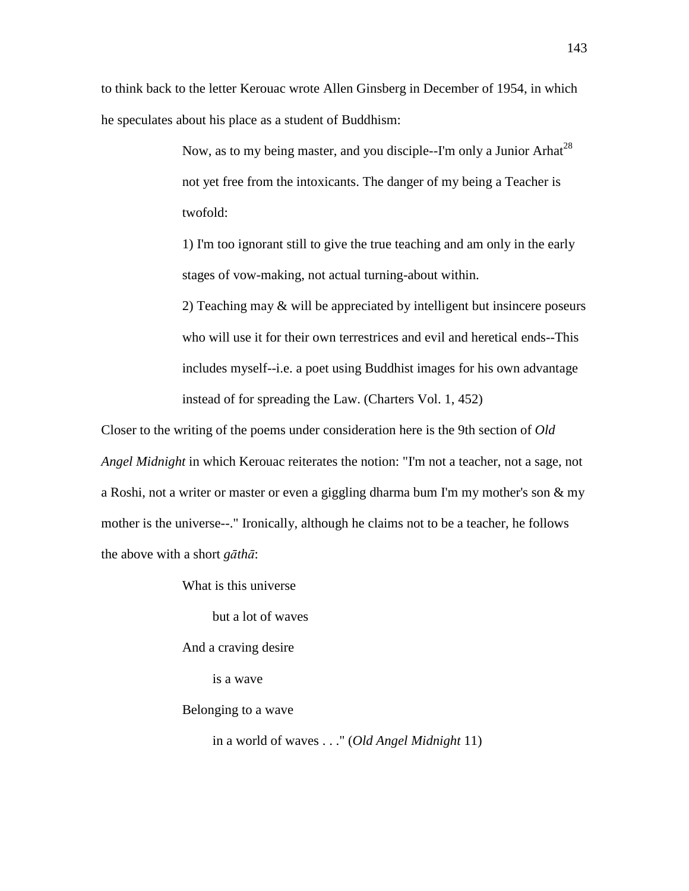to think back to the letter Kerouac wrote Allen Ginsberg in December of 1954, in which he speculates about his place as a student of Buddhism:

> Now, as to my being master, and you disciple--I'm only a Junior Arhat[28] not yet free from the intoxicants. The danger of my being a Teacher is twofold:
>
> 1) I'm too ignorant still to give the true teaching and am only in the early stages of vow-making, not actual turning-about within.
>
> 2) Teaching may & will be appreciated by intelligent but insincere poseurs who will use it for their own terrestrices and evil and heretical ends--This includes myself--i.e. a poet using Buddhist images for his own advantage instead of for spreading the Law. (Charters Vol. 1, 452)

Closer to the writing of the poems under consideration here is the 9th section of *Old Angel Midnight* in which Kerouac reiterates the notion: "I'm not a teacher, not a sage, not a Roshi, not a writer or master or even a giggling dharma bum I'm my mother's son & my mother is the universe--." Ironically, although he claims not to be a teacher, he follows the above with a short *gāthā*:

> What is this universe
>
>     but a lot of waves
>
> And a craving desire
>
>     is a wave
>
> Belonging to a wave
>
>     in a world of waves . . ." (*Old Angel Midnight* 11)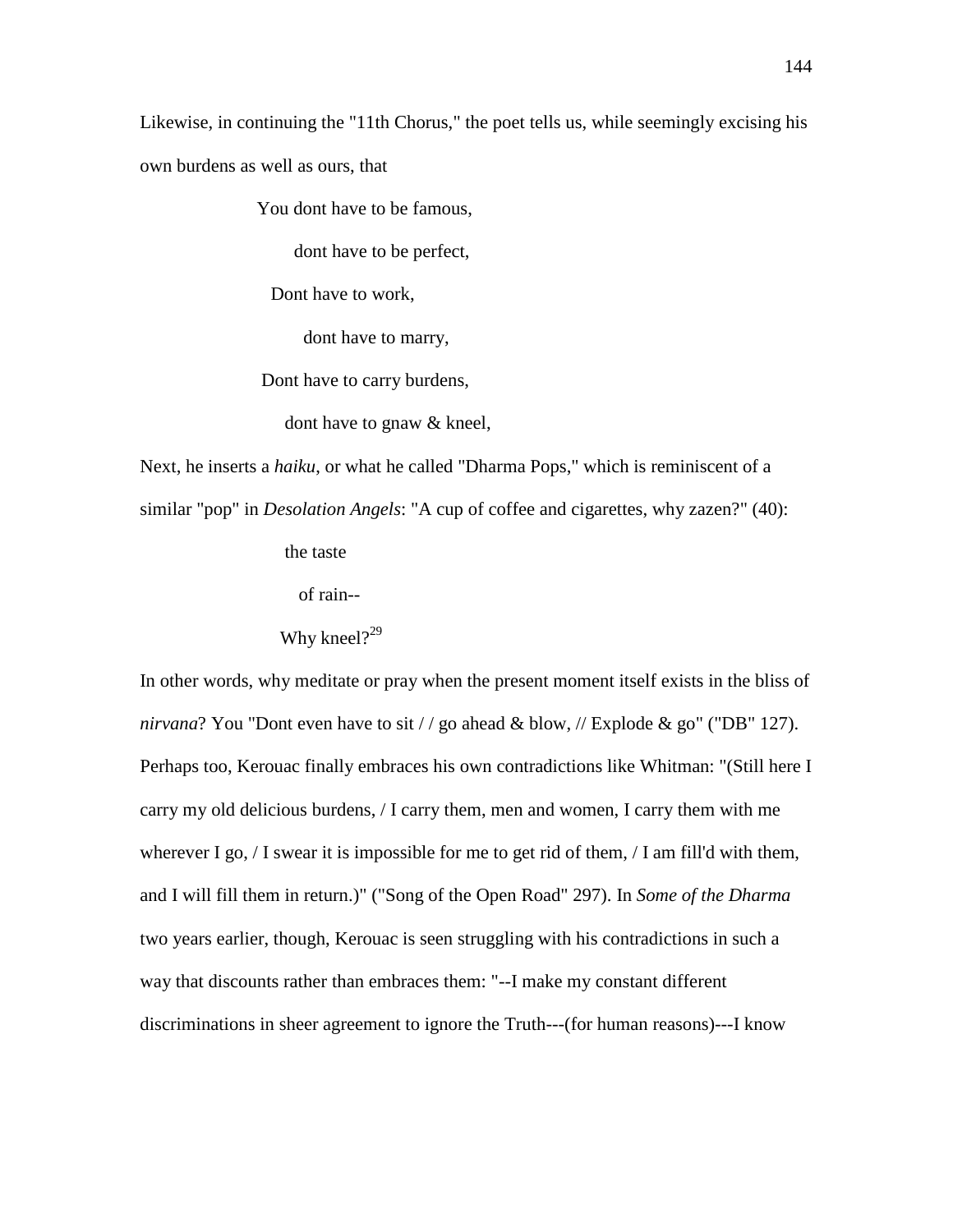Likewise, in continuing the "11th Chorus," the poet tells us, while seemingly excising his own burdens as well as ours, that

> You dont have to be famous,
>
> dont have to be perfect,
>
> Dont have to work,
>
> dont have to marry,
>
> Dont have to carry burdens,
>
> dont have to gnaw & kneel,

Next, he inserts a *haiku*, or what he called "Dharma Pops," which is reminiscent of a similar "pop" in *Desolation Angels*: "A cup of coffee and cigarettes, why zazen?" (40):

> the taste
>
> of rain--
>
> Why kneel?[29]

In other words, why meditate or pray when the present moment itself exists in the bliss of *nirvana*? You "Dont even have to sit / / go ahead & blow, // Explode & go" ("DB" 127). Perhaps too, Kerouac finally embraces his own contradictions like Whitman: "(Still here I carry my old delicious burdens, / I carry them, men and women, I carry them with me wherever I go, / I swear it is impossible for me to get rid of them, / I am fill'd with them, and I will fill them in return.)" ("Song of the Open Road" 297). In *Some of the Dharma* two years earlier, though, Kerouac is seen struggling with his contradictions in such a way that discounts rather than embraces them: "--I make my constant different discriminations in sheer agreement to ignore the Truth---(for human reasons)---I know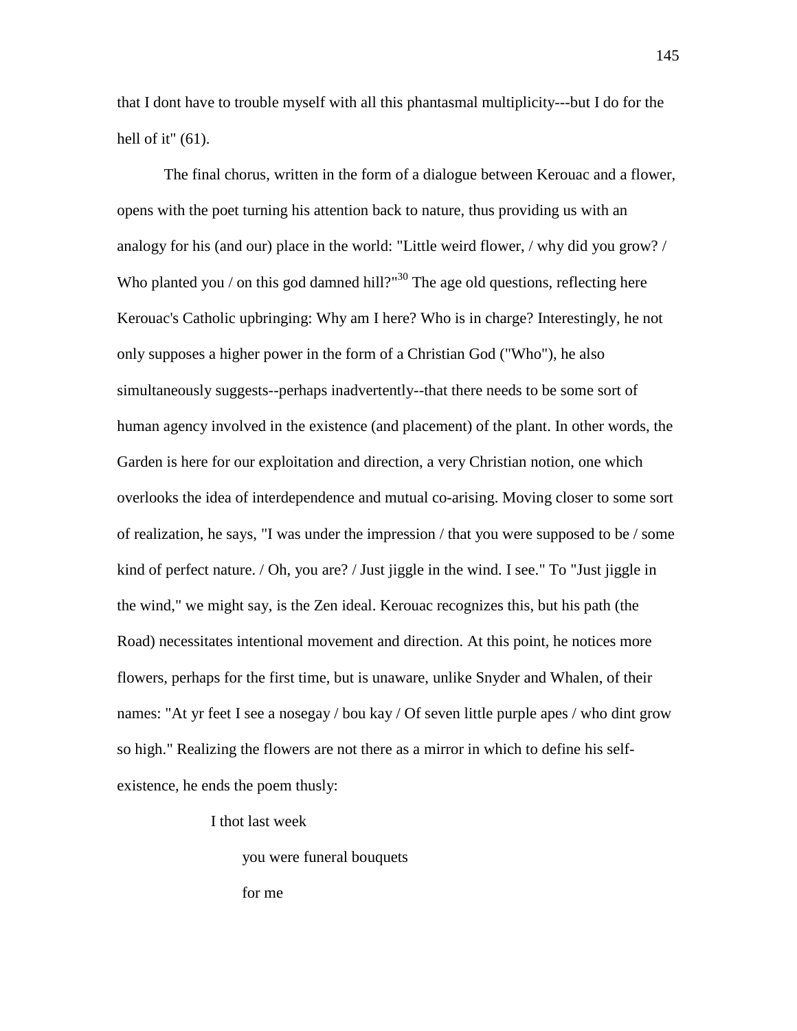that I dont have to trouble myself with all this phantasmal multiplicity---but I do for the hell of it" (61).

The final chorus, written in the form of a dialogue between Kerouac and a flower, opens with the poet turning his attention back to nature, thus providing us with an analogy for his (and our) place in the world: "Little weird flower, / why did you grow? / Who planted you / on this god damned hill?"[30] The age old questions, reflecting here Kerouac's Catholic upbringing: Why am I here? Who is in charge? Interestingly, he not only supposes a higher power in the form of a Christian God ("Who"), he also simultaneously suggests--perhaps inadvertently--that there needs to be some sort of human agency involved in the existence (and placement) of the plant. In other words, the Garden is here for our exploitation and direction, a very Christian notion, one which overlooks the idea of interdependence and mutual co-arising. Moving closer to some sort of realization, he says, "I was under the impression / that you were supposed to be / some kind of perfect nature. / Oh, you are? / Just jiggle in the wind. I see." To "Just jiggle in the wind," we might say, is the Zen ideal. Kerouac recognizes this, but his path (the Road) necessitates intentional movement and direction. At this point, he notices more flowers, perhaps for the first time, but is unaware, unlike Snyder and Whalen, of their names: "At yr feet I see a nosegay / bou kay / Of seven little purple apes / who dint grow so high." Realizing the flowers are not there as a mirror in which to define his self-existence, he ends the poem thusly:

> I thot last week
>
> you were funeral bouquets
>
> for me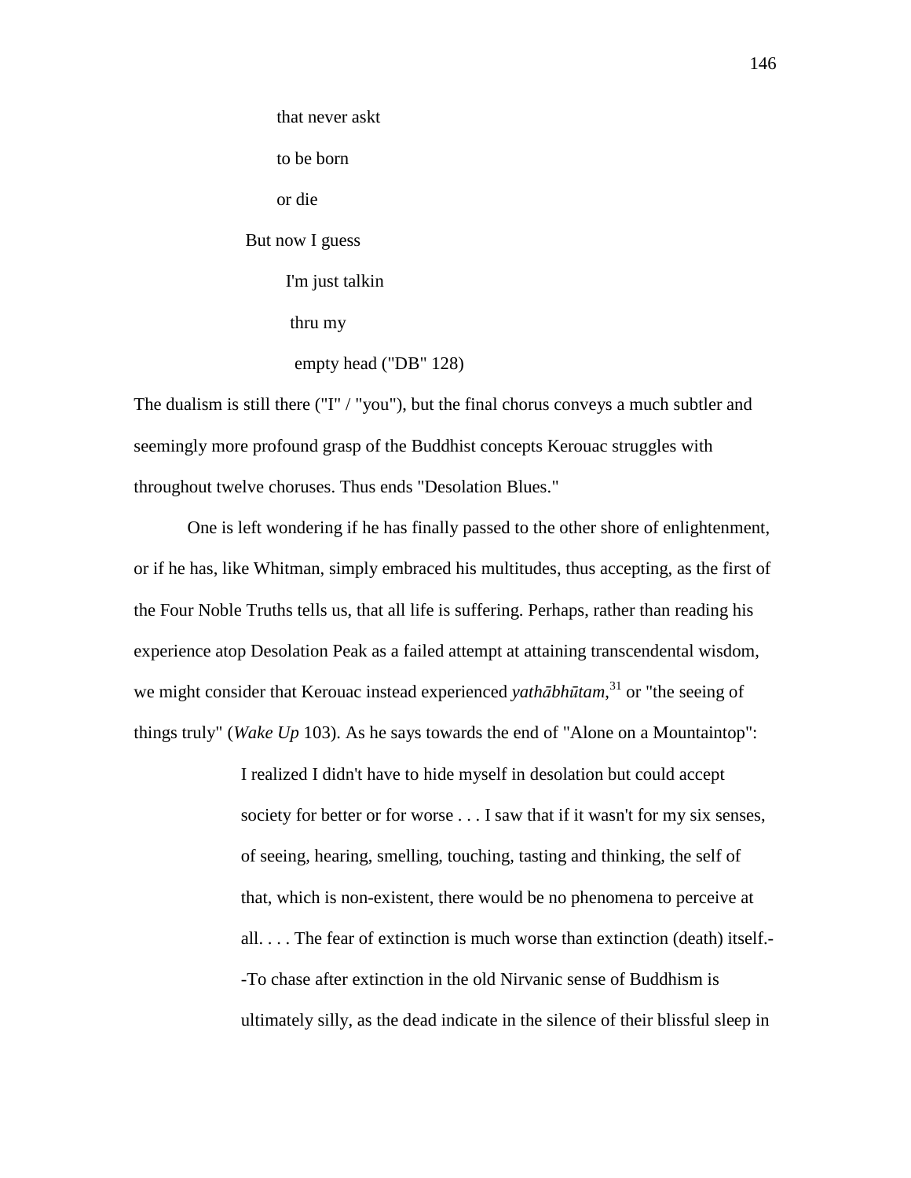that never askt

to be born

or die

But now I guess

I'm just talkin

thru my

empty head ("DB" 128)

The dualism is still there ("I" / "you"), but the final chorus conveys a much subtler and seemingly more profound grasp of the Buddhist concepts Kerouac struggles with throughout twelve choruses. Thus ends "Desolation Blues."

One is left wondering if he has finally passed to the other shore of enlightenment, or if he has, like Whitman, simply embraced his multitudes, thus accepting, as the first of the Four Noble Truths tells us, that all life is suffering. Perhaps, rather than reading his experience atop Desolation Peak as a failed attempt at attaining transcendental wisdom, we might consider that Kerouac instead experienced *yathābhūtam*,[31] or "the seeing of things truly" (*Wake Up* 103). As he says towards the end of "Alone on a Mountaintop":

> I realized I didn't have to hide myself in desolation but could accept society for better or for worse . . . I saw that if it wasn't for my six senses, of seeing, hearing, smelling, touching, tasting and thinking, the self of that, which is non-existent, there would be no phenomena to perceive at all. . . . The fear of extinction is much worse than extinction (death) itself.--To chase after extinction in the old Nirvanic sense of Buddhism is ultimately silly, as the dead indicate in the silence of their blissful sleep in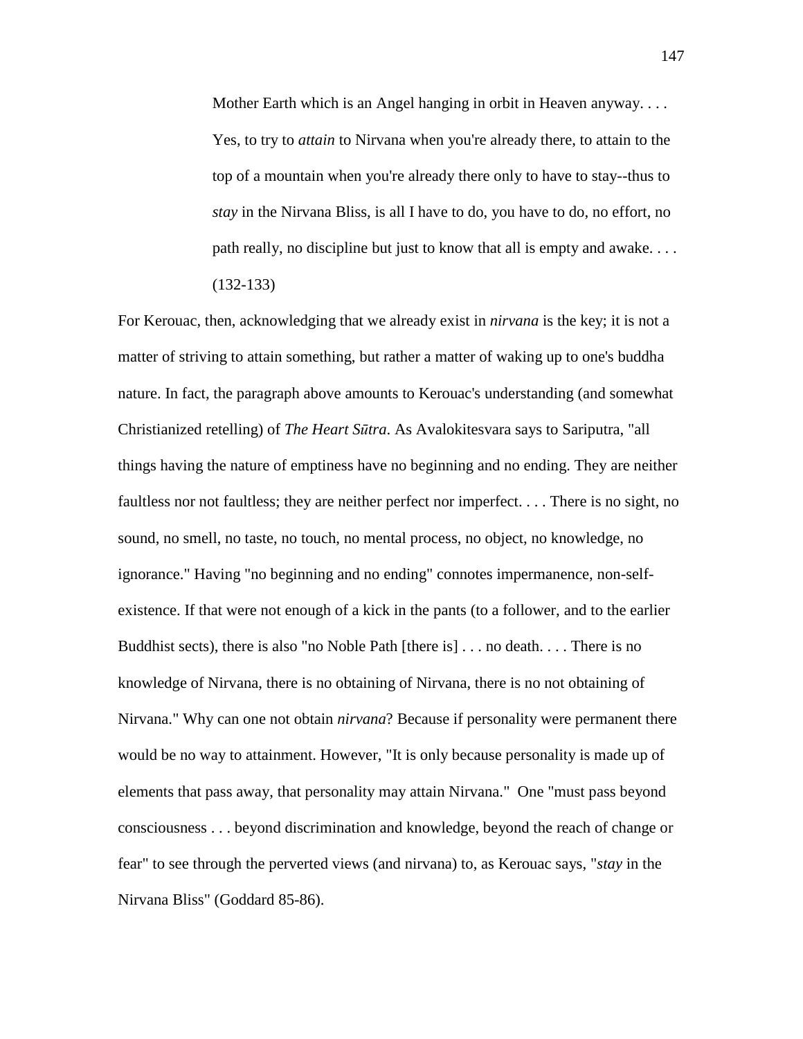> Mother Earth which is an Angel hanging in orbit in Heaven anyway. . . . Yes, to try to *attain* to Nirvana when you're already there, to attain to the top of a mountain when you're already there only to have to stay--thus to *stay* in the Nirvana Bliss, is all I have to do, you have to do, no effort, no path really, no discipline but just to know that all is empty and awake. . . . (132-133)

For Kerouac, then, acknowledging that we already exist in *nirvana* is the key; it is not a matter of striving to attain something, but rather a matter of waking up to one's buddha nature. In fact, the paragraph above amounts to Kerouac's understanding (and somewhat Christianized retelling) of *The Heart Sūtra*. As Avalokitesvara says to Sariputra, "all things having the nature of emptiness have no beginning and no ending. They are neither faultless nor not faultless; they are neither perfect nor imperfect. . . . There is no sight, no sound, no smell, no taste, no touch, no mental process, no object, no knowledge, no ignorance." Having "no beginning and no ending" connotes impermanence, non-self-existence. If that were not enough of a kick in the pants (to a follower, and to the earlier Buddhist sects), there is also "no Noble Path [there is] . . . no death. . . . There is no knowledge of Nirvana, there is no obtaining of Nirvana, there is no not obtaining of Nirvana." Why can one not obtain *nirvana*? Because if personality were permanent there would be no way to attainment. However, "It is only because personality is made up of elements that pass away, that personality may attain Nirvana." One "must pass beyond consciousness . . . beyond discrimination and knowledge, beyond the reach of change or fear" to see through the perverted views (and nirvana) to, as Kerouac says, "*stay* in the Nirvana Bliss" (Goddard 85-86).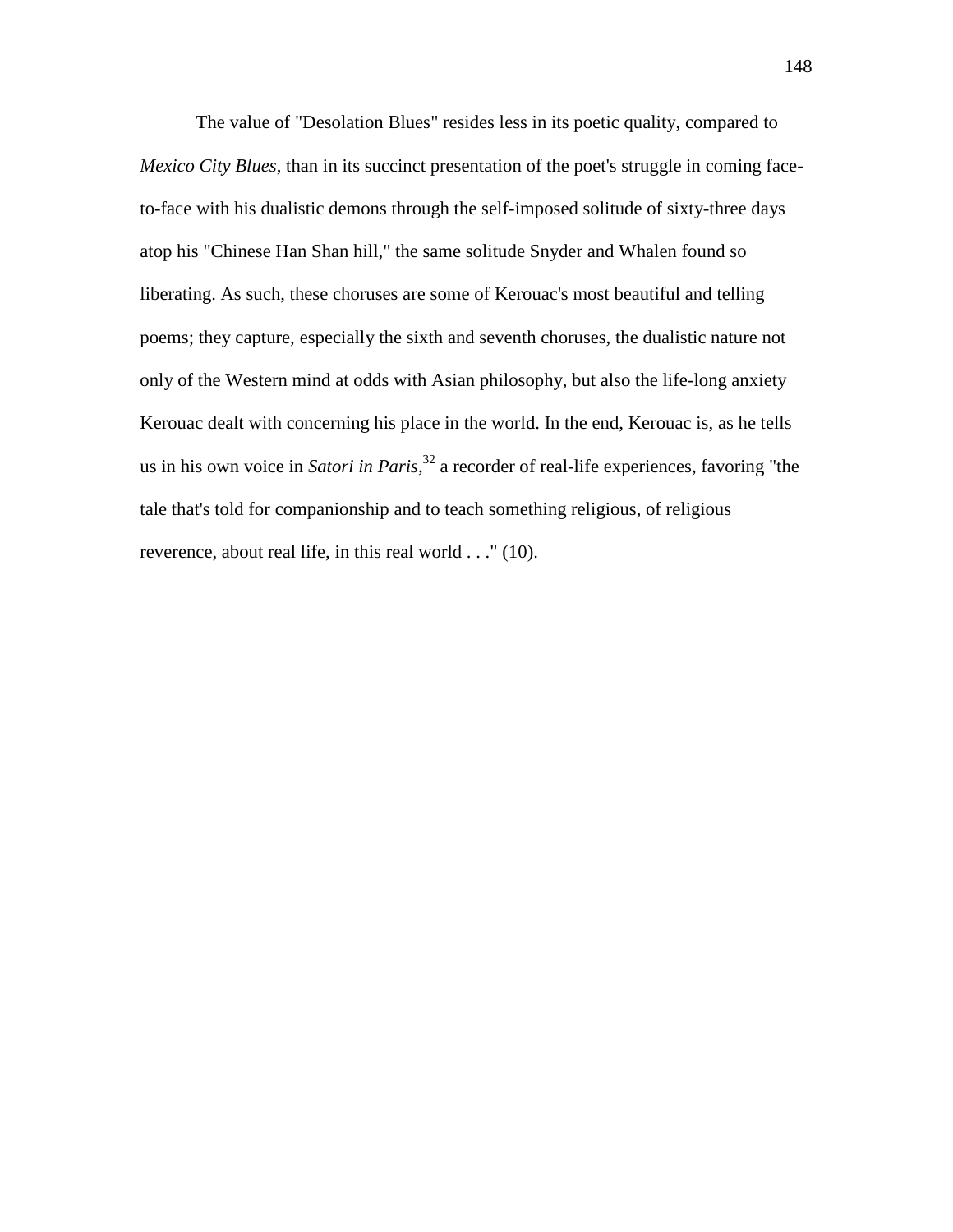The value of "Desolation Blues" resides less in its poetic quality, compared to *Mexico City Blues*, than in its succinct presentation of the poet's struggle in coming face-to-face with his dualistic demons through the self-imposed solitude of sixty-three days atop his "Chinese Han Shan hill," the same solitude Snyder and Whalen found so liberating. As such, these choruses are some of Kerouac's most beautiful and telling poems; they capture, especially the sixth and seventh choruses, the dualistic nature not only of the Western mind at odds with Asian philosophy, but also the life-long anxiety Kerouac dealt with concerning his place in the world. In the end, Kerouac is, as he tells us in his own voice in *Satori in Paris*,[32] a recorder of real-life experiences, favoring "the tale that's told for companionship and to teach something religious, of religious reverence, about real life, in this real world . . ." (10).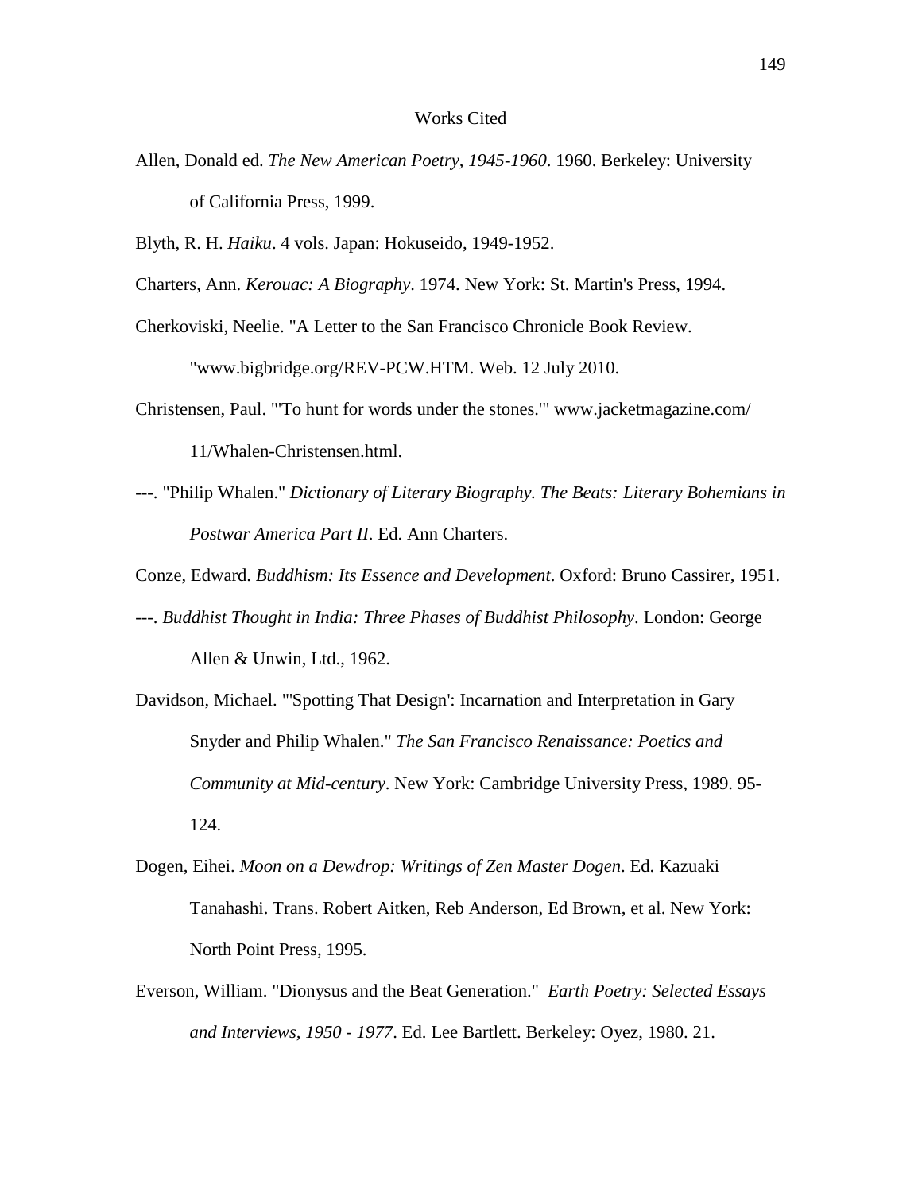# Works Cited

Allen, Donald ed. *The New American Poetry, 1945-1960*. 1960. Berkeley: University of California Press, 1999.

Blyth, R. H. *Haiku*. 4 vols. Japan: Hokuseido, 1949-1952.

Charters, Ann. *Kerouac: A Biography*. 1974. New York: St. Martin's Press, 1994.

Cherkoviski, Neelie. "A Letter to the San Francisco Chronicle Book Review. "www.bigbridge.org/REV-PCW.HTM. Web. 12 July 2010.

Christensen, Paul. "'To hunt for words under the stones.'" www.jacketmagazine.com/11/Whalen-Christensen.html.

---. "Philip Whalen." *Dictionary of Literary Biography. The Beats: Literary Bohemians in Postwar America Part II*. Ed. Ann Charters.

Conze, Edward. *Buddhism: Its Essence and Development*. Oxford: Bruno Cassirer, 1951.

---. *Buddhist Thought in India: Three Phases of Buddhist Philosophy*. London: George Allen & Unwin, Ltd., 1962.

Davidson, Michael. "'Spotting That Design': Incarnation and Interpretation in Gary Snyder and Philip Whalen." *The San Francisco Renaissance: Poetics and Community at Mid-century*. New York: Cambridge University Press, 1989. 95-124.

Dogen, Eihei. *Moon on a Dewdrop: Writings of Zen Master Dogen*. Ed. Kazuaki Tanahashi. Trans. Robert Aitken, Reb Anderson, Ed Brown, et al. New York: North Point Press, 1995.

Everson, William. "Dionysus and the Beat Generation." *Earth Poetry: Selected Essays and Interviews, 1950 - 1977*. Ed. Lee Bartlett. Berkeley: Oyez, 1980. 21.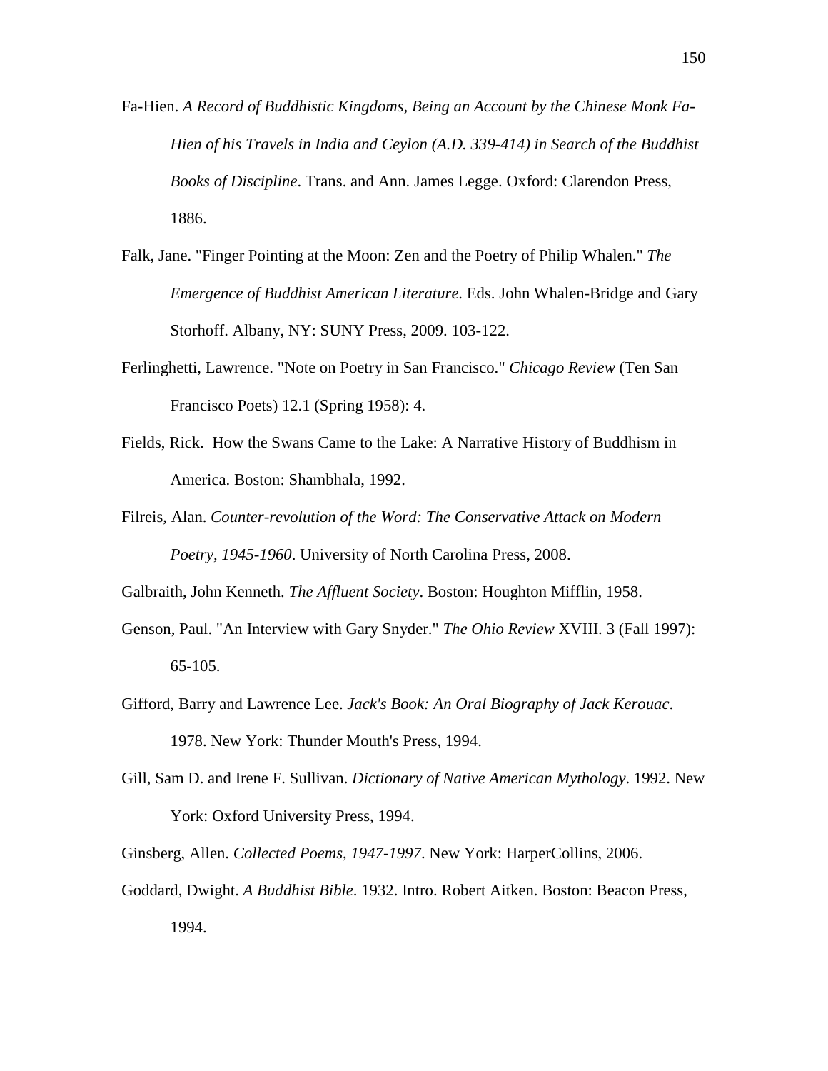Fa-Hien. *A Record of Buddhistic Kingdoms, Being an Account by the Chinese Monk Fa-Hien of his Travels in India and Ceylon (A.D. 339-414) in Search of the Buddhist Books of Discipline*. Trans. and Ann. James Legge. Oxford: Clarendon Press, 1886.

Falk, Jane. "Finger Pointing at the Moon: Zen and the Poetry of Philip Whalen." *The Emergence of Buddhist American Literature*. Eds. John Whalen-Bridge and Gary Storhoff. Albany, NY: SUNY Press, 2009. 103-122.

Ferlinghetti, Lawrence. "Note on Poetry in San Francisco." *Chicago Review* (Ten San Francisco Poets) 12.1 (Spring 1958): 4.

Fields, Rick. How the Swans Came to the Lake: A Narrative History of Buddhism in America. Boston: Shambhala, 1992.

Filreis, Alan. *Counter-revolution of the Word: The Conservative Attack on Modern Poetry, 1945-1960*. University of North Carolina Press, 2008.

Galbraith, John Kenneth. *The Affluent Society*. Boston: Houghton Mifflin, 1958.

Genson, Paul. "An Interview with Gary Snyder." *The Ohio Review* XVIII. 3 (Fall 1997): 65-105.

Gifford, Barry and Lawrence Lee. *Jack's Book: An Oral Biography of Jack Kerouac*. 1978. New York: Thunder Mouth's Press, 1994.

Gill, Sam D. and Irene F. Sullivan. *Dictionary of Native American Mythology*. 1992. New York: Oxford University Press, 1994.

Ginsberg, Allen. *Collected Poems, 1947-1997*. New York: HarperCollins, 2006.

Goddard, Dwight. *A Buddhist Bible*. 1932. Intro. Robert Aitken. Boston: Beacon Press, 1994.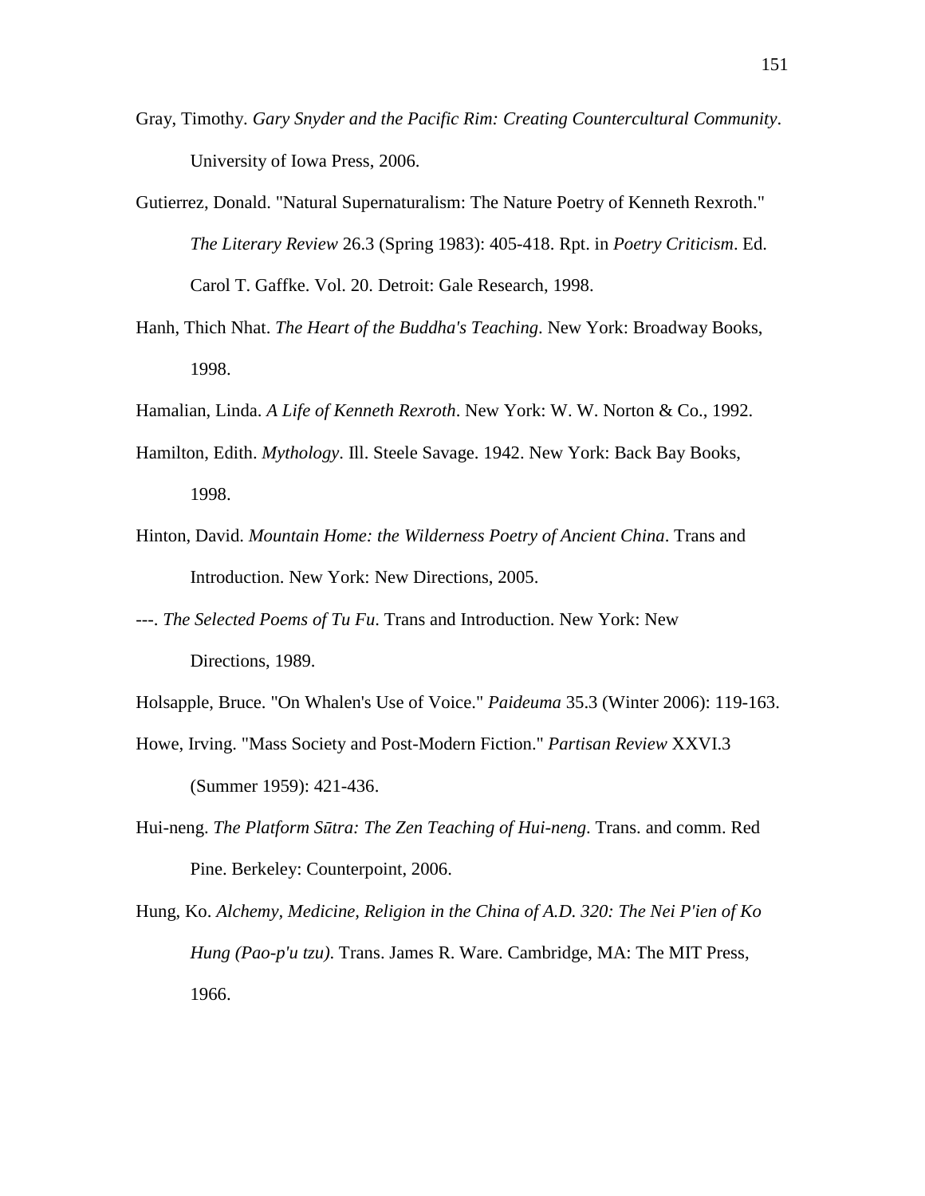Gray, Timothy. *Gary Snyder and the Pacific Rim: Creating Countercultural Community*. University of Iowa Press, 2006.

Gutierrez, Donald. "Natural Supernaturalism: The Nature Poetry of Kenneth Rexroth." *The Literary Review* 26.3 (Spring 1983): 405-418. Rpt. in *Poetry Criticism*. Ed. Carol T. Gaffke. Vol. 20. Detroit: Gale Research, 1998.

Hanh, Thich Nhat. *The Heart of the Buddha's Teaching*. New York: Broadway Books, 1998.

Hamalian, Linda. *A Life of Kenneth Rexroth*. New York: W. W. Norton & Co., 1992.

Hamilton, Edith. *Mythology*. Ill. Steele Savage. 1942. New York: Back Bay Books, 1998.

Hinton, David. *Mountain Home: the Wilderness Poetry of Ancient China*. Trans and Introduction. New York: New Directions, 2005.

---. *The Selected Poems of Tu Fu*. Trans and Introduction. New York: New Directions, 1989.

Holsapple, Bruce. "On Whalen's Use of Voice." *Paideuma* 35.3 (Winter 2006): 119-163.

Howe, Irving. "Mass Society and Post-Modern Fiction." *Partisan Review* XXVI.3 (Summer 1959): 421-436.

Hui-neng. *The Platform Sūtra: The Zen Teaching of Hui-neng*. Trans. and comm. Red Pine. Berkeley: Counterpoint, 2006.

Hung, Ko. *Alchemy, Medicine, Religion in the China of A.D. 320: The Nei P'ien of Ko Hung (Pao-p'u tzu)*. Trans. James R. Ware. Cambridge, MA: The MIT Press, 1966.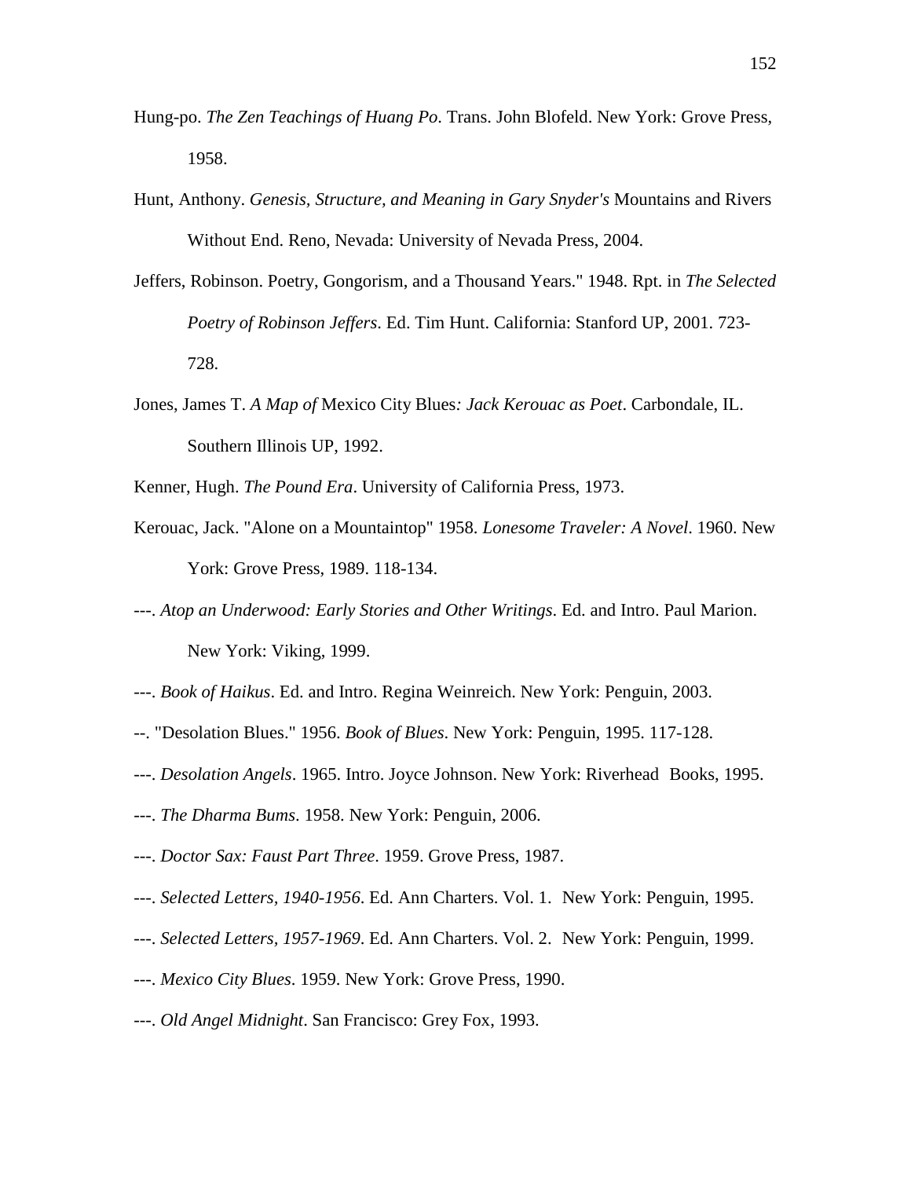Hung-po. *The Zen Teachings of Huang Po.* Trans. John Blofeld. New York: Grove Press, 1958.

Hunt, Anthony. *Genesis, Structure, and Meaning in Gary Snyder's* Mountains and Rivers Without End. Reno, Nevada: University of Nevada Press, 2004.

Jeffers, Robinson. Poetry, Gongorism, and a Thousand Years." 1948. Rpt. in *The Selected Poetry of Robinson Jeffers*. Ed. Tim Hunt. California: Stanford UP, 2001. 723-728.

Jones, James T. *A Map of* Mexico City Blues*: Jack Kerouac as Poet*. Carbondale, IL. Southern Illinois UP, 1992.

Kenner, Hugh. *The Pound Era*. University of California Press, 1973.

Kerouac, Jack. "Alone on a Mountaintop" 1958. *Lonesome Traveler: A Novel*. 1960. New York: Grove Press, 1989. 118-134.

---. *Atop an Underwood: Early Stories and Other Writings*. Ed. and Intro. Paul Marion. New York: Viking, 1999.

---. *Book of Haikus*. Ed. and Intro. Regina Weinreich. New York: Penguin, 2003.

--. "Desolation Blues." 1956. *Book of Blues*. New York: Penguin, 1995. 117-128.

---. *Desolation Angels*. 1965. Intro. Joyce Johnson. New York: Riverhead Books, 1995.

---. *The Dharma Bums*. 1958. New York: Penguin, 2006.

---. *Doctor Sax: Faust Part Three*. 1959. Grove Press, 1987.

---. *Selected Letters, 1940-1956*. Ed. Ann Charters. Vol. 1. New York: Penguin, 1995.

---. *Selected Letters, 1957-1969*. Ed. Ann Charters. Vol. 2. New York: Penguin, 1999.

---. *Mexico City Blues*. 1959. New York: Grove Press, 1990.

---. *Old Angel Midnight*. San Francisco: Grey Fox, 1993.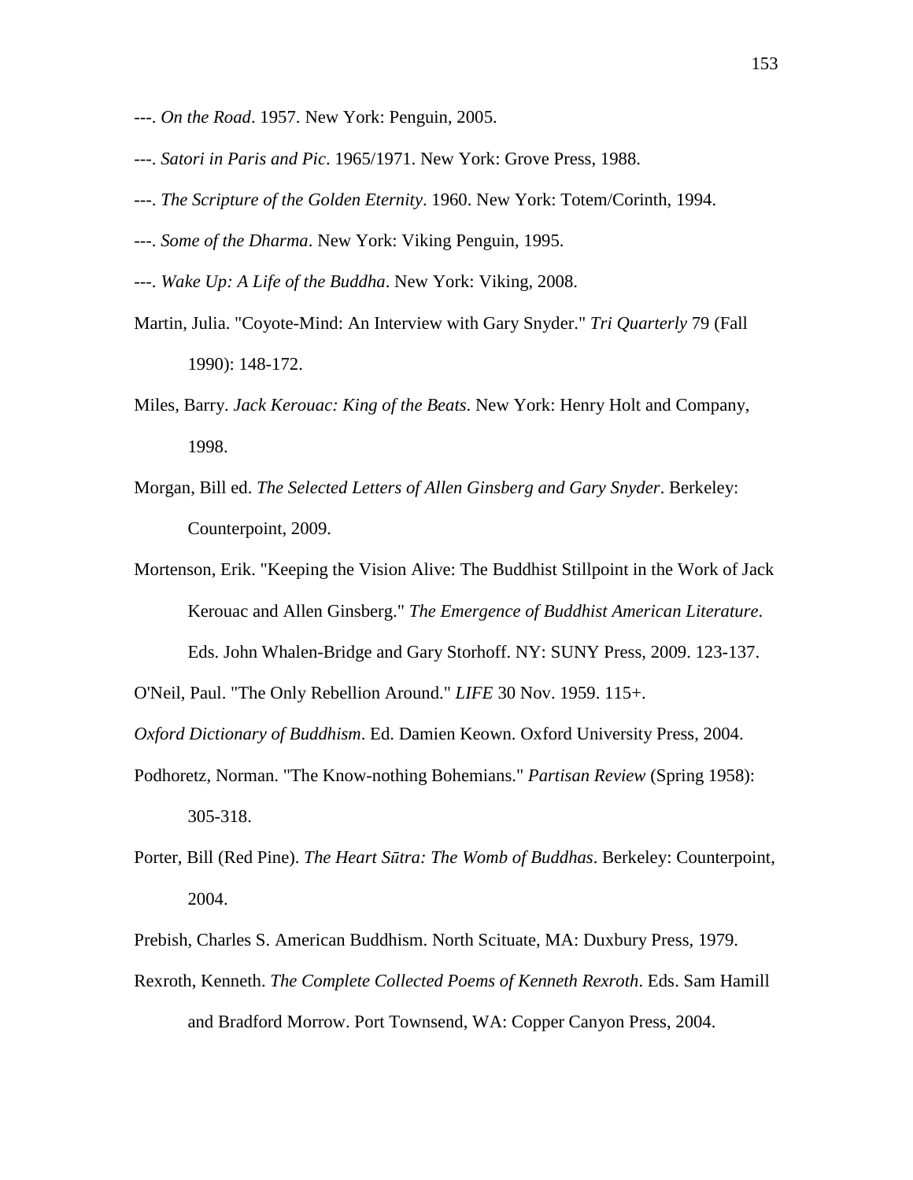---. *On the Road*. 1957. New York: Penguin, 2005.

---. *Satori in Paris and Pic*. 1965/1971. New York: Grove Press, 1988.

---. *The Scripture of the Golden Eternity*. 1960. New York: Totem/Corinth, 1994.

---. *Some of the Dharma*. New York: Viking Penguin, 1995.

---. *Wake Up: A Life of the Buddha*. New York: Viking, 2008.

Martin, Julia. "Coyote-Mind: An Interview with Gary Snyder." *Tri Quarterly* 79 (Fall 1990): 148-172.

Miles, Barry. *Jack Kerouac: King of the Beats*. New York: Henry Holt and Company, 1998.

Morgan, Bill ed. *The Selected Letters of Allen Ginsberg and Gary Snyder*. Berkeley: Counterpoint, 2009.

Mortenson, Erik. "Keeping the Vision Alive: The Buddhist Stillpoint in the Work of Jack Kerouac and Allen Ginsberg." *The Emergence of Buddhist American Literature*. Eds. John Whalen-Bridge and Gary Storhoff. NY: SUNY Press, 2009. 123-137.

O'Neil, Paul. "The Only Rebellion Around." *LIFE* 30 Nov. 1959. 115+.

*Oxford Dictionary of Buddhism*. Ed. Damien Keown. Oxford University Press, 2004.

Podhoretz, Norman. "The Know-nothing Bohemians." *Partisan Review* (Spring 1958): 305-318.

Porter, Bill (Red Pine). *The Heart Sūtra: The Womb of Buddhas*. Berkeley: Counterpoint, 2004.

Prebish, Charles S. American Buddhism. North Scituate, MA: Duxbury Press, 1979.

Rexroth, Kenneth. *The Complete Collected Poems of Kenneth Rexroth*. Eds. Sam Hamill and Bradford Morrow. Port Townsend, WA: Copper Canyon Press, 2004.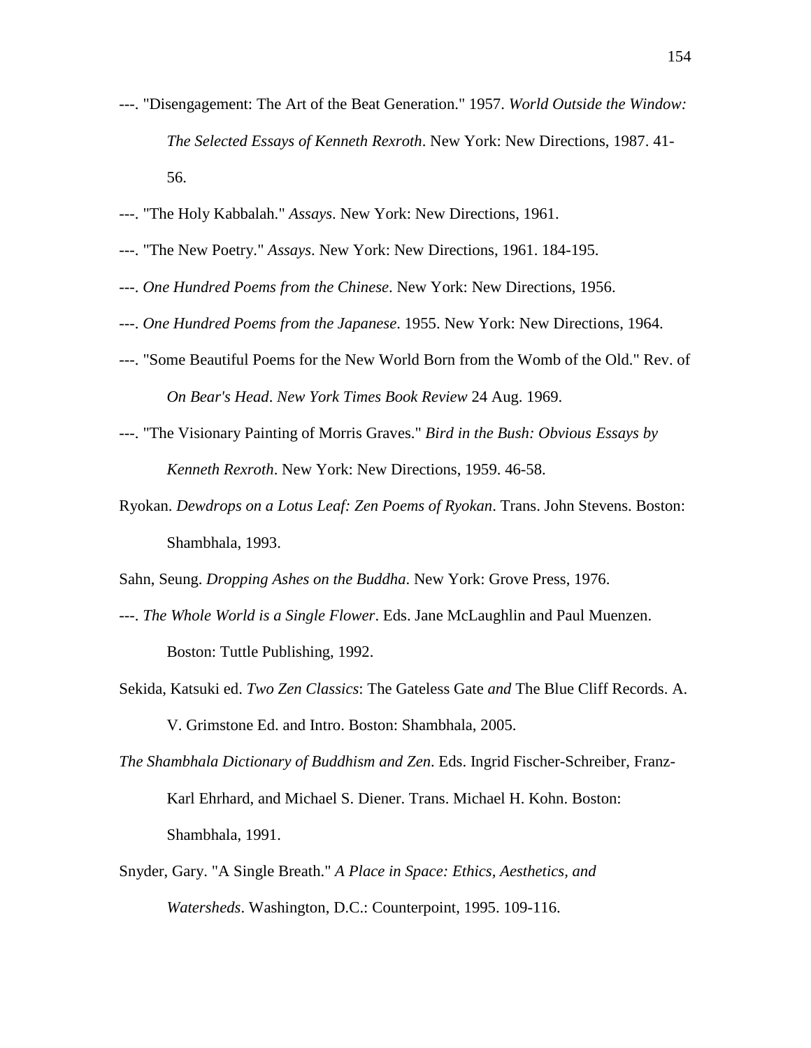---. "Disengagement: The Art of the Beat Generation." 1957. *World Outside the Window: The Selected Essays of Kenneth Rexroth*. New York: New Directions, 1987. 41-56.

---. "The Holy Kabbalah." *Assays*. New York: New Directions, 1961.

---. "The New Poetry." *Assays*. New York: New Directions, 1961. 184-195.

---. *One Hundred Poems from the Chinese*. New York: New Directions, 1956.

---. *One Hundred Poems from the Japanese*. 1955. New York: New Directions, 1964.

---. "Some Beautiful Poems for the New World Born from the Womb of the Old." Rev. of *On Bear's Head*. *New York Times Book Review* 24 Aug. 1969.

---. "The Visionary Painting of Morris Graves." *Bird in the Bush: Obvious Essays by Kenneth Rexroth*. New York: New Directions, 1959. 46-58.

Ryokan. *Dewdrops on a Lotus Leaf: Zen Poems of Ryokan*. Trans. John Stevens. Boston: Shambhala, 1993.

Sahn, Seung. *Dropping Ashes on the Buddha*. New York: Grove Press, 1976.

---. *The Whole World is a Single Flower*. Eds. Jane McLaughlin and Paul Muenzen. Boston: Tuttle Publishing, 1992.

Sekida, Katsuki ed. *Two Zen Classics*: The Gateless Gate *and* The Blue Cliff Records. A. V. Grimstone Ed. and Intro. Boston: Shambhala, 2005.

*The Shambhala Dictionary of Buddhism and Zen*. Eds. Ingrid Fischer-Schreiber, Franz-Karl Ehrhard, and Michael S. Diener. Trans. Michael H. Kohn. Boston: Shambhala, 1991.

Snyder, Gary. "A Single Breath." *A Place in Space: Ethics, Aesthetics, and Watersheds*. Washington, D.C.: Counterpoint, 1995. 109-116.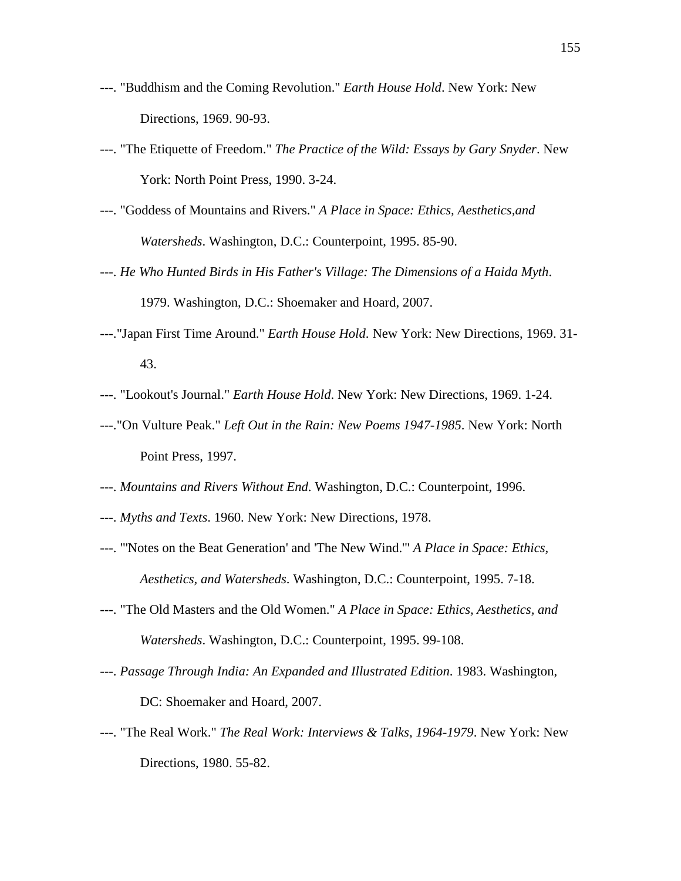---. "Buddhism and the Coming Revolution." *Earth House Hold*. New York: New Directions, 1969. 90-93.

---. "The Etiquette of Freedom." *The Practice of the Wild: Essays by Gary Snyder*. New York: North Point Press, 1990. 3-24.

---. "Goddess of Mountains and Rivers." *A Place in Space: Ethics, Aesthetics,and Watersheds*. Washington, D.C.: Counterpoint, 1995. 85-90.

---. *He Who Hunted Birds in His Father's Village: The Dimensions of a Haida Myth*. 1979. Washington, D.C.: Shoemaker and Hoard, 2007.

---."Japan First Time Around." *Earth House Hold*. New York: New Directions, 1969. 31-43.

---. "Lookout's Journal." *Earth House Hold*. New York: New Directions, 1969. 1-24.

---."On Vulture Peak." *Left Out in the Rain: New Poems 1947-1985*. New York: North Point Press, 1997.

---. *Mountains and Rivers Without End*. Washington, D.C.: Counterpoint, 1996.

---. *Myths and Texts*. 1960. New York: New Directions, 1978.

---. "'Notes on the Beat Generation' and 'The New Wind.'" *A Place in Space: Ethics, Aesthetics, and Watersheds*. Washington, D.C.: Counterpoint, 1995. 7-18.

---. "The Old Masters and the Old Women." *A Place in Space: Ethics, Aesthetics, and Watersheds*. Washington, D.C.: Counterpoint, 1995. 99-108.

---. *Passage Through India: An Expanded and Illustrated Edition*. 1983. Washington, DC: Shoemaker and Hoard, 2007.

---. "The Real Work." *The Real Work: Interviews & Talks, 1964-1979*. New York: New Directions, 1980. 55-82.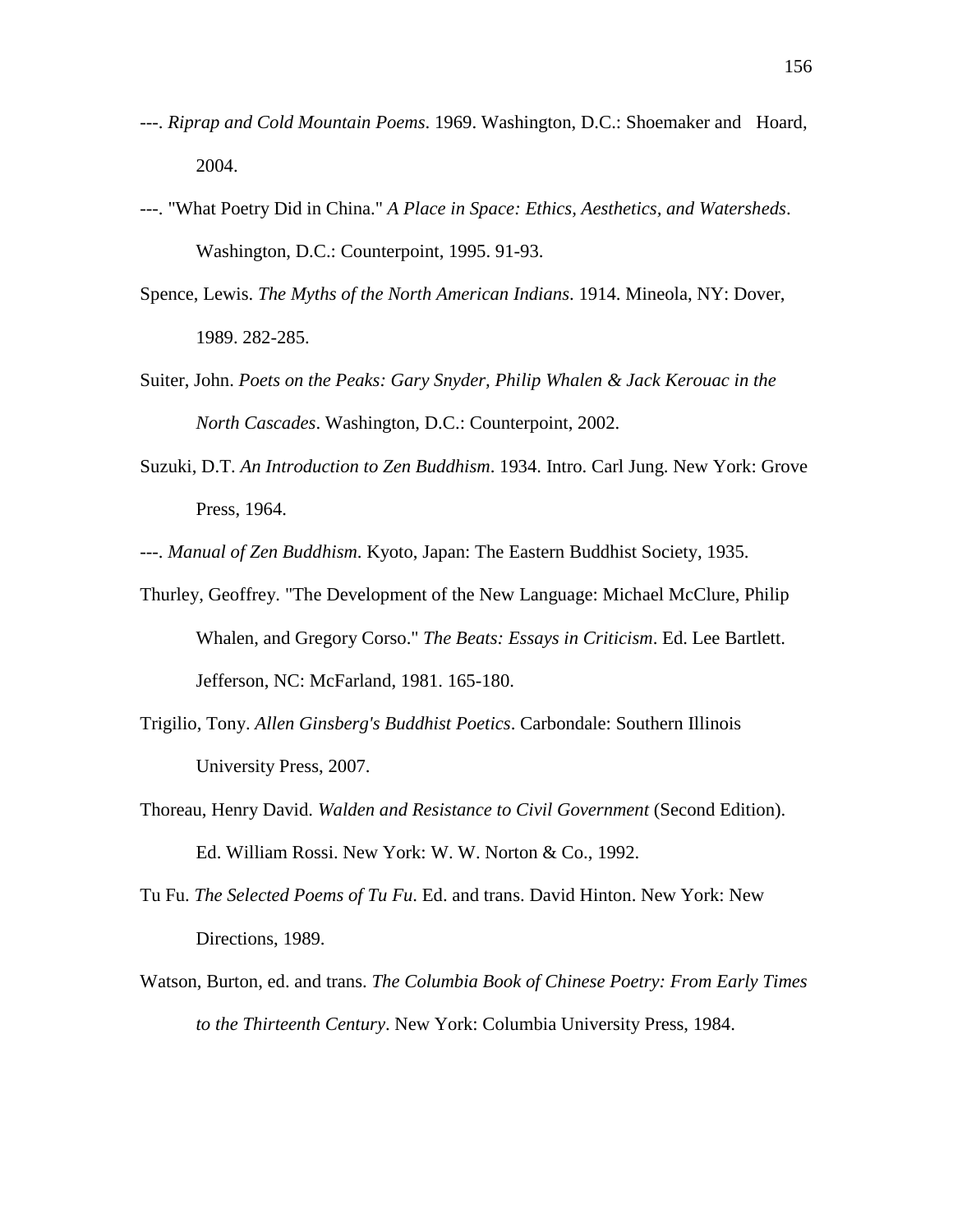---. *Riprap and Cold Mountain Poems*. 1969. Washington, D.C.: Shoemaker and Hoard, 2004.

---. "What Poetry Did in China." *A Place in Space: Ethics, Aesthetics, and Watersheds*. Washington, D.C.: Counterpoint, 1995. 91-93.

Spence, Lewis. *The Myths of the North American Indians*. 1914. Mineola, NY: Dover, 1989. 282-285.

Suiter, John. *Poets on the Peaks: Gary Snyder, Philip Whalen & Jack Kerouac in the North Cascades*. Washington, D.C.: Counterpoint, 2002.

Suzuki, D.T. *An Introduction to Zen Buddhism*. 1934. Intro. Carl Jung. New York: Grove Press, 1964.

---. *Manual of Zen Buddhism*. Kyoto, Japan: The Eastern Buddhist Society, 1935.

Thurley, Geoffrey. "The Development of the New Language: Michael McClure, Philip Whalen, and Gregory Corso." *The Beats: Essays in Criticism*. Ed. Lee Bartlett. Jefferson, NC: McFarland, 1981. 165-180.

Trigilio, Tony. *Allen Ginsberg's Buddhist Poetics*. Carbondale: Southern Illinois University Press, 2007.

Thoreau, Henry David. *Walden and Resistance to Civil Government* (Second Edition). Ed. William Rossi. New York: W. W. Norton & Co., 1992.

Tu Fu. *The Selected Poems of Tu Fu*. Ed. and trans. David Hinton. New York: New Directions, 1989.

Watson, Burton, ed. and trans. *The Columbia Book of Chinese Poetry: From Early Times to the Thirteenth Century*. New York: Columbia University Press, 1984.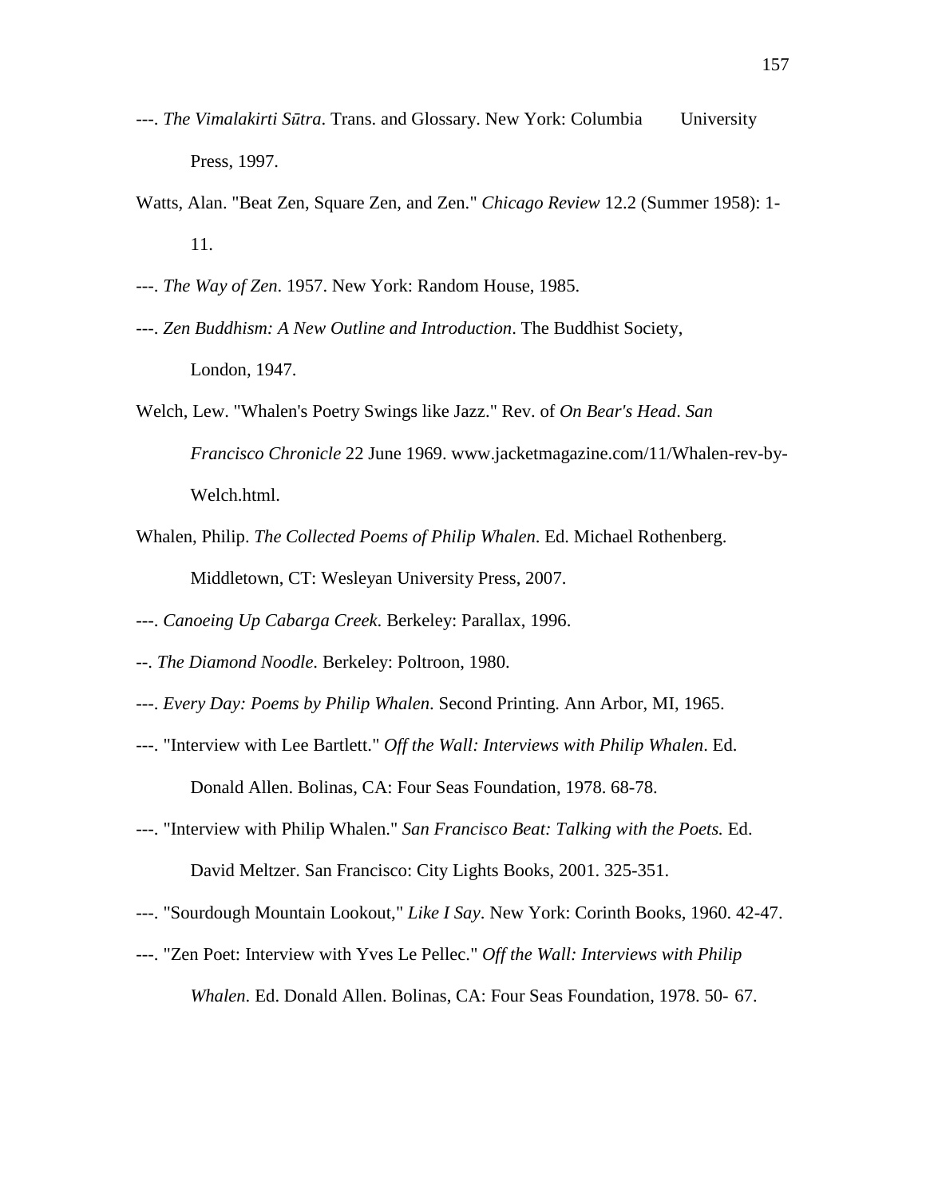---. *The Vimalakirti Sūtra*. Trans. and Glossary. New York: Columbia University Press, 1997.

Watts, Alan. "Beat Zen, Square Zen, and Zen." *Chicago Review* 12.2 (Summer 1958): 1-11.

---. *The Way of Zen*. 1957. New York: Random House, 1985.

---. *Zen Buddhism: A New Outline and Introduction*. The Buddhist Society, London, 1947.

Welch, Lew. "Whalen's Poetry Swings like Jazz." Rev. of *On Bear's Head*. *San Francisco Chronicle* 22 June 1969. www.jacketmagazine.com/11/Whalen-rev-by-Welch.html.

Whalen, Philip. *The Collected Poems of Philip Whalen*. Ed. Michael Rothenberg. Middletown, CT: Wesleyan University Press, 2007.

---. *Canoeing Up Cabarga Creek*. Berkeley: Parallax, 1996.

--. *The Diamond Noodle*. Berkeley: Poltroon, 1980.

---. *Every Day: Poems by Philip Whalen*. Second Printing. Ann Arbor, MI, 1965.

---. "Interview with Lee Bartlett." *Off the Wall: Interviews with Philip Whalen*. Ed. Donald Allen. Bolinas, CA: Four Seas Foundation, 1978. 68-78.

---. "Interview with Philip Whalen." *San Francisco Beat: Talking with the Poets.* Ed. David Meltzer. San Francisco: City Lights Books, 2001. 325-351.

---. "Sourdough Mountain Lookout," *Like I Say*. New York: Corinth Books, 1960. 42-47.

---. "Zen Poet: Interview with Yves Le Pellec." *Off the Wall: Interviews with Philip Whalen*. Ed. Donald Allen. Bolinas, CA: Four Seas Foundation, 1978. 50- 67.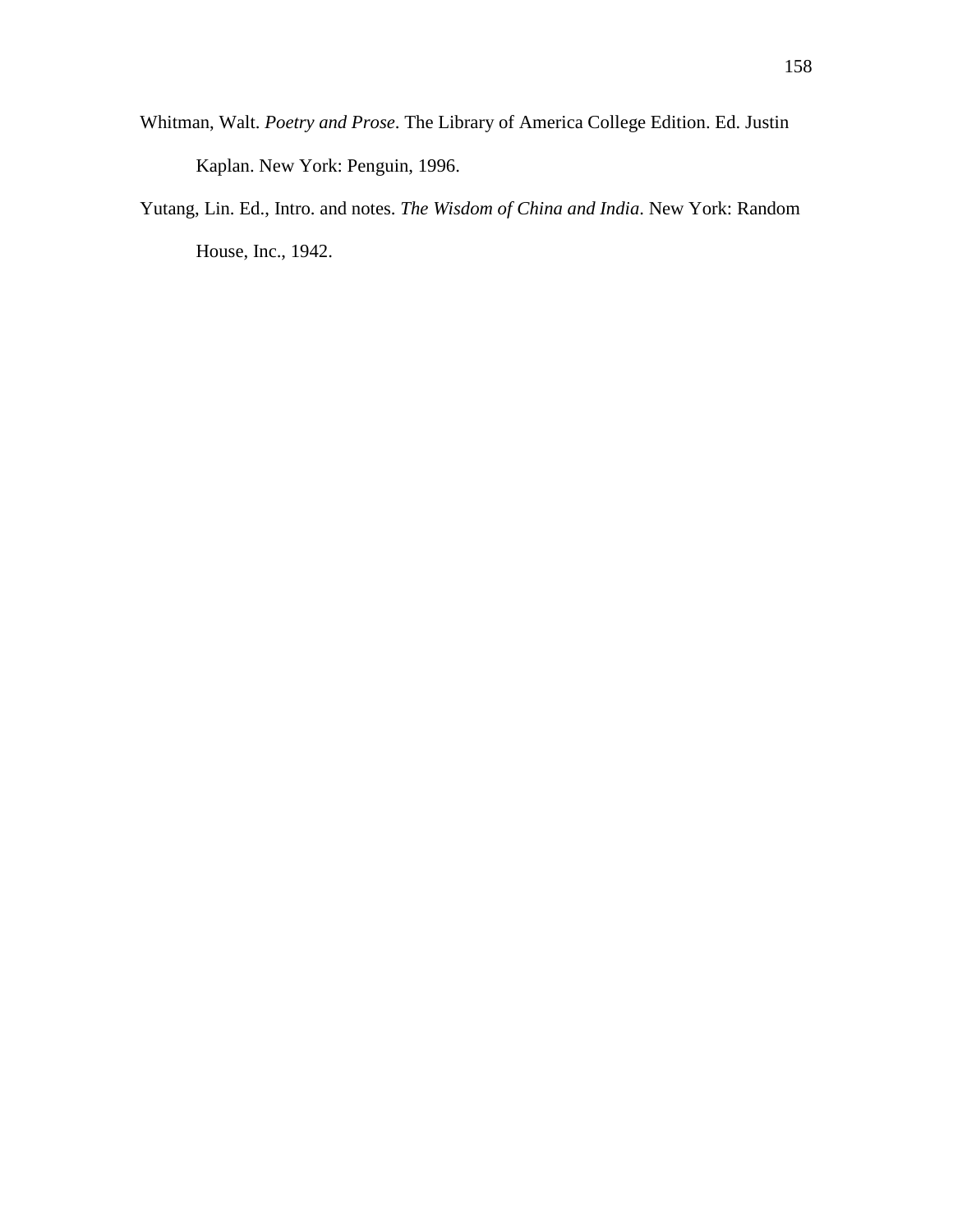Whitman, Walt. *Poetry and Prose*. The Library of America College Edition. Ed. Justin Kaplan. New York: Penguin, 1996.

Yutang, Lin. Ed., Intro. and notes. *The Wisdom of China and India*. New York: Random House, Inc., 1942.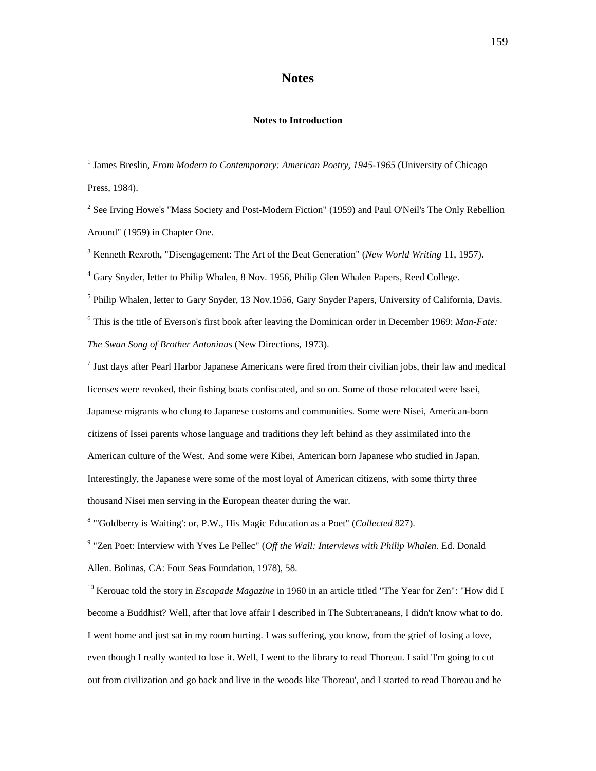# Notes

### Notes to Introduction

[1] James Breslin, *From Modern to Contemporary: American Poetry, 1945-1965* (University of Chicago Press, 1984).

[2] See Irving Howe's "Mass Society and Post-Modern Fiction" (1959) and Paul O'Neil's The Only Rebellion Around" (1959) in Chapter One.

[3] Kenneth Rexroth, "Disengagement: The Art of the Beat Generation" (*New World Writing* 11, 1957).

[4] Gary Snyder, letter to Philip Whalen, 8 Nov. 1956, Philip Glen Whalen Papers, Reed College.

[5] Philip Whalen, letter to Gary Snyder, 13 Nov.1956, Gary Snyder Papers, University of California, Davis.

[6] This is the title of Everson's first book after leaving the Dominican order in December 1969: *Man-Fate: The Swan Song of Brother Antoninus* (New Directions, 1973).

[7] Just days after Pearl Harbor Japanese Americans were fired from their civilian jobs, their law and medical licenses were revoked, their fishing boats confiscated, and so on. Some of those relocated were Issei, Japanese migrants who clung to Japanese customs and communities. Some were Nisei, American-born citizens of Issei parents whose language and traditions they left behind as they assimilated into the American culture of the West. And some were Kibei, American born Japanese who studied in Japan. Interestingly, the Japanese were some of the most loyal of American citizens, with some thirty three thousand Nisei men serving in the European theater during the war.

[8] "'Goldberry is Waiting': or, P.W., His Magic Education as a Poet" (*Collected* 827).

[9] "Zen Poet: Interview with Yves Le Pellec" (*Off the Wall: Interviews with Philip Whalen*. Ed. Donald Allen. Bolinas, CA: Four Seas Foundation, 1978), 58.

[10] Kerouac told the story in *Escapade Magazine* in 1960 in an article titled "The Year for Zen": "How did I become a Buddhist? Well, after that love affair I described in The Subterraneans, I didn't know what to do. I went home and just sat in my room hurting. I was suffering, you know, from the grief of losing a love, even though I really wanted to lose it. Well, I went to the library to read Thoreau. I said 'I'm going to cut out from civilization and go back and live in the woods like Thoreau', and I started to read Thoreau and he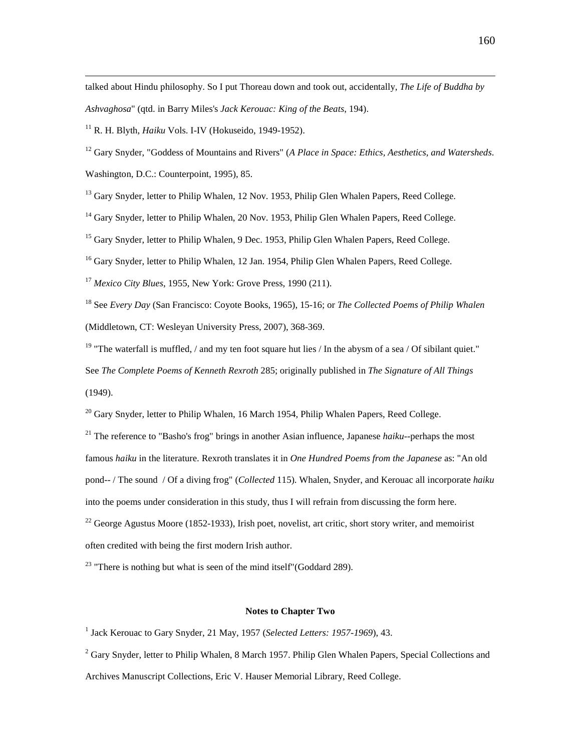talked about Hindu philosophy. So I put Thoreau down and took out, accidentally, *The Life of Buddha by Ashvaghosa*" (qtd. in Barry Miles's *Jack Kerouac: King of the Beats*, 194).

[11] R. H. Blyth, *Haiku* Vols. I-IV (Hokuseido, 1949-1952).

[12] Gary Snyder, "Goddess of Mountains and Rivers" (*A Place in Space: Ethics, Aesthetics, and Watersheds*. Washington, D.C.: Counterpoint, 1995), 85.

[13] Gary Snyder, letter to Philip Whalen, 12 Nov. 1953, Philip Glen Whalen Papers, Reed College.

[14] Gary Snyder, letter to Philip Whalen, 20 Nov. 1953, Philip Glen Whalen Papers, Reed College.

[15] Gary Snyder, letter to Philip Whalen, 9 Dec. 1953, Philip Glen Whalen Papers, Reed College.

[16] Gary Snyder, letter to Philip Whalen, 12 Jan. 1954, Philip Glen Whalen Papers, Reed College.

[17] *Mexico City Blues*, 1955, New York: Grove Press, 1990 (211).

[18] See *Every Day* (San Francisco: Coyote Books, 1965), 15-16; or *The Collected Poems of Philip Whalen* (Middletown, CT: Wesleyan University Press, 2007), 368-369.

[19] "The waterfall is muffled, / and my ten foot square hut lies / In the abysm of a sea / Of sibilant quiet." See *The Complete Poems of Kenneth Rexroth* 285; originally published in *The Signature of All Things* (1949).

[20] Gary Snyder, letter to Philip Whalen, 16 March 1954, Philip Whalen Papers, Reed College.

[21] The reference to "Basho's frog" brings in another Asian influence, Japanese *haiku*--perhaps the most famous *haiku* in the literature. Rexroth translates it in *One Hundred Poems from the Japanese* as: "An old pond-- / The sound / Of a diving frog" (*Collected* 115). Whalen, Snyder, and Kerouac all incorporate *haiku* into the poems under consideration in this study, thus I will refrain from discussing the form here.

[22] George Agustus Moore (1852-1933), Irish poet, novelist, art critic, short story writer, and memoirist often credited with being the first modern Irish author.

[23] "There is nothing but what is seen of the mind itself"(Goddard 289).

**Notes to Chapter Two**

[1] Jack Kerouac to Gary Snyder, 21 May, 1957 (*Selected Letters: 1957-1969*), 43.

[2] Gary Snyder, letter to Philip Whalen, 8 March 1957. Philip Glen Whalen Papers, Special Collections and Archives Manuscript Collections, Eric V. Hauser Memorial Library, Reed College.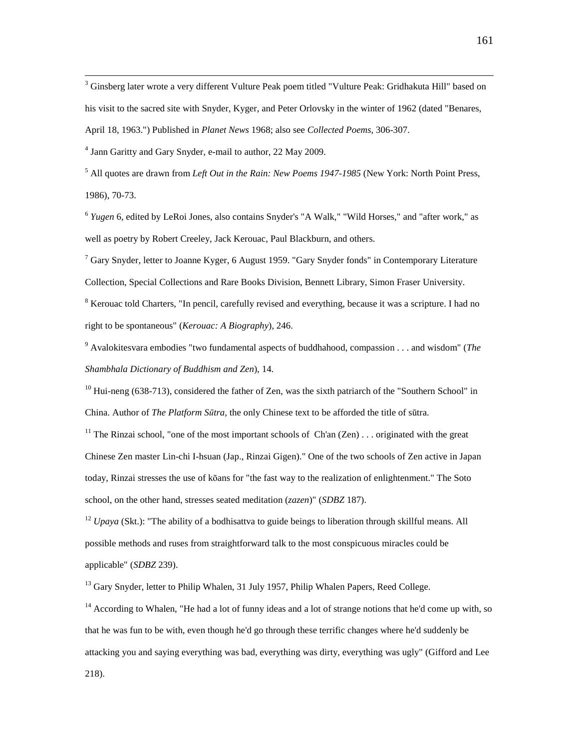[3] Ginsberg later wrote a very different Vulture Peak poem titled "Vulture Peak: Gridhakuta Hill" based on his visit to the sacred site with Snyder, Kyger, and Peter Orlovsky in the winter of 1962 (dated "Benares, April 18, 1963.") Published in *Planet News* 1968; also see *Collected Poems*, 306-307.

[4] Jann Garitty and Gary Snyder, e-mail to author, 22 May 2009.

[5] All quotes are drawn from *Left Out in the Rain: New Poems 1947-1985* (New York: North Point Press, 1986), 70-73.

[6] *Yugen* 6, edited by LeRoi Jones, also contains Snyder's "A Walk," "Wild Horses," and "after work," as well as poetry by Robert Creeley, Jack Kerouac, Paul Blackburn, and others.

[7] Gary Snyder, letter to Joanne Kyger, 6 August 1959. "Gary Snyder fonds" in Contemporary Literature Collection, Special Collections and Rare Books Division, Bennett Library, Simon Fraser University.

[8] Kerouac told Charters, "In pencil, carefully revised and everything, because it was a scripture. I had no right to be spontaneous" (*Kerouac: A Biography*), 246.

[9] Avalokitesvara embodies "two fundamental aspects of buddhahood, compassion . . . and wisdom" (*The Shambhala Dictionary of Buddhism and Zen*), 14.

[10] Hui-neng (638-713), considered the father of Zen, was the sixth patriarch of the "Southern School" in China. Author of *The Platform Sūtra*, the only Chinese text to be afforded the title of sūtra.

[11] The Rinzai school, "one of the most important schools of Ch'an (Zen) . . . originated with the great Chinese Zen master Lin-chi I-hsuan (Jap., Rinzai Gigen)." One of the two schools of Zen active in Japan today, Rinzai stresses the use of kōans for "the fast way to the realization of enlightenment." The Soto school, on the other hand, stresses seated meditation (*zazen*)" (*SDBZ* 187).

[12] *Upaya* (Skt.): "The ability of a bodhisattva to guide beings to liberation through skillful means. All possible methods and ruses from straightforward talk to the most conspicuous miracles could be applicable" (*SDBZ* 239).

[13] Gary Snyder, letter to Philip Whalen, 31 July 1957, Philip Whalen Papers, Reed College.

[14] According to Whalen, "He had a lot of funny ideas and a lot of strange notions that he'd come up with, so that he was fun to be with, even though he'd go through these terrific changes where he'd suddenly be attacking you and saying everything was bad, everything was dirty, everything was ugly" (Gifford and Lee 218).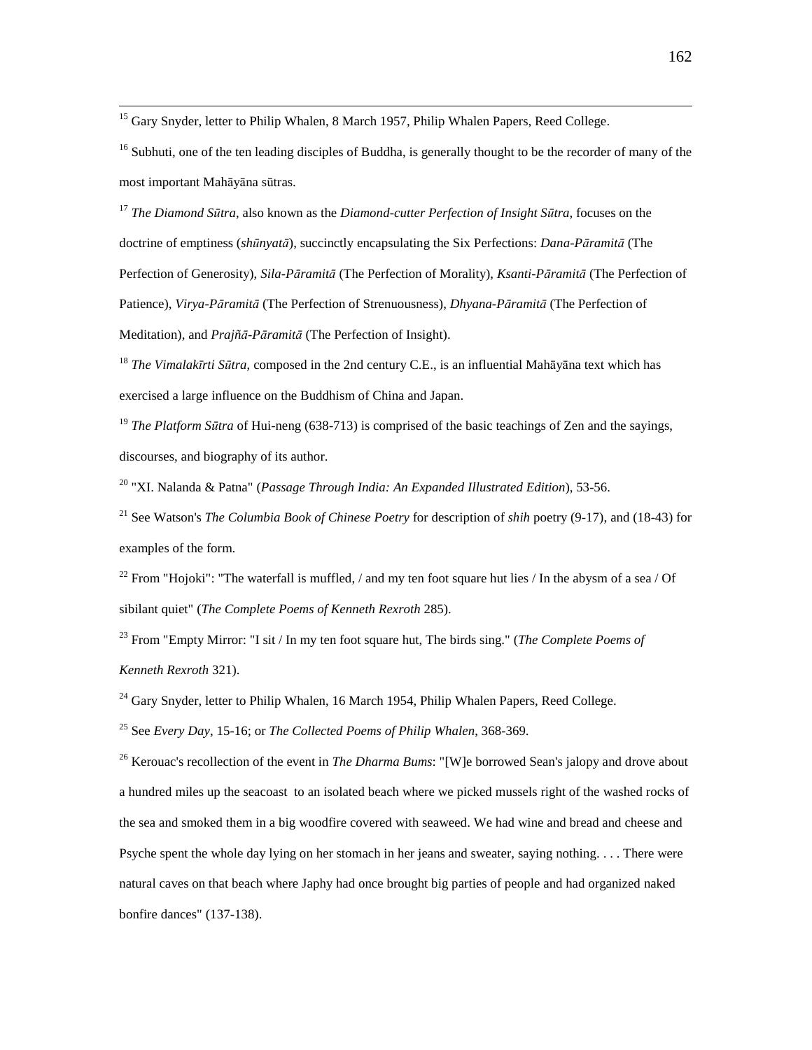[15] Gary Snyder, letter to Philip Whalen, 8 March 1957, Philip Whalen Papers, Reed College.

[16] Subhuti, one of the ten leading disciples of Buddha, is generally thought to be the recorder of many of the most important Mahāyāna sūtras.

[17] *The Diamond Sūtra*, also known as the *Diamond-cutter Perfection of Insight Sūtra*, focuses on the doctrine of emptiness (*shūnyatā*), succinctly encapsulating the Six Perfections: *Dana-Pāramitā* (The Perfection of Generosity), *Sila-Pāramitā* (The Perfection of Morality), *Ksanti-Pāramitā* (The Perfection of Patience), *Virya-Pāramitā* (The Perfection of Strenuousness), *Dhyana-Pāramitā* (The Perfection of Meditation), and *Prajñā-Pāramitā* (The Perfection of Insight).

[18] *The Vimalakīrti Sūtra*, composed in the 2nd century C.E., is an influential Mahāyāna text which has exercised a large influence on the Buddhism of China and Japan.

[19] *The Platform Sūtra* of Hui-neng (638-713) is comprised of the basic teachings of Zen and the sayings, discourses, and biography of its author.

[20] "XI. Nalanda & Patna" (*Passage Through India: An Expanded Illustrated Edition*), 53-56.

[21] See Watson's *The Columbia Book of Chinese Poetry* for description of *shih* poetry (9-17), and (18-43) for examples of the form.

[22] From "Hojoki": "The waterfall is muffled, / and my ten foot square hut lies / In the abysm of a sea / Of sibilant quiet" (*The Complete Poems of Kenneth Rexroth* 285).

[23] From "Empty Mirror: "I sit / In my ten foot square hut, The birds sing." (*The Complete Poems of Kenneth Rexroth* 321).

[24] Gary Snyder, letter to Philip Whalen, 16 March 1954, Philip Whalen Papers, Reed College.

[25] See *Every Day*, 15-16; or *The Collected Poems of Philip Whalen*, 368-369.

[26] Kerouac's recollection of the event in *The Dharma Bums*: "[W]e borrowed Sean's jalopy and drove about a hundred miles up the seacoast to an isolated beach where we picked mussels right of the washed rocks of the sea and smoked them in a big woodfire covered with seaweed. We had wine and bread and cheese and Psyche spent the whole day lying on her stomach in her jeans and sweater, saying nothing. . . . There were natural caves on that beach where Japhy had once brought big parties of people and had organized naked bonfire dances" (137-138).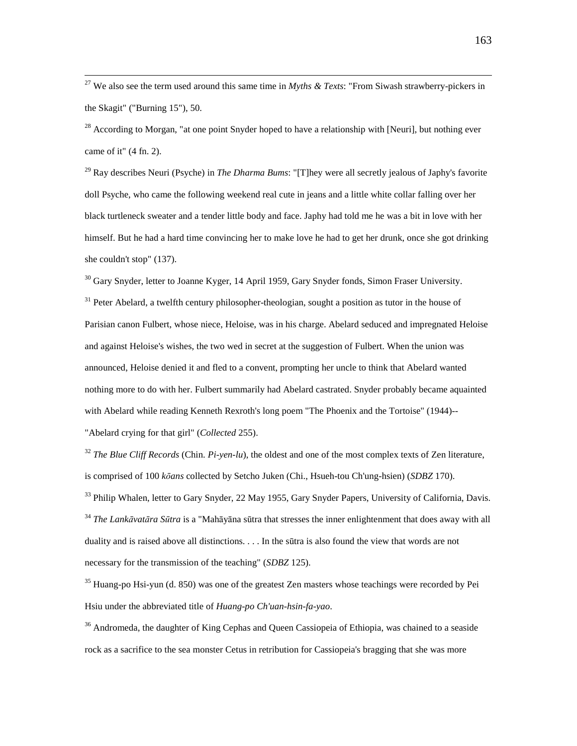[27] We also see the term used around this same time in *Myths & Texts*: "From Siwash strawberry-pickers in the Skagit" ("Burning 15"), 50.

[28] According to Morgan, "at one point Snyder hoped to have a relationship with [Neuri], but nothing ever came of it" (4 fn. 2).

[29] Ray describes Neuri (Psyche) in *The Dharma Bums*: "[T]hey were all secretly jealous of Japhy's favorite doll Psyche, who came the following weekend real cute in jeans and a little white collar falling over her black turtleneck sweater and a tender little body and face. Japhy had told me he was a bit in love with her himself. But he had a hard time convincing her to make love he had to get her drunk, once she got drinking she couldn't stop" (137).

[30] Gary Snyder, letter to Joanne Kyger, 14 April 1959, Gary Snyder fonds, Simon Fraser University.

[31] Peter Abelard, a twelfth century philosopher-theologian, sought a position as tutor in the house of Parisian canon Fulbert, whose niece, Heloise, was in his charge. Abelard seduced and impregnated Heloise and against Heloise's wishes, the two wed in secret at the suggestion of Fulbert. When the union was announced, Heloise denied it and fled to a convent, prompting her uncle to think that Abelard wanted nothing more to do with her. Fulbert summarily had Abelard castrated. Snyder probably became aquainted with Abelard while reading Kenneth Rexroth's long poem "The Phoenix and the Tortoise" (1944)--"Abelard crying for that girl" (*Collected* 255).

[32] *The Blue Cliff Records* (Chin. *Pi-yen-lu*), the oldest and one of the most complex texts of Zen literature, is comprised of 100 *kōans* collected by Setcho Juken (Chi., Hsueh-tou Ch'ung-hsien) (*SDBZ* 170).

[33] Philip Whalen, letter to Gary Snyder, 22 May 1955, Gary Snyder Papers, University of California, Davis.

[34] *The Lankāvatāra Sūtra* is a "Mahāyāna sūtra that stresses the inner enlightenment that does away with all duality and is raised above all distinctions. . . . In the sūtra is also found the view that words are not necessary for the transmission of the teaching" (*SDBZ* 125).

[35] Huang-po Hsi-yun (d. 850) was one of the greatest Zen masters whose teachings were recorded by Pei Hsiu under the abbreviated title of *Huang-po Ch'uan-hsin-fa-yao*.

[36] Andromeda, the daughter of King Cephas and Queen Cassiopeia of Ethiopia, was chained to a seaside rock as a sacrifice to the sea monster Cetus in retribution for Cassiopeia's bragging that she was more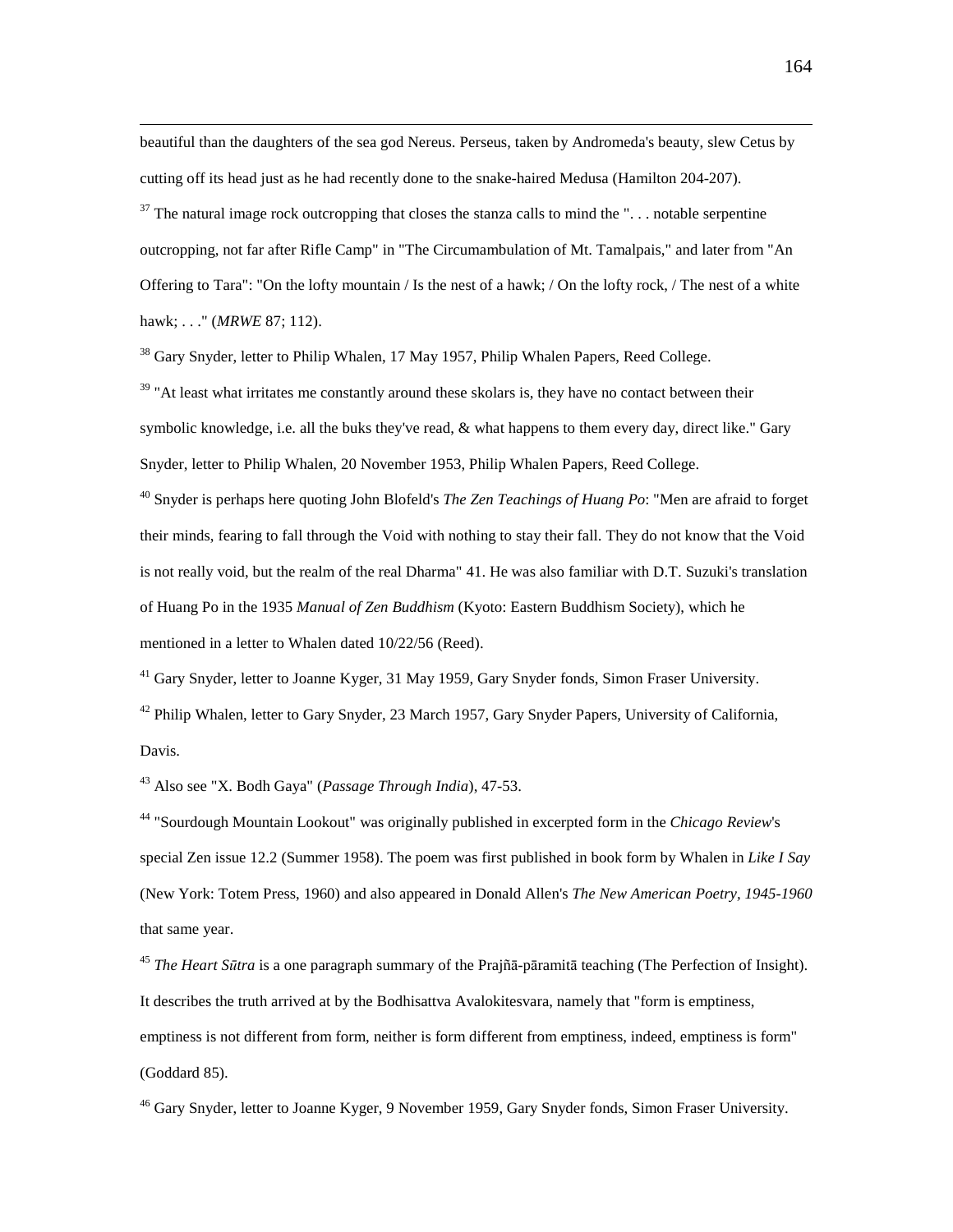beautiful than the daughters of the sea god Nereus. Perseus, taken by Andromeda's beauty, slew Cetus by cutting off its head just as he had recently done to the snake-haired Medusa (Hamilton 204-207).

[37] The natural image rock outcropping that closes the stanza calls to mind the ". . . notable serpentine outcropping, not far after Rifle Camp" in "The Circumambulation of Mt. Tamalpais," and later from "An Offering to Tara": "On the lofty mountain / Is the nest of a hawk; / On the lofty rock, / The nest of a white hawk; . . ." (*MRWE* 87; 112).

[38] Gary Snyder, letter to Philip Whalen, 17 May 1957, Philip Whalen Papers, Reed College.

[39] "At least what irritates me constantly around these skolars is, they have no contact between their symbolic knowledge, i.e. all the buks they've read, & what happens to them every day, direct like." Gary Snyder, letter to Philip Whalen, 20 November 1953, Philip Whalen Papers, Reed College.

[40] Snyder is perhaps here quoting John Blofeld's *The Zen Teachings of Huang Po*: "Men are afraid to forget their minds, fearing to fall through the Void with nothing to stay their fall. They do not know that the Void is not really void, but the realm of the real Dharma" 41. He was also familiar with D.T. Suzuki's translation of Huang Po in the 1935 *Manual of Zen Buddhism* (Kyoto: Eastern Buddhism Society), which he mentioned in a letter to Whalen dated 10/22/56 (Reed).

[41] Gary Snyder, letter to Joanne Kyger, 31 May 1959, Gary Snyder fonds, Simon Fraser University.

[42] Philip Whalen, letter to Gary Snyder, 23 March 1957, Gary Snyder Papers, University of California, Davis.

[43] Also see "X. Bodh Gaya" (*Passage Through India*), 47-53.

[44] "Sourdough Mountain Lookout" was originally published in excerpted form in the *Chicago Review*'s special Zen issue 12.2 (Summer 1958). The poem was first published in book form by Whalen in *Like I Say* (New York: Totem Press, 1960) and also appeared in Donald Allen's *The New American Poetry, 1945-1960* that same year.

[45] *The Heart Sūtra* is a one paragraph summary of the Prajñā-pāramitā teaching (The Perfection of Insight). It describes the truth arrived at by the Bodhisattva Avalokitesvara, namely that "form is emptiness, emptiness is not different from form, neither is form different from emptiness, indeed, emptiness is form" (Goddard 85).

[46] Gary Snyder, letter to Joanne Kyger, 9 November 1959, Gary Snyder fonds, Simon Fraser University.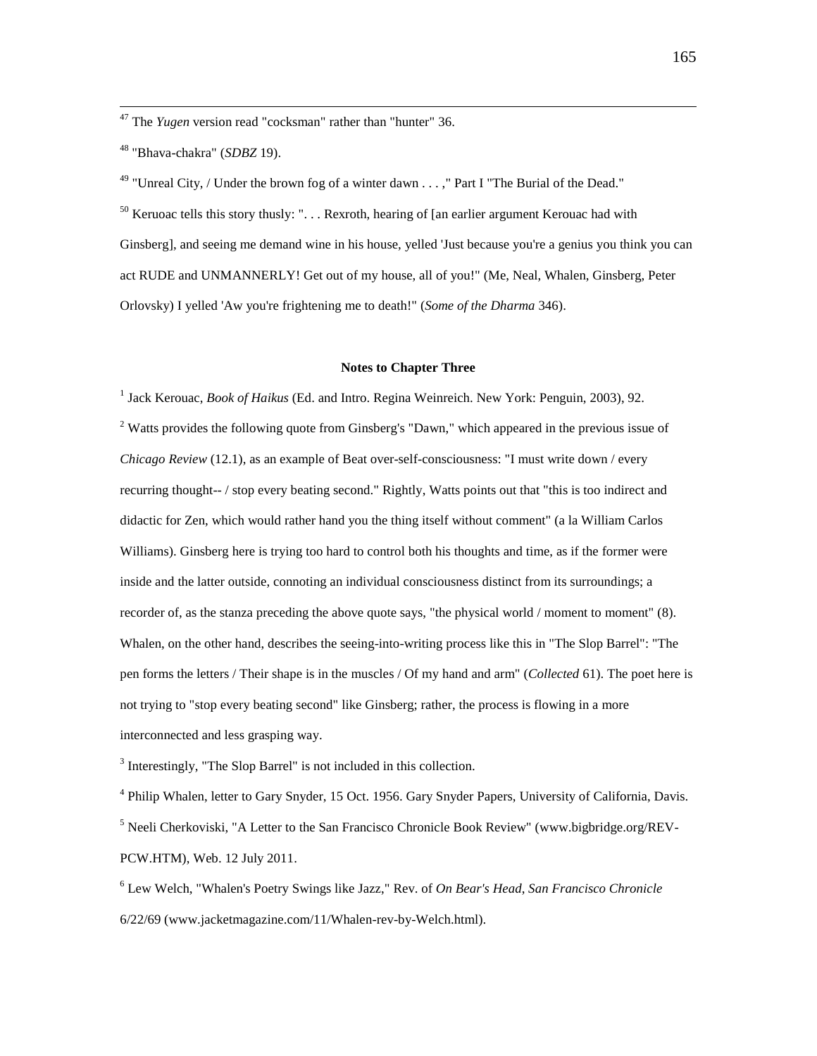[47] The *Yugen* version read "cocksman" rather than "hunter" 36.

[48] "Bhava-chakra" (*SDBZ* 19).

[49] "Unreal City, / Under the brown fog of a winter dawn . . . ," Part I "The Burial of the Dead."

[50] Keruoac tells this story thusly: ". . . Rexroth, hearing of [an earlier argument Kerouac had with Ginsberg], and seeing me demand wine in his house, yelled 'Just because you're a genius you think you can act RUDE and UNMANNERLY! Get out of my house, all of you!" (Me, Neal, Whalen, Ginsberg, Peter Orlovsky) I yelled 'Aw you're frightening me to death!" (*Some of the Dharma* 346).

**Notes to Chapter Three**

[1] Jack Kerouac, *Book of Haikus* (Ed. and Intro. Regina Weinreich. New York: Penguin, 2003), 92.

[2] Watts provides the following quote from Ginsberg's "Dawn," which appeared in the previous issue of *Chicago Review* (12.1), as an example of Beat over-self-consciousness: "I must write down / every recurring thought-- / stop every beating second." Rightly, Watts points out that "this is too indirect and didactic for Zen, which would rather hand you the thing itself without comment" (a la William Carlos Williams). Ginsberg here is trying too hard to control both his thoughts and time, as if the former were inside and the latter outside, connoting an individual consciousness distinct from its surroundings; a recorder of, as the stanza preceding the above quote says, "the physical world / moment to moment" (8). Whalen, on the other hand, describes the seeing-into-writing process like this in "The Slop Barrel": "The pen forms the letters / Their shape is in the muscles / Of my hand and arm" (*Collected* 61). The poet here is not trying to "stop every beating second" like Ginsberg; rather, the process is flowing in a more interconnected and less grasping way.

[3] Interestingly, "The Slop Barrel" is not included in this collection.

[4] Philip Whalen, letter to Gary Snyder, 15 Oct. 1956. Gary Snyder Papers, University of California, Davis.

[5] Neeli Cherkoviski, "A Letter to the San Francisco Chronicle Book Review" (www.bigbridge.org/REV-PCW.HTM), Web. 12 July 2011.

[6] Lew Welch, "Whalen's Poetry Swings like Jazz," Rev. of *On Bear's Head*, *San Francisco Chronicle* 6/22/69 (www.jacketmagazine.com/11/Whalen-rev-by-Welch.html).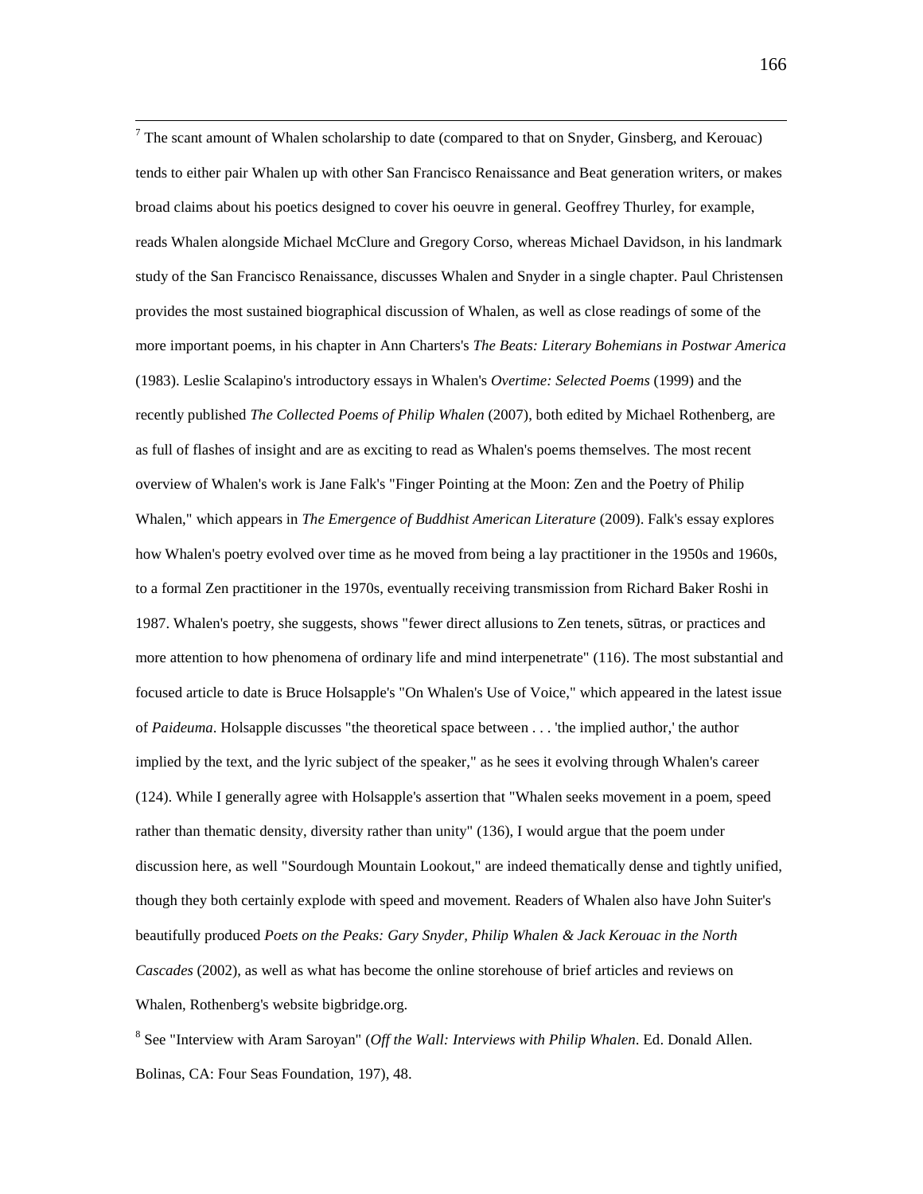[7] The scant amount of Whalen scholarship to date (compared to that on Snyder, Ginsberg, and Kerouac) tends to either pair Whalen up with other San Francisco Renaissance and Beat generation writers, or makes broad claims about his poetics designed to cover his oeuvre in general. Geoffrey Thurley, for example, reads Whalen alongside Michael McClure and Gregory Corso, whereas Michael Davidson, in his landmark study of the San Francisco Renaissance, discusses Whalen and Snyder in a single chapter. Paul Christensen provides the most sustained biographical discussion of Whalen, as well as close readings of some of the more important poems, in his chapter in Ann Charters's *The Beats: Literary Bohemians in Postwar America* (1983). Leslie Scalapino's introductory essays in Whalen's *Overtime: Selected Poems* (1999) and the recently published *The Collected Poems of Philip Whalen* (2007), both edited by Michael Rothenberg, are as full of flashes of insight and are as exciting to read as Whalen's poems themselves. The most recent overview of Whalen's work is Jane Falk's "Finger Pointing at the Moon: Zen and the Poetry of Philip Whalen," which appears in *The Emergence of Buddhist American Literature* (2009). Falk's essay explores how Whalen's poetry evolved over time as he moved from being a lay practitioner in the 1950s and 1960s, to a formal Zen practitioner in the 1970s, eventually receiving transmission from Richard Baker Roshi in 1987. Whalen's poetry, she suggests, shows "fewer direct allusions to Zen tenets, sūtras, or practices and more attention to how phenomena of ordinary life and mind interpenetrate" (116). The most substantial and focused article to date is Bruce Holsapple's "On Whalen's Use of Voice," which appeared in the latest issue of *Paideuma*. Holsapple discusses "the theoretical space between . . . 'the implied author,' the author implied by the text, and the lyric subject of the speaker," as he sees it evolving through Whalen's career (124). While I generally agree with Holsapple's assertion that "Whalen seeks movement in a poem, speed rather than thematic density, diversity rather than unity" (136), I would argue that the poem under discussion here, as well "Sourdough Mountain Lookout," are indeed thematically dense and tightly unified, though they both certainly explode with speed and movement. Readers of Whalen also have John Suiter's beautifully produced *Poets on the Peaks: Gary Snyder, Philip Whalen & Jack Kerouac in the North Cascades* (2002), as well as what has become the online storehouse of brief articles and reviews on Whalen, Rothenberg's website bigbridge.org.

[8] See "Interview with Aram Saroyan" (*Off the Wall: Interviews with Philip Whalen*. Ed. Donald Allen. Bolinas, CA: Four Seas Foundation, 197), 48.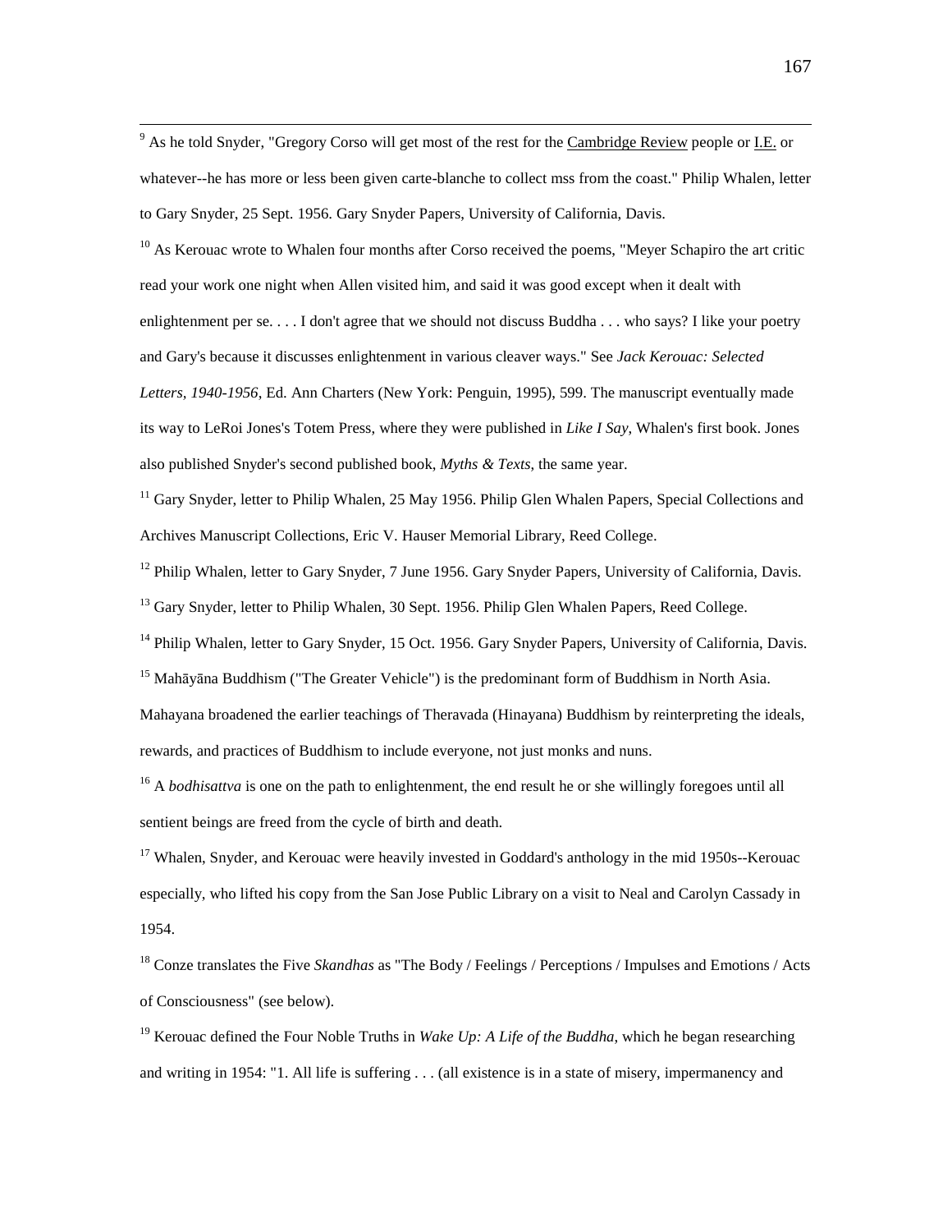[9] As he told Snyder, "Gregory Corso will get most of the rest for the Cambridge Review people or I.E. or whatever--he has more or less been given carte-blanche to collect mss from the coast." Philip Whalen, letter to Gary Snyder, 25 Sept. 1956. Gary Snyder Papers, University of California, Davis.

[10] As Kerouac wrote to Whalen four months after Corso received the poems, "Meyer Schapiro the art critic read your work one night when Allen visited him, and said it was good except when it dealt with enlightenment per se. . . . I don't agree that we should not discuss Buddha . . . who says? I like your poetry and Gary's because it discusses enlightenment in various cleaver ways." See *Jack Kerouac: Selected Letters, 1940-1956*, Ed. Ann Charters (New York: Penguin, 1995), 599. The manuscript eventually made its way to LeRoi Jones's Totem Press, where they were published in *Like I Say*, Whalen's first book. Jones also published Snyder's second published book, *Myths & Texts*, the same year.

[11] Gary Snyder, letter to Philip Whalen, 25 May 1956. Philip Glen Whalen Papers, Special Collections and Archives Manuscript Collections, Eric V. Hauser Memorial Library, Reed College.

[12] Philip Whalen, letter to Gary Snyder, 7 June 1956. Gary Snyder Papers, University of California, Davis.

[13] Gary Snyder, letter to Philip Whalen, 30 Sept. 1956. Philip Glen Whalen Papers, Reed College.

[14] Philip Whalen, letter to Gary Snyder, 15 Oct. 1956. Gary Snyder Papers, University of California, Davis.

[15] Mahāyāna Buddhism ("The Greater Vehicle") is the predominant form of Buddhism in North Asia. Mahayana broadened the earlier teachings of Theravada (Hinayana) Buddhism by reinterpreting the ideals, rewards, and practices of Buddhism to include everyone, not just monks and nuns.

[16] A *bodhisattva* is one on the path to enlightenment, the end result he or she willingly foregoes until all sentient beings are freed from the cycle of birth and death.

[17] Whalen, Snyder, and Kerouac were heavily invested in Goddard's anthology in the mid 1950s--Kerouac especially, who lifted his copy from the San Jose Public Library on a visit to Neal and Carolyn Cassady in 1954.

[18] Conze translates the Five *Skandhas* as "The Body / Feelings / Perceptions / Impulses and Emotions / Acts of Consciousness" (see below).

[19] Kerouac defined the Four Noble Truths in *Wake Up: A Life of the Buddha*, which he began researching and writing in 1954: "1. All life is suffering . . . (all existence is in a state of misery, impermanency and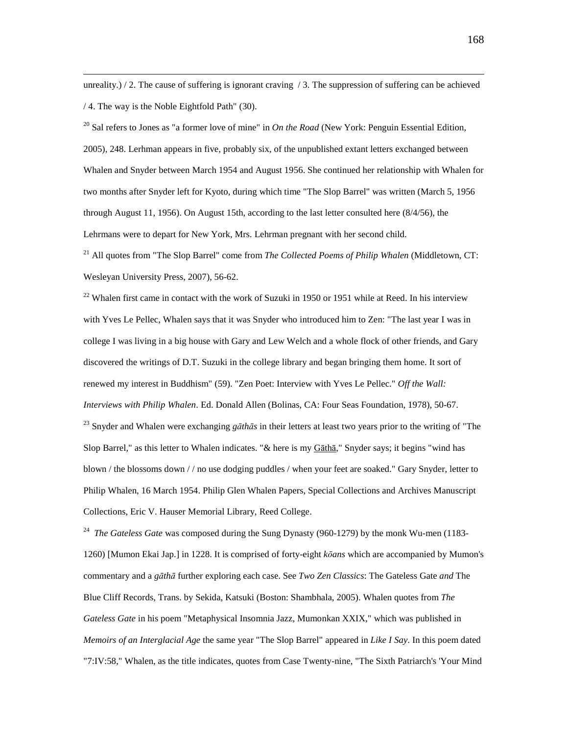unreality.) / 2. The cause of suffering is ignorant craving / 3. The suppression of suffering can be achieved / 4. The way is the Noble Eightfold Path" (30).

[20] Sal refers to Jones as "a former love of mine" in *On the Road* (New York: Penguin Essential Edition, 2005), 248. Lerhman appears in five, probably six, of the unpublished extant letters exchanged between Whalen and Snyder between March 1954 and August 1956. She continued her relationship with Whalen for two months after Snyder left for Kyoto, during which time "The Slop Barrel" was written (March 5, 1956 through August 11, 1956). On August 15th, according to the last letter consulted here (8/4/56), the Lehrmans were to depart for New York, Mrs. Lehrman pregnant with her second child.

[21] All quotes from "The Slop Barrel" come from *The Collected Poems of Philip Whalen* (Middletown, CT: Wesleyan University Press, 2007), 56-62.

[22] Whalen first came in contact with the work of Suzuki in 1950 or 1951 while at Reed. In his interview with Yves Le Pellec, Whalen says that it was Snyder who introduced him to Zen: "The last year I was in college I was living in a big house with Gary and Lew Welch and a whole flock of other friends, and Gary discovered the writings of D.T. Suzuki in the college library and began bringing them home. It sort of renewed my interest in Buddhism" (59). "Zen Poet: Interview with Yves Le Pellec." *Off the Wall: Interviews with Philip Whalen*. Ed. Donald Allen (Bolinas, CA: Four Seas Foundation, 1978), 50-67.

[23] Snyder and Whalen were exchanging *gāthās* in their letters at least two years prior to the writing of "The Slop Barrel," as this letter to Whalen indicates. "& here is my Gāthā," Snyder says; it begins "wind has blown / the blossoms down / / no use dodging puddles / when your feet are soaked." Gary Snyder, letter to Philip Whalen, 16 March 1954. Philip Glen Whalen Papers, Special Collections and Archives Manuscript Collections, Eric V. Hauser Memorial Library, Reed College.

[24] *The Gateless Gate* was composed during the Sung Dynasty (960-1279) by the monk Wu-men (1183-1260) [Mumon Ekai Jap.] in 1228. It is comprised of forty-eight *kōans* which are accompanied by Mumon's commentary and a *gāthā* further exploring each case. See *Two Zen Classics*: The Gateless Gate *and* The Blue Cliff Records, Trans. by Sekida, Katsuki (Boston: Shambhala, 2005). Whalen quotes from *The Gateless Gate* in his poem "Metaphysical Insomnia Jazz, Mumonkan XXIX," which was published in *Memoirs of an Interglacial Age* the same year "The Slop Barrel" appeared in *Like I Say*. In this poem dated "7:IV:58," Whalen, as the title indicates, quotes from Case Twenty-nine, "The Sixth Patriarch's 'Your Mind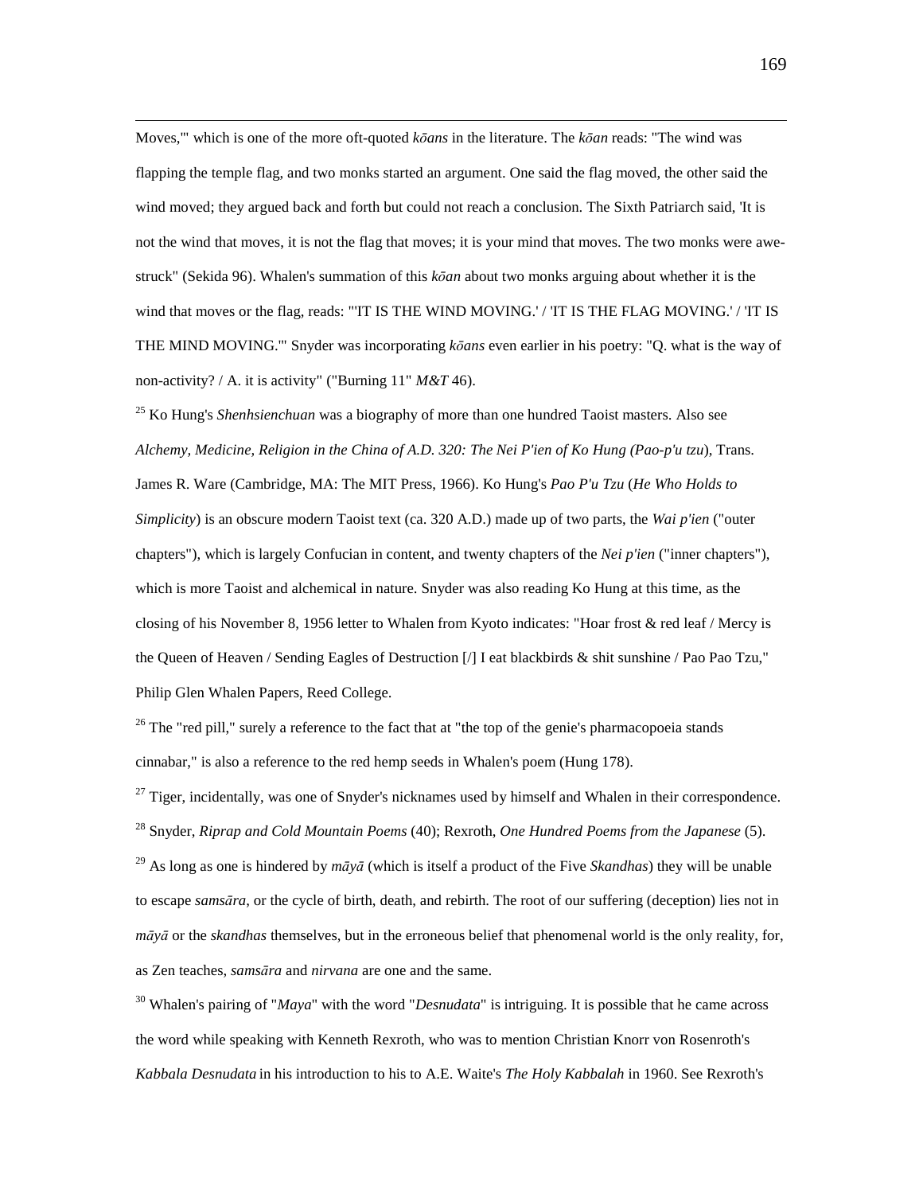Moves,'" which is one of the more oft-quoted *kōans* in the literature. The *kōan* reads: "The wind was flapping the temple flag, and two monks started an argument. One said the flag moved, the other said the wind moved; they argued back and forth but could not reach a conclusion. The Sixth Patriarch said, 'It is not the wind that moves, it is not the flag that moves; it is your mind that moves. The two monks were awe-struck" (Sekida 96). Whalen's summation of this *kōan* about two monks arguing about whether it is the wind that moves or the flag, reads: "'IT IS THE WIND MOVING.' / 'IT IS THE FLAG MOVING.' / 'IT IS THE MIND MOVING.'" Snyder was incorporating *kōans* even earlier in his poetry: "Q. what is the way of non-activity? / A. it is activity" ("Burning 11" *M&T* 46).

[25] Ko Hung's *Shenhsienchuan* was a biography of more than one hundred Taoist masters. Also see *Alchemy, Medicine, Religion in the China of A.D. 320: The Nei P'ien of Ko Hung (Pao-p'u tzu*), Trans. James R. Ware (Cambridge, MA: The MIT Press, 1966). Ko Hung's *Pao P'u Tzu* (*He Who Holds to Simplicity*) is an obscure modern Taoist text (ca. 320 A.D.) made up of two parts, the *Wai p'ien* ("outer chapters"), which is largely Confucian in content, and twenty chapters of the *Nei p'ien* ("inner chapters"), which is more Taoist and alchemical in nature. Snyder was also reading Ko Hung at this time, as the closing of his November 8, 1956 letter to Whalen from Kyoto indicates: "Hoar frost & red leaf / Mercy is the Queen of Heaven / Sending Eagles of Destruction [/] I eat blackbirds & shit sunshine / Pao Pao Tzu," Philip Glen Whalen Papers, Reed College.

[26] The "red pill," surely a reference to the fact that at "the top of the genie's pharmacopoeia stands cinnabar," is also a reference to the red hemp seeds in Whalen's poem (Hung 178).

[27] Tiger, incidentally, was one of Snyder's nicknames used by himself and Whalen in their correspondence.

[28] Snyder, *Riprap and Cold Mountain Poems* (40); Rexroth, *One Hundred Poems from the Japanese* (5).

[29] As long as one is hindered by *māyā* (which is itself a product of the Five *Skandhas*) they will be unable to escape *samsāra*, or the cycle of birth, death, and rebirth. The root of our suffering (deception) lies not in *māyā* or the *skandhas* themselves, but in the erroneous belief that phenomenal world is the only reality, for, as Zen teaches, *samsāra* and *nirvana* are one and the same.

[30] Whalen's pairing of "*Maya*" with the word "*Desnudata*" is intriguing. It is possible that he came across the word while speaking with Kenneth Rexroth, who was to mention Christian Knorr von Rosenroth's *Kabbala Desnudata* in his introduction to his to A.E. Waite's *The Holy Kabbalah* in 1960. See Rexroth's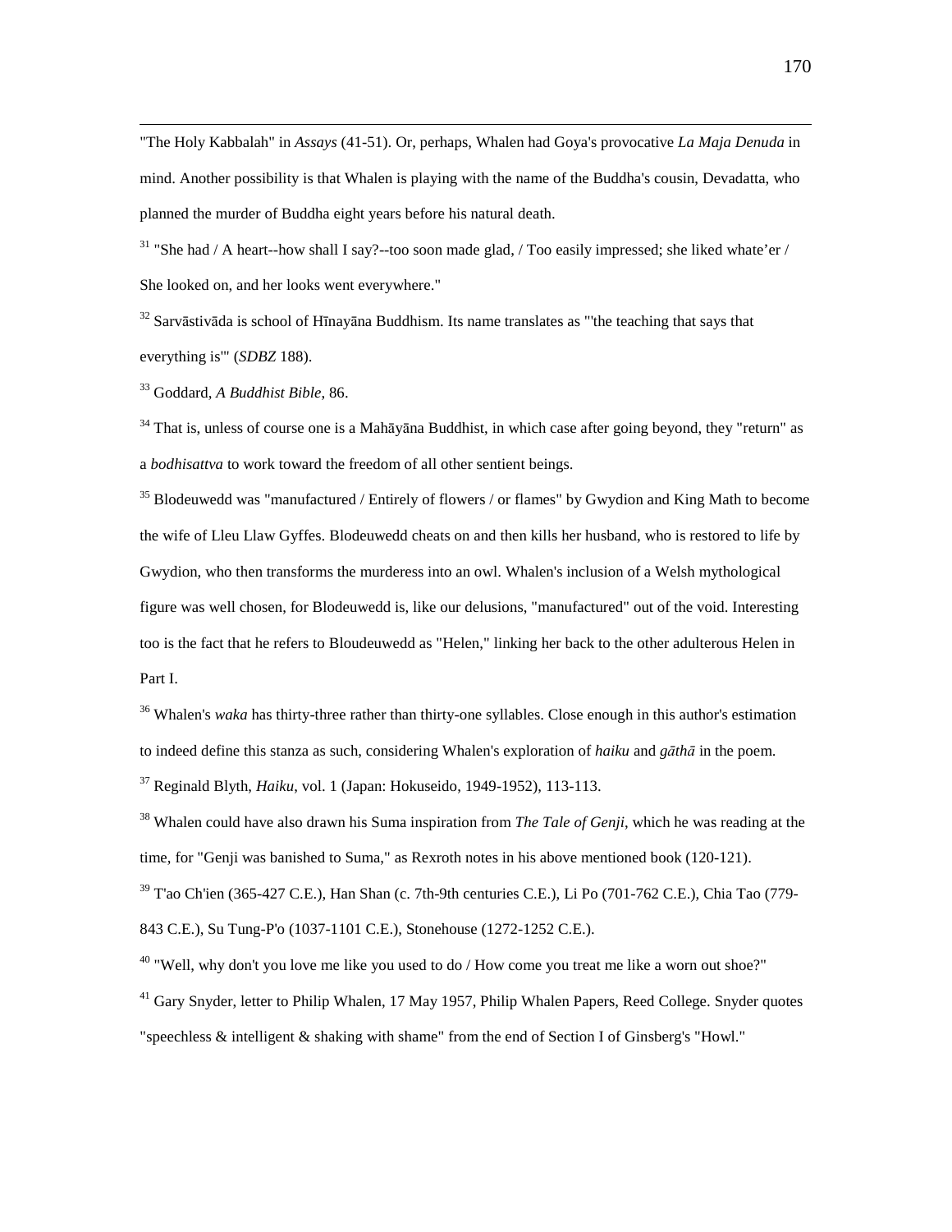"The Holy Kabbalah" in *Assays* (41-51). Or, perhaps, Whalen had Goya's provocative *La Maja Denuda* in mind. Another possibility is that Whalen is playing with the name of the Buddha's cousin, Devadatta, who planned the murder of Buddha eight years before his natural death.

[31] "She had / A heart--how shall I say?--too soon made glad, / Too easily impressed; she liked whate'er / She looked on, and her looks went everywhere."

[32] Sarvāstivāda is school of Hīnayāna Buddhism. Its name translates as "'the teaching that says that everything is'" (*SDBZ* 188).

[33] Goddard, *A Buddhist Bible*, 86.

[34] That is, unless of course one is a Mahāyāna Buddhist, in which case after going beyond, they "return" as a *bodhisattva* to work toward the freedom of all other sentient beings.

[35] Blodeuwedd was "manufactured / Entirely of flowers / or flames" by Gwydion and King Math to become the wife of Lleu Llaw Gyffes. Blodeuwedd cheats on and then kills her husband, who is restored to life by Gwydion, who then transforms the murderess into an owl. Whalen's inclusion of a Welsh mythological figure was well chosen, for Blodeuwedd is, like our delusions, "manufactured" out of the void. Interesting too is the fact that he refers to Bloudeuwedd as "Helen," linking her back to the other adulterous Helen in Part I.

[36] Whalen's *waka* has thirty-three rather than thirty-one syllables. Close enough in this author's estimation to indeed define this stanza as such, considering Whalen's exploration of *haiku* and *gāthā* in the poem.

[37] Reginald Blyth, *Haiku*, vol. 1 (Japan: Hokuseido, 1949-1952), 113-113.

[38] Whalen could have also drawn his Suma inspiration from *The Tale of Genji*, which he was reading at the time, for "Genji was banished to Suma," as Rexroth notes in his above mentioned book (120-121).

[39] T'ao Ch'ien (365-427 C.E.), Han Shan (c. 7th-9th centuries C.E.), Li Po (701-762 C.E.), Chia Tao (779-843 C.E.), Su Tung-P'o (1037-1101 C.E.), Stonehouse (1272-1252 C.E.).

[40] "Well, why don't you love me like you used to do / How come you treat me like a worn out shoe?"

[41] Gary Snyder, letter to Philip Whalen, 17 May 1957, Philip Whalen Papers, Reed College. Snyder quotes "speechless & intelligent & shaking with shame" from the end of Section I of Ginsberg's "Howl."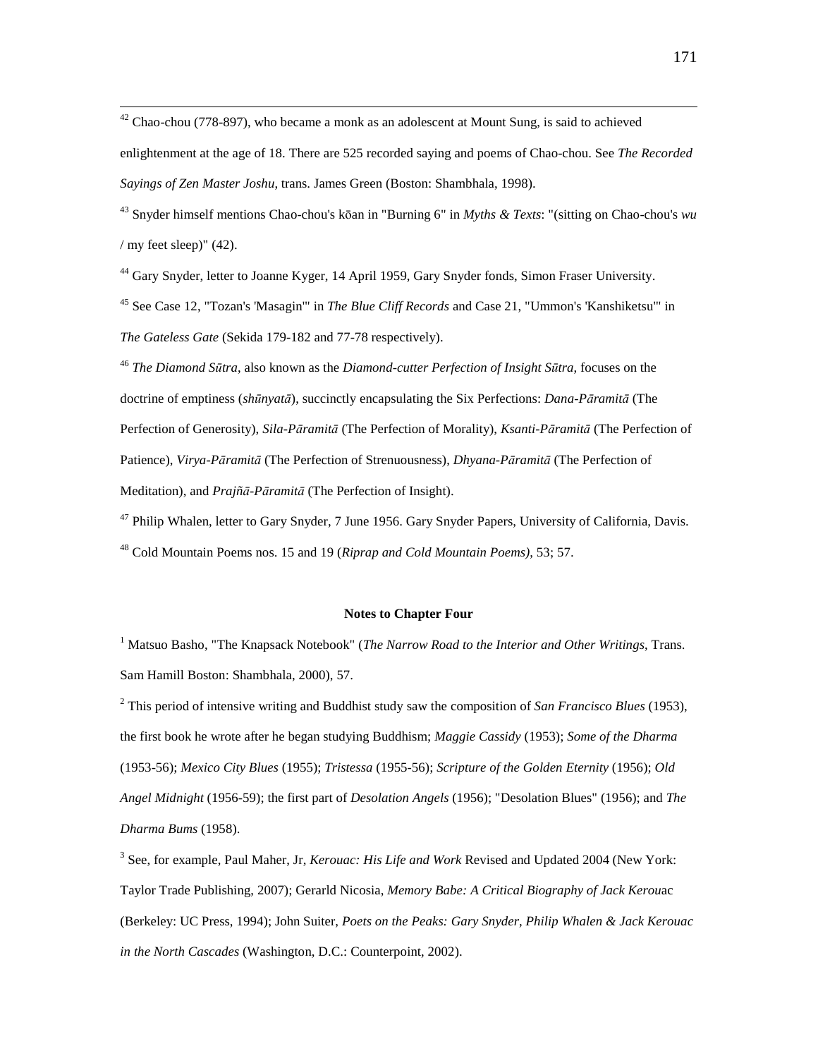[42] Chao-chou (778-897), who became a monk as an adolescent at Mount Sung, is said to achieved enlightenment at the age of 18. There are 525 recorded saying and poems of Chao-chou. See *The Recorded Sayings of Zen Master Joshu*, trans. James Green (Boston: Shambhala, 1998).

[43] Snyder himself mentions Chao-chou's kōan in "Burning 6" in *Myths & Texts*: "(sitting on Chao-chou's *wu* / my feet sleep)" (42).

[44] Gary Snyder, letter to Joanne Kyger, 14 April 1959, Gary Snyder fonds, Simon Fraser University.

[45] See Case 12, "Tozan's 'Masagin'" in *The Blue Cliff Records* and Case 21, "Ummon's 'Kanshiketsu'" in *The Gateless Gate* (Sekida 179-182 and 77-78 respectively).

[46] *The Diamond Sūtra*, also known as the *Diamond-cutter Perfection of Insight Sūtra*, focuses on the doctrine of emptiness (*shūnyatā*), succinctly encapsulating the Six Perfections: *Dana-Pāramitā* (The Perfection of Generosity), *Sila-Pāramitā* (The Perfection of Morality), *Ksanti-Pāramitā* (The Perfection of Patience), *Virya-Pāramitā* (The Perfection of Strenuousness), *Dhyana-Pāramitā* (The Perfection of Meditation), and *Prajñā-Pāramitā* (The Perfection of Insight).

[47] Philip Whalen, letter to Gary Snyder, 7 June 1956. Gary Snyder Papers, University of California, Davis.

[48] Cold Mountain Poems nos. 15 and 19 (*Riprap and Cold Mountain Poems)*, 53; 57.

**Notes to Chapter Four**

[1] Matsuo Basho, "The Knapsack Notebook" (*The Narrow Road to the Interior and Other Writings*, Trans. Sam Hamill Boston: Shambhala, 2000), 57.

[2] This period of intensive writing and Buddhist study saw the composition of *San Francisco Blues* (1953), the first book he wrote after he began studying Buddhism; *Maggie Cassidy* (1953); *Some of the Dharma* (1953-56); *Mexico City Blues* (1955); *Tristessa* (1955-56); *Scripture of the Golden Eternity* (1956); *Old Angel Midnight* (1956-59); the first part of *Desolation Angels* (1956); "Desolation Blues" (1956); and *The Dharma Bums* (1958).

[3] See, for example, Paul Maher, Jr, *Kerouac: His Life and Work* Revised and Updated 2004 (New York: Taylor Trade Publishing, 2007); Gerarld Nicosia, *Memory Babe: A Critical Biography of Jack Kerou*ac (Berkeley: UC Press, 1994); John Suiter, *Poets on the Peaks: Gary Snyder, Philip Whalen & Jack Kerouac in the North Cascades* (Washington, D.C.: Counterpoint, 2002).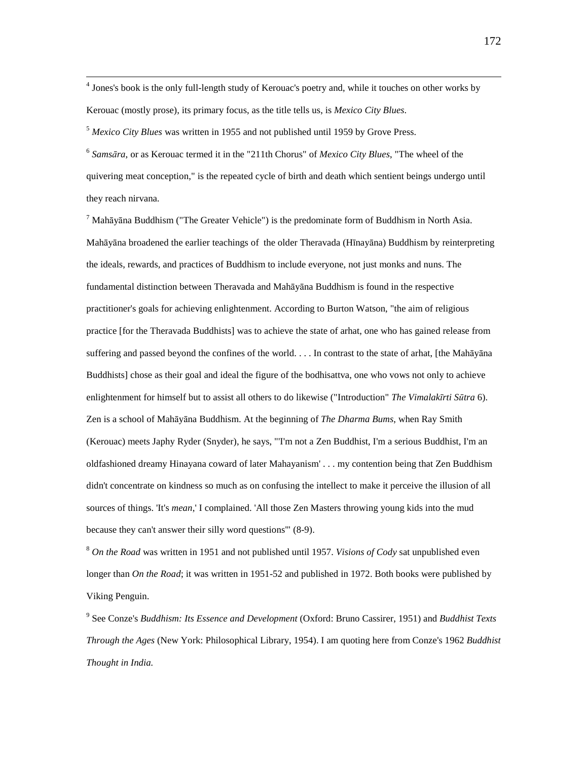[4] Jones's book is the only full-length study of Kerouac's poetry and, while it touches on other works by Kerouac (mostly prose), its primary focus, as the title tells us, is *Mexico City Blues*.

[5] *Mexico City Blues* was written in 1955 and not published until 1959 by Grove Press.

[6] *Samsāra*, or as Kerouac termed it in the "211th Chorus" of *Mexico City Blues*, "The wheel of the quivering meat conception," is the repeated cycle of birth and death which sentient beings undergo until they reach nirvana.

[7] Mahāyāna Buddhism ("The Greater Vehicle") is the predominate form of Buddhism in North Asia. Mahāyāna broadened the earlier teachings of the older Theravada (Hīnayāna) Buddhism by reinterpreting the ideals, rewards, and practices of Buddhism to include everyone, not just monks and nuns. The fundamental distinction between Theravada and Mahāyāna Buddhism is found in the respective practitioner's goals for achieving enlightenment. According to Burton Watson, "the aim of religious practice [for the Theravada Buddhists] was to achieve the state of arhat, one who has gained release from suffering and passed beyond the confines of the world. . . . In contrast to the state of arhat, [the Mahāyāna Buddhists] chose as their goal and ideal the figure of the bodhisattva, one who vows not only to achieve enlightenment for himself but to assist all others to do likewise ("Introduction" *The Vimalakīrti Sūtra* 6). Zen is a school of Mahāyāna Buddhism. At the beginning of *The Dharma Bums*, when Ray Smith (Kerouac) meets Japhy Ryder (Snyder), he says, "'I'm not a Zen Buddhist, I'm a serious Buddhist, I'm an oldfashioned dreamy Hinayana coward of later Mahayanism' . . . my contention being that Zen Buddhism didn't concentrate on kindness so much as on confusing the intellect to make it perceive the illusion of all sources of things. 'It's *mean*,' I complained. 'All those Zen Masters throwing young kids into the mud because they can't answer their silly word questions'" (8-9).

[8] *On the Road* was written in 1951 and not published until 1957. *Visions of Cody* sat unpublished even longer than *On the Road*; it was written in 1951-52 and published in 1972. Both books were published by Viking Penguin.

[9] See Conze's *Buddhism: Its Essence and Development* (Oxford: Bruno Cassirer, 1951) and *Buddhist Texts Through the Ages* (New York: Philosophical Library, 1954). I am quoting here from Conze's 1962 *Buddhist Thought in India.*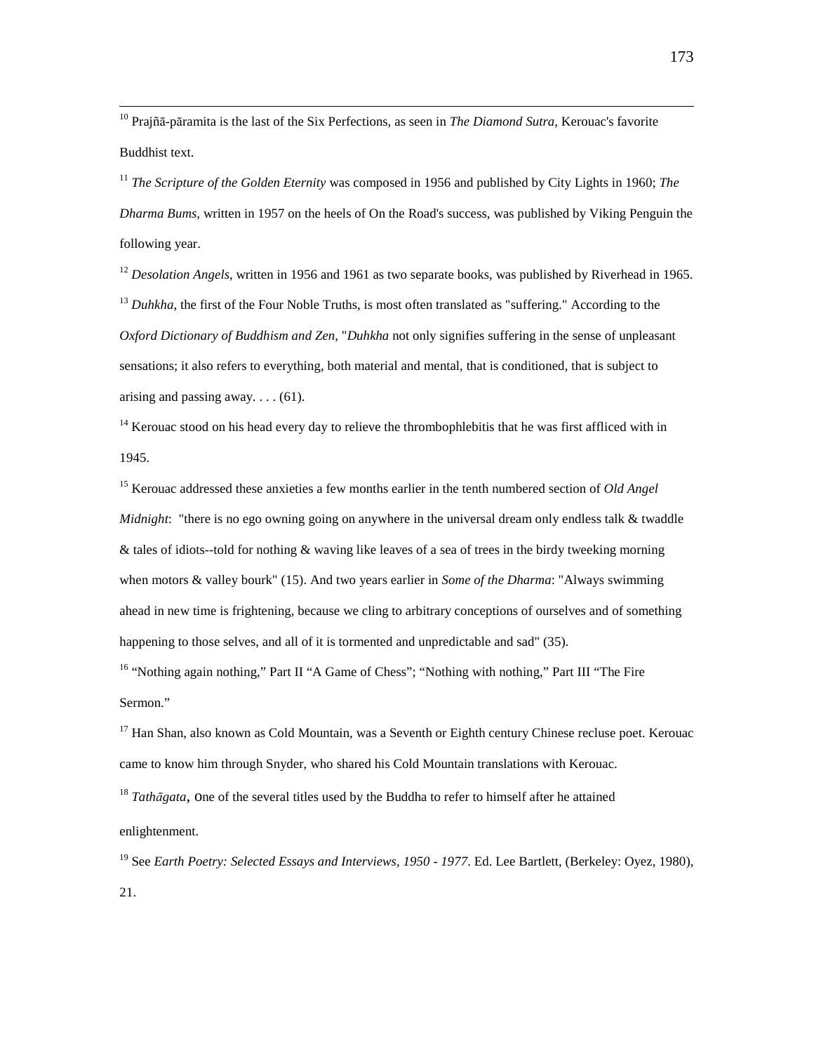[10] Prajñā-pāramita is the last of the Six Perfections, as seen in *The Diamond Sutra*, Kerouac's favorite Buddhist text.

[11] *The Scripture of the Golden Eternity* was composed in 1956 and published by City Lights in 1960; *The Dharma Bums*, written in 1957 on the heels of On the Road's success, was published by Viking Penguin the following year.

[12] *Desolation Angels*, written in 1956 and 1961 as two separate books, was published by Riverhead in 1965.

[13] *Duhkha*, the first of the Four Noble Truths, is most often translated as "suffering." According to the *Oxford Dictionary of Buddhism and Zen*, "*Duhkha* not only signifies suffering in the sense of unpleasant sensations; it also refers to everything, both material and mental, that is conditioned, that is subject to arising and passing away. . . . (61).

[14] Kerouac stood on his head every day to relieve the thrombophlebitis that he was first affliced with in 1945.

[15] Kerouac addressed these anxieties a few months earlier in the tenth numbered section of *Old Angel Midnight*: "there is no ego owning going on anywhere in the universal dream only endless talk & twaddle & tales of idiots--told for nothing & waving like leaves of a sea of trees in the birdy tweeking morning when motors & valley bourk" (15). And two years earlier in *Some of the Dharma*: "Always swimming ahead in new time is frightening, because we cling to arbitrary conceptions of ourselves and of something happening to those selves, and all of it is tormented and unpredictable and sad" (35).

[16] "Nothing again nothing," Part II "A Game of Chess"; "Nothing with nothing," Part III "The Fire Sermon."

[17] Han Shan, also known as Cold Mountain, was a Seventh or Eighth century Chinese recluse poet. Kerouac came to know him through Snyder, who shared his Cold Mountain translations with Kerouac.

[18] *Tathāgata*, one of the several titles used by the Buddha to refer to himself after he attained enlightenment.

[19] See *Earth Poetry: Selected Essays and Interviews, 1950 - 1977*. Ed. Lee Bartlett, (Berkeley: Oyez, 1980), 21.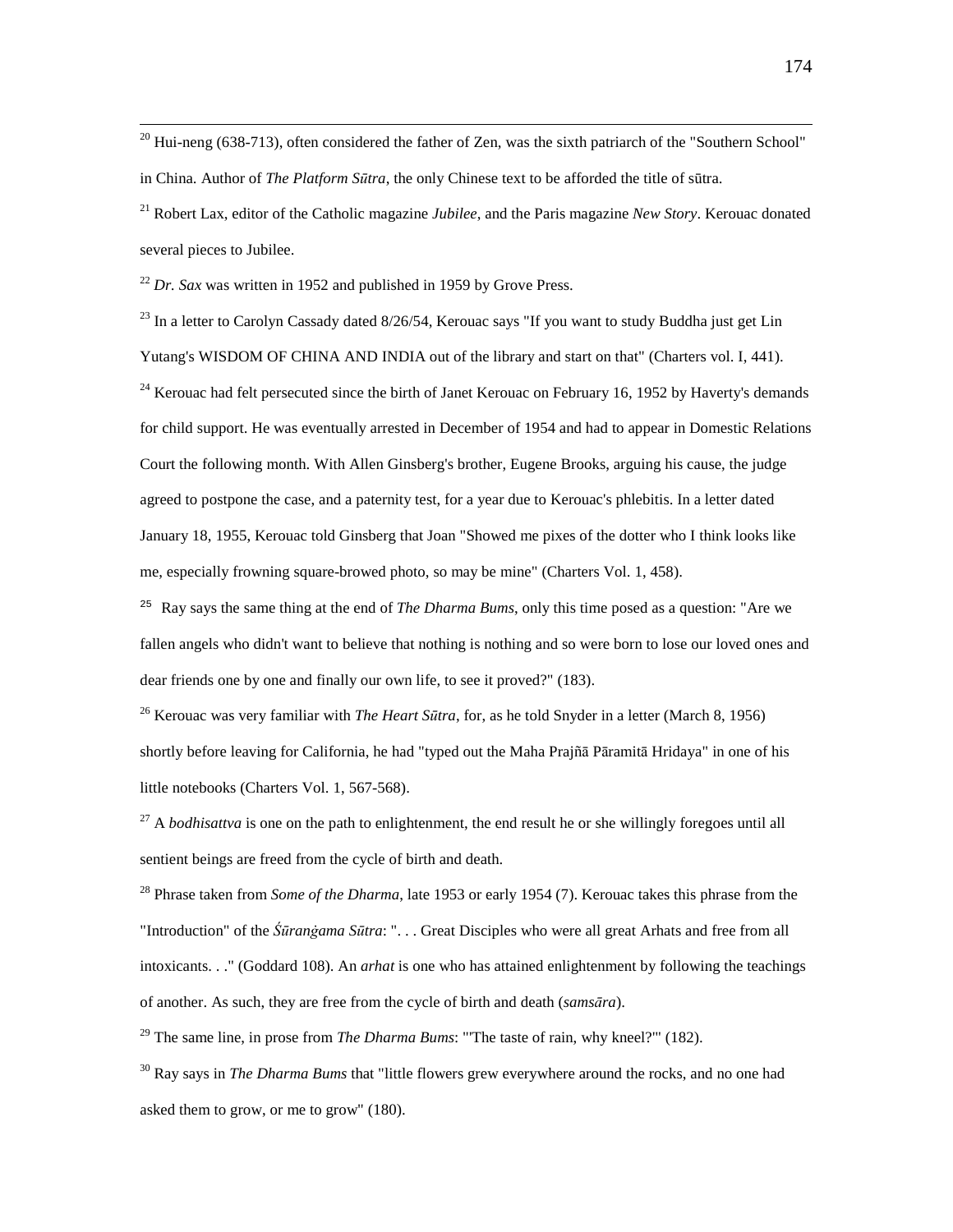[20] Hui-neng (638-713), often considered the father of Zen, was the sixth patriarch of the "Southern School" in China. Author of *The Platform Sūtra*, the only Chinese text to be afforded the title of sūtra.

[21] Robert Lax, editor of the Catholic magazine *Jubilee*, and the Paris magazine *New Story*. Kerouac donated several pieces to Jubilee.

[22] *Dr. Sax* was written in 1952 and published in 1959 by Grove Press.

[23] In a letter to Carolyn Cassady dated 8/26/54, Kerouac says "If you want to study Buddha just get Lin Yutang's WISDOM OF CHINA AND INDIA out of the library and start on that" (Charters vol. I, 441).

[24] Kerouac had felt persecuted since the birth of Janet Kerouac on February 16, 1952 by Haverty's demands for child support. He was eventually arrested in December of 1954 and had to appear in Domestic Relations Court the following month. With Allen Ginsberg's brother, Eugene Brooks, arguing his cause, the judge agreed to postpone the case, and a paternity test, for a year due to Kerouac's phlebitis. In a letter dated January 18, 1955, Kerouac told Ginsberg that Joan "Showed me pixes of the dotter who I think looks like me, especially frowning square-browed photo, so may be mine" (Charters Vol. 1, 458).

[25] Ray says the same thing at the end of *The Dharma Bums*, only this time posed as a question: "Are we fallen angels who didn't want to believe that nothing is nothing and so were born to lose our loved ones and dear friends one by one and finally our own life, to see it proved?" (183).

[26] Kerouac was very familiar with *The Heart Sūtra*, for, as he told Snyder in a letter (March 8, 1956) shortly before leaving for California, he had "typed out the Maha Prajñā Pāramitā Hridaya" in one of his little notebooks (Charters Vol. 1, 567-568).

[27] A *bodhisattva* is one on the path to enlightenment, the end result he or she willingly foregoes until all sentient beings are freed from the cycle of birth and death.

[28] Phrase taken from *Some of the Dharma*, late 1953 or early 1954 (7). Kerouac takes this phrase from the "Introduction" of the *Śūraṅgama Sūtra*: ". . . Great Disciples who were all great Arhats and free from all intoxicants. . ." (Goddard 108). An *arhat* is one who has attained enlightenment by following the teachings of another. As such, they are free from the cycle of birth and death (*samsāra*).

[29] The same line, in prose from *The Dharma Bums*: "'The taste of rain, why kneel?'" (182).

[30] Ray says in *The Dharma Bums* that "little flowers grew everywhere around the rocks, and no one had asked them to grow, or me to grow" (180).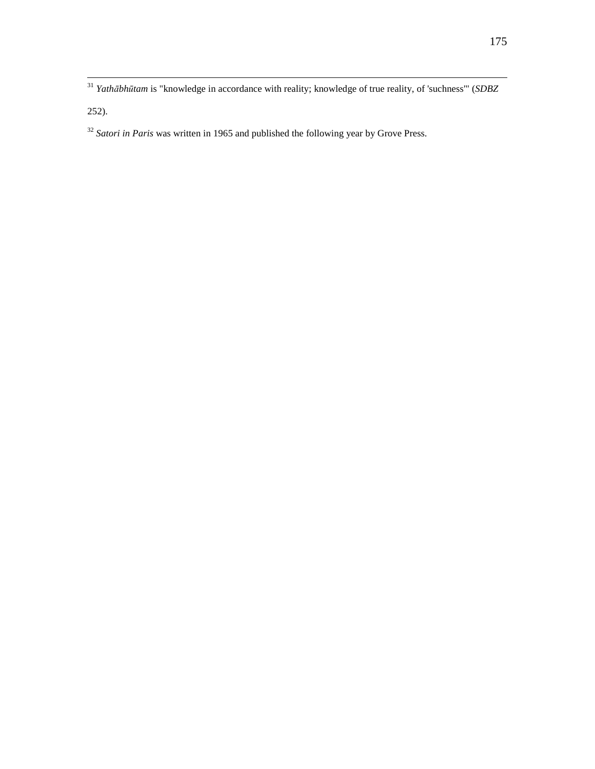[31] *Yathābhūtam* is "knowledge in accordance with reality; knowledge of true reality, of 'suchness'" (*SDBZ* 252).

[32] *Satori in Paris* was written in 1965 and published the following year by Grove Press.